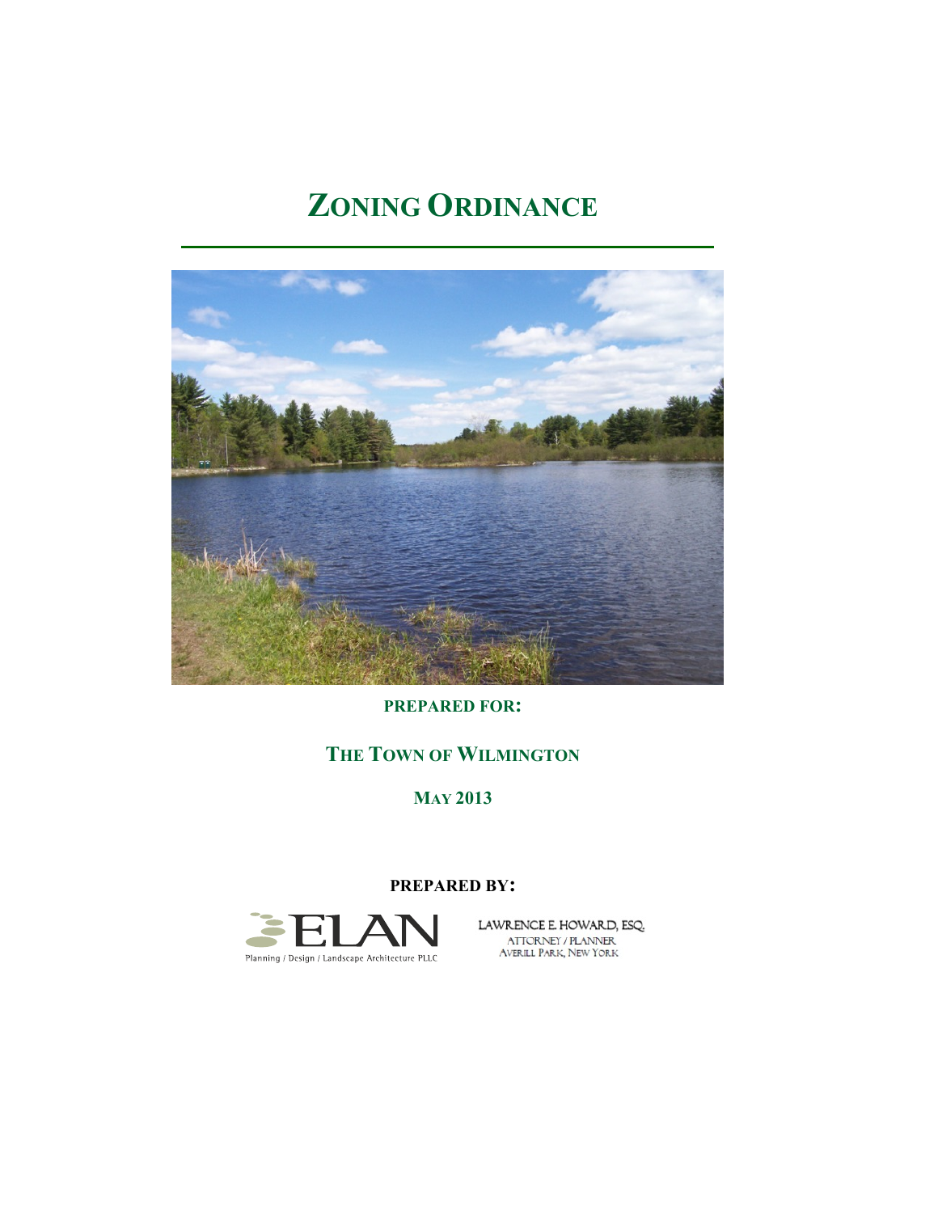# ZONING ORDINANCE

**PREPARED FOR:**

**THE TOWN OF WILMINGTON**

**MAY 2013**

**PREPARED BY:**

ELAN
Planning / Design / Landscape Architecture PLLC

LAWRENCE E. HOWARD, ESQ.
ATTORNEY / PLANNER
AVERILL PARK, NEW YORK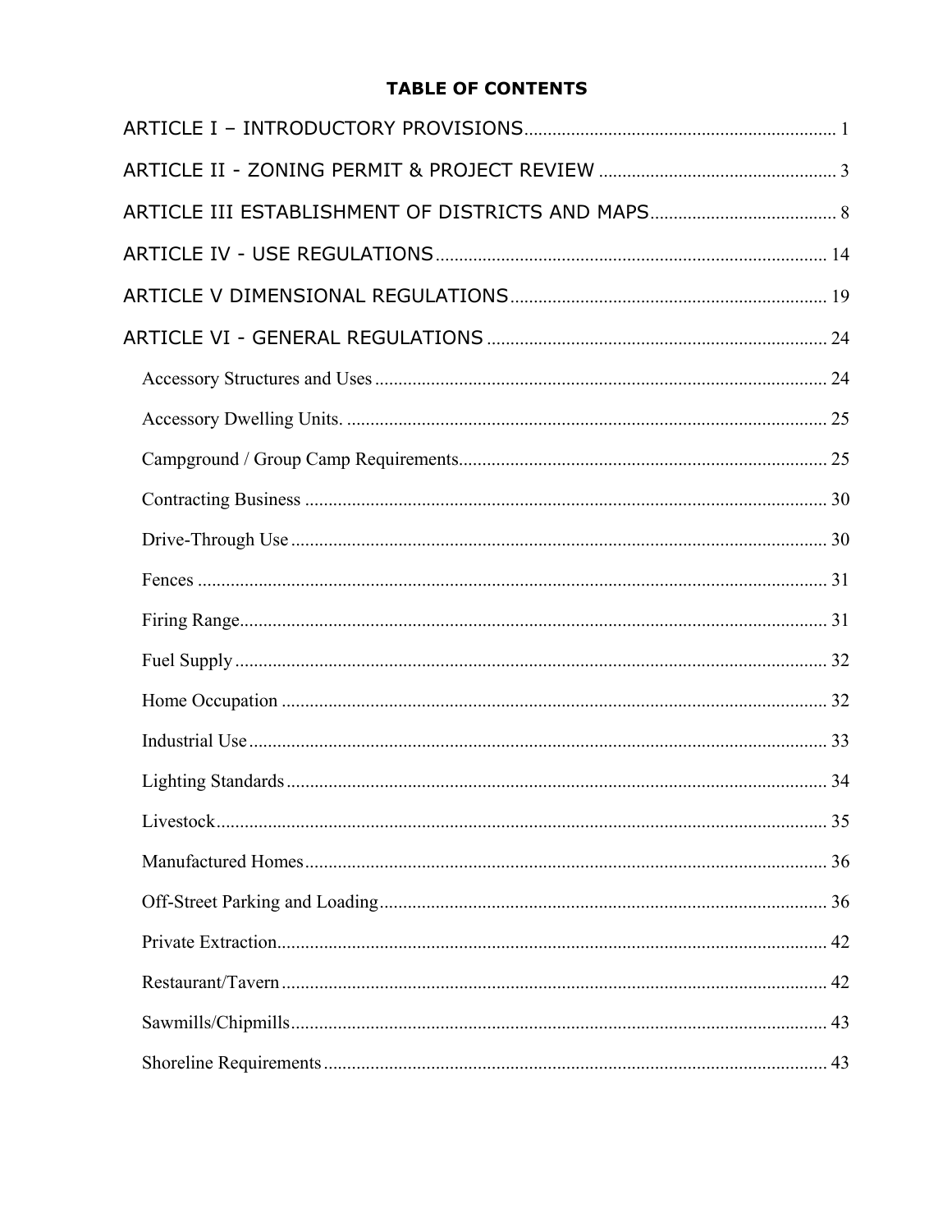## TABLE OF CONTENTS

ARTICLE I – INTRODUCTORY PROVISIONS .................................................................. 1

ARTICLE II - ZONING PERMIT & PROJECT REVIEW .................................................. 3

ARTICLE III ESTABLISHMENT OF DISTRICTS AND MAPS ........................................ 8

ARTICLE IV - USE REGULATIONS ................................................................................ 14

ARTICLE V DIMENSIONAL REGULATIONS ................................................................. 19

ARTICLE VI - GENERAL REGULATIONS ...................................................................... 24

- Accessory Structures and Uses ................................................................................ 24
- Accessory Dwelling Units. ....................................................................................... 25
- Campground / Group Camp Requirements .............................................................. 25
- Contracting Business ............................................................................................... 30
- Drive-Through Use .................................................................................................. 30
- Fences ...................................................................................................................... 31
- Firing Range ............................................................................................................. 31
- Fuel Supply .............................................................................................................. 32
- Home Occupation .................................................................................................... 32
- Industrial Use ........................................................................................................... 33
- Lighting Standards ................................................................................................... 34
- Livestock .................................................................................................................. 35
- Manufactured Homes ............................................................................................... 36
- Off-Street Parking and Loading ................................................................................ 36
- Private Extraction ..................................................................................................... 42
- Restaurant/Tavern .................................................................................................... 42
- Sawmills/Chipmills .................................................................................................. 43
- Shoreline Requirements ........................................................................................... 43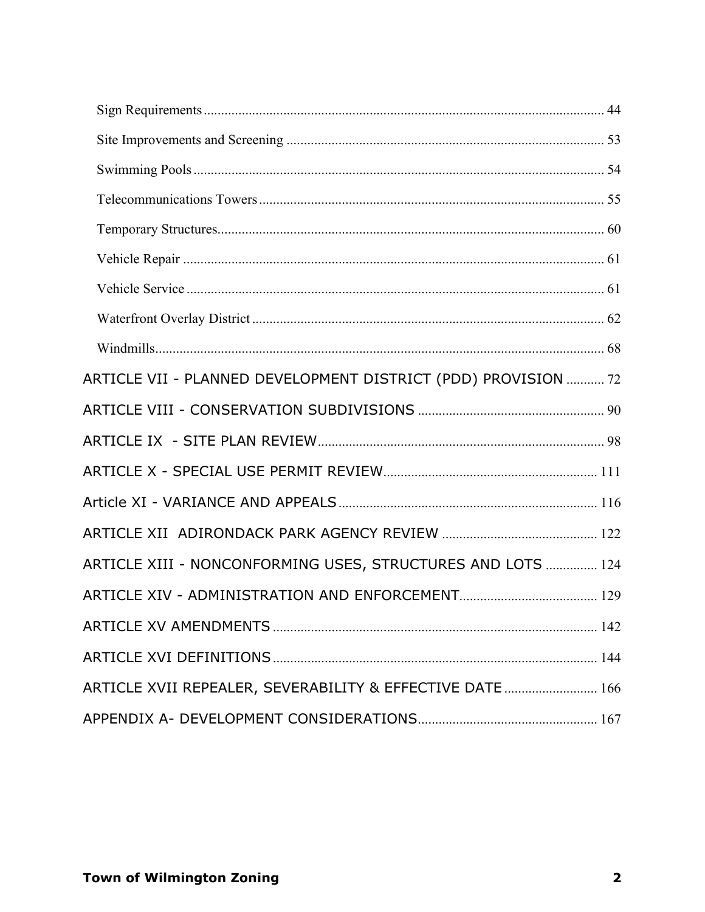Sign Requirements .................................................................................................................... 44

Site Improvements and Screening ............................................................................................ 53

Swimming Pools ....................................................................................................................... 54

Telecommunications Towers .................................................................................................... 55

Temporary Structures................................................................................................................ 60

Vehicle Repair .......................................................................................................................... 61

Vehicle Service ......................................................................................................................... 61

Waterfront Overlay District ...................................................................................................... 62

Windmills.................................................................................................................................. 68

ARTICLE VII - PLANNED DEVELOPMENT DISTRICT (PDD) PROVISION ........... 72

ARTICLE VIII - CONSERVATION SUBDIVISIONS ...................................................... 90

ARTICLE IX - SITE PLAN REVIEW................................................................................... 98

ARTICLE X - SPECIAL USE PERMIT REVIEW.............................................................. 111

Article XI - VARIANCE AND APPEALS........................................................................... 116

ARTICLE XII ADIRONDACK PARK AGENCY REVIEW ............................................. 122

ARTICLE XIII - NONCONFORMING USES, STRUCTURES AND LOTS ............... 124

ARTICLE XIV - ADMINISTRATION AND ENFORCEMENT........................................ 129

ARTICLE XV AMENDMENTS .............................................................................................. 142

ARTICLE XVI DEFINITIONS ............................................................................................... 144

ARTICLE XVII REPEALER, SEVERABILITY & EFFECTIVE DATE ........................... 166

APPENDIX A- DEVELOPMENT CONSIDERATIONS.................................................... 167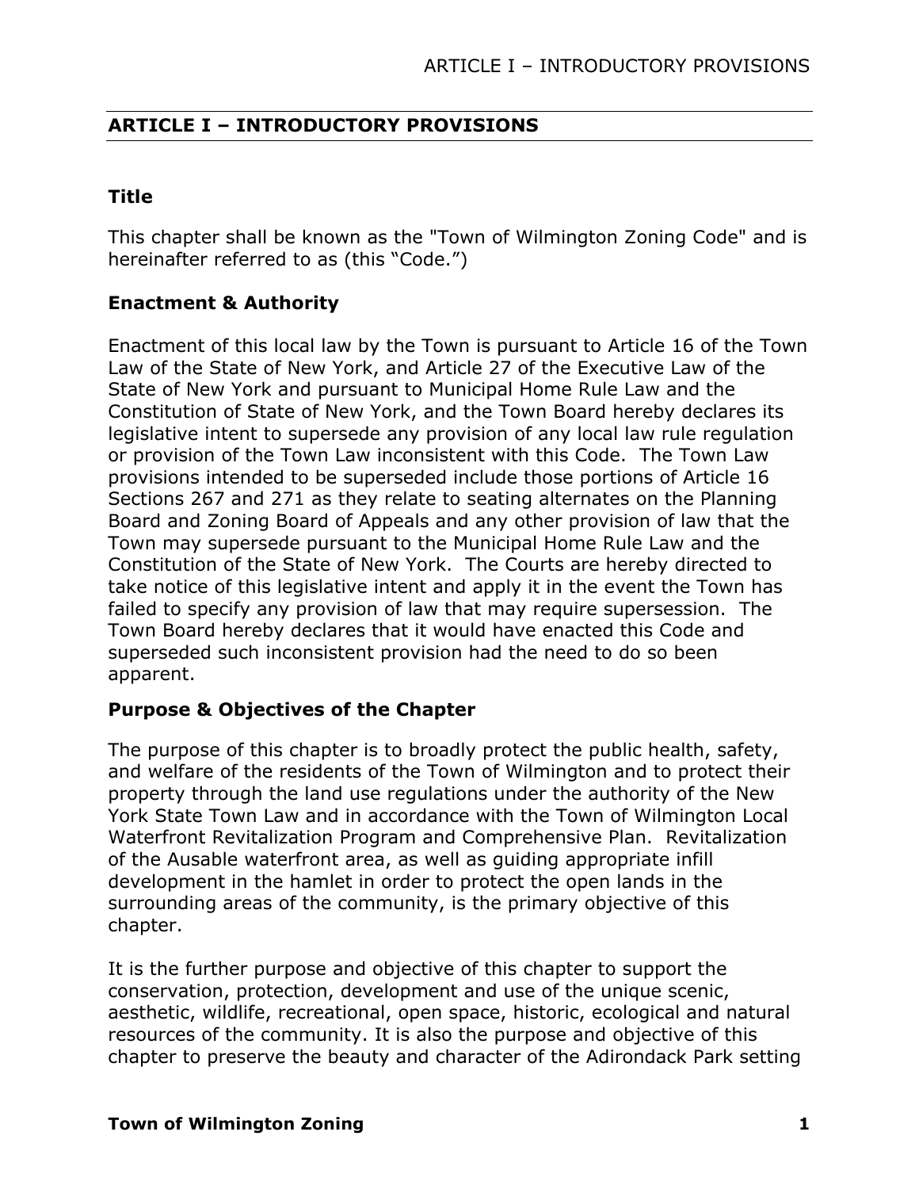## ARTICLE I – INTRODUCTORY PROVISIONS

### Title

This chapter shall be known as the "Town of Wilmington Zoning Code" and is hereinafter referred to as (this "Code.")

### Enactment & Authority

Enactment of this local law by the Town is pursuant to Article 16 of the Town Law of the State of New York, and Article 27 of the Executive Law of the State of New York and pursuant to Municipal Home Rule Law and the Constitution of State of New York, and the Town Board hereby declares its legislative intent to supersede any provision of any local law rule regulation or provision of the Town Law inconsistent with this Code. The Town Law provisions intended to be superseded include those portions of Article 16 Sections 267 and 271 as they relate to seating alternates on the Planning Board and Zoning Board of Appeals and any other provision of law that the Town may supersede pursuant to the Municipal Home Rule Law and the Constitution of the State of New York. The Courts are hereby directed to take notice of this legislative intent and apply it in the event the Town has failed to specify any provision of law that may require supersession. The Town Board hereby declares that it would have enacted this Code and superseded such inconsistent provision had the need to do so been apparent.

### Purpose & Objectives of the Chapter

The purpose of this chapter is to broadly protect the public health, safety, and welfare of the residents of the Town of Wilmington and to protect their property through the land use regulations under the authority of the New York State Town Law and in accordance with the Town of Wilmington Local Waterfront Revitalization Program and Comprehensive Plan. Revitalization of the Ausable waterfront area, as well as guiding appropriate infill development in the hamlet in order to protect the open lands in the surrounding areas of the community, is the primary objective of this chapter.

It is the further purpose and objective of this chapter to support the conservation, protection, development and use of the unique scenic, aesthetic, wildlife, recreational, open space, historic, ecological and natural resources of the community. It is also the purpose and objective of this chapter to preserve the beauty and character of the Adirondack Park setting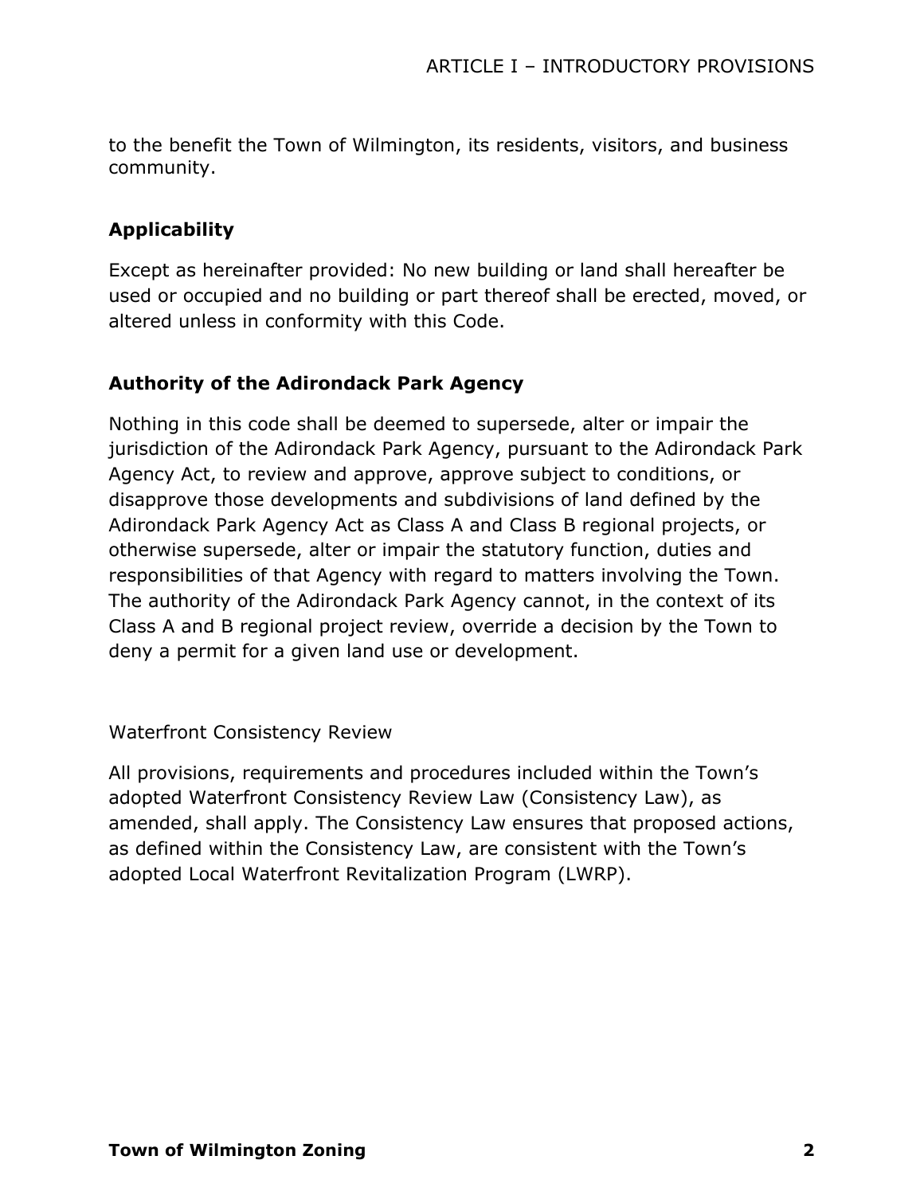to the benefit the Town of Wilmington, its residents, visitors, and business community.

## Applicability

Except as hereinafter provided: No new building or land shall hereafter be used or occupied and no building or part thereof shall be erected, moved, or altered unless in conformity with this Code.

## Authority of the Adirondack Park Agency

Nothing in this code shall be deemed to supersede, alter or impair the jurisdiction of the Adirondack Park Agency, pursuant to the Adirondack Park Agency Act, to review and approve, approve subject to conditions, or disapprove those developments and subdivisions of land defined by the Adirondack Park Agency Act as Class A and Class B regional projects, or otherwise supersede, alter or impair the statutory function, duties and responsibilities of that Agency with regard to matters involving the Town. The authority of the Adirondack Park Agency cannot, in the context of its Class A and B regional project review, override a decision by the Town to deny a permit for a given land use or development.

Waterfront Consistency Review

All provisions, requirements and procedures included within the Town's adopted Waterfront Consistency Review Law (Consistency Law), as amended, shall apply. The Consistency Law ensures that proposed actions, as defined within the Consistency Law, are consistent with the Town's adopted Local Waterfront Revitalization Program (LWRP).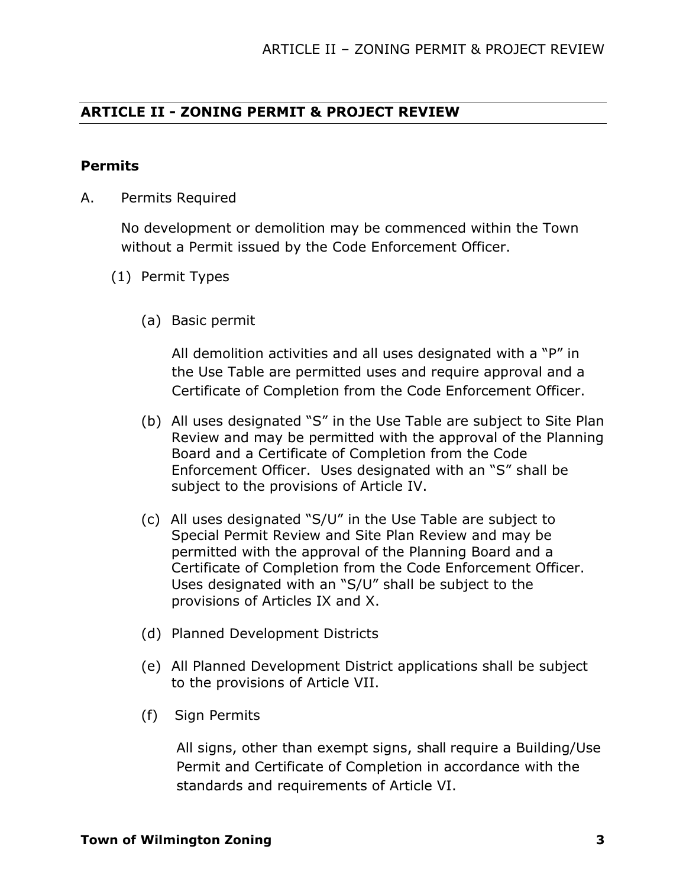## ARTICLE II - ZONING PERMIT & PROJECT REVIEW

### Permits

A. Permits Required

No development or demolition may be commenced within the Town without a Permit issued by the Code Enforcement Officer.

(1) Permit Types

(a) Basic permit

All demolition activities and all uses designated with a "P" in the Use Table are permitted uses and require approval and a Certificate of Completion from the Code Enforcement Officer.

(b) All uses designated "S" in the Use Table are subject to Site Plan Review and may be permitted with the approval of the Planning Board and a Certificate of Completion from the Code Enforcement Officer. Uses designated with an "S" shall be subject to the provisions of Article IV.

(c) All uses designated "S/U" in the Use Table are subject to Special Permit Review and Site Plan Review and may be permitted with the approval of the Planning Board and a Certificate of Completion from the Code Enforcement Officer. Uses designated with an "S/U" shall be subject to the provisions of Articles IX and X.

(d) Planned Development Districts

(e) All Planned Development District applications shall be subject to the provisions of Article VII.

(f) Sign Permits

All signs, other than exempt signs, shall require a Building/Use Permit and Certificate of Completion in accordance with the standards and requirements of Article VI.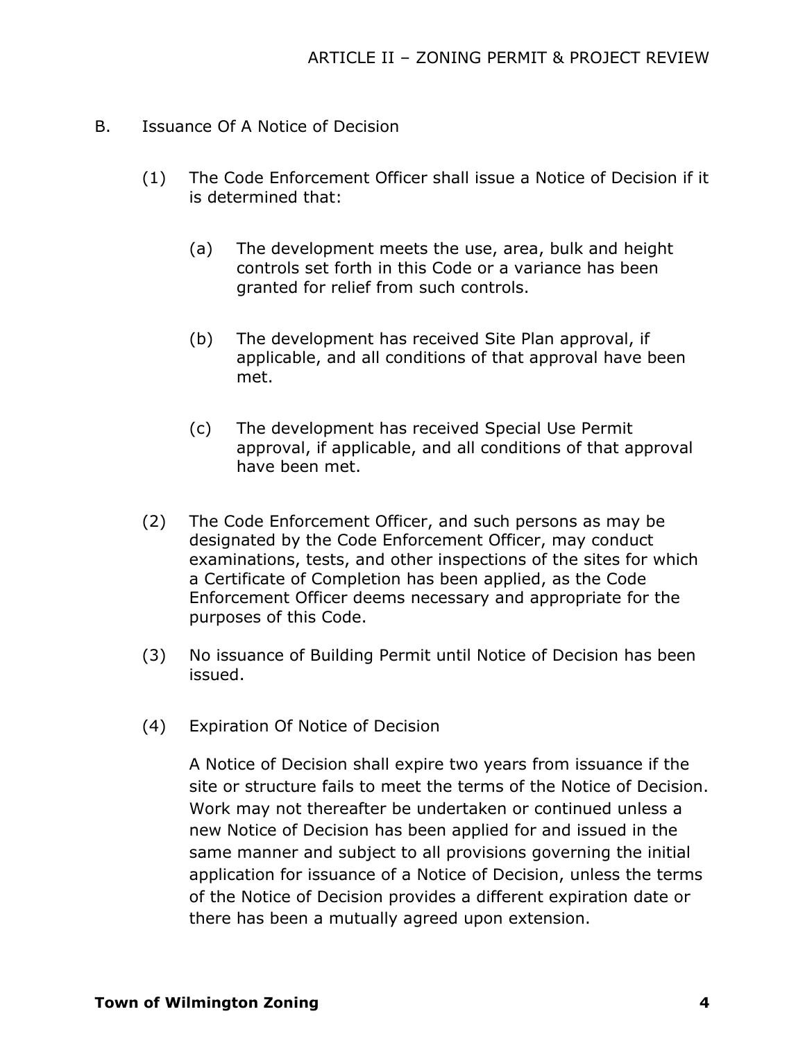B. Issuance Of A Notice of Decision

(1) The Code Enforcement Officer shall issue a Notice of Decision if it is determined that:

(a) The development meets the use, area, bulk and height controls set forth in this Code or a variance has been granted for relief from such controls.

(b) The development has received Site Plan approval, if applicable, and all conditions of that approval have been met.

(c) The development has received Special Use Permit approval, if applicable, and all conditions of that approval have been met.

(2) The Code Enforcement Officer, and such persons as may be designated by the Code Enforcement Officer, may conduct examinations, tests, and other inspections of the sites for which a Certificate of Completion has been applied, as the Code Enforcement Officer deems necessary and appropriate for the purposes of this Code.

(3) No issuance of Building Permit until Notice of Decision has been issued.

(4) Expiration Of Notice of Decision

A Notice of Decision shall expire two years from issuance if the site or structure fails to meet the terms of the Notice of Decision. Work may not thereafter be undertaken or continued unless a new Notice of Decision has been applied for and issued in the same manner and subject to all provisions governing the initial application for issuance of a Notice of Decision, unless the terms of the Notice of Decision provides a different expiration date or there has been a mutually agreed upon extension.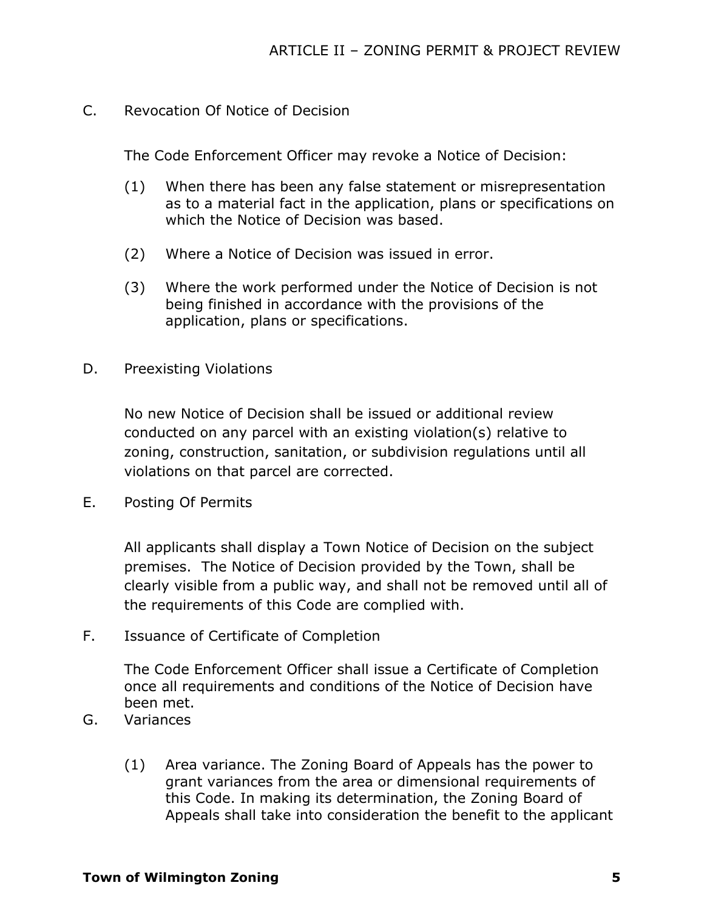C. Revocation Of Notice of Decision

The Code Enforcement Officer may revoke a Notice of Decision:

(1) When there has been any false statement or misrepresentation as to a material fact in the application, plans or specifications on which the Notice of Decision was based.

(2) Where a Notice of Decision was issued in error.

(3) Where the work performed under the Notice of Decision is not being finished in accordance with the provisions of the application, plans or specifications.

D. Preexisting Violations

No new Notice of Decision shall be issued or additional review conducted on any parcel with an existing violation(s) relative to zoning, construction, sanitation, or subdivision regulations until all violations on that parcel are corrected.

E. Posting Of Permits

All applicants shall display a Town Notice of Decision on the subject premises. The Notice of Decision provided by the Town, shall be clearly visible from a public way, and shall not be removed until all of the requirements of this Code are complied with.

F. Issuance of Certificate of Completion

The Code Enforcement Officer shall issue a Certificate of Completion once all requirements and conditions of the Notice of Decision have been met.

G. Variances

(1) Area variance. The Zoning Board of Appeals has the power to grant variances from the area or dimensional requirements of this Code. In making its determination, the Zoning Board of Appeals shall take into consideration the benefit to the applicant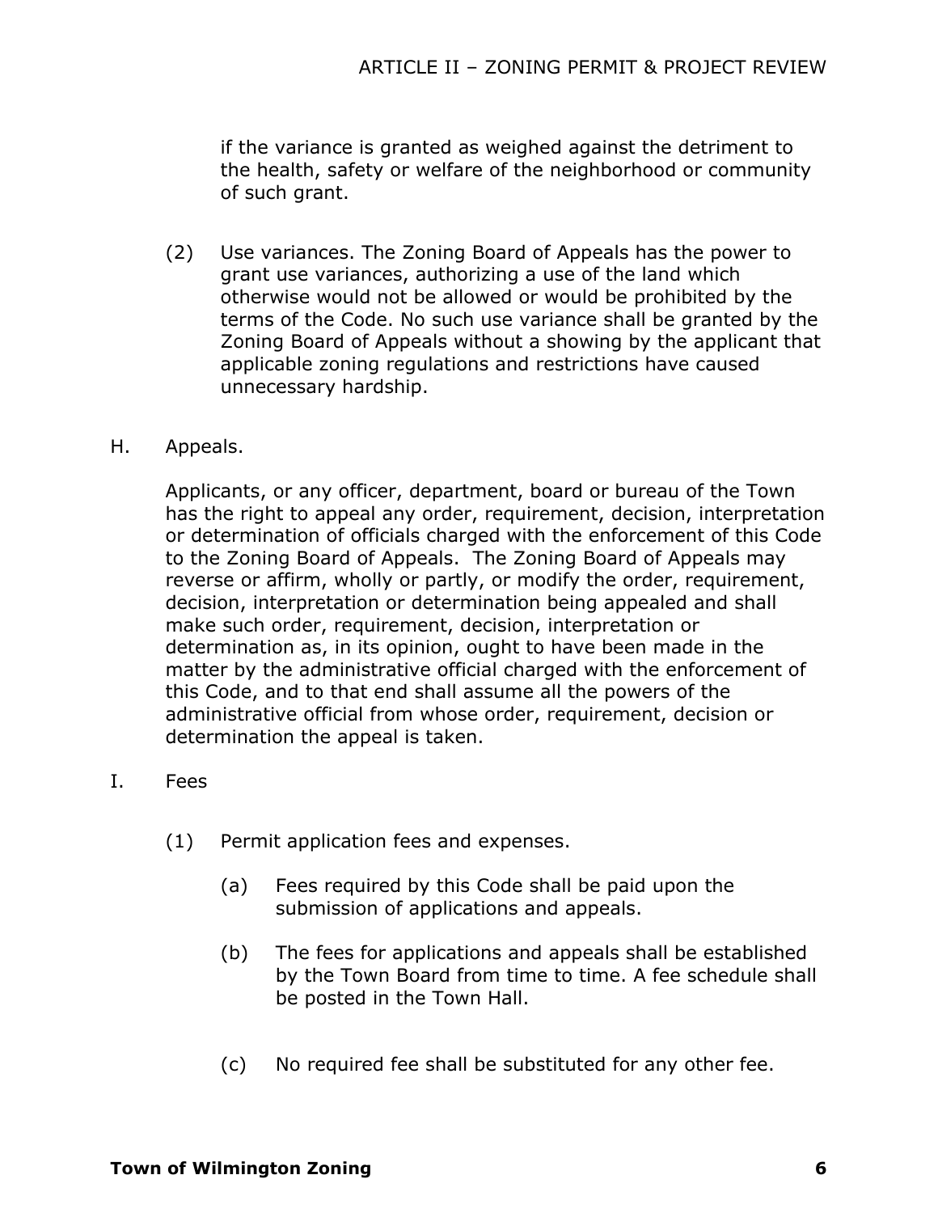if the variance is granted as weighed against the detriment to the health, safety or welfare of the neighborhood or community of such grant.

(2) Use variances. The Zoning Board of Appeals has the power to grant use variances, authorizing a use of the land which otherwise would not be allowed or would be prohibited by the terms of the Code. No such use variance shall be granted by the Zoning Board of Appeals without a showing by the applicant that applicable zoning regulations and restrictions have caused unnecessary hardship.

H. Appeals.

Applicants, or any officer, department, board or bureau of the Town has the right to appeal any order, requirement, decision, interpretation or determination of officials charged with the enforcement of this Code to the Zoning Board of Appeals. The Zoning Board of Appeals may reverse or affirm, wholly or partly, or modify the order, requirement, decision, interpretation or determination being appealed and shall make such order, requirement, decision, interpretation or determination as, in its opinion, ought to have been made in the matter by the administrative official charged with the enforcement of this Code, and to that end shall assume all the powers of the administrative official from whose order, requirement, decision or determination the appeal is taken.

I. Fees

(1) Permit application fees and expenses.

(a) Fees required by this Code shall be paid upon the submission of applications and appeals.

(b) The fees for applications and appeals shall be established by the Town Board from time to time. A fee schedule shall be posted in the Town Hall.

(c) No required fee shall be substituted for any other fee.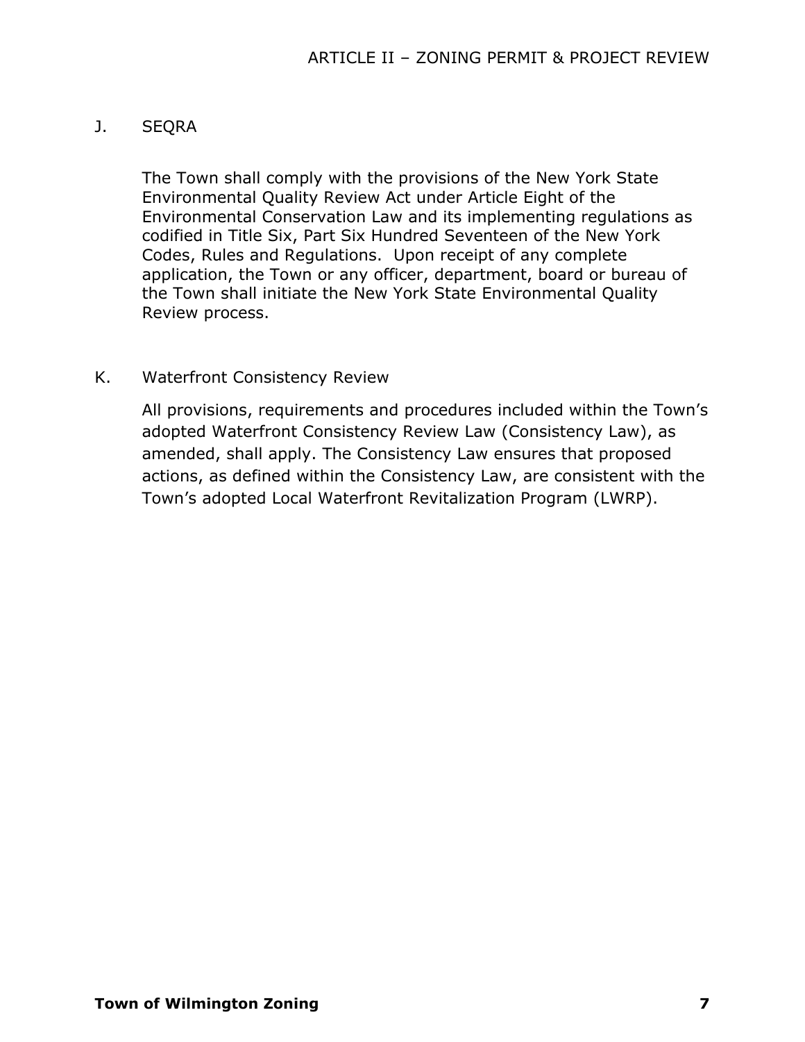## J. SEQRA

The Town shall comply with the provisions of the New York State Environmental Quality Review Act under Article Eight of the Environmental Conservation Law and its implementing regulations as codified in Title Six, Part Six Hundred Seventeen of the New York Codes, Rules and Regulations. Upon receipt of any complete application, the Town or any officer, department, board or bureau of the Town shall initiate the New York State Environmental Quality Review process.

## K. Waterfront Consistency Review

All provisions, requirements and procedures included within the Town's adopted Waterfront Consistency Review Law (Consistency Law), as amended, shall apply. The Consistency Law ensures that proposed actions, as defined within the Consistency Law, are consistent with the Town's adopted Local Waterfront Revitalization Program (LWRP).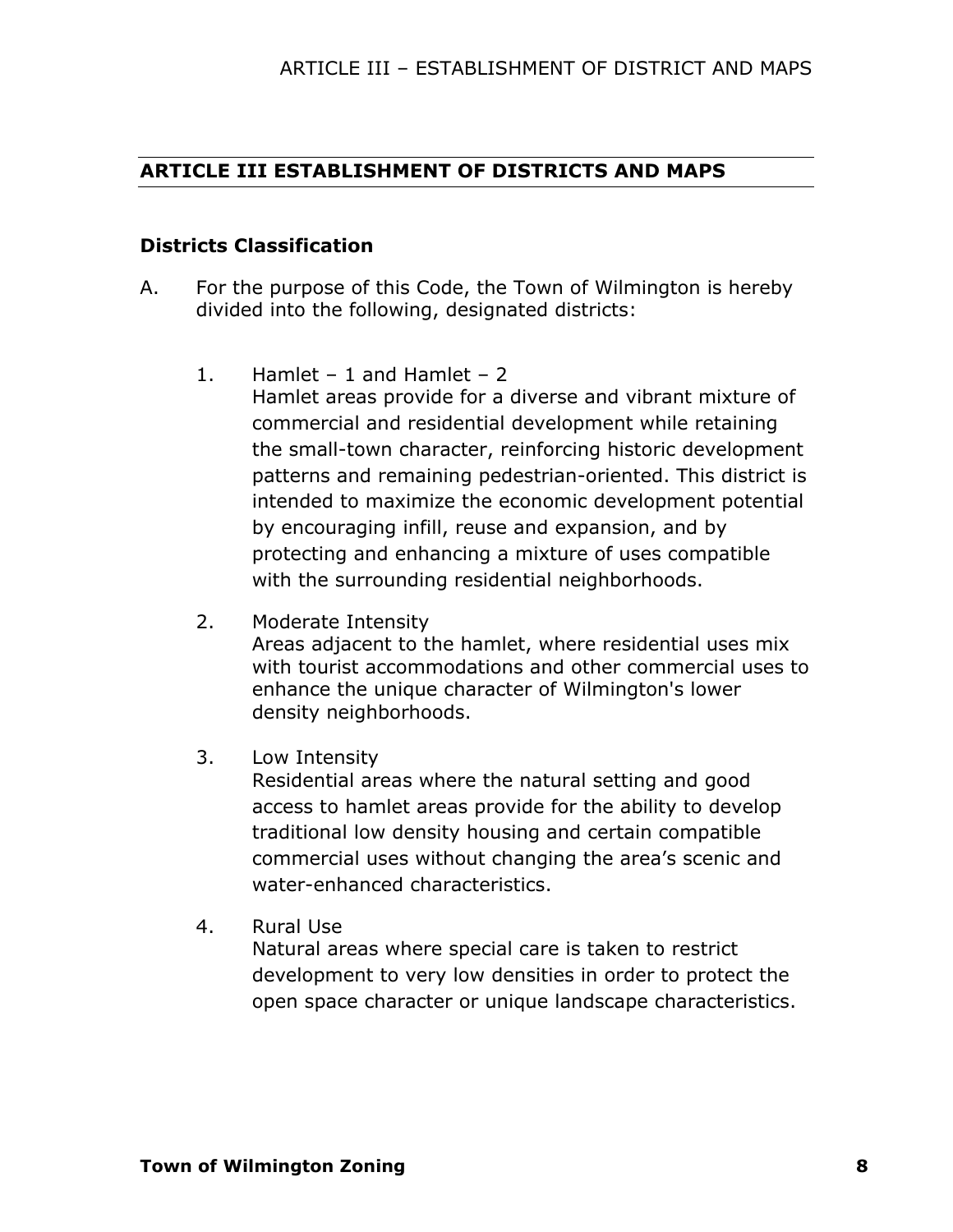# ARTICLE III ESTABLISHMENT OF DISTRICTS AND MAPS

### Districts Classification

A. For the purpose of this Code, the Town of Wilmington is hereby divided into the following, designated districts:

1. Hamlet – 1 and Hamlet – 2
   Hamlet areas provide for a diverse and vibrant mixture of commercial and residential development while retaining the small-town character, reinforcing historic development patterns and remaining pedestrian-oriented. This district is intended to maximize the economic development potential by encouraging infill, reuse and expansion, and by protecting and enhancing a mixture of uses compatible with the surrounding residential neighborhoods.

2. Moderate Intensity
   Areas adjacent to the hamlet, where residential uses mix with tourist accommodations and other commercial uses to enhance the unique character of Wilmington's lower density neighborhoods.

3. Low Intensity
   Residential areas where the natural setting and good access to hamlet areas provide for the ability to develop traditional low density housing and certain compatible commercial uses without changing the area's scenic and water-enhanced characteristics.

4. Rural Use
   Natural areas where special care is taken to restrict development to very low densities in order to protect the open space character or unique landscape characteristics.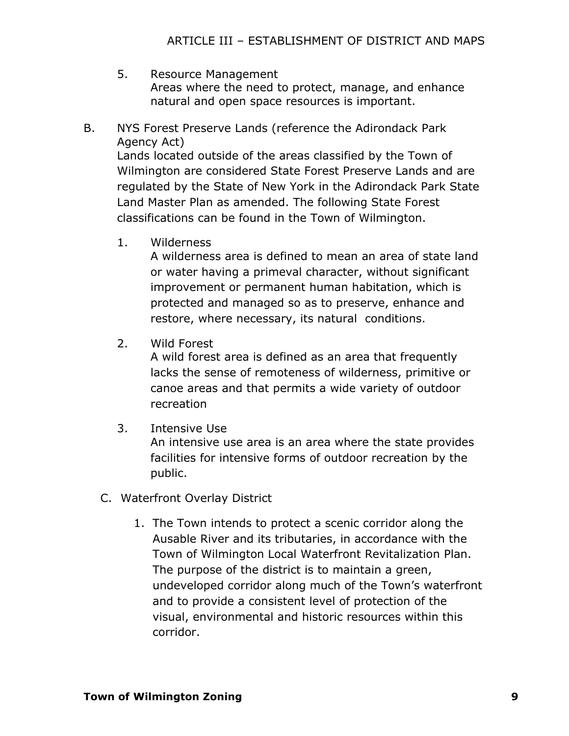5. Resource Management
   Areas where the need to protect, manage, and enhance natural and open space resources is important.

B. NYS Forest Preserve Lands (reference the Adirondack Park Agency Act)
   Lands located outside of the areas classified by the Town of Wilmington are considered State Forest Preserve Lands and are regulated by the State of New York in the Adirondack Park State Land Master Plan as amended. The following State Forest classifications can be found in the Town of Wilmington.

   1. Wilderness
      A wilderness area is defined to mean an area of state land or water having a primeval character, without significant improvement or permanent human habitation, which is protected and managed so as to preserve, enhance and restore, where necessary, its natural conditions.

   2. Wild Forest
      A wild forest area is defined as an area that frequently lacks the sense of remoteness of wilderness, primitive or canoe areas and that permits a wide variety of outdoor recreation

   3. Intensive Use
      An intensive use area is an area where the state provides facilities for intensive forms of outdoor recreation by the public.

C. Waterfront Overlay District

   1. The Town intends to protect a scenic corridor along the Ausable River and its tributaries, in accordance with the Town of Wilmington Local Waterfront Revitalization Plan. The purpose of the district is to maintain a green, undeveloped corridor along much of the Town's waterfront and to provide a consistent level of protection of the visual, environmental and historic resources within this corridor.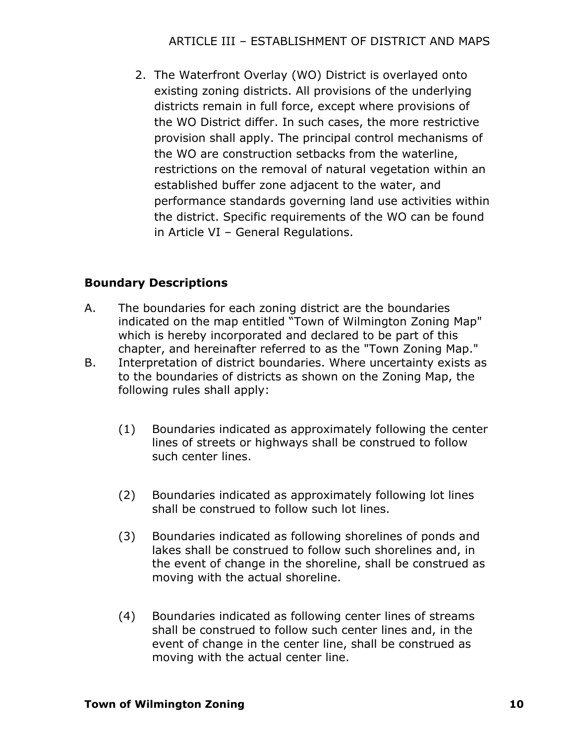2. The Waterfront Overlay (WO) District is overlayed onto existing zoning districts. All provisions of the underlying districts remain in full force, except where provisions of the WO District differ. In such cases, the more restrictive provision shall apply. The principal control mechanisms of the WO are construction setbacks from the waterline, restrictions on the removal of natural vegetation within an established buffer zone adjacent to the water, and performance standards governing land use activities within the district. Specific requirements of the WO can be found in Article VI – General Regulations.

**Boundary Descriptions**

A. The boundaries for each zoning district are the boundaries indicated on the map entitled "Town of Wilmington Zoning Map" which is hereby incorporated and declared to be part of this chapter, and hereinafter referred to as the "Town Zoning Map."

B. Interpretation of district boundaries. Where uncertainty exists as to the boundaries of districts as shown on the Zoning Map, the following rules shall apply:

(1) Boundaries indicated as approximately following the center lines of streets or highways shall be construed to follow such center lines.

(2) Boundaries indicated as approximately following lot lines shall be construed to follow such lot lines.

(3) Boundaries indicated as following shorelines of ponds and lakes shall be construed to follow such shorelines and, in the event of change in the shoreline, shall be construed as moving with the actual shoreline.

(4) Boundaries indicated as following center lines of streams shall be construed to follow such center lines and, in the event of change in the center line, shall be construed as moving with the actual center line.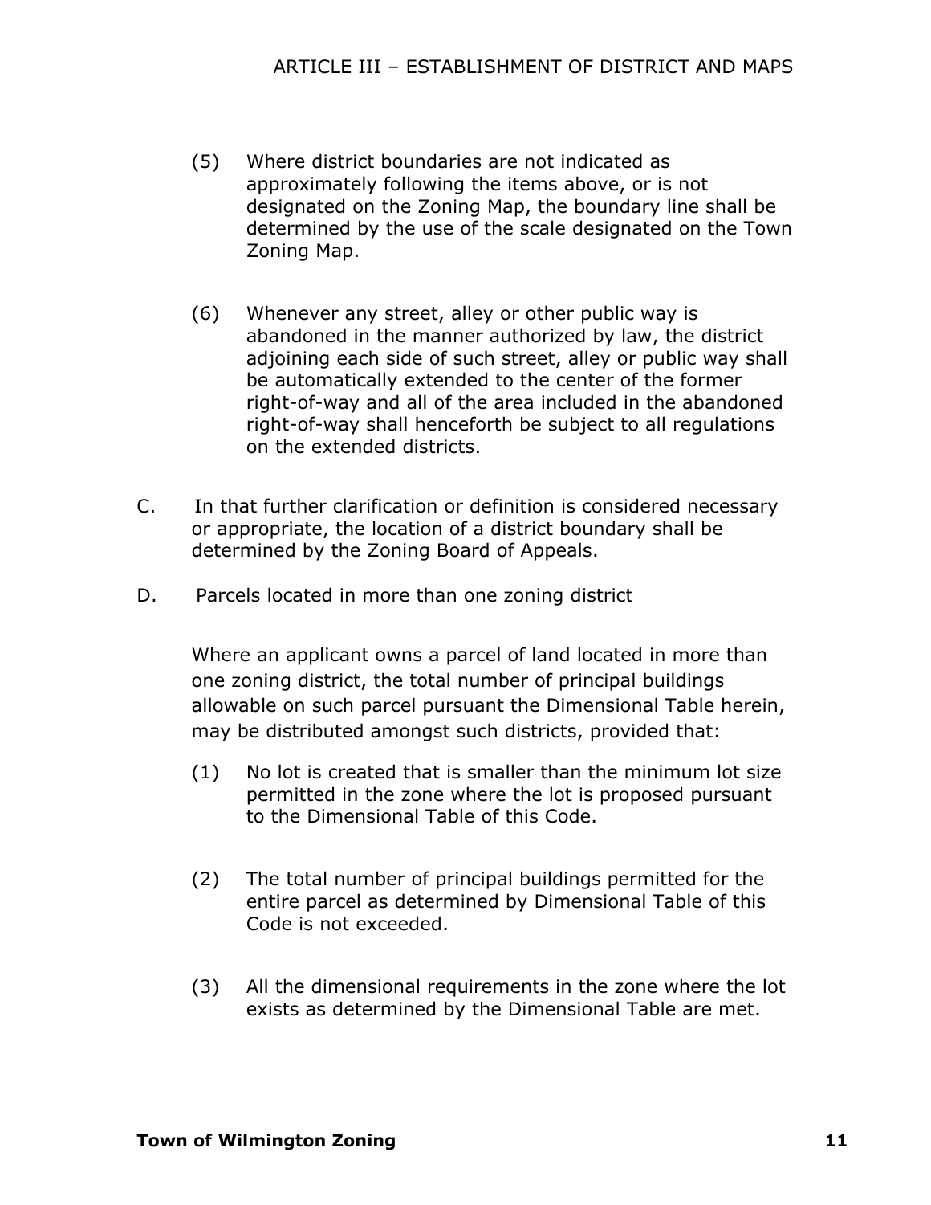(5) Where district boundaries are not indicated as approximately following the items above, or is not designated on the Zoning Map, the boundary line shall be determined by the use of the scale designated on the Town Zoning Map.

(6) Whenever any street, alley or other public way is abandoned in the manner authorized by law, the district adjoining each side of such street, alley or public way shall be automatically extended to the center of the former right-of-way and all of the area included in the abandoned right-of-way shall henceforth be subject to all regulations on the extended districts.

C. In that further clarification or definition is considered necessary or appropriate, the location of a district boundary shall be determined by the Zoning Board of Appeals.

D. Parcels located in more than one zoning district

Where an applicant owns a parcel of land located in more than one zoning district, the total number of principal buildings allowable on such parcel pursuant the Dimensional Table herein, may be distributed amongst such districts, provided that:

(1) No lot is created that is smaller than the minimum lot size permitted in the zone where the lot is proposed pursuant to the Dimensional Table of this Code.

(2) The total number of principal buildings permitted for the entire parcel as determined by Dimensional Table of this Code is not exceeded.

(3) All the dimensional requirements in the zone where the lot exists as determined by the Dimensional Table are met.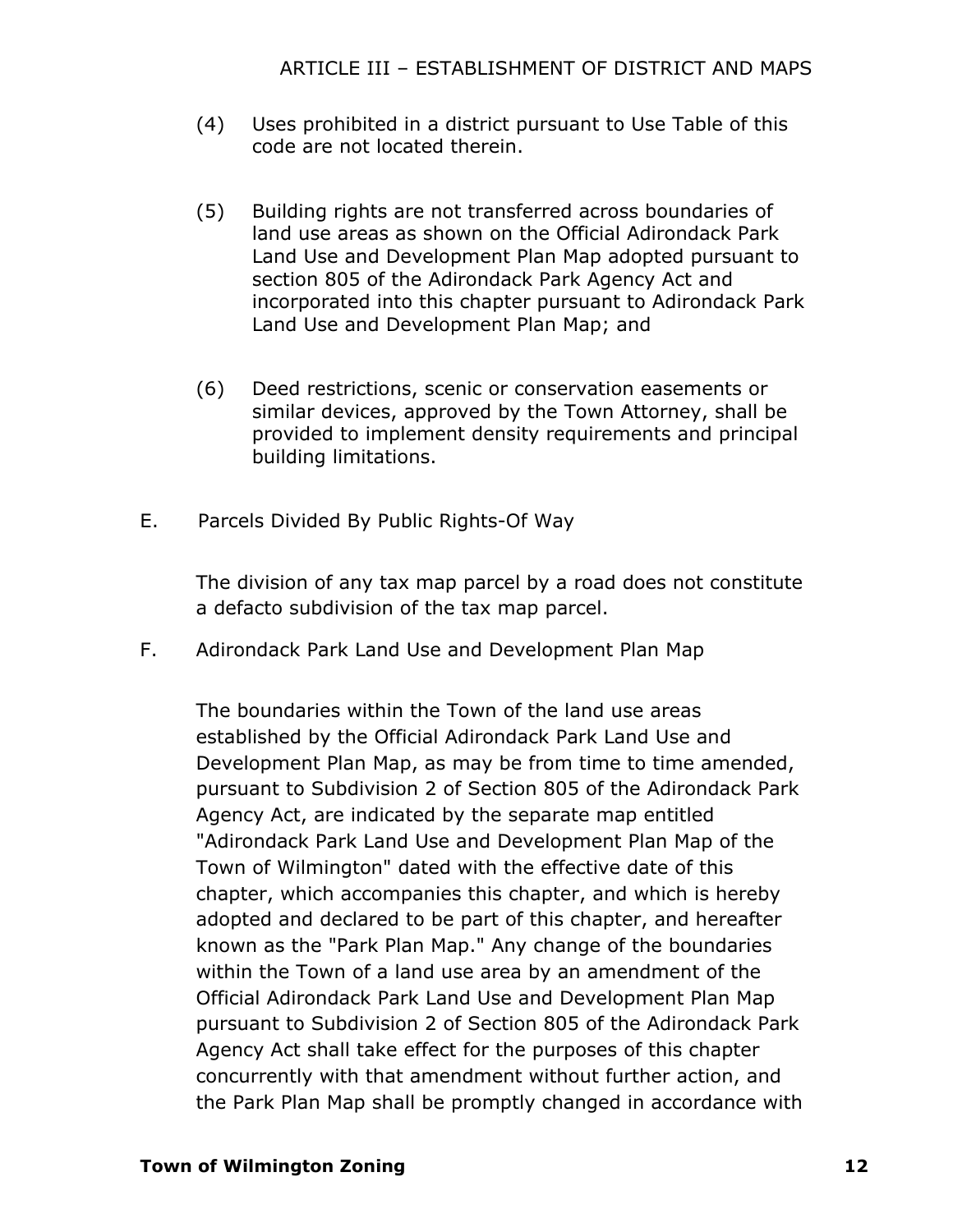(4) Uses prohibited in a district pursuant to Use Table of this code are not located therein.

(5) Building rights are not transferred across boundaries of land use areas as shown on the Official Adirondack Park Land Use and Development Plan Map adopted pursuant to section 805 of the Adirondack Park Agency Act and incorporated into this chapter pursuant to Adirondack Park Land Use and Development Plan Map; and

(6) Deed restrictions, scenic or conservation easements or similar devices, approved by the Town Attorney, shall be provided to implement density requirements and principal building limitations.

E. Parcels Divided By Public Rights-Of Way

The division of any tax map parcel by a road does not constitute a defacto subdivision of the tax map parcel.

F. Adirondack Park Land Use and Development Plan Map

The boundaries within the Town of the land use areas established by the Official Adirondack Park Land Use and Development Plan Map, as may be from time to time amended, pursuant to Subdivision 2 of Section 805 of the Adirondack Park Agency Act, are indicated by the separate map entitled "Adirondack Park Land Use and Development Plan Map of the Town of Wilmington" dated with the effective date of this chapter, which accompanies this chapter, and which is hereby adopted and declared to be part of this chapter, and hereafter known as the "Park Plan Map." Any change of the boundaries within the Town of a land use area by an amendment of the Official Adirondack Park Land Use and Development Plan Map pursuant to Subdivision 2 of Section 805 of the Adirondack Park Agency Act shall take effect for the purposes of this chapter concurrently with that amendment without further action, and the Park Plan Map shall be promptly changed in accordance with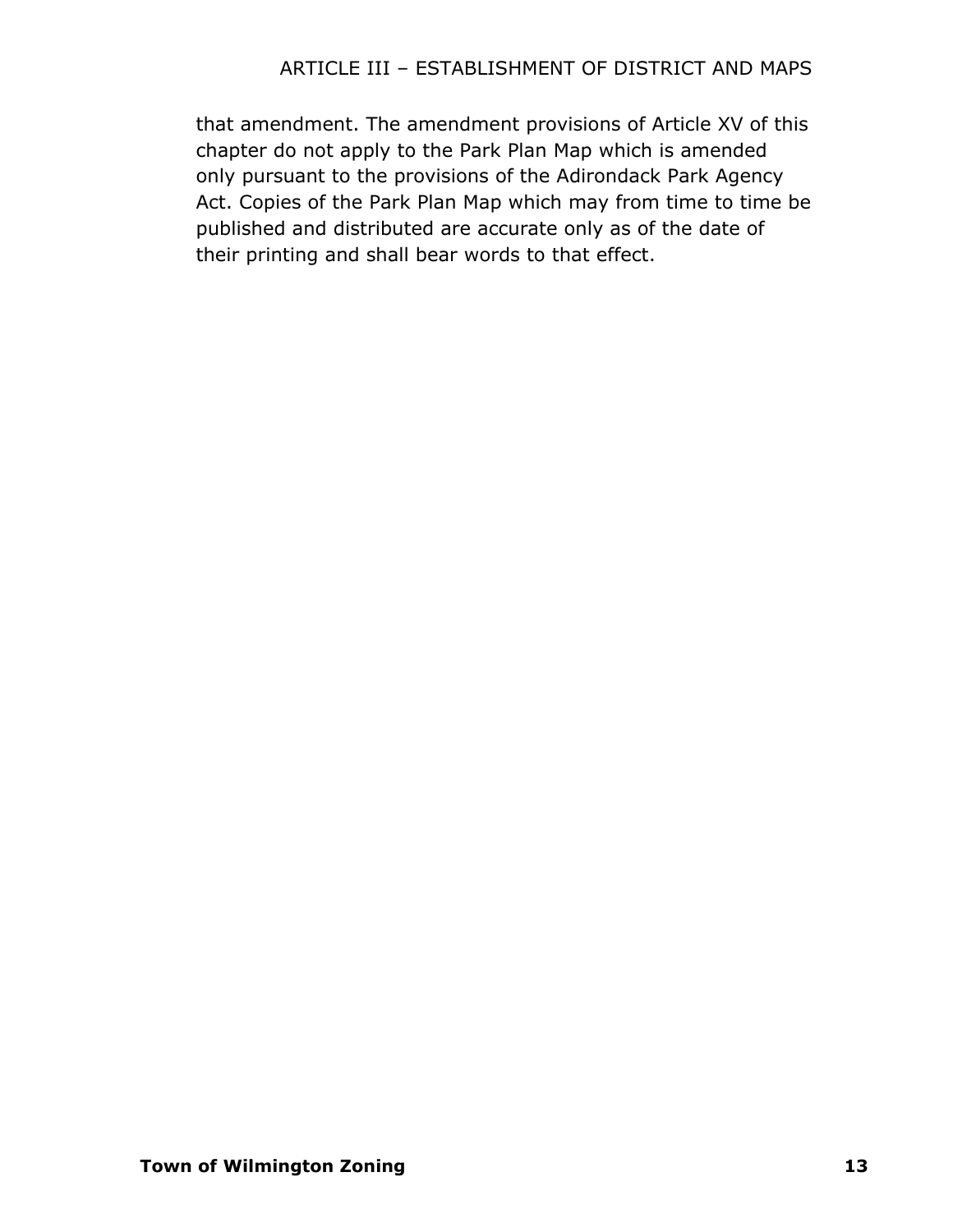that amendment. The amendment provisions of Article XV of this chapter do not apply to the Park Plan Map which is amended only pursuant to the provisions of the Adirondack Park Agency Act. Copies of the Park Plan Map which may from time to time be published and distributed are accurate only as of the date of their printing and shall bear words to that effect.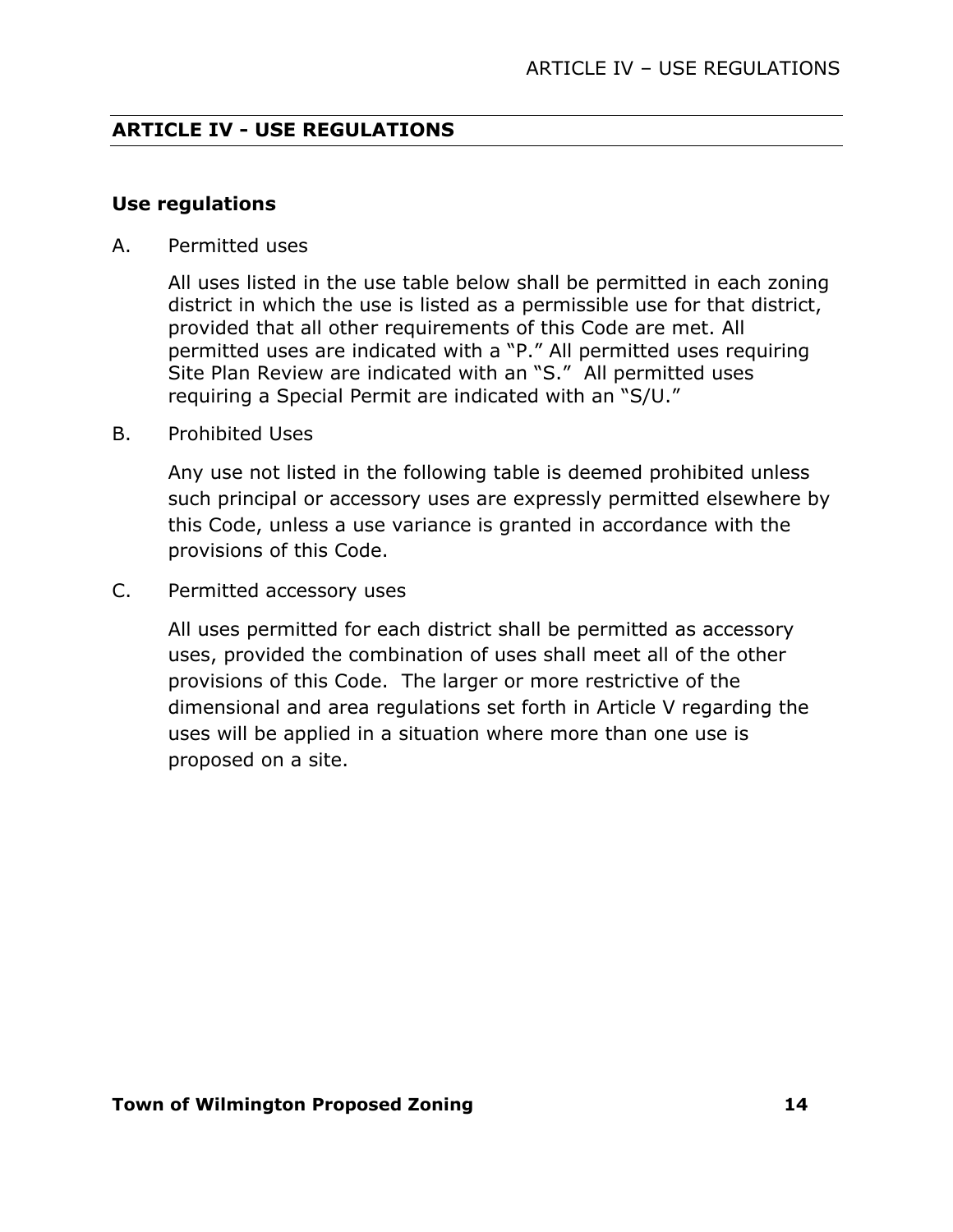## ARTICLE IV - USE REGULATIONS

### Use regulations

A. Permitted uses

All uses listed in the use table below shall be permitted in each zoning district in which the use is listed as a permissible use for that district, provided that all other requirements of this Code are met. All permitted uses are indicated with a "P." All permitted uses requiring Site Plan Review are indicated with an "S." All permitted uses requiring a Special Permit are indicated with an "S/U."

B. Prohibited Uses

Any use not listed in the following table is deemed prohibited unless such principal or accessory uses are expressly permitted elsewhere by this Code, unless a use variance is granted in accordance with the provisions of this Code.

C. Permitted accessory uses

All uses permitted for each district shall be permitted as accessory uses, provided the combination of uses shall meet all of the other provisions of this Code. The larger or more restrictive of the dimensional and area regulations set forth in Article V regarding the uses will be applied in a situation where more than one use is proposed on a site.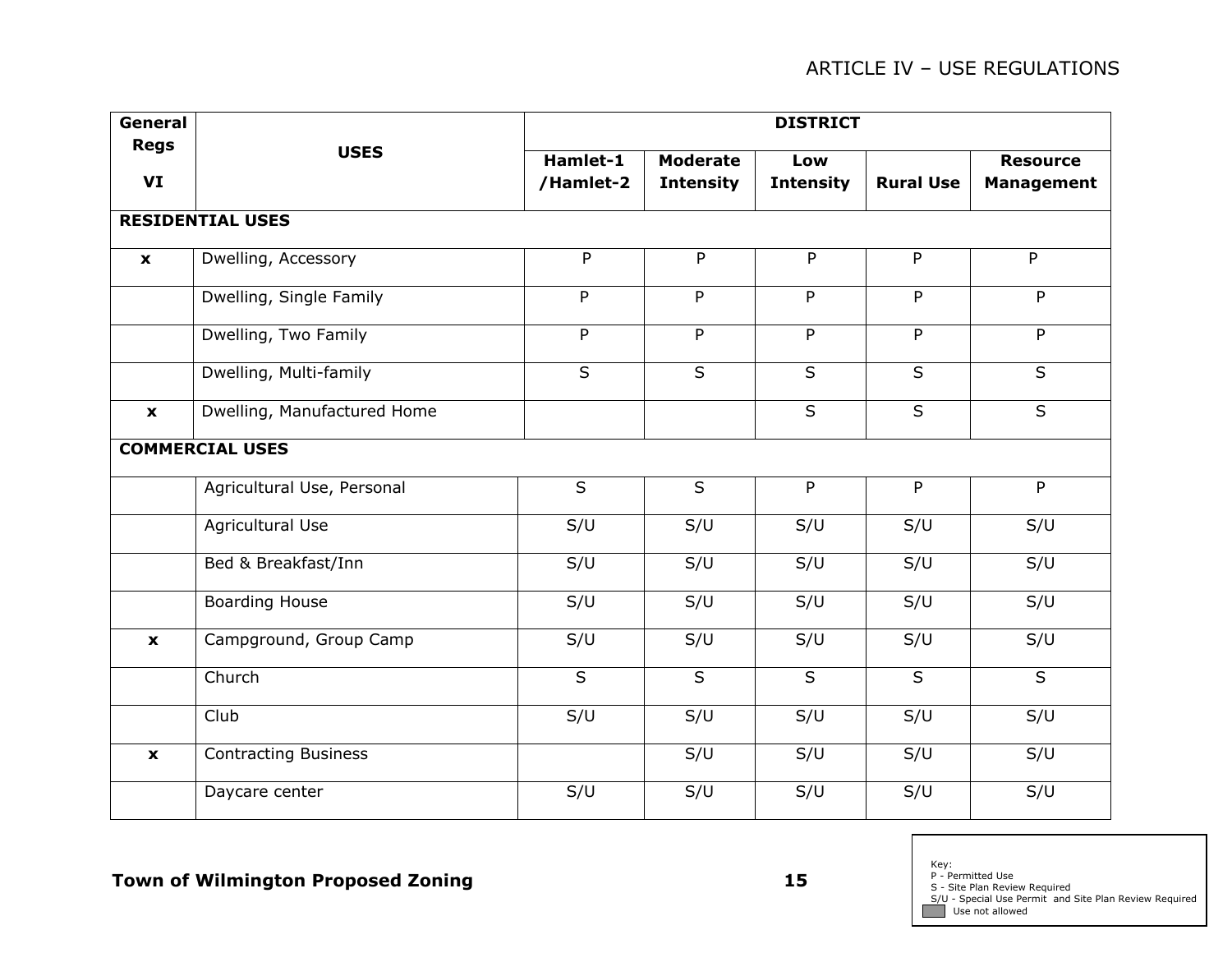| General Regs VI | USES | DISTRICT | | | | |
|---|---|---|---|---|---|---|
| | | Hamlet-1 /Hamlet-2 | Moderate Intensity | Low Intensity | Rural Use | Resource Management |
| **RESIDENTIAL USES** | | | | | | |
| x | Dwelling, Accessory | P | P | P | P | P |
| | Dwelling, Single Family | P | P | P | P | P |
| | Dwelling, Two Family | P | P | P | P | P |
| | Dwelling, Multi-family | S | S | S | S | S |
| x | Dwelling, Manufactured Home | | | S | S | S |
| **COMMERCIAL USES** | | | | | | |
| | Agricultural Use, Personal | S | S | P | P | P |
| | Agricultural Use | S/U | S/U | S/U | S/U | S/U |
| | Bed & Breakfast/Inn | S/U | S/U | S/U | S/U | S/U |
| | Boarding House | S/U | S/U | S/U | S/U | S/U |
| x | Campground, Group Camp | S/U | S/U | S/U | S/U | S/U |
| | Church | S | S | S | S | S |
| | Club | S/U | S/U | S/U | S/U | S/U |
| x | Contracting Business | | S/U | S/U | S/U | S/U |
| | Daycare center | S/U | S/U | S/U | S/U | S/U |

Key:
P - Permitted Use
S - Site Plan Review Required
S/U - Special Use Permit and Site Plan Review Required
Use not allowed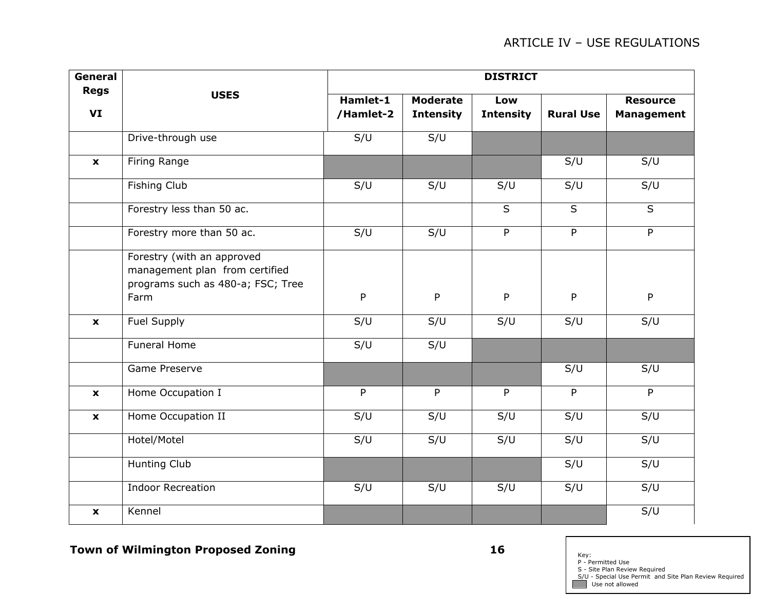| General Regs VI | USES | DISTRICT | | | | |
|---|---|---|---|---|---|---|
| | | Hamlet-1 /Hamlet-2 | Moderate Intensity | Low Intensity | Rural Use | Resource Management |
| | Drive-through use | S/U | S/U | | | |
| x | Firing Range | | | | S/U | S/U |
| | Fishing Club | S/U | S/U | S/U | S/U | S/U |
| | Forestry less than 50 ac. | | | S | S | S |
| | Forestry more than 50 ac. | S/U | S/U | P | P | P |
| | Forestry (with an approved management plan from certified programs such as 480-a; FSC; Tree Farm | P | P | P | P | P |
| x | Fuel Supply | S/U | S/U | S/U | S/U | S/U |
| | Funeral Home | S/U | S/U | | | |
| | Game Preserve | | | | S/U | S/U |
| x | Home Occupation I | P | P | P | P | P |
| x | Home Occupation II | S/U | S/U | S/U | S/U | S/U |
| | Hotel/Motel | S/U | S/U | S/U | S/U | S/U |
| | Hunting Club | | | | S/U | S/U |
| | Indoor Recreation | S/U | S/U | S/U | S/U | S/U |
| x | Kennel | | | | | S/U |

Key:
P - Permitted Use
S - Site Plan Review Required
S/U - Special Use Permit and Site Plan Review Required
(shaded) Use not allowed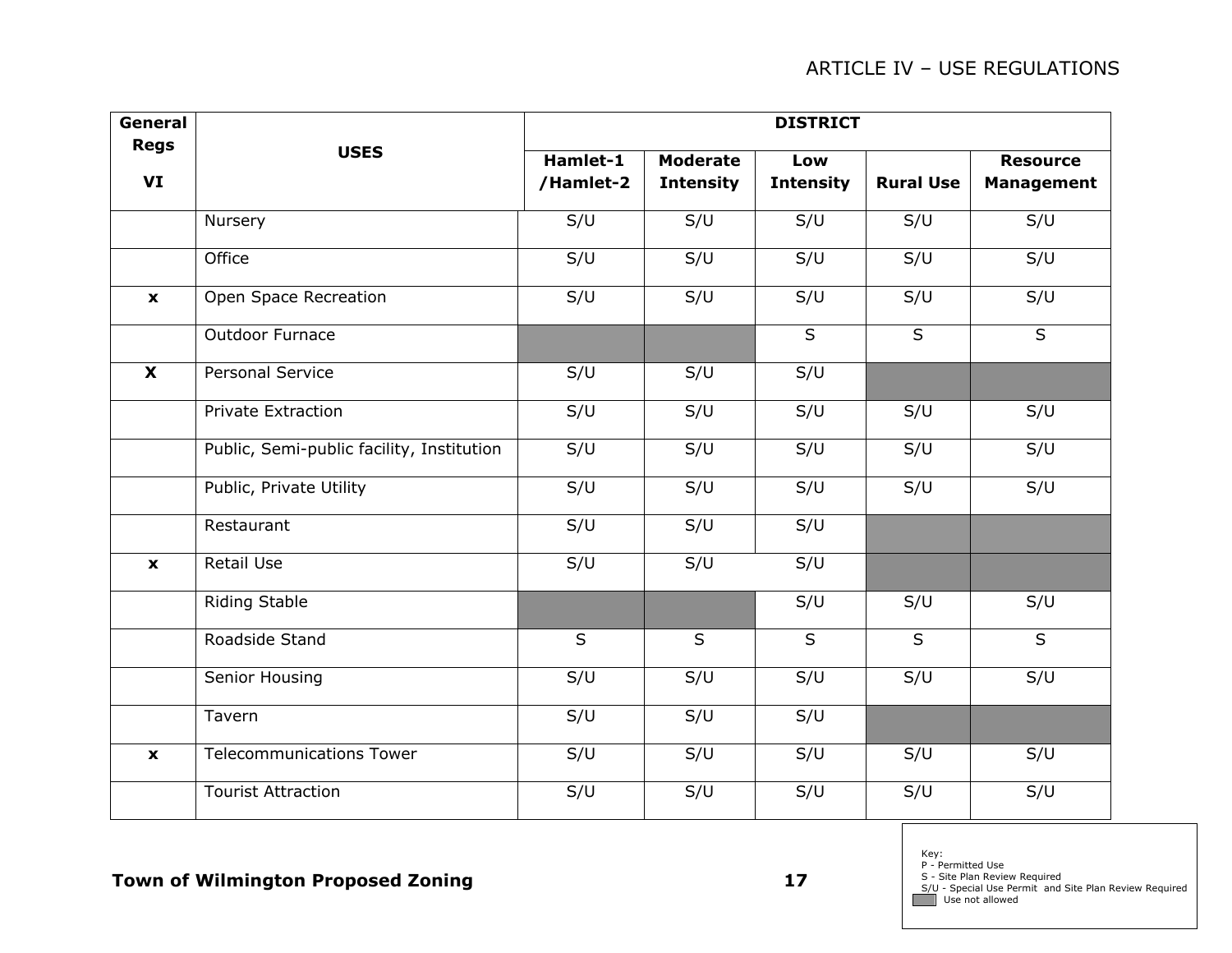| General Regs VI | USES | DISTRICT | | | | |
|---|---|---|---|---|---|---|
| | | Hamlet-1 /Hamlet-2 | Moderate Intensity | Low Intensity | Rural Use | Resource Management |
| | Nursery | S/U | S/U | S/U | S/U | S/U |
| | Office | S/U | S/U | S/U | S/U | S/U |
| x | Open Space Recreation | S/U | S/U | S/U | S/U | S/U |
| | Outdoor Furnace | | | S | S | S |
| X | Personal Service | S/U | S/U | S/U | | |
| | Private Extraction | S/U | S/U | S/U | S/U | S/U |
| | Public, Semi-public facility, Institution | S/U | S/U | S/U | S/U | S/U |
| | Public, Private Utility | S/U | S/U | S/U | S/U | S/U |
| | Restaurant | S/U | S/U | S/U | | |
| x | Retail Use | S/U | S/U | S/U | | |
| | Riding Stable | | | S/U | S/U | S/U |
| | Roadside Stand | S | S | S | S | S |
| | Senior Housing | S/U | S/U | S/U | S/U | S/U |
| | Tavern | S/U | S/U | S/U | | |
| x | Telecommunications Tower | S/U | S/U | S/U | S/U | S/U |
| | Tourist Attraction | S/U | S/U | S/U | S/U | S/U |

Key:
P - Permitted Use
S - Site Plan Review Required
S/U - Special Use Permit and Site Plan Review Required
Use not allowed (shaded)

**Town of Wilmington Proposed Zoning**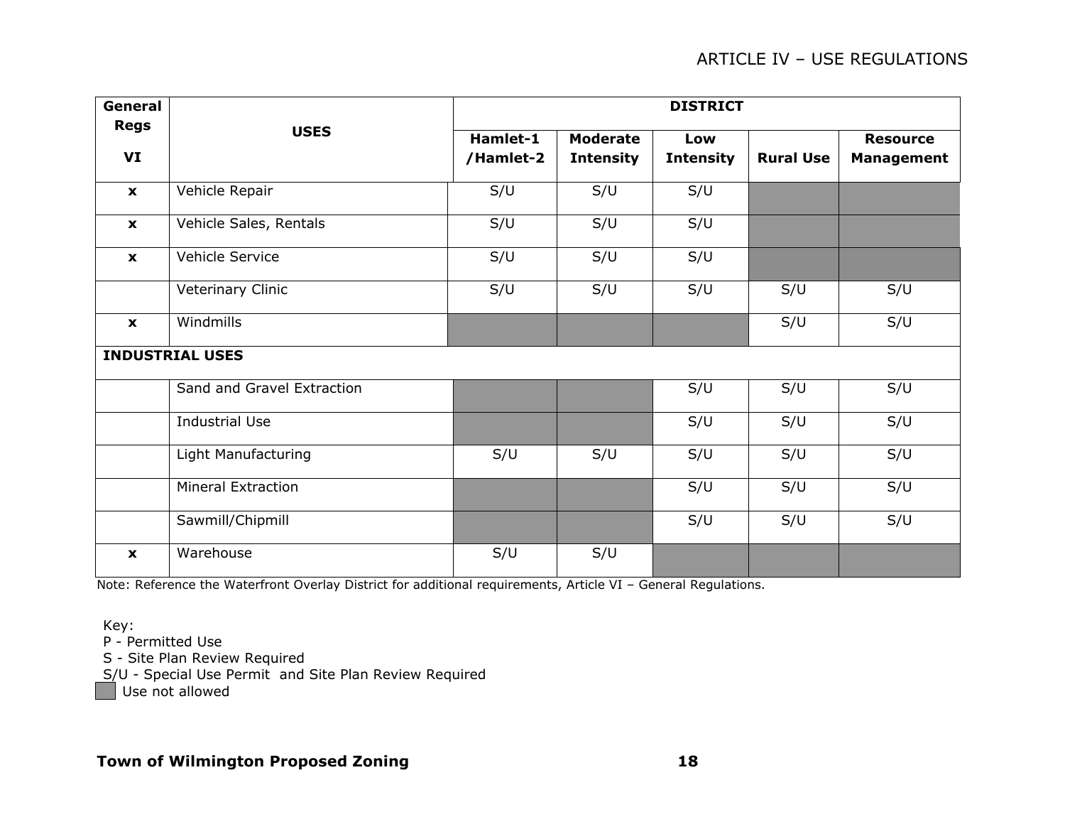| General Regs VI | USES | DISTRICT | | | | |
|---|---|---|---|---|---|---|
| | | Hamlet-1 /Hamlet-2 | Moderate Intensity | Low Intensity | Rural Use | Resource Management |
| x | Vehicle Repair | S/U | S/U | S/U | | |
| x | Vehicle Sales, Rentals | S/U | S/U | S/U | | |
| x | Vehicle Service | S/U | S/U | S/U | | |
| | Veterinary Clinic | S/U | S/U | S/U | S/U | S/U |
| x | Windmills | | | | S/U | S/U |
| **INDUSTRIAL USES** | | | | | | |
| | Sand and Gravel Extraction | | | S/U | S/U | S/U |
| | Industrial Use | | | S/U | S/U | S/U |
| | Light Manufacturing | S/U | S/U | S/U | S/U | S/U |
| | Mineral Extraction | | | S/U | S/U | S/U |
| | Sawmill/Chipmill | | | S/U | S/U | S/U |
| x | Warehouse | S/U | S/U | | | |

Note: Reference the Waterfront Overlay District for additional requirements, Article VI – General Regulations.

Key:
P - Permitted Use
S - Site Plan Review Required
S/U - Special Use Permit and Site Plan Review Required
(shaded) Use not allowed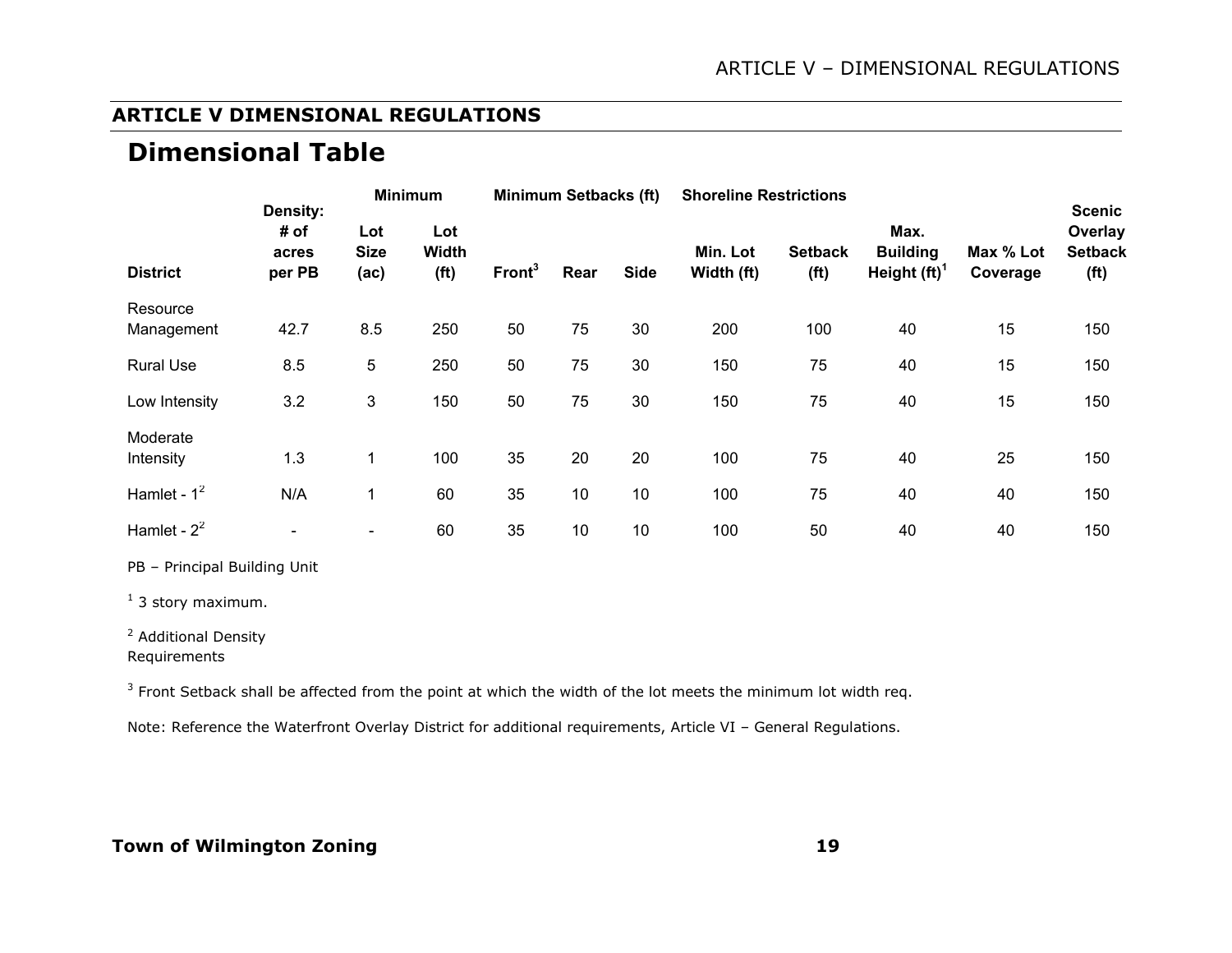## ARTICLE V DIMENSIONAL REGULATIONS

# Dimensional Table

| District | Density: # of acres per PB | Minimum Lot Size (ac) | Minimum Lot Width (ft) | Minimum Setbacks (ft) Front[3] | Rear | Side | Shoreline Restrictions Min. Lot Width (ft) | Setback (ft) | Max. Building Height (ft)[1] | Max % Lot Coverage | Scenic Overlay Setback (ft) |
|---|---|---|---|---|---|---|---|---|---|---|---|
| Resource Management | 42.7 | 8.5 | 250 | 50 | 75 | 30 | 200 | 100 | 40 | 15 | 150 |
| Rural Use | 8.5 | 5 | 250 | 50 | 75 | 30 | 150 | 75 | 40 | 15 | 150 |
| Low Intensity | 3.2 | 3 | 150 | 50 | 75 | 30 | 150 | 75 | 40 | 15 | 150 |
| Moderate Intensity | 1.3 | 1 | 100 | 35 | 20 | 20 | 100 | 75 | 40 | 25 | 150 |
| Hamlet - 1[2] | N/A | 1 | 60 | 35 | 10 | 10 | 100 | 75 | 40 | 40 | 150 |
| Hamlet - 2[2] | - | - | 60 | 35 | 10 | 10 | 100 | 50 | 40 | 40 | 150 |

PB – Principal Building Unit

[1] 3 story maximum.

[2] Additional Density Requirements

[3] Front Setback shall be affected from the point at which the width of the lot meets the minimum lot width req.

Note: Reference the Waterfront Overlay District for additional requirements, Article VI – General Regulations.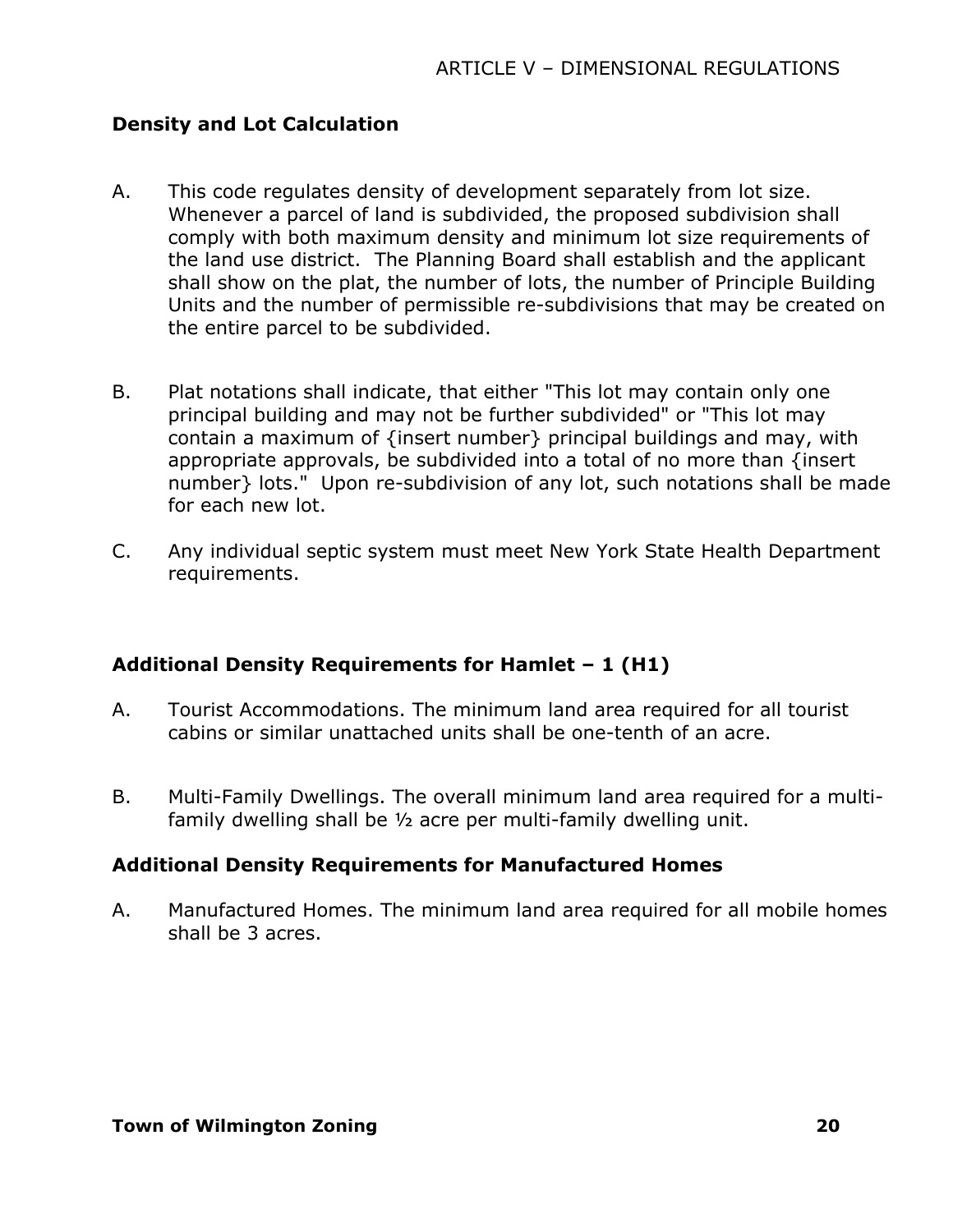## Density and Lot Calculation

A. This code regulates density of development separately from lot size. Whenever a parcel of land is subdivided, the proposed subdivision shall comply with both maximum density and minimum lot size requirements of the land use district. The Planning Board shall establish and the applicant shall show on the plat, the number of lots, the number of Principle Building Units and the number of permissible re-subdivisions that may be created on the entire parcel to be subdivided.

B. Plat notations shall indicate, that either "This lot may contain only one principal building and may not be further subdivided" or "This lot may contain a maximum of {insert number} principal buildings and may, with appropriate approvals, be subdivided into a total of no more than {insert number} lots." Upon re-subdivision of any lot, such notations shall be made for each new lot.

C. Any individual septic system must meet New York State Health Department requirements.

## Additional Density Requirements for Hamlet – 1 (H1)

A. Tourist Accommodations. The minimum land area required for all tourist cabins or similar unattached units shall be one-tenth of an acre.

B. Multi-Family Dwellings. The overall minimum land area required for a multi-family dwelling shall be ½ acre per multi-family dwelling unit.

## Additional Density Requirements for Manufactured Homes

A. Manufactured Homes. The minimum land area required for all mobile homes shall be 3 acres.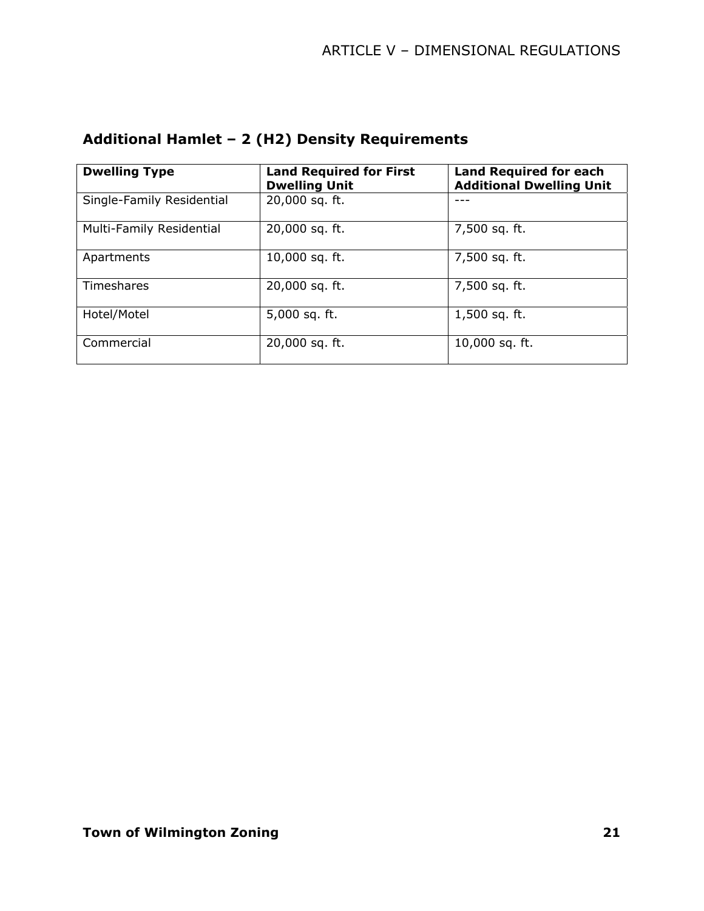## Additional Hamlet – 2 (H2) Density Requirements

| Dwelling Type | Land Required for First Dwelling Unit | Land Required for each Additional Dwelling Unit |
|---|---|---|
| Single-Family Residential | 20,000 sq. ft. | --- |
| Multi-Family Residential | 20,000 sq. ft. | 7,500 sq. ft. |
| Apartments | 10,000 sq. ft. | 7,500 sq. ft. |
| Timeshares | 20,000 sq. ft. | 7,500 sq. ft. |
| Hotel/Motel | 5,000 sq. ft. | 1,500 sq. ft. |
| Commercial | 20,000 sq. ft. | 10,000 sq. ft. |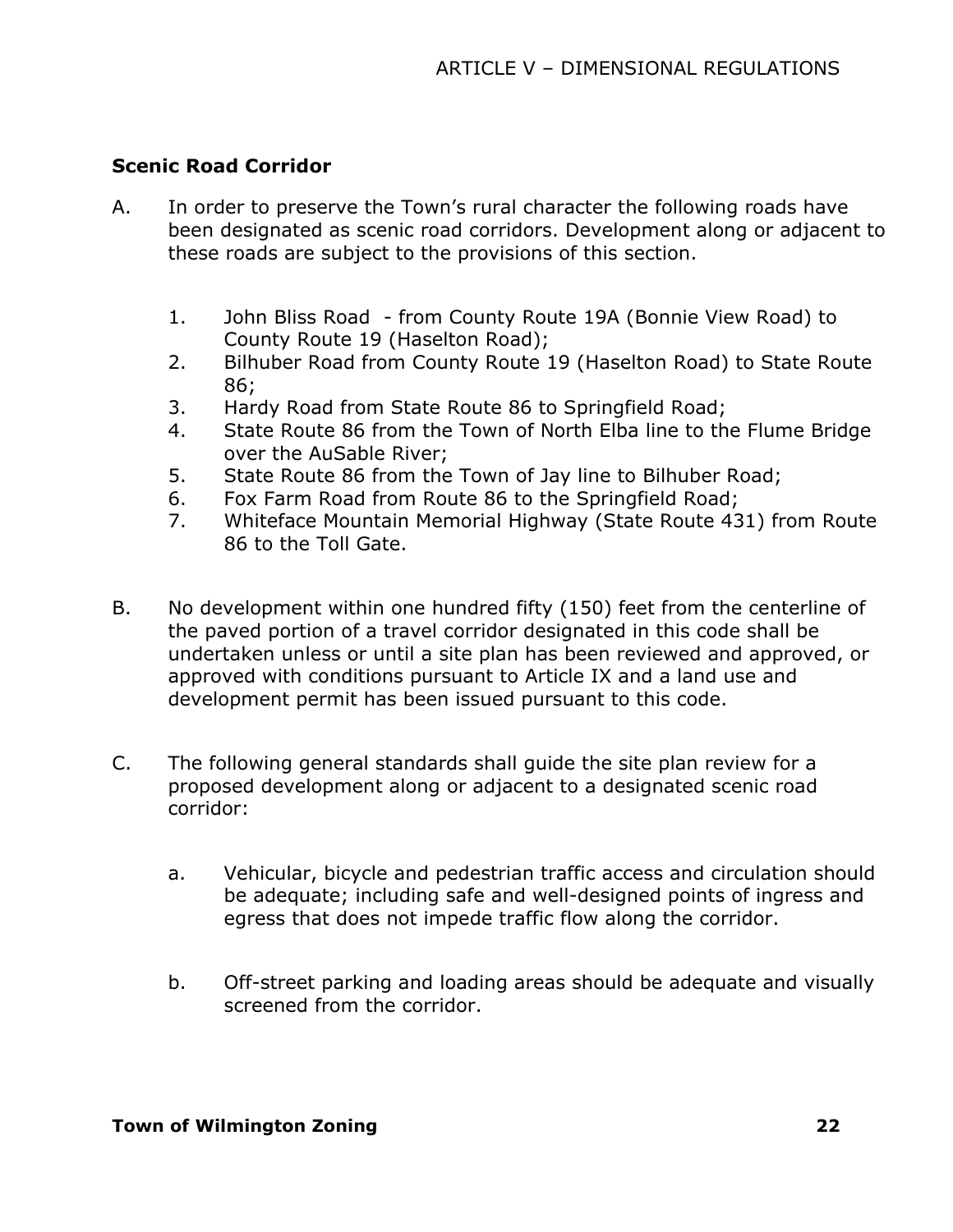## Scenic Road Corridor

A. In order to preserve the Town's rural character the following roads have been designated as scenic road corridors. Development along or adjacent to these roads are subject to the provisions of this section.

   1. John Bliss Road - from County Route 19A (Bonnie View Road) to County Route 19 (Haselton Road);
   2. Bilhuber Road from County Route 19 (Haselton Road) to State Route 86;
   3. Hardy Road from State Route 86 to Springfield Road;
   4. State Route 86 from the Town of North Elba line to the Flume Bridge over the AuSable River;
   5. State Route 86 from the Town of Jay line to Bilhuber Road;
   6. Fox Farm Road from Route 86 to the Springfield Road;
   7. Whiteface Mountain Memorial Highway (State Route 431) from Route 86 to the Toll Gate.

B. No development within one hundred fifty (150) feet from the centerline of the paved portion of a travel corridor designated in this code shall be undertaken unless or until a site plan has been reviewed and approved, or approved with conditions pursuant to Article IX and a land use and development permit has been issued pursuant to this code.

C. The following general standards shall guide the site plan review for a proposed development along or adjacent to a designated scenic road corridor:

   a. Vehicular, bicycle and pedestrian traffic access and circulation should be adequate; including safe and well-designed points of ingress and egress that does not impede traffic flow along the corridor.

   b. Off-street parking and loading areas should be adequate and visually screened from the corridor.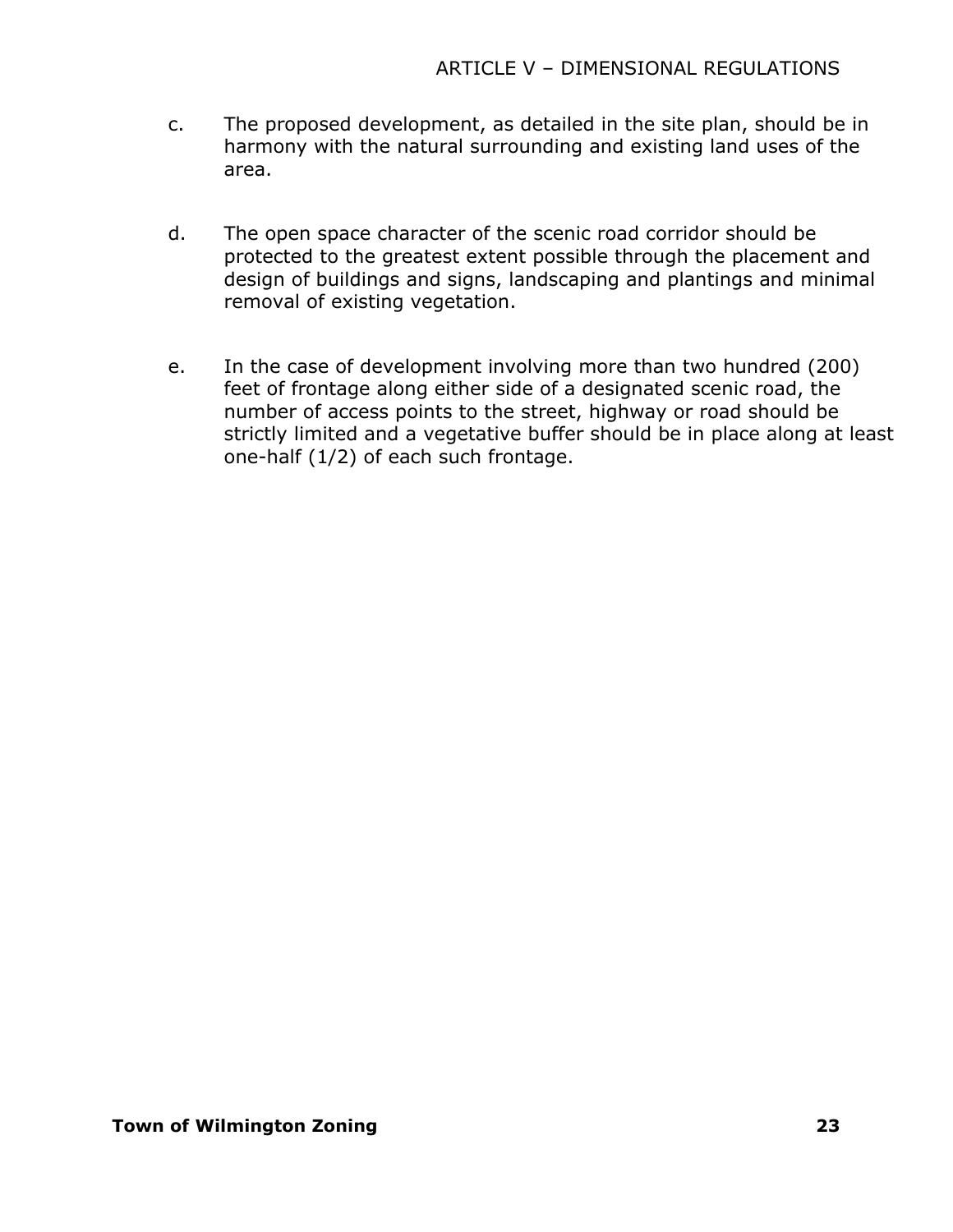c. The proposed development, as detailed in the site plan, should be in harmony with the natural surrounding and existing land uses of the area.

d. The open space character of the scenic road corridor should be protected to the greatest extent possible through the placement and design of buildings and signs, landscaping and plantings and minimal removal of existing vegetation.

e. In the case of development involving more than two hundred (200) feet of frontage along either side of a designated scenic road, the number of access points to the street, highway or road should be strictly limited and a vegetative buffer should be in place along at least one-half (1/2) of each such frontage.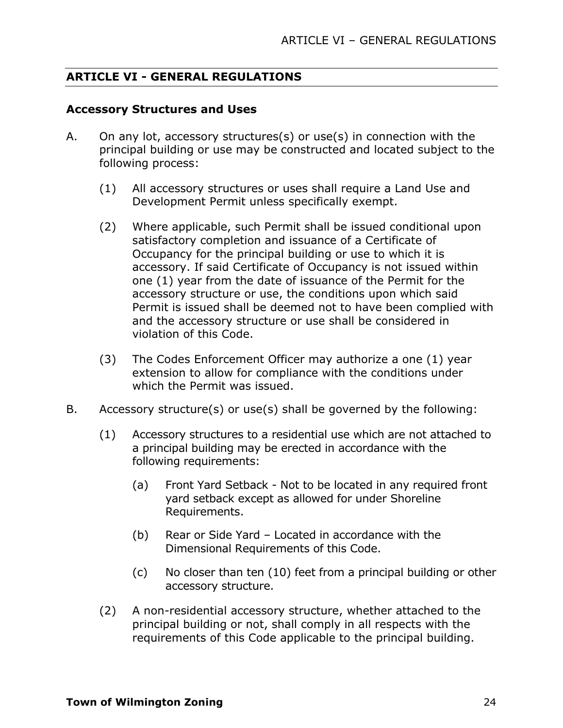## ARTICLE VI - GENERAL REGULATIONS

### Accessory Structures and Uses

A. On any lot, accessory structures(s) or use(s) in connection with the principal building or use may be constructed and located subject to the following process:

   (1) All accessory structures or uses shall require a Land Use and Development Permit unless specifically exempt.

   (2) Where applicable, such Permit shall be issued conditional upon satisfactory completion and issuance of a Certificate of Occupancy for the principal building or use to which it is accessory. If said Certificate of Occupancy is not issued within one (1) year from the date of issuance of the Permit for the accessory structure or use, the conditions upon which said Permit is issued shall be deemed not to have been complied with and the accessory structure or use shall be considered in violation of this Code.

   (3) The Codes Enforcement Officer may authorize a one (1) year extension to allow for compliance with the conditions under which the Permit was issued.

B. Accessory structure(s) or use(s) shall be governed by the following:

   (1) Accessory structures to a residential use which are not attached to a principal building may be erected in accordance with the following requirements:

      (a) Front Yard Setback - Not to be located in any required front yard setback except as allowed for under Shoreline Requirements.

      (b) Rear or Side Yard – Located in accordance with the Dimensional Requirements of this Code.

      (c) No closer than ten (10) feet from a principal building or other accessory structure.

   (2) A non-residential accessory structure, whether attached to the principal building or not, shall comply in all respects with the requirements of this Code applicable to the principal building.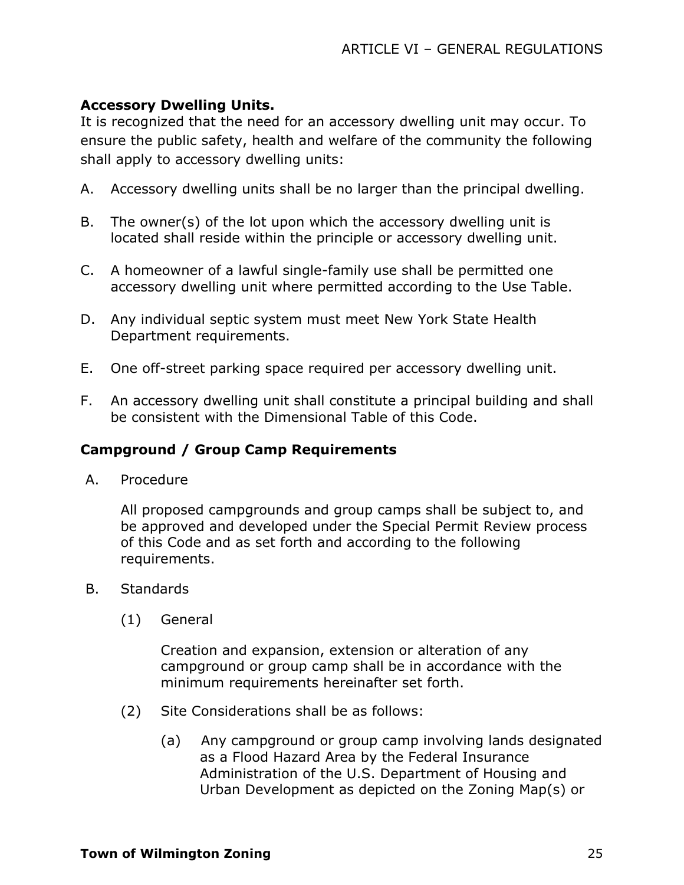### Accessory Dwelling Units.

It is recognized that the need for an accessory dwelling unit may occur. To ensure the public safety, health and welfare of the community the following shall apply to accessory dwelling units:

A. Accessory dwelling units shall be no larger than the principal dwelling.

B. The owner(s) of the lot upon which the accessory dwelling unit is located shall reside within the principle or accessory dwelling unit.

C. A homeowner of a lawful single-family use shall be permitted one accessory dwelling unit where permitted according to the Use Table.

D. Any individual septic system must meet New York State Health Department requirements.

E. One off-street parking space required per accessory dwelling unit.

F. An accessory dwelling unit shall constitute a principal building and shall be consistent with the Dimensional Table of this Code.

### Campground / Group Camp Requirements

A. Procedure

All proposed campgrounds and group camps shall be subject to, and be approved and developed under the Special Permit Review process of this Code and as set forth and according to the following requirements.

B. Standards

(1) General

Creation and expansion, extension or alteration of any campground or group camp shall be in accordance with the minimum requirements hereinafter set forth.

(2) Site Considerations shall be as follows:

(a) Any campground or group camp involving lands designated as a Flood Hazard Area by the Federal Insurance Administration of the U.S. Department of Housing and Urban Development as depicted on the Zoning Map(s) or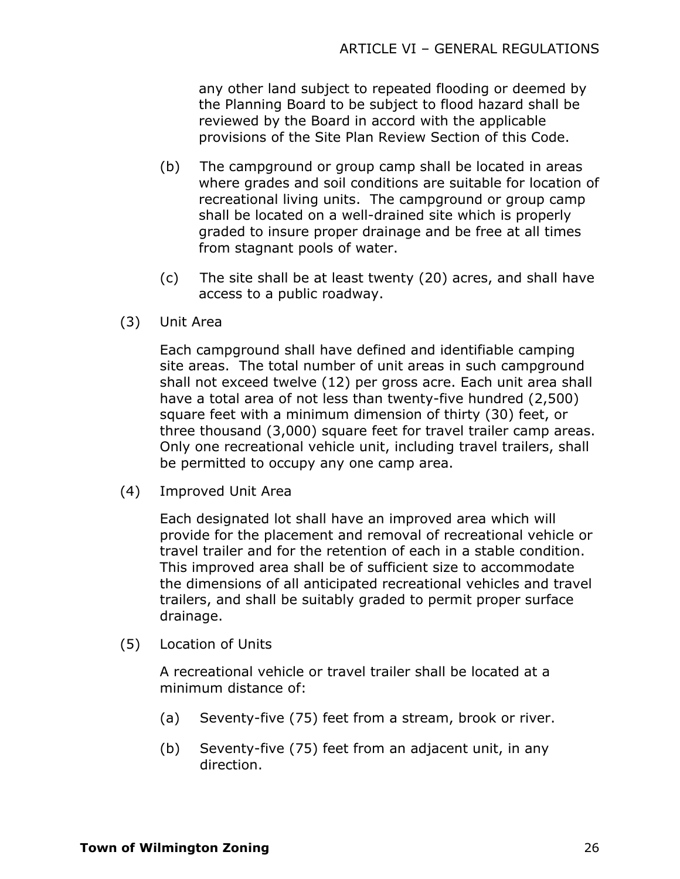any other land subject to repeated flooding or deemed by the Planning Board to be subject to flood hazard shall be reviewed by the Board in accord with the applicable provisions of the Site Plan Review Section of this Code.

(b) The campground or group camp shall be located in areas where grades and soil conditions are suitable for location of recreational living units. The campground or group camp shall be located on a well-drained site which is properly graded to insure proper drainage and be free at all times from stagnant pools of water.

(c) The site shall be at least twenty (20) acres, and shall have access to a public roadway.

(3) Unit Area

Each campground shall have defined and identifiable camping site areas. The total number of unit areas in such campground shall not exceed twelve (12) per gross acre. Each unit area shall have a total area of not less than twenty-five hundred (2,500) square feet with a minimum dimension of thirty (30) feet, or three thousand (3,000) square feet for travel trailer camp areas. Only one recreational vehicle unit, including travel trailers, shall be permitted to occupy any one camp area.

(4) Improved Unit Area

Each designated lot shall have an improved area which will provide for the placement and removal of recreational vehicle or travel trailer and for the retention of each in a stable condition. This improved area shall be of sufficient size to accommodate the dimensions of all anticipated recreational vehicles and travel trailers, and shall be suitably graded to permit proper surface drainage.

(5) Location of Units

A recreational vehicle or travel trailer shall be located at a minimum distance of:

(a) Seventy-five (75) feet from a stream, brook or river.

(b) Seventy-five (75) feet from an adjacent unit, in any direction.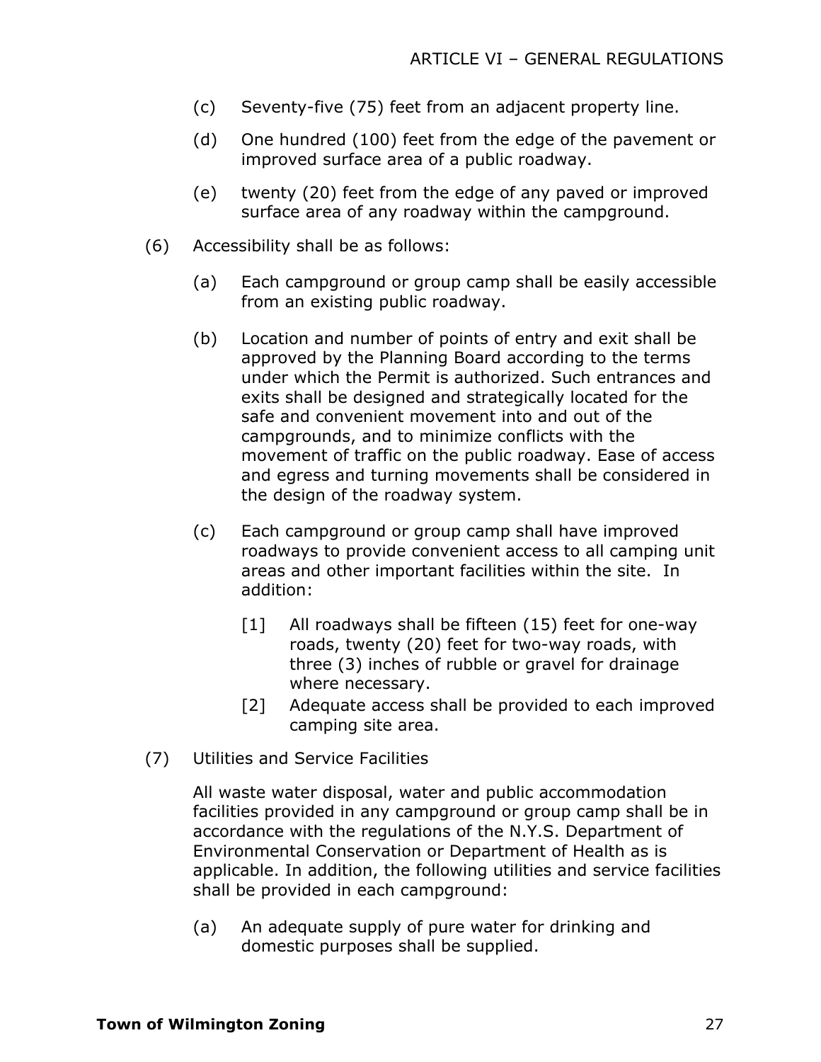(c) Seventy-five (75) feet from an adjacent property line.

(d) One hundred (100) feet from the edge of the pavement or improved surface area of a public roadway.

(e) twenty (20) feet from the edge of any paved or improved surface area of any roadway within the campground.

(6) Accessibility shall be as follows:

(a) Each campground or group camp shall be easily accessible from an existing public roadway.

(b) Location and number of points of entry and exit shall be approved by the Planning Board according to the terms under which the Permit is authorized. Such entrances and exits shall be designed and strategically located for the safe and convenient movement into and out of the campgrounds, and to minimize conflicts with the movement of traffic on the public roadway. Ease of access and egress and turning movements shall be considered in the design of the roadway system.

(c) Each campground or group camp shall have improved roadways to provide convenient access to all camping unit areas and other important facilities within the site. In addition:

[1] All roadways shall be fifteen (15) feet for one-way roads, twenty (20) feet for two-way roads, with three (3) inches of rubble or gravel for drainage where necessary.

[2] Adequate access shall be provided to each improved camping site area.

(7) Utilities and Service Facilities

All waste water disposal, water and public accommodation facilities provided in any campground or group camp shall be in accordance with the regulations of the N.Y.S. Department of Environmental Conservation or Department of Health as is applicable. In addition, the following utilities and service facilities shall be provided in each campground:

(a) An adequate supply of pure water for drinking and domestic purposes shall be supplied.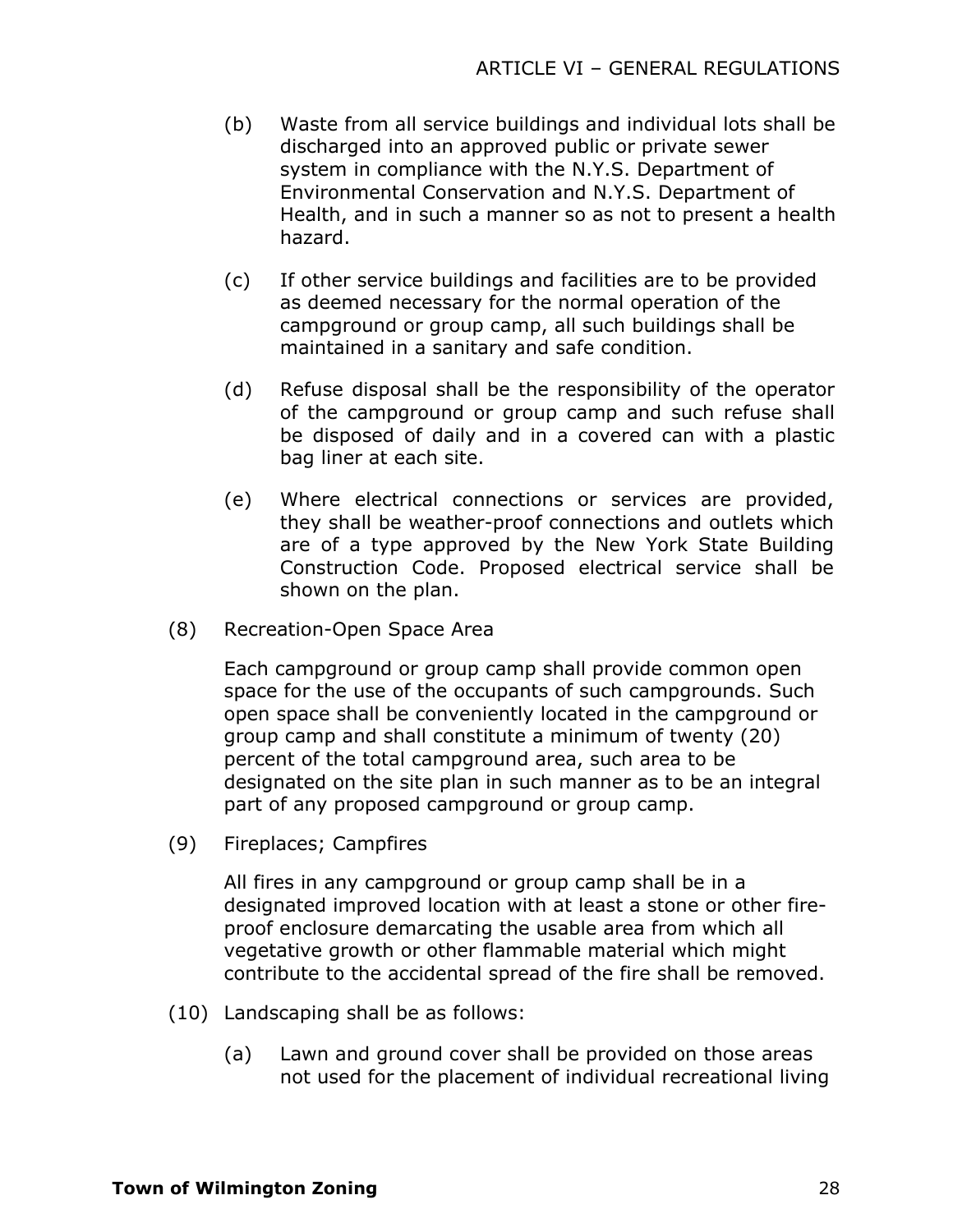(b) Waste from all service buildings and individual lots shall be discharged into an approved public or private sewer system in compliance with the N.Y.S. Department of Environmental Conservation and N.Y.S. Department of Health, and in such a manner so as not to present a health hazard.

(c) If other service buildings and facilities are to be provided as deemed necessary for the normal operation of the campground or group camp, all such buildings shall be maintained in a sanitary and safe condition.

(d) Refuse disposal shall be the responsibility of the operator of the campground or group camp and such refuse shall be disposed of daily and in a covered can with a plastic bag liner at each site.

(e) Where electrical connections or services are provided, they shall be weather-proof connections and outlets which are of a type approved by the New York State Building Construction Code. Proposed electrical service shall be shown on the plan.

(8) Recreation-Open Space Area

Each campground or group camp shall provide common open space for the use of the occupants of such campgrounds. Such open space shall be conveniently located in the campground or group camp and shall constitute a minimum of twenty (20) percent of the total campground area, such area to be designated on the site plan in such manner as to be an integral part of any proposed campground or group camp.

(9) Fireplaces; Campfires

All fires in any campground or group camp shall be in a designated improved location with at least a stone or other fire-proof enclosure demarcating the usable area from which all vegetative growth or other flammable material which might contribute to the accidental spread of the fire shall be removed.

(10) Landscaping shall be as follows:

(a) Lawn and ground cover shall be provided on those areas not used for the placement of individual recreational living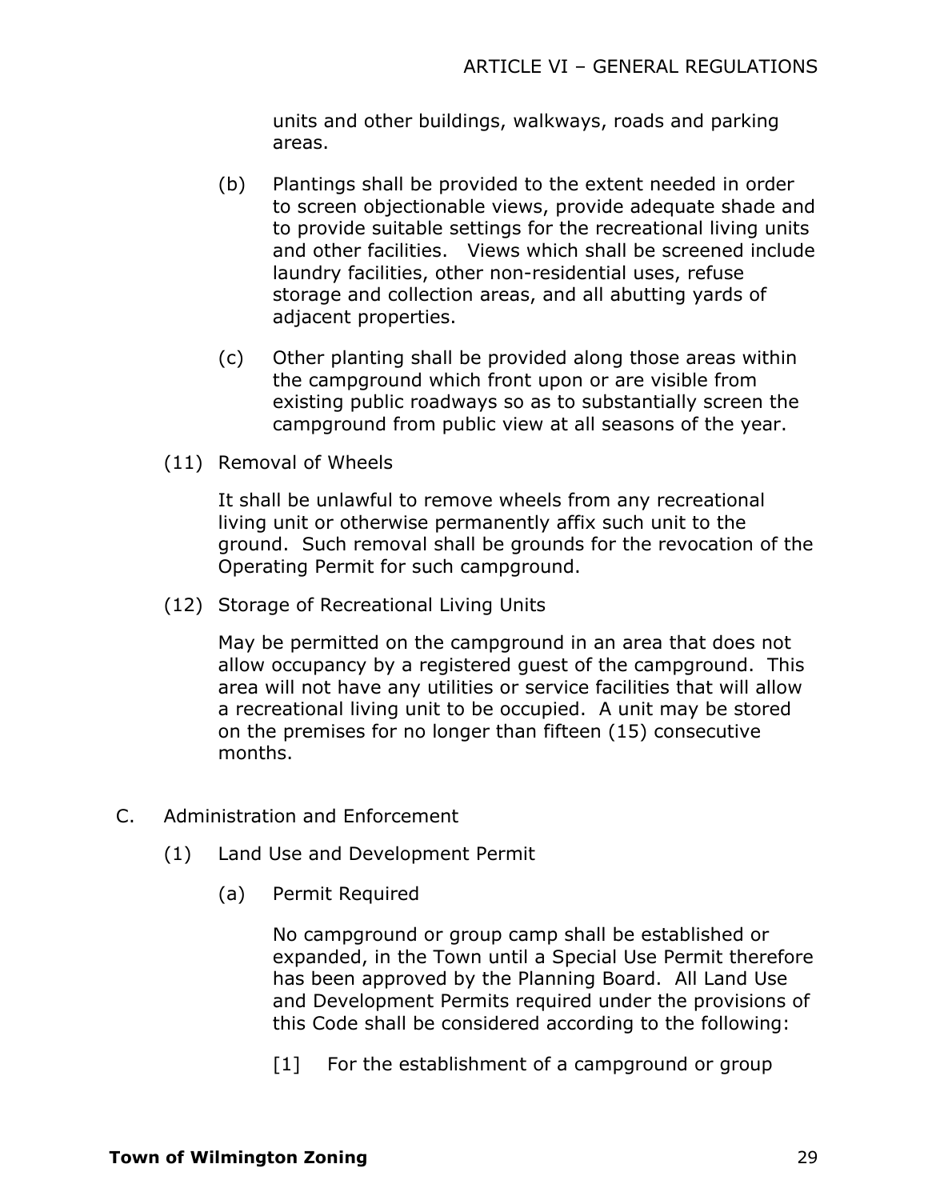units and other buildings, walkways, roads and parking areas.

(b) Plantings shall be provided to the extent needed in order to screen objectionable views, provide adequate shade and to provide suitable settings for the recreational living units and other facilities. Views which shall be screened include laundry facilities, other non-residential uses, refuse storage and collection areas, and all abutting yards of adjacent properties.

(c) Other planting shall be provided along those areas within the campground which front upon or are visible from existing public roadways so as to substantially screen the campground from public view at all seasons of the year.

(11) Removal of Wheels

It shall be unlawful to remove wheels from any recreational living unit or otherwise permanently affix such unit to the ground. Such removal shall be grounds for the revocation of the Operating Permit for such campground.

(12) Storage of Recreational Living Units

May be permitted on the campground in an area that does not allow occupancy by a registered guest of the campground. This area will not have any utilities or service facilities that will allow a recreational living unit to be occupied. A unit may be stored on the premises for no longer than fifteen (15) consecutive months.

C. Administration and Enforcement

(1) Land Use and Development Permit

(a) Permit Required

No campground or group camp shall be established or expanded, in the Town until a Special Use Permit therefore has been approved by the Planning Board. All Land Use and Development Permits required under the provisions of this Code shall be considered according to the following:

[1] For the establishment of a campground or group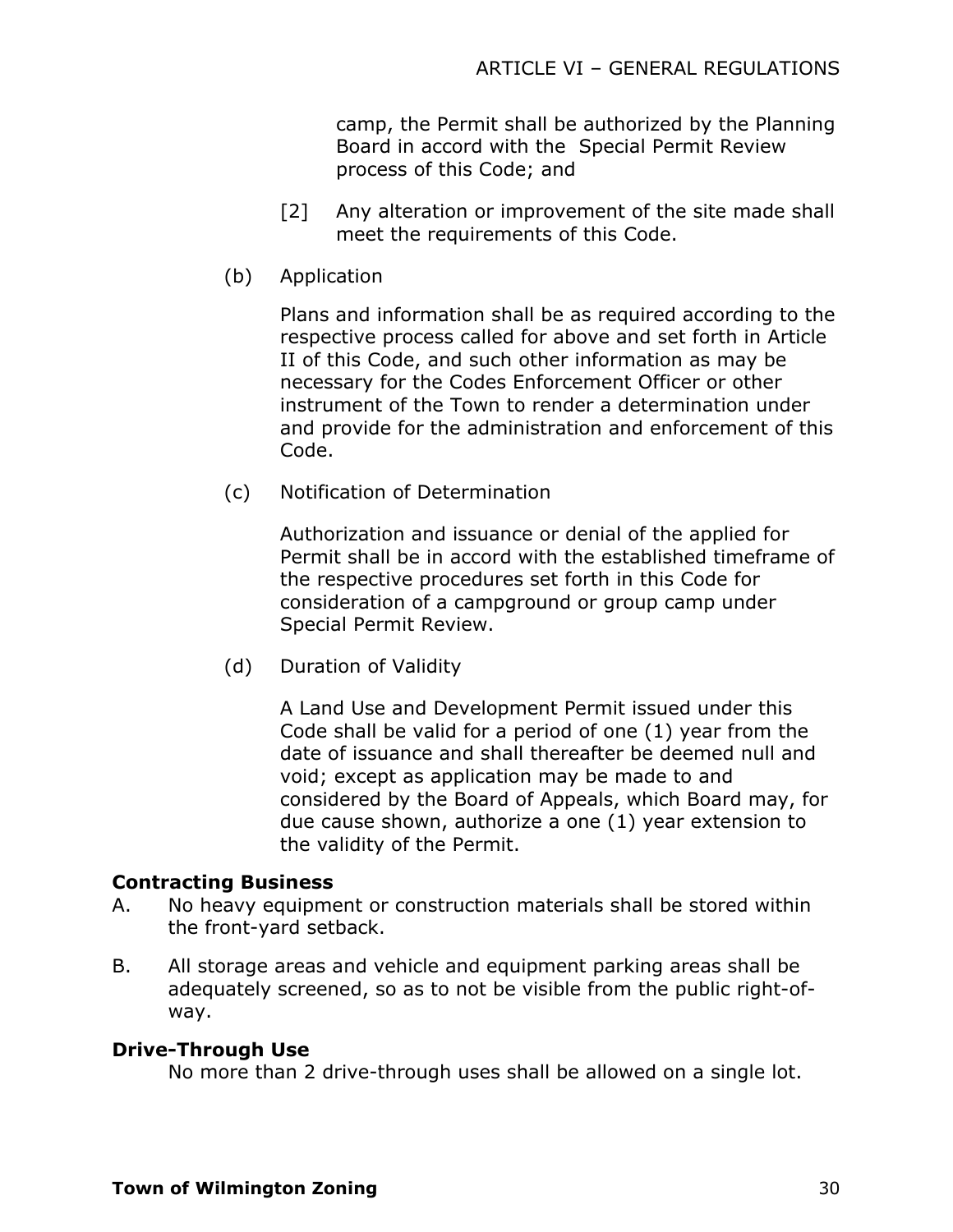camp, the Permit shall be authorized by the Planning Board in accord with the Special Permit Review process of this Code; and

[2] Any alteration or improvement of the site made shall meet the requirements of this Code.

(b) Application

Plans and information shall be as required according to the respective process called for above and set forth in Article II of this Code, and such other information as may be necessary for the Codes Enforcement Officer or other instrument of the Town to render a determination under and provide for the administration and enforcement of this Code.

(c) Notification of Determination

Authorization and issuance or denial of the applied for Permit shall be in accord with the established timeframe of the respective procedures set forth in this Code for consideration of a campground or group camp under Special Permit Review.

(d) Duration of Validity

A Land Use and Development Permit issued under this Code shall be valid for a period of one (1) year from the date of issuance and shall thereafter be deemed null and void; except as application may be made to and considered by the Board of Appeals, which Board may, for due cause shown, authorize a one (1) year extension to the validity of the Permit.

**Contracting Business**

A. No heavy equipment or construction materials shall be stored within the front-yard setback.

B. All storage areas and vehicle and equipment parking areas shall be adequately screened, so as to not be visible from the public right-of-way.

**Drive-Through Use**

No more than 2 drive-through uses shall be allowed on a single lot.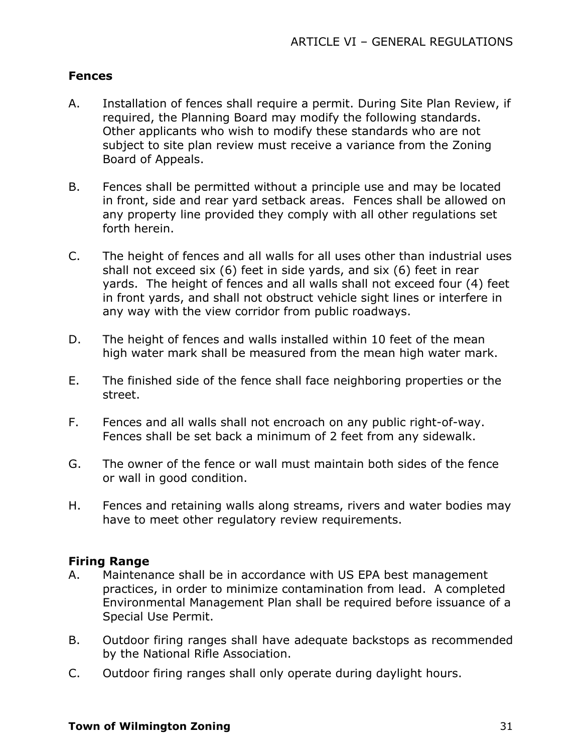### Fences

A. Installation of fences shall require a permit. During Site Plan Review, if required, the Planning Board may modify the following standards. Other applicants who wish to modify these standards who are not subject to site plan review must receive a variance from the Zoning Board of Appeals.

B. Fences shall be permitted without a principle use and may be located in front, side and rear yard setback areas. Fences shall be allowed on any property line provided they comply with all other regulations set forth herein.

C. The height of fences and all walls for all uses other than industrial uses shall not exceed six (6) feet in side yards, and six (6) feet in rear yards. The height of fences and all walls shall not exceed four (4) feet in front yards, and shall not obstruct vehicle sight lines or interfere in any way with the view corridor from public roadways.

D. The height of fences and walls installed within 10 feet of the mean high water mark shall be measured from the mean high water mark.

E. The finished side of the fence shall face neighboring properties or the street.

F. Fences and all walls shall not encroach on any public right-of-way. Fences shall be set back a minimum of 2 feet from any sidewalk.

G. The owner of the fence or wall must maintain both sides of the fence or wall in good condition.

H. Fences and retaining walls along streams, rivers and water bodies may have to meet other regulatory review requirements.

### Firing Range

A. Maintenance shall be in accordance with US EPA best management practices, in order to minimize contamination from lead. A completed Environmental Management Plan shall be required before issuance of a Special Use Permit.

B. Outdoor firing ranges shall have adequate backstops as recommended by the National Rifle Association.

C. Outdoor firing ranges shall only operate during daylight hours.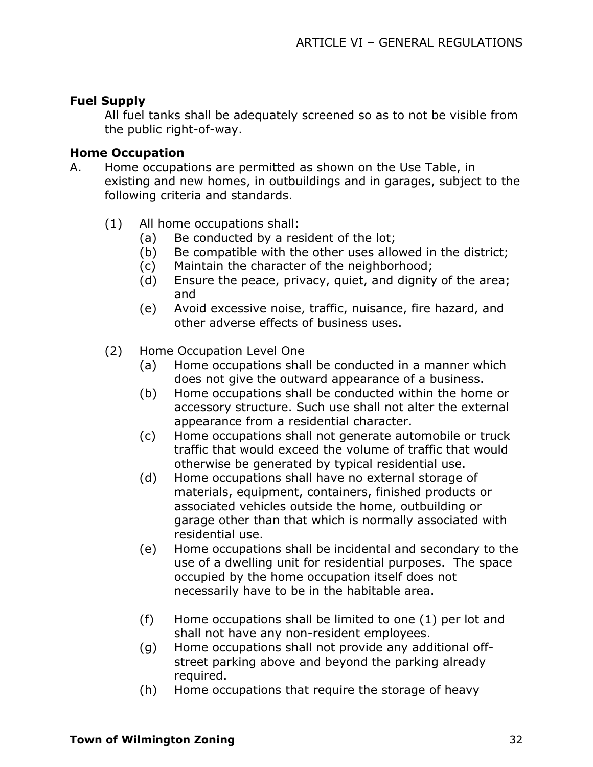**Fuel Supply**

All fuel tanks shall be adequately screened so as to not be visible from the public right-of-way.

**Home Occupation**

A. Home occupations are permitted as shown on the Use Table, in existing and new homes, in outbuildings and in garages, subject to the following criteria and standards.

   (1) All home occupations shall:
      (a) Be conducted by a resident of the lot;
      (b) Be compatible with the other uses allowed in the district;
      (c) Maintain the character of the neighborhood;
      (d) Ensure the peace, privacy, quiet, and dignity of the area; and
      (e) Avoid excessive noise, traffic, nuisance, fire hazard, and other adverse effects of business uses.

   (2) Home Occupation Level One
      (a) Home occupations shall be conducted in a manner which does not give the outward appearance of a business.
      (b) Home occupations shall be conducted within the home or accessory structure. Such use shall not alter the external appearance from a residential character.
      (c) Home occupations shall not generate automobile or truck traffic that would exceed the volume of traffic that would otherwise be generated by typical residential use.
      (d) Home occupations shall have no external storage of materials, equipment, containers, finished products or associated vehicles outside the home, outbuilding or garage other than that which is normally associated with residential use.
      (e) Home occupations shall be incidental and secondary to the use of a dwelling unit for residential purposes. The space occupied by the home occupation itself does not necessarily have to be in the habitable area.
      (f) Home occupations shall be limited to one (1) per lot and shall not have any non-resident employees.
      (g) Home occupations shall not provide any additional off-street parking above and beyond the parking already required.
      (h) Home occupations that require the storage of heavy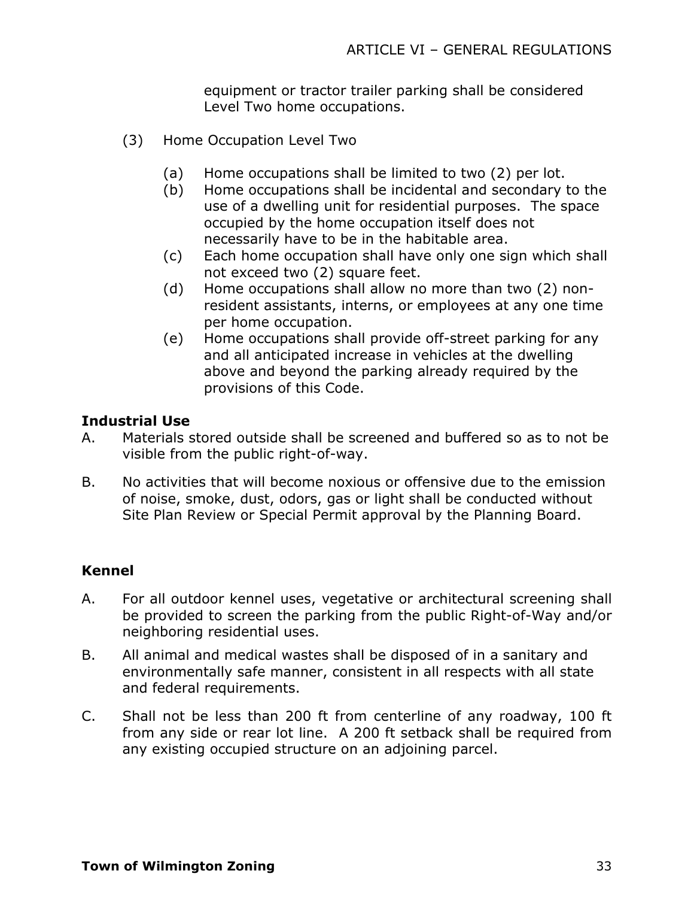equipment or tractor trailer parking shall be considered Level Two home occupations.

(3) Home Occupation Level Two

(a) Home occupations shall be limited to two (2) per lot.
(b) Home occupations shall be incidental and secondary to the use of a dwelling unit for residential purposes. The space occupied by the home occupation itself does not necessarily have to be in the habitable area.
(c) Each home occupation shall have only one sign which shall not exceed two (2) square feet.
(d) Home occupations shall allow no more than two (2) non-resident assistants, interns, or employees at any one time per home occupation.
(e) Home occupations shall provide off-street parking for any and all anticipated increase in vehicles at the dwelling above and beyond the parking already required by the provisions of this Code.

**Industrial Use**

A. Materials stored outside shall be screened and buffered so as to not be visible from the public right-of-way.

B. No activities that will become noxious or offensive due to the emission of noise, smoke, dust, odors, gas or light shall be conducted without Site Plan Review or Special Permit approval by the Planning Board.

**Kennel**

A. For all outdoor kennel uses, vegetative or architectural screening shall be provided to screen the parking from the public Right-of-Way and/or neighboring residential uses.

B. All animal and medical wastes shall be disposed of in a sanitary and environmentally safe manner, consistent in all respects with all state and federal requirements.

C. Shall not be less than 200 ft from centerline of any roadway, 100 ft from any side or rear lot line. A 200 ft setback shall be required from any existing occupied structure on an adjoining parcel.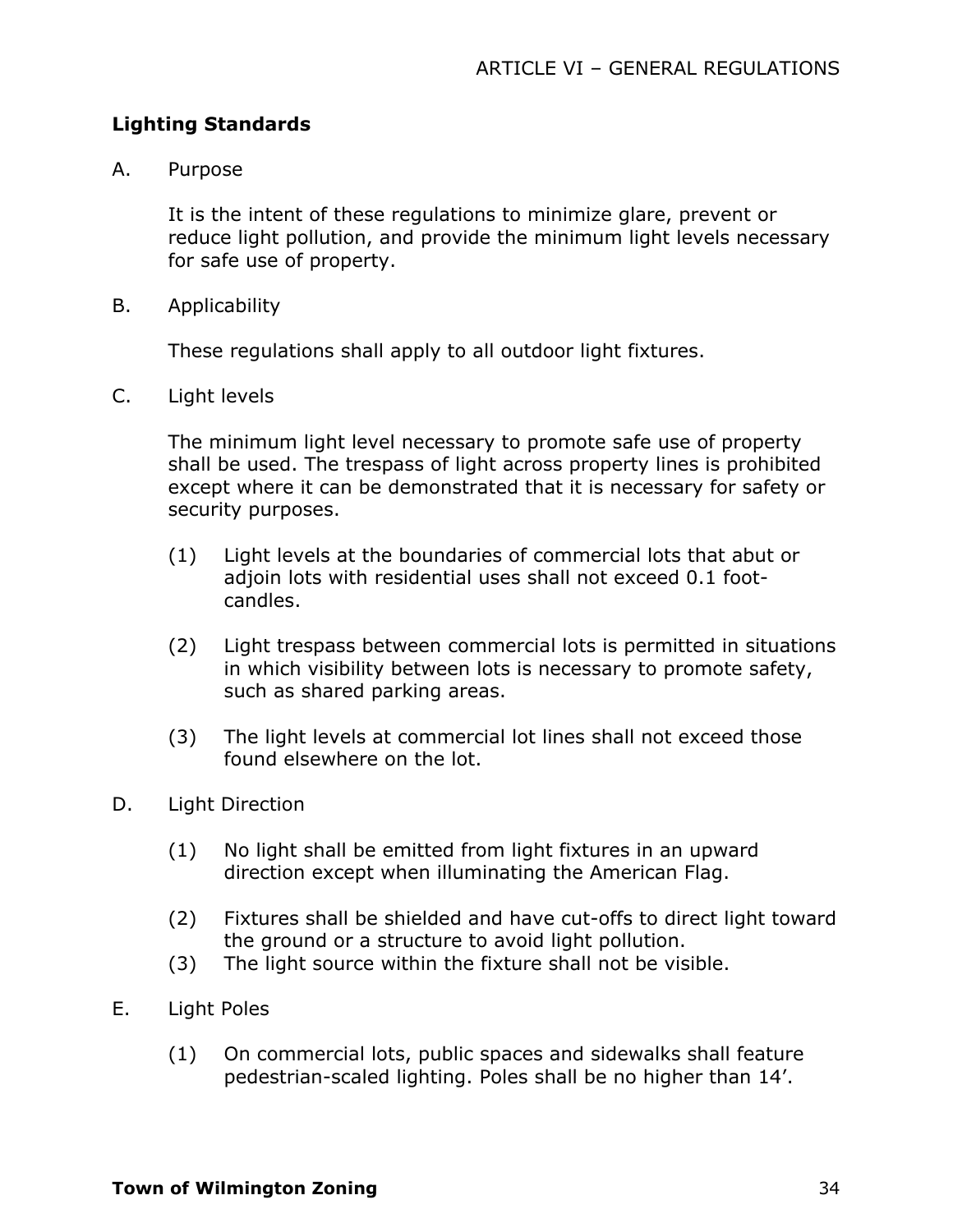## Lighting Standards

A. Purpose

It is the intent of these regulations to minimize glare, prevent or reduce light pollution, and provide the minimum light levels necessary for safe use of property.

B. Applicability

These regulations shall apply to all outdoor light fixtures.

C. Light levels

The minimum light level necessary to promote safe use of property shall be used. The trespass of light across property lines is prohibited except where it can be demonstrated that it is necessary for safety or security purposes.

(1) Light levels at the boundaries of commercial lots that abut or adjoin lots with residential uses shall not exceed 0.1 foot-candles.

(2) Light trespass between commercial lots is permitted in situations in which visibility between lots is necessary to promote safety, such as shared parking areas.

(3) The light levels at commercial lot lines shall not exceed those found elsewhere on the lot.

D. Light Direction

(1) No light shall be emitted from light fixtures in an upward direction except when illuminating the American Flag.

(2) Fixtures shall be shielded and have cut-offs to direct light toward the ground or a structure to avoid light pollution.

(3) The light source within the fixture shall not be visible.

E. Light Poles

(1) On commercial lots, public spaces and sidewalks shall feature pedestrian-scaled lighting. Poles shall be no higher than 14’.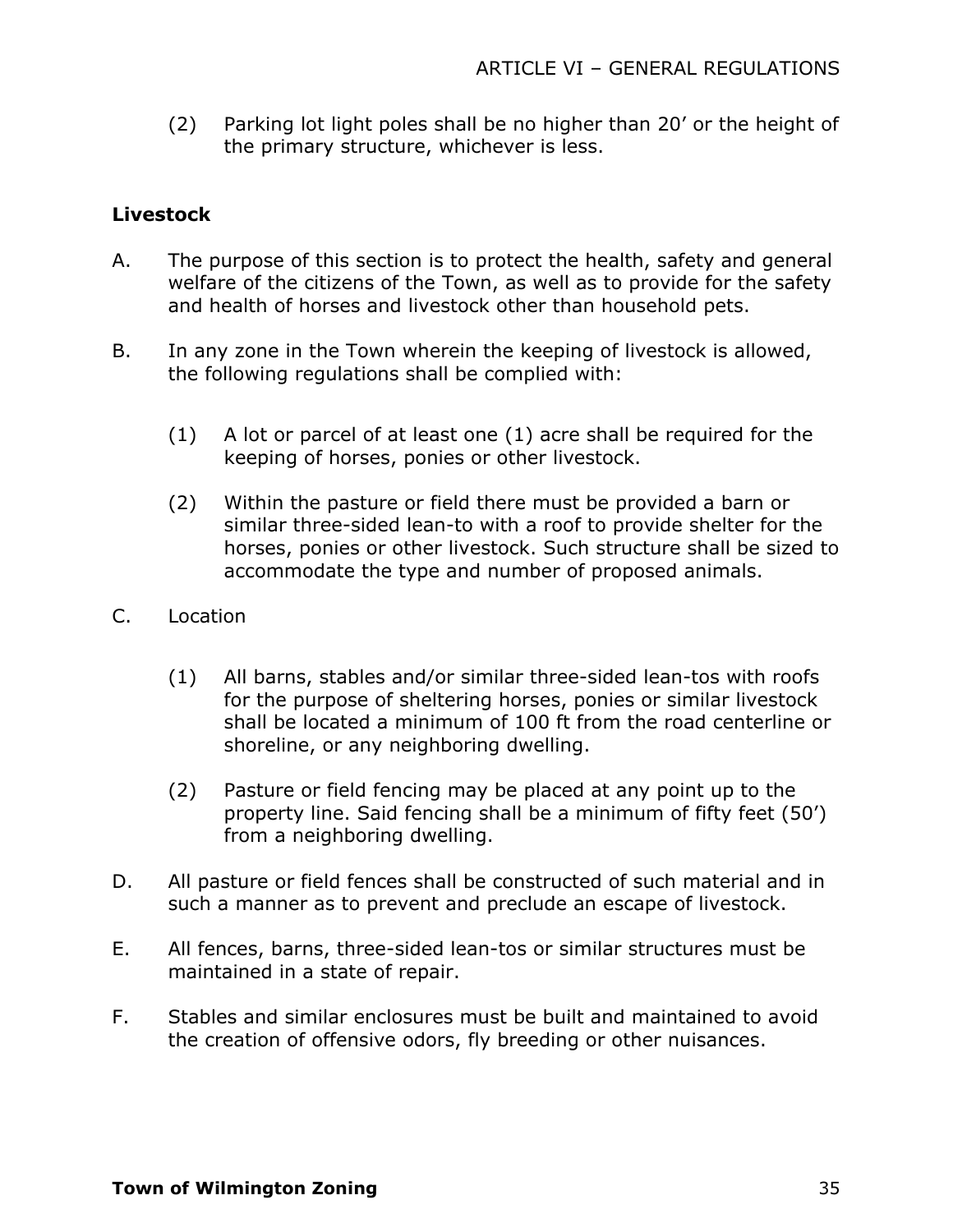(2) Parking lot light poles shall be no higher than 20' or the height of the primary structure, whichever is less.

**Livestock**

A. The purpose of this section is to protect the health, safety and general welfare of the citizens of the Town, as well as to provide for the safety and health of horses and livestock other than household pets.

B. In any zone in the Town wherein the keeping of livestock is allowed, the following regulations shall be complied with:

   (1) A lot or parcel of at least one (1) acre shall be required for the keeping of horses, ponies or other livestock.

   (2) Within the pasture or field there must be provided a barn or similar three-sided lean-to with a roof to provide shelter for the horses, ponies or other livestock. Such structure shall be sized to accommodate the type and number of proposed animals.

C. Location

   (1) All barns, stables and/or similar three-sided lean-tos with roofs for the purpose of sheltering horses, ponies or similar livestock shall be located a minimum of 100 ft from the road centerline or shoreline, or any neighboring dwelling.

   (2) Pasture or field fencing may be placed at any point up to the property line. Said fencing shall be a minimum of fifty feet (50') from a neighboring dwelling.

D. All pasture or field fences shall be constructed of such material and in such a manner as to prevent and preclude an escape of livestock.

E. All fences, barns, three-sided lean-tos or similar structures must be maintained in a state of repair.

F. Stables and similar enclosures must be built and maintained to avoid the creation of offensive odors, fly breeding or other nuisances.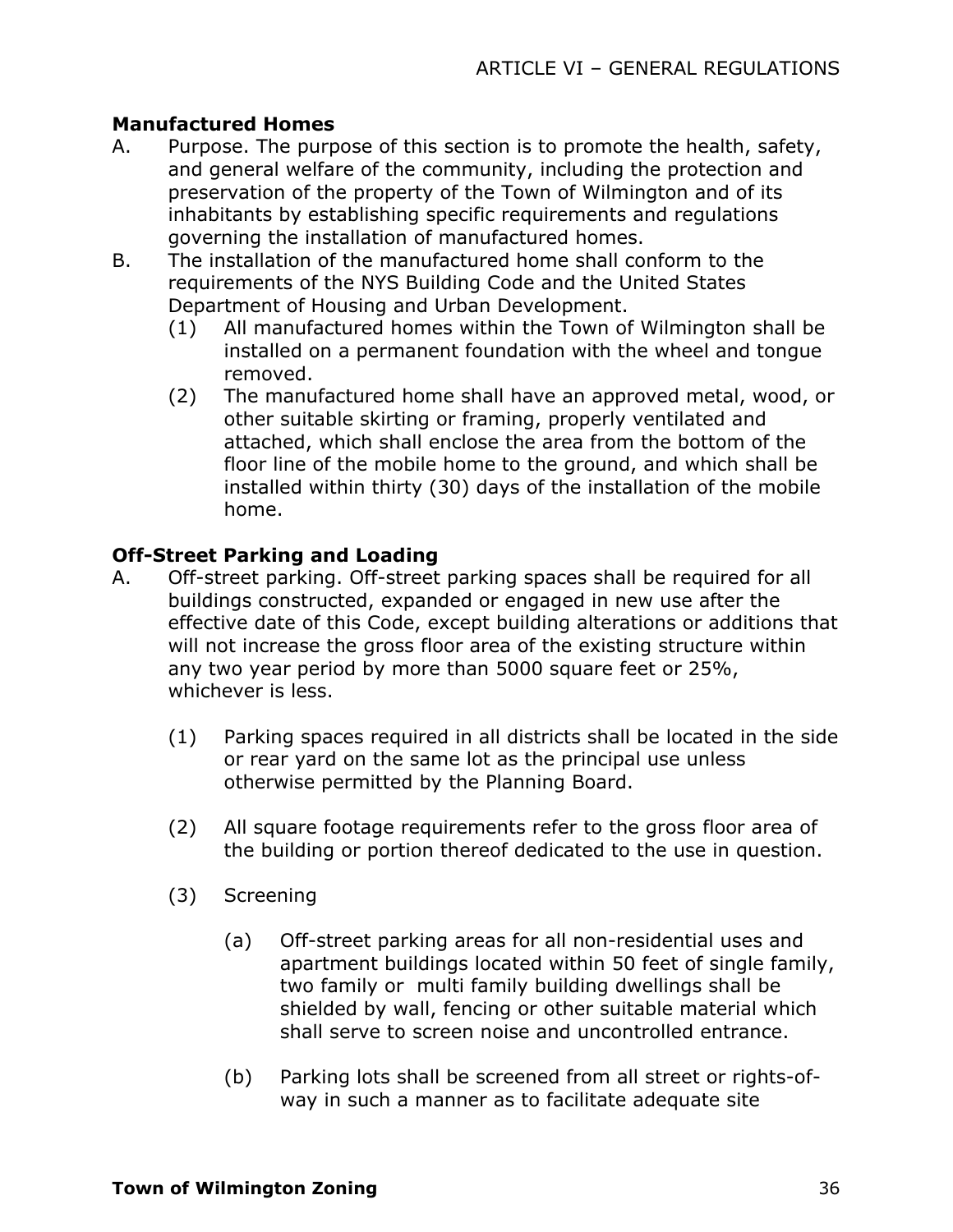## Manufactured Homes

A. Purpose. The purpose of this section is to promote the health, safety, and general welfare of the community, including the protection and preservation of the property of the Town of Wilmington and of its inhabitants by establishing specific requirements and regulations governing the installation of manufactured homes.

B. The installation of the manufactured home shall conform to the requirements of the NYS Building Code and the United States Department of Housing and Urban Development.

   (1) All manufactured homes within the Town of Wilmington shall be installed on a permanent foundation with the wheel and tongue removed.

   (2) The manufactured home shall have an approved metal, wood, or other suitable skirting or framing, properly ventilated and attached, which shall enclose the area from the bottom of the floor line of the mobile home to the ground, and which shall be installed within thirty (30) days of the installation of the mobile home.

## Off-Street Parking and Loading

A. Off-street parking. Off-street parking spaces shall be required for all buildings constructed, expanded or engaged in new use after the effective date of this Code, except building alterations or additions that will not increase the gross floor area of the existing structure within any two year period by more than 5000 square feet or 25%, whichever is less.

   (1) Parking spaces required in all districts shall be located in the side or rear yard on the same lot as the principal use unless otherwise permitted by the Planning Board.

   (2) All square footage requirements refer to the gross floor area of the building or portion thereof dedicated to the use in question.

   (3) Screening

      (a) Off-street parking areas for all non-residential uses and apartment buildings located within 50 feet of single family, two family or multi family building dwellings shall be shielded by wall, fencing or other suitable material which shall serve to screen noise and uncontrolled entrance.

      (b) Parking lots shall be screened from all street or rights-of-way in such a manner as to facilitate adequate site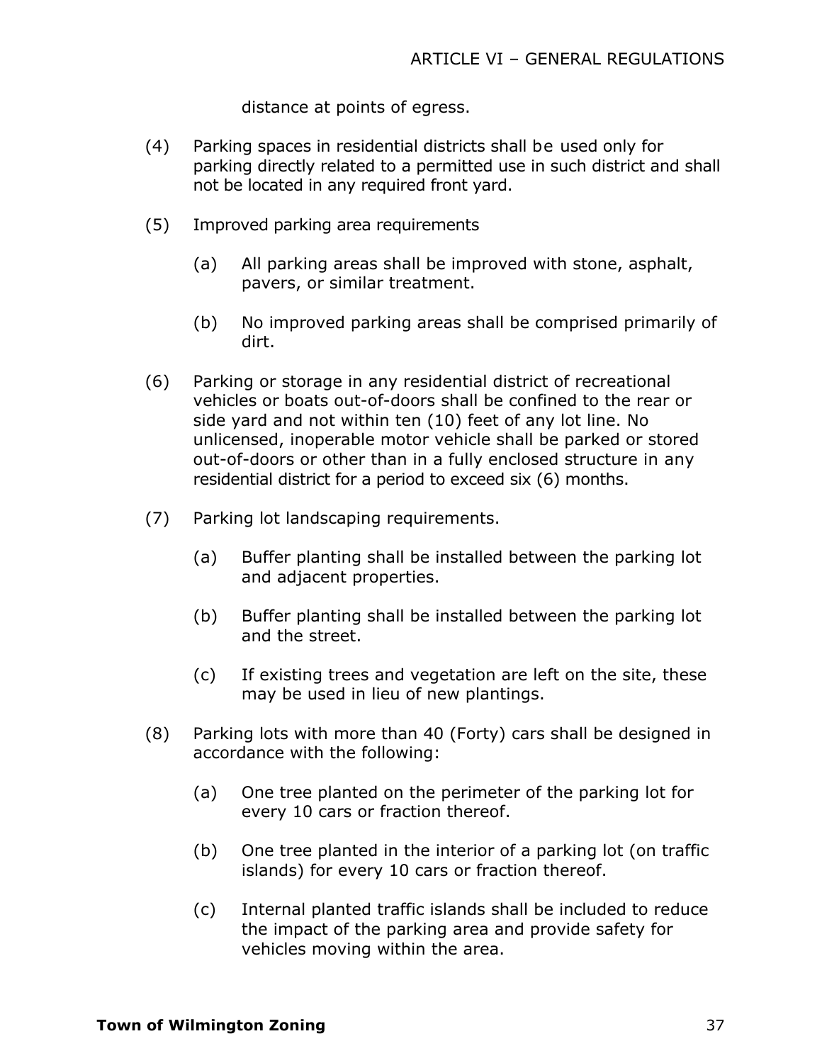distance at points of egress.

(4) Parking spaces in residential districts shall be used only for parking directly related to a permitted use in such district and shall not be located in any required front yard.

(5) Improved parking area requirements

  (a) All parking areas shall be improved with stone, asphalt, pavers, or similar treatment.

  (b) No improved parking areas shall be comprised primarily of dirt.

(6) Parking or storage in any residential district of recreational vehicles or boats out-of-doors shall be confined to the rear or side yard and not within ten (10) feet of any lot line. No unlicensed, inoperable motor vehicle shall be parked or stored out-of-doors or other than in a fully enclosed structure in any residential district for a period to exceed six (6) months.

(7) Parking lot landscaping requirements.

  (a) Buffer planting shall be installed between the parking lot and adjacent properties.

  (b) Buffer planting shall be installed between the parking lot and the street.

  (c) If existing trees and vegetation are left on the site, these may be used in lieu of new plantings.

(8) Parking lots with more than 40 (Forty) cars shall be designed in accordance with the following:

  (a) One tree planted on the perimeter of the parking lot for every 10 cars or fraction thereof.

  (b) One tree planted in the interior of a parking lot (on traffic islands) for every 10 cars or fraction thereof.

  (c) Internal planted traffic islands shall be included to reduce the impact of the parking area and provide safety for vehicles moving within the area.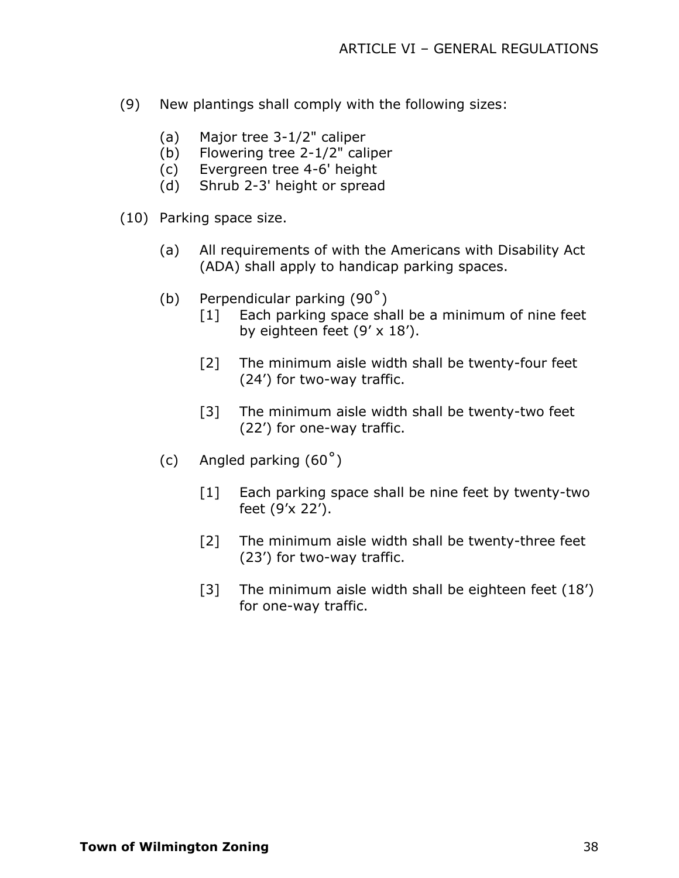(9) New plantings shall comply with the following sizes:

   (a) Major tree 3-1/2" caliper
   (b) Flowering tree 2-1/2" caliper
   (c) Evergreen tree 4-6' height
   (d) Shrub 2-3' height or spread

(10) Parking space size.

   (a) All requirements of with the Americans with Disability Act (ADA) shall apply to handicap parking spaces.

   (b) Perpendicular parking (90˚)

      [1] Each parking space shall be a minimum of nine feet by eighteen feet (9' x 18').

      [2] The minimum aisle width shall be twenty-four feet (24') for two-way traffic.

      [3] The minimum aisle width shall be twenty-two feet (22') for one-way traffic.

   (c) Angled parking (60˚)

      [1] Each parking space shall be nine feet by twenty-two feet (9'x 22').

      [2] The minimum aisle width shall be twenty-three feet (23') for two-way traffic.

      [3] The minimum aisle width shall be eighteen feet (18') for one-way traffic.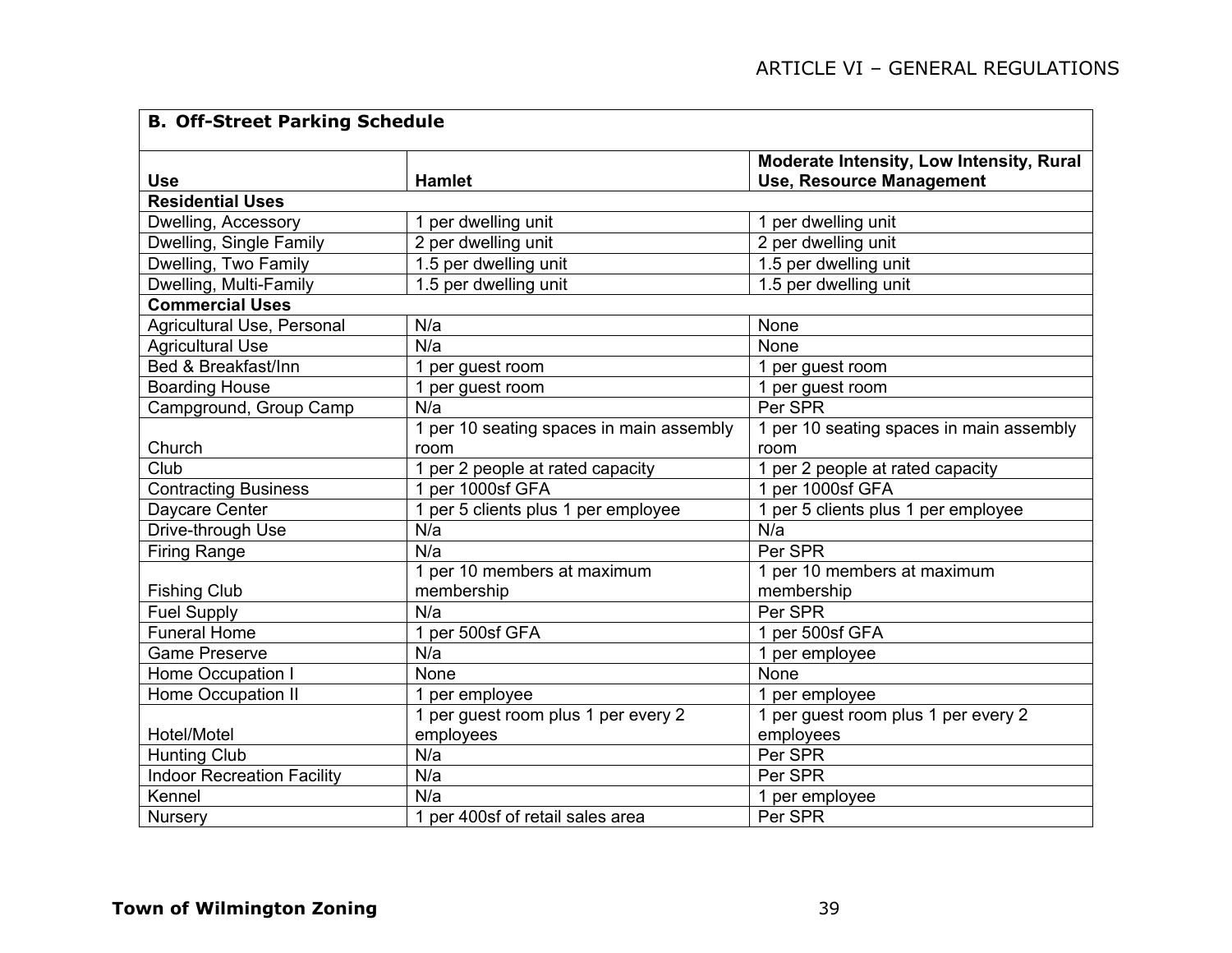| **B. Off-Street Parking Schedule** | | |
|---|---|---|
| **Use** | **Hamlet** | **Moderate Intensity, Low Intensity, Rural Use, Resource Management** |
| **Residential Uses** | | |
| Dwelling, Accessory | 1 per dwelling unit | 1 per dwelling unit |
| Dwelling, Single Family | 2 per dwelling unit | 2 per dwelling unit |
| Dwelling, Two Family | 1.5 per dwelling unit | 1.5 per dwelling unit |
| Dwelling, Multi-Family | 1.5 per dwelling unit | 1.5 per dwelling unit |
| **Commercial Uses** | | |
| Agricultural Use, Personal | N/a | None |
| Agricultural Use | N/a | None |
| Bed & Breakfast/Inn | 1 per guest room | 1 per guest room |
| Boarding House | 1 per guest room | 1 per guest room |
| Campground, Group Camp | N/a | Per SPR |
| Church | 1 per 10 seating spaces in main assembly room | 1 per 10 seating spaces in main assembly room |
| Club | 1 per 2 people at rated capacity | 1 per 2 people at rated capacity |
| Contracting Business | 1 per 1000sf GFA | 1 per 1000sf GFA |
| Daycare Center | 1 per 5 clients plus 1 per employee | 1 per 5 clients plus 1 per employee |
| Drive-through Use | N/a | N/a |
| Firing Range | N/a | Per SPR |
| Fishing Club | 1 per 10 members at maximum membership | 1 per 10 members at maximum membership |
| Fuel Supply | N/a | Per SPR |
| Funeral Home | 1 per 500sf GFA | 1 per 500sf GFA |
| Game Preserve | N/a | 1 per employee |
| Home Occupation I | None | None |
| Home Occupation II | 1 per employee | 1 per employee |
| Hotel/Motel | 1 per guest room plus 1 per every 2 employees | 1 per guest room plus 1 per every 2 employees |
| Hunting Club | N/a | Per SPR |
| Indoor Recreation Facility | N/a | Per SPR |
| Kennel | N/a | 1 per employee |
| Nursery | 1 per 400sf of retail sales area | Per SPR |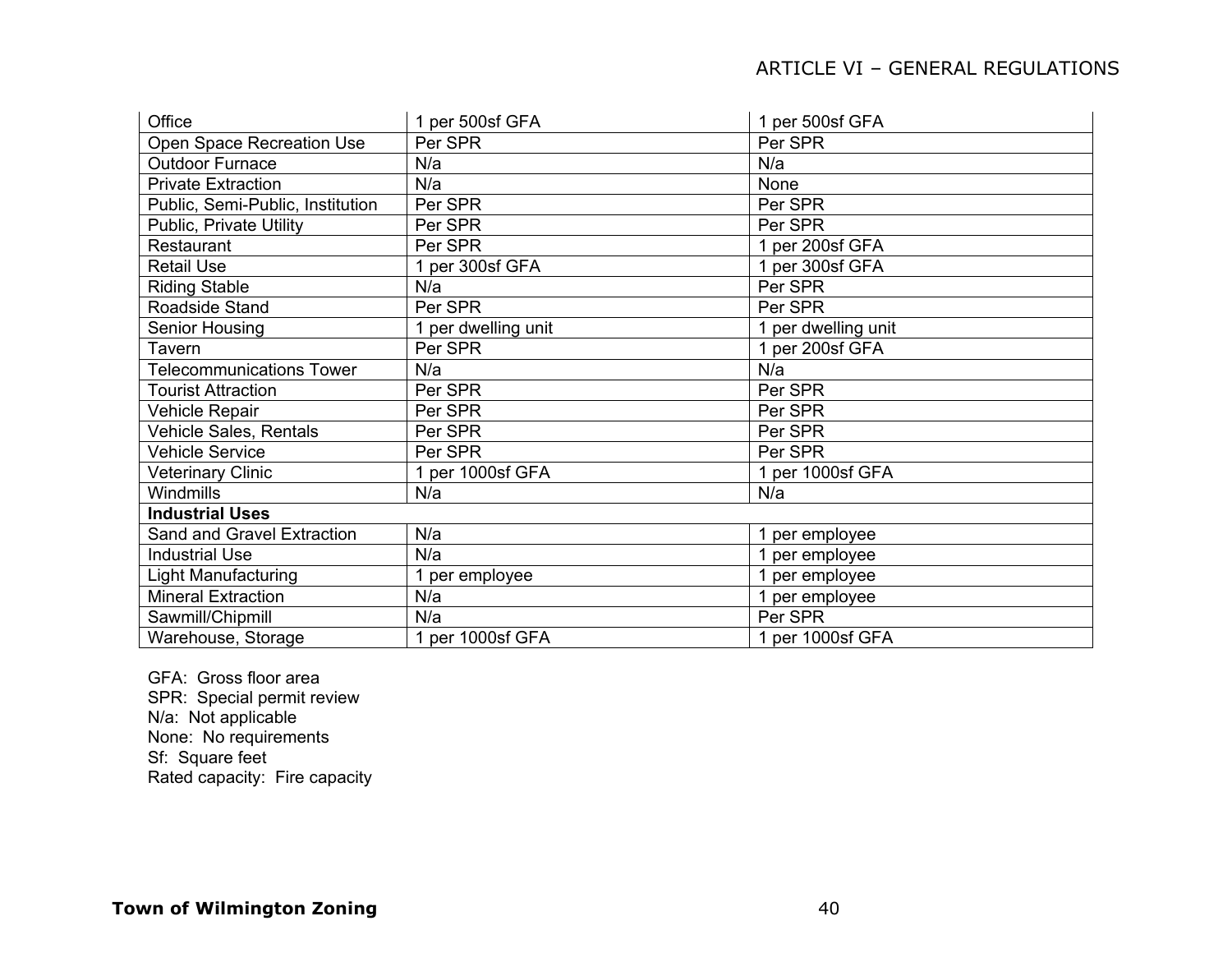| Office | 1 per 500sf GFA | 1 per 500sf GFA |
|---|---|---|
| Open Space Recreation Use | Per SPR | Per SPR |
| Outdoor Furnace | N/a | N/a |
| Private Extraction | N/a | None |
| Public, Semi-Public, Institution | Per SPR | Per SPR |
| Public, Private Utility | Per SPR | Per SPR |
| Restaurant | Per SPR | 1 per 200sf GFA |
| Retail Use | 1 per 300sf GFA | 1 per 300sf GFA |
| Riding Stable | N/a | Per SPR |
| Roadside Stand | Per SPR | Per SPR |
| Senior Housing | 1 per dwelling unit | 1 per dwelling unit |
| Tavern | Per SPR | 1 per 200sf GFA |
| Telecommunications Tower | N/a | N/a |
| Tourist Attraction | Per SPR | Per SPR |
| Vehicle Repair | Per SPR | Per SPR |
| Vehicle Sales, Rentals | Per SPR | Per SPR |
| Vehicle Service | Per SPR | Per SPR |
| Veterinary Clinic | 1 per 1000sf GFA | 1 per 1000sf GFA |
| Windmills | N/a | N/a |
| **Industrial Uses** | | |
| Sand and Gravel Extraction | N/a | 1 per employee |
| Industrial Use | N/a | 1 per employee |
| Light Manufacturing | 1 per employee | 1 per employee |
| Mineral Extraction | N/a | 1 per employee |
| Sawmill/Chipmill | N/a | Per SPR |
| Warehouse, Storage | 1 per 1000sf GFA | 1 per 1000sf GFA |

GFA: Gross floor area
SPR: Special permit review
N/a: Not applicable
None: No requirements
Sf: Square feet
Rated capacity: Fire capacity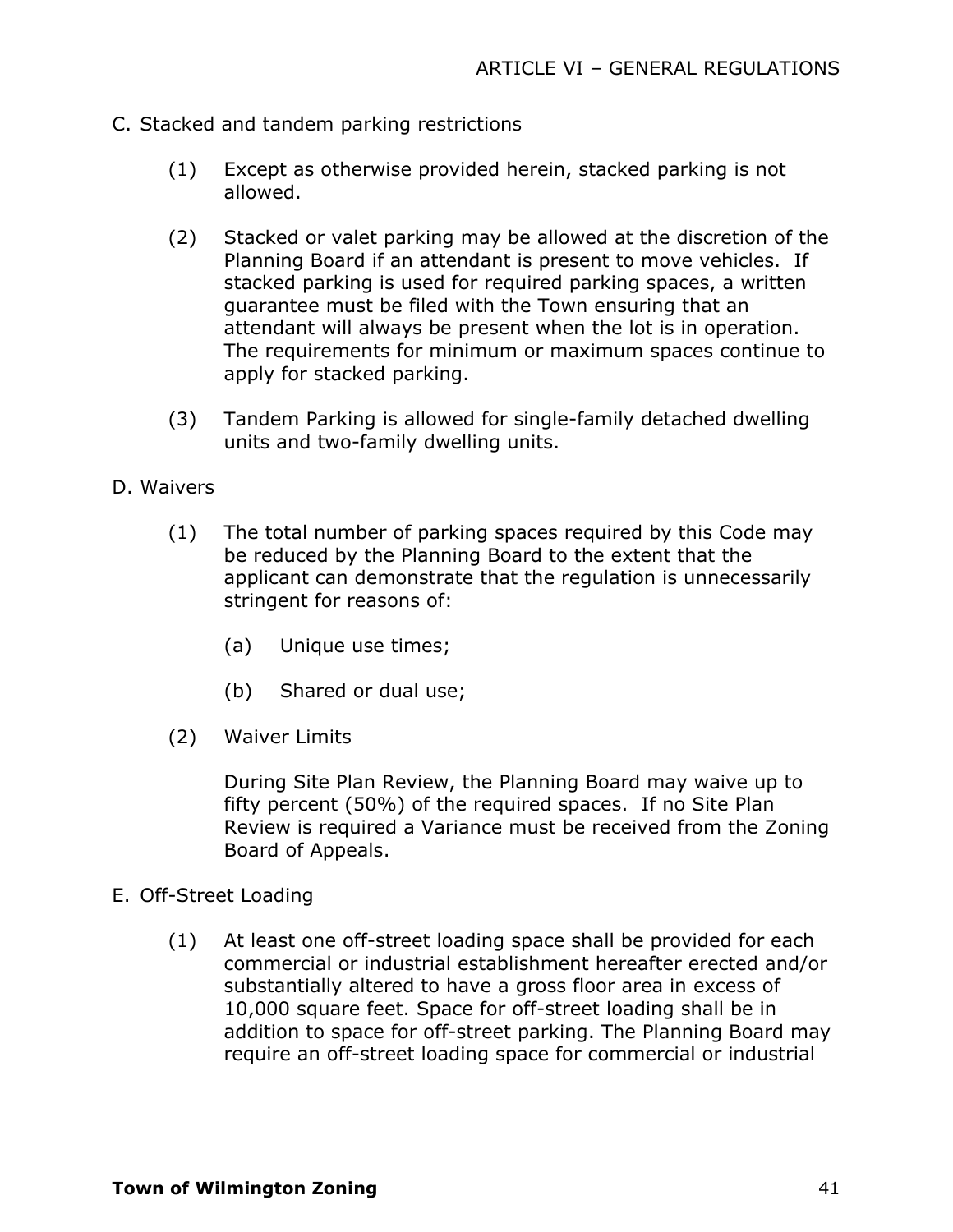C. Stacked and tandem parking restrictions

(1) Except as otherwise provided herein, stacked parking is not allowed.

(2) Stacked or valet parking may be allowed at the discretion of the Planning Board if an attendant is present to move vehicles. If stacked parking is used for required parking spaces, a written guarantee must be filed with the Town ensuring that an attendant will always be present when the lot is in operation. The requirements for minimum or maximum spaces continue to apply for stacked parking.

(3) Tandem Parking is allowed for single-family detached dwelling units and two-family dwelling units.

D. Waivers

(1) The total number of parking spaces required by this Code may be reduced by the Planning Board to the extent that the applicant can demonstrate that the regulation is unnecessarily stringent for reasons of:

(a) Unique use times;

(b) Shared or dual use;

(2) Waiver Limits

During Site Plan Review, the Planning Board may waive up to fifty percent (50%) of the required spaces. If no Site Plan Review is required a Variance must be received from the Zoning Board of Appeals.

E. Off-Street Loading

(1) At least one off-street loading space shall be provided for each commercial or industrial establishment hereafter erected and/or substantially altered to have a gross floor area in excess of 10,000 square feet. Space for off-street loading shall be in addition to space for off-street parking. The Planning Board may require an off-street loading space for commercial or industrial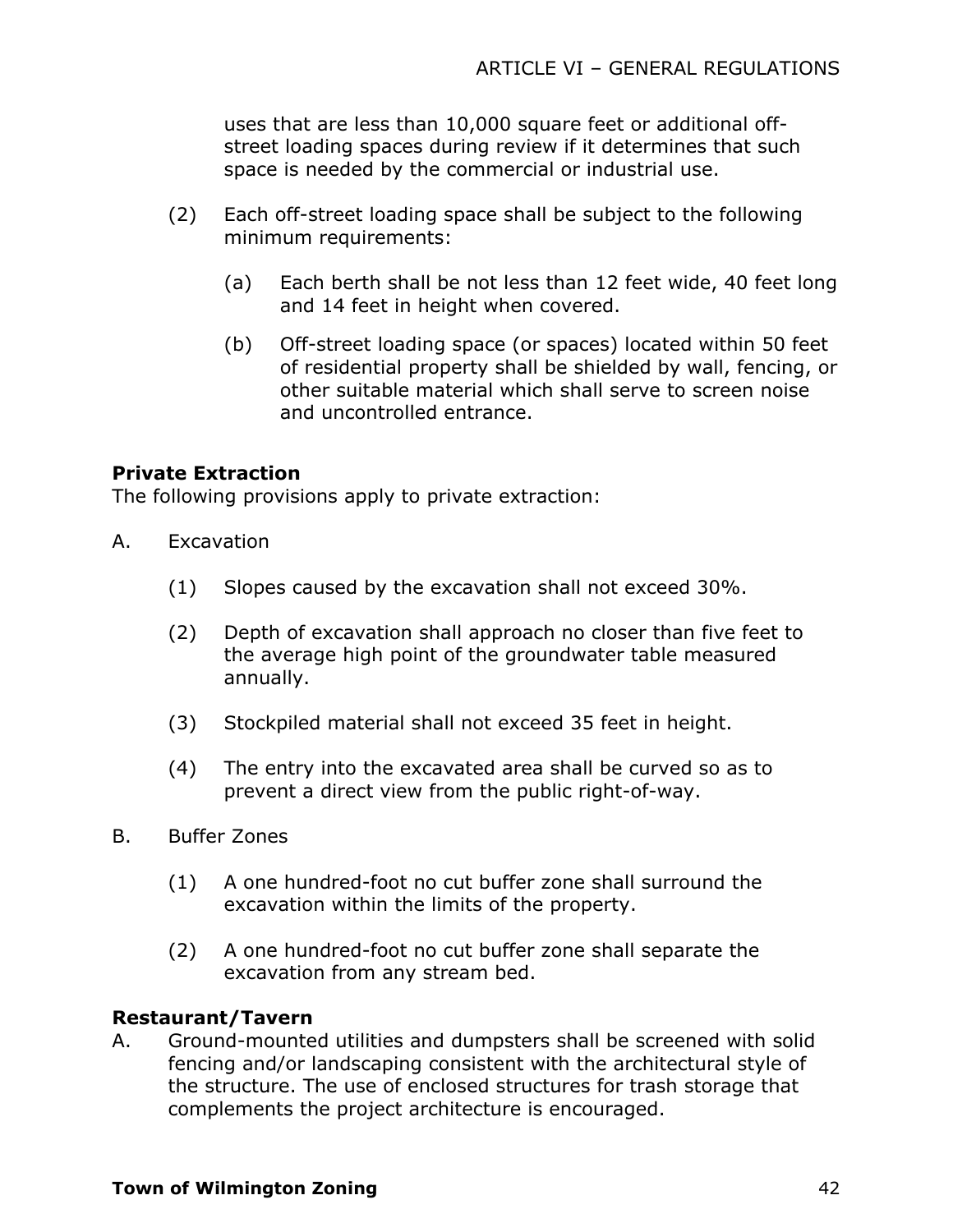uses that are less than 10,000 square feet or additional off-street loading spaces during review if it determines that such space is needed by the commercial or industrial use.

(2) Each off-street loading space shall be subject to the following minimum requirements:

(a) Each berth shall be not less than 12 feet wide, 40 feet long and 14 feet in height when covered.

(b) Off-street loading space (or spaces) located within 50 feet of residential property shall be shielded by wall, fencing, or other suitable material which shall serve to screen noise and uncontrolled entrance.

**Private Extraction**

The following provisions apply to private extraction:

A. Excavation

(1) Slopes caused by the excavation shall not exceed 30%.

(2) Depth of excavation shall approach no closer than five feet to the average high point of the groundwater table measured annually.

(3) Stockpiled material shall not exceed 35 feet in height.

(4) The entry into the excavated area shall be curved so as to prevent a direct view from the public right-of-way.

B. Buffer Zones

(1) A one hundred-foot no cut buffer zone shall surround the excavation within the limits of the property.

(2) A one hundred-foot no cut buffer zone shall separate the excavation from any stream bed.

**Restaurant/Tavern**

A. Ground-mounted utilities and dumpsters shall be screened with solid fencing and/or landscaping consistent with the architectural style of the structure. The use of enclosed structures for trash storage that complements the project architecture is encouraged.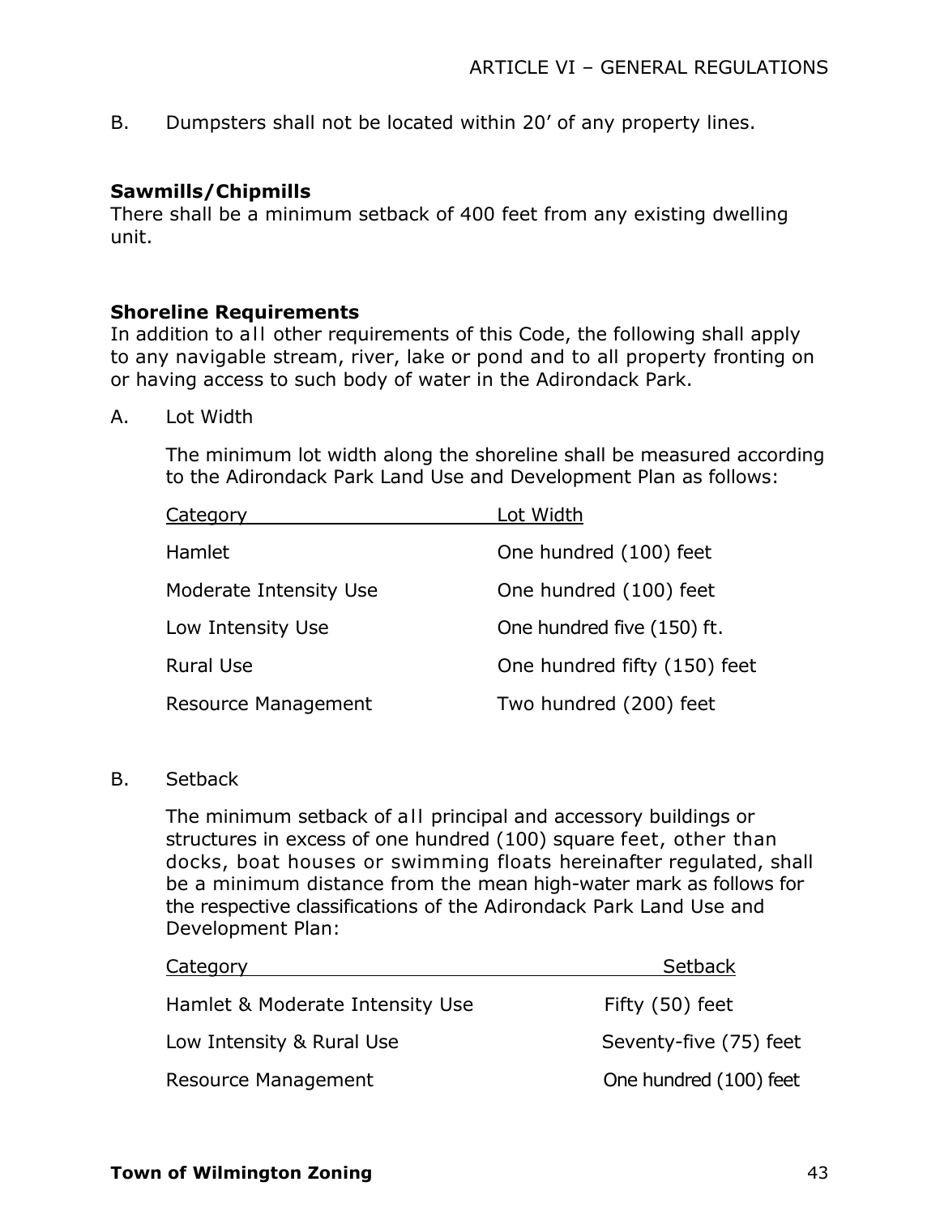B. Dumpsters shall not be located within 20' of any property lines.

**Sawmills/Chipmills**

There shall be a minimum setback of 400 feet from any existing dwelling unit.

**Shoreline Requirements**

In addition to all other requirements of this Code, the following shall apply to any navigable stream, river, lake or pond and to all property fronting on or having access to such body of water in the Adirondack Park.

A. Lot Width

The minimum lot width along the shoreline shall be measured according to the Adirondack Park Land Use and Development Plan as follows:

| Category | Lot Width |
|---|---|
| Hamlet | One hundred (100) feet |
| Moderate Intensity Use | One hundred (100) feet |
| Low Intensity Use | One hundred five (150) ft. |
| Rural Use | One hundred fifty (150) feet |
| Resource Management | Two hundred (200) feet |

B. Setback

The minimum setback of all principal and accessory buildings or structures in excess of one hundred (100) square feet, other than docks, boat houses or swimming floats hereinafter regulated, shall be a minimum distance from the mean high-water mark as follows for the respective classifications of the Adirondack Park Land Use and Development Plan:

| Category | Setback |
|---|---|
| Hamlet & Moderate Intensity Use | Fifty (50) feet |
| Low Intensity & Rural Use | Seventy-five (75) feet |
| Resource Management | One hundred (100) feet |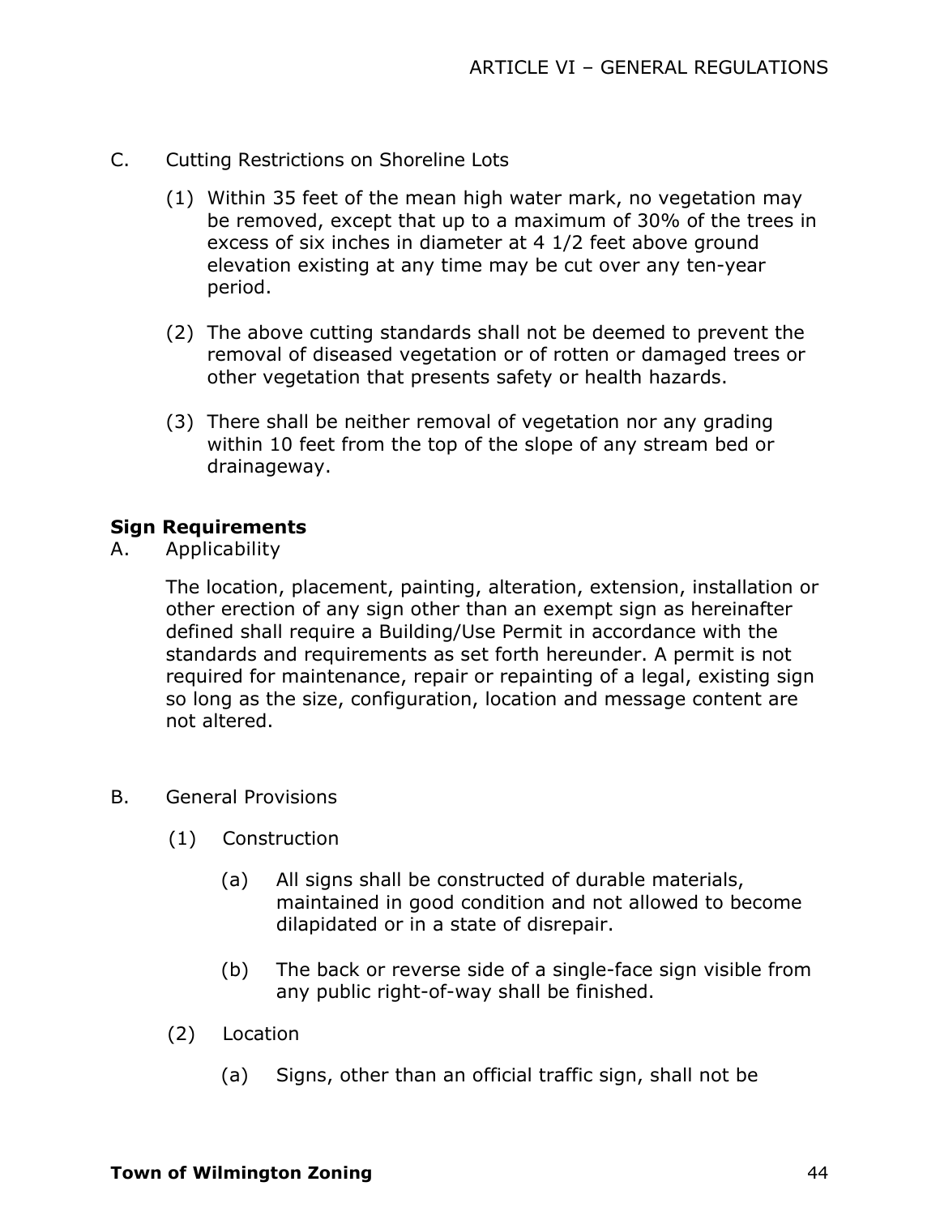C. Cutting Restrictions on Shoreline Lots

(1) Within 35 feet of the mean high water mark, no vegetation may be removed, except that up to a maximum of 30% of the trees in excess of six inches in diameter at 4 1/2 feet above ground elevation existing at any time may be cut over any ten-year period.

(2) The above cutting standards shall not be deemed to prevent the removal of diseased vegetation or of rotten or damaged trees or other vegetation that presents safety or health hazards.

(3) There shall be neither removal of vegetation nor any grading within 10 feet from the top of the slope of any stream bed or drainageway.

**Sign Requirements**

A. Applicability

The location, placement, painting, alteration, extension, installation or other erection of any sign other than an exempt sign as hereinafter defined shall require a Building/Use Permit in accordance with the standards and requirements as set forth hereunder. A permit is not required for maintenance, repair or repainting of a legal, existing sign so long as the size, configuration, location and message content are not altered.

B. General Provisions

(1) Construction

(a) All signs shall be constructed of durable materials, maintained in good condition and not allowed to become dilapidated or in a state of disrepair.

(b) The back or reverse side of a single-face sign visible from any public right-of-way shall be finished.

(2) Location

(a) Signs, other than an official traffic sign, shall not be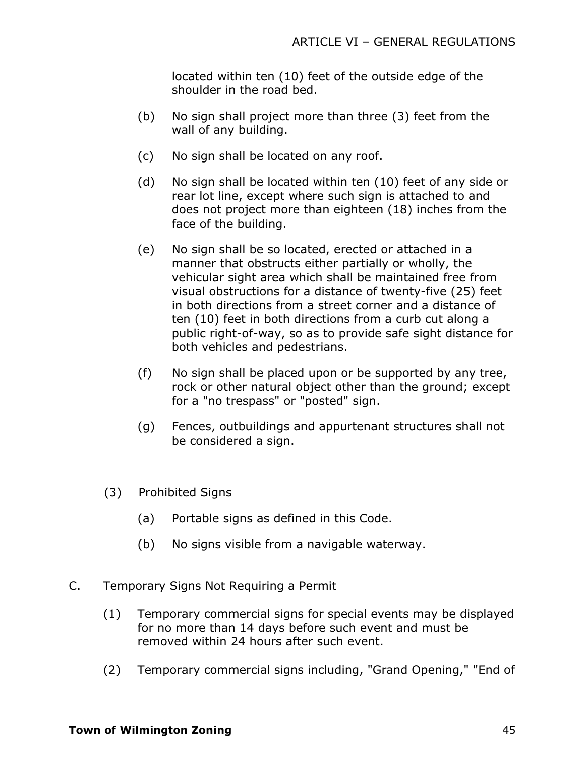located within ten (10) feet of the outside edge of the shoulder in the road bed.

(b) No sign shall project more than three (3) feet from the wall of any building.

(c) No sign shall be located on any roof.

(d) No sign shall be located within ten (10) feet of any side or rear lot line, except where such sign is attached to and does not project more than eighteen (18) inches from the face of the building.

(e) No sign shall be so located, erected or attached in a manner that obstructs either partially or wholly, the vehicular sight area which shall be maintained free from visual obstructions for a distance of twenty-five (25) feet in both directions from a street corner and a distance of ten (10) feet in both directions from a curb cut along a public right-of-way, so as to provide safe sight distance for both vehicles and pedestrians.

(f) No sign shall be placed upon or be supported by any tree, rock or other natural object other than the ground; except for a "no trespass" or "posted" sign.

(g) Fences, outbuildings and appurtenant structures shall not be considered a sign.

(3) Prohibited Signs

(a) Portable signs as defined in this Code.

(b) No signs visible from a navigable waterway.

C. Temporary Signs Not Requiring a Permit

(1) Temporary commercial signs for special events may be displayed for no more than 14 days before such event and must be removed within 24 hours after such event.

(2) Temporary commercial signs including, "Grand Opening," "End of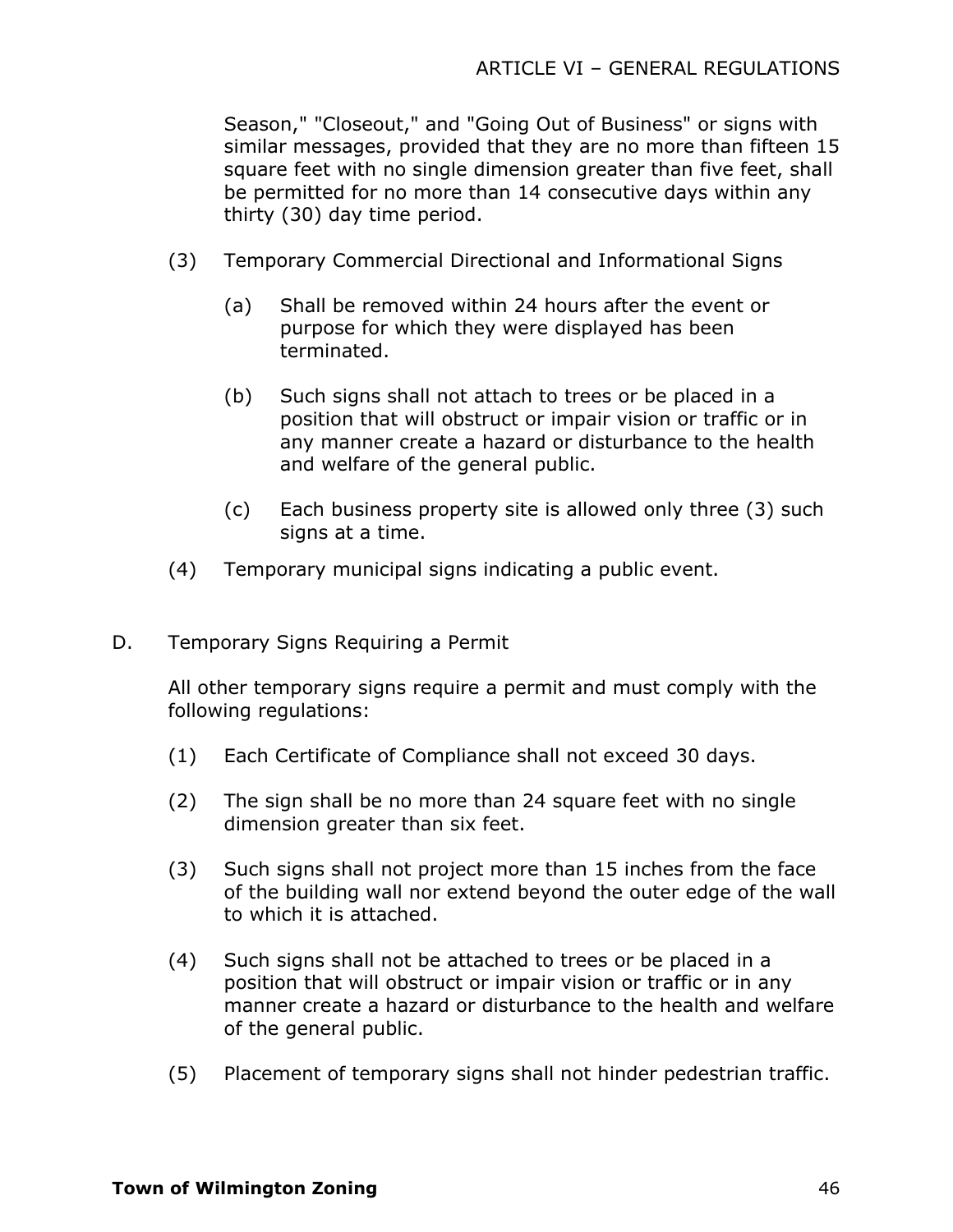Season," "Closeout," and "Going Out of Business" or signs with similar messages, provided that they are no more than fifteen 15 square feet with no single dimension greater than five feet, shall be permitted for no more than 14 consecutive days within any thirty (30) day time period.

(3) Temporary Commercial Directional and Informational Signs

(a) Shall be removed within 24 hours after the event or purpose for which they were displayed has been terminated.

(b) Such signs shall not attach to trees or be placed in a position that will obstruct or impair vision or traffic or in any manner create a hazard or disturbance to the health and welfare of the general public.

(c) Each business property site is allowed only three (3) such signs at a time.

(4) Temporary municipal signs indicating a public event.

D. Temporary Signs Requiring a Permit

All other temporary signs require a permit and must comply with the following regulations:

(1) Each Certificate of Compliance shall not exceed 30 days.

(2) The sign shall be no more than 24 square feet with no single dimension greater than six feet.

(3) Such signs shall not project more than 15 inches from the face of the building wall nor extend beyond the outer edge of the wall to which it is attached.

(4) Such signs shall not be attached to trees or be placed in a position that will obstruct or impair vision or traffic or in any manner create a hazard or disturbance to the health and welfare of the general public.

(5) Placement of temporary signs shall not hinder pedestrian traffic.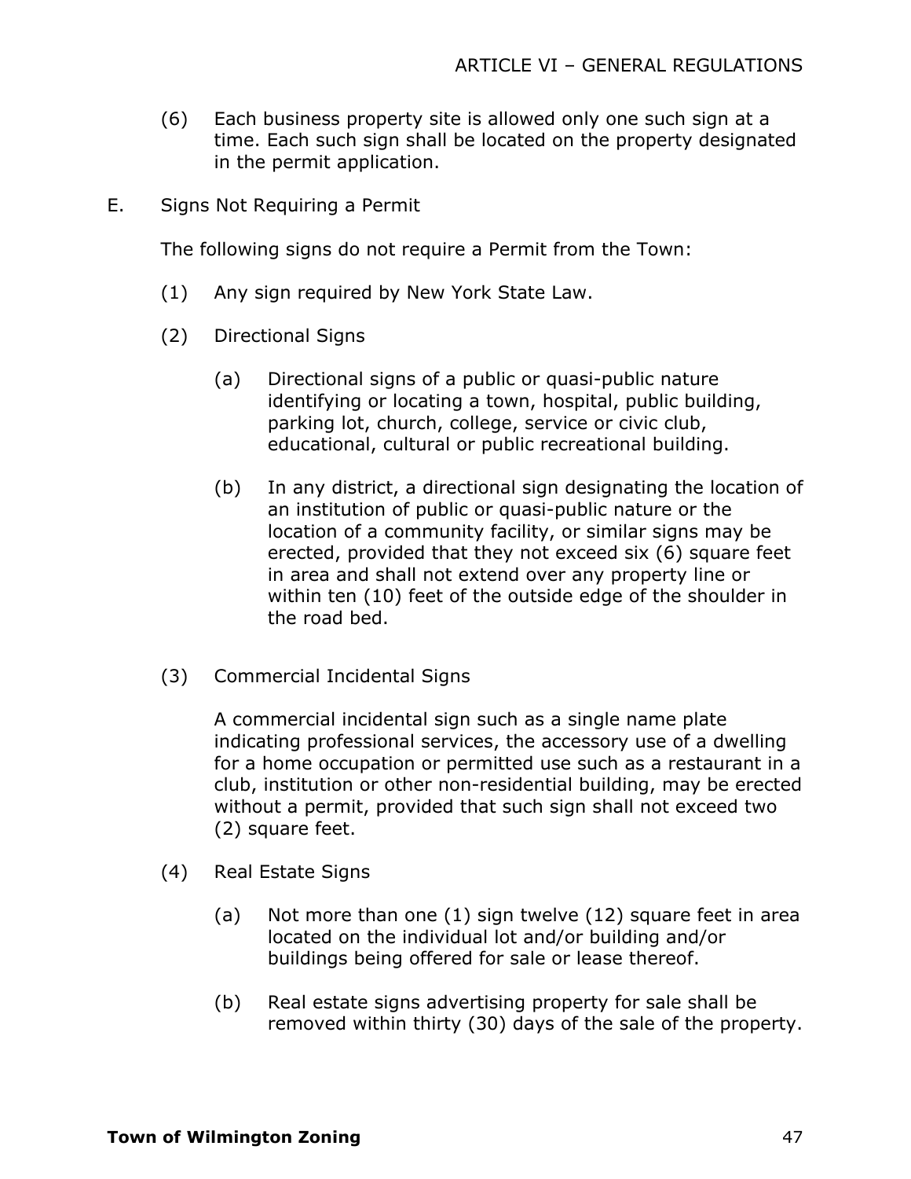(6) Each business property site is allowed only one such sign at a time. Each such sign shall be located on the property designated in the permit application.

E. Signs Not Requiring a Permit

The following signs do not require a Permit from the Town:

(1) Any sign required by New York State Law.

(2) Directional Signs

(a) Directional signs of a public or quasi-public nature identifying or locating a town, hospital, public building, parking lot, church, college, service or civic club, educational, cultural or public recreational building.

(b) In any district, a directional sign designating the location of an institution of public or quasi-public nature or the location of a community facility, or similar signs may be erected, provided that they not exceed six (6) square feet in area and shall not extend over any property line or within ten (10) feet of the outside edge of the shoulder in the road bed.

(3) Commercial Incidental Signs

A commercial incidental sign such as a single name plate indicating professional services, the accessory use of a dwelling for a home occupation or permitted use such as a restaurant in a club, institution or other non-residential building, may be erected without a permit, provided that such sign shall not exceed two (2) square feet.

(4) Real Estate Signs

(a) Not more than one (1) sign twelve (12) square feet in area located on the individual lot and/or building and/or buildings being offered for sale or lease thereof.

(b) Real estate signs advertising property for sale shall be removed within thirty (30) days of the sale of the property.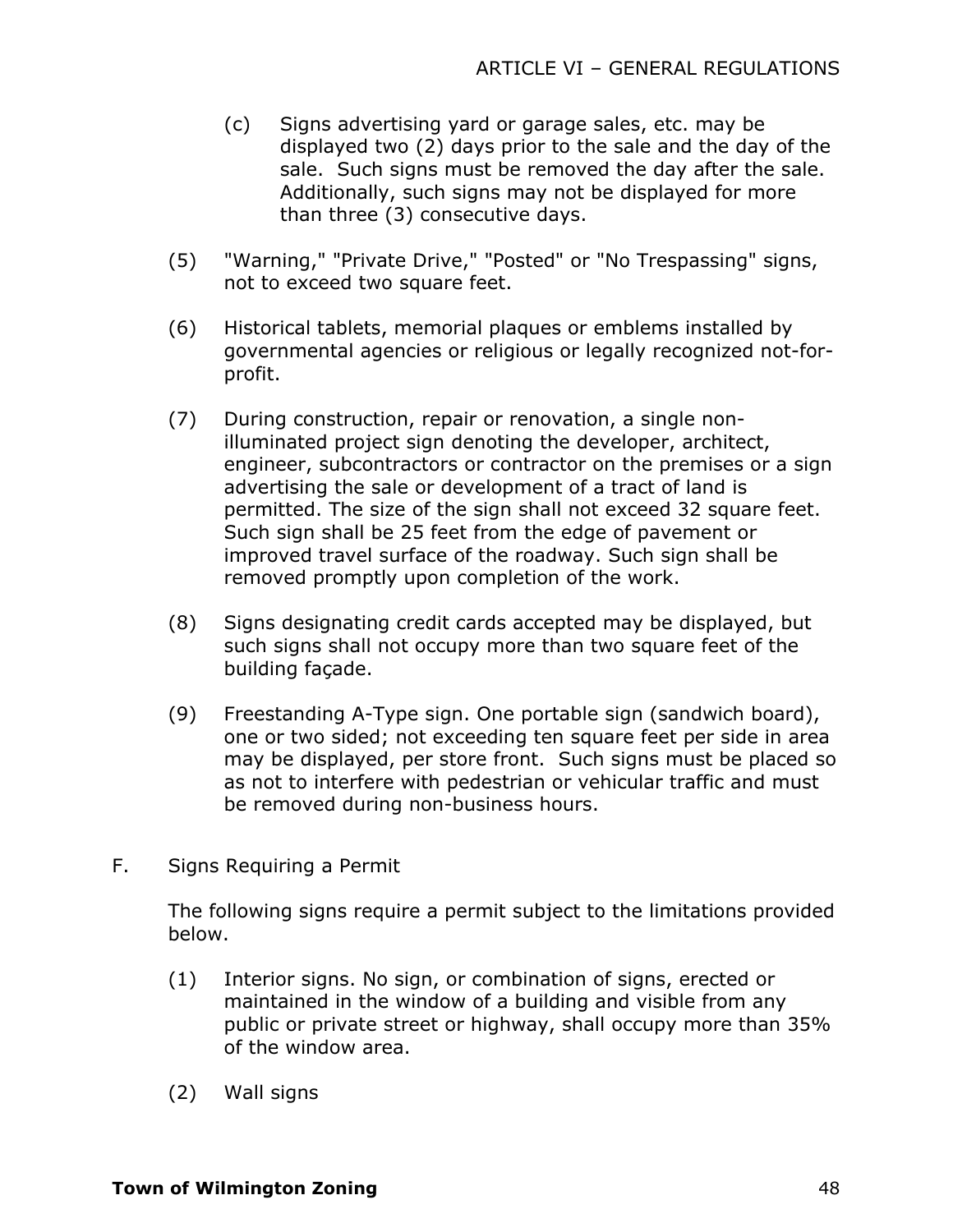(c) Signs advertising yard or garage sales, etc. may be displayed two (2) days prior to the sale and the day of the sale. Such signs must be removed the day after the sale. Additionally, such signs may not be displayed for more than three (3) consecutive days.

(5) "Warning," "Private Drive," "Posted" or "No Trespassing" signs, not to exceed two square feet.

(6) Historical tablets, memorial plaques or emblems installed by governmental agencies or religious or legally recognized not-for-profit.

(7) During construction, repair or renovation, a single non-illuminated project sign denoting the developer, architect, engineer, subcontractors or contractor on the premises or a sign advertising the sale or development of a tract of land is permitted. The size of the sign shall not exceed 32 square feet. Such sign shall be 25 feet from the edge of pavement or improved travel surface of the roadway. Such sign shall be removed promptly upon completion of the work.

(8) Signs designating credit cards accepted may be displayed, but such signs shall not occupy more than two square feet of the building façade.

(9) Freestanding A-Type sign. One portable sign (sandwich board), one or two sided; not exceeding ten square feet per side in area may be displayed, per store front. Such signs must be placed so as not to interfere with pedestrian or vehicular traffic and must be removed during non-business hours.

F. Signs Requiring a Permit

The following signs require a permit subject to the limitations provided below.

(1) Interior signs. No sign, or combination of signs, erected or maintained in the window of a building and visible from any public or private street or highway, shall occupy more than 35% of the window area.

(2) Wall signs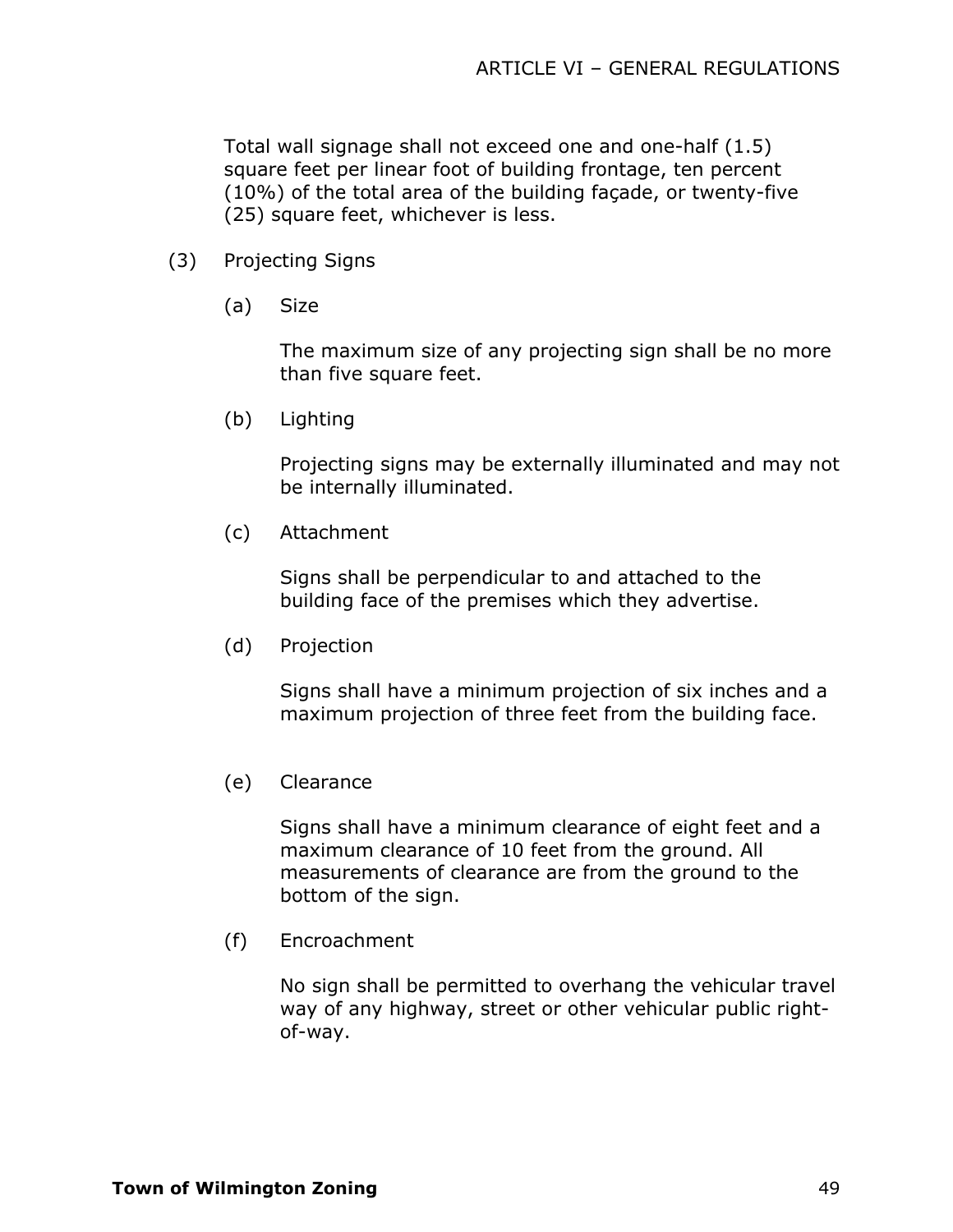Total wall signage shall not exceed one and one-half (1.5) square feet per linear foot of building frontage, ten percent (10%) of the total area of the building façade, or twenty-five (25) square feet, whichever is less.

(3) Projecting Signs

(a) Size

The maximum size of any projecting sign shall be no more than five square feet.

(b) Lighting

Projecting signs may be externally illuminated and may not be internally illuminated.

(c) Attachment

Signs shall be perpendicular to and attached to the building face of the premises which they advertise.

(d) Projection

Signs shall have a minimum projection of six inches and a maximum projection of three feet from the building face.

(e) Clearance

Signs shall have a minimum clearance of eight feet and a maximum clearance of 10 feet from the ground. All measurements of clearance are from the ground to the bottom of the sign.

(f) Encroachment

No sign shall be permitted to overhang the vehicular travel way of any highway, street or other vehicular public right-of-way.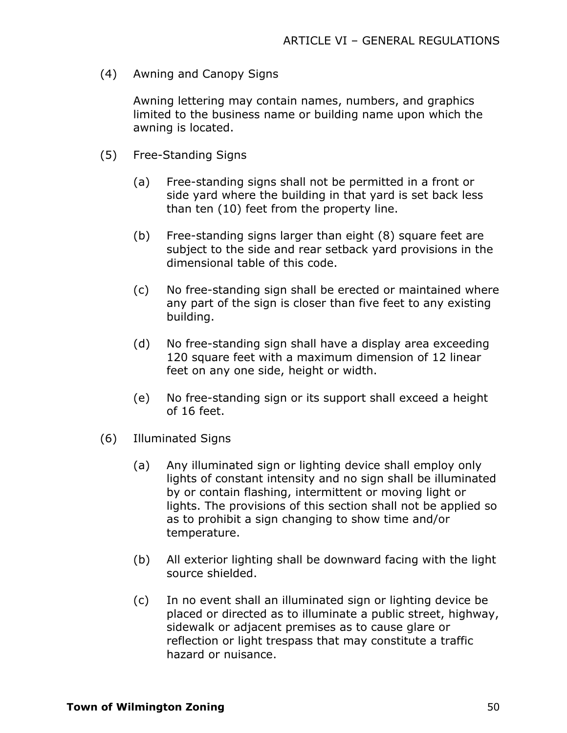(4) Awning and Canopy Signs

Awning lettering may contain names, numbers, and graphics limited to the business name or building name upon which the awning is located.

(5) Free-Standing Signs

(a) Free-standing signs shall not be permitted in a front or side yard where the building in that yard is set back less than ten (10) feet from the property line.

(b) Free-standing signs larger than eight (8) square feet are subject to the side and rear setback yard provisions in the dimensional table of this code.

(c) No free-standing sign shall be erected or maintained where any part of the sign is closer than five feet to any existing building.

(d) No free-standing sign shall have a display area exceeding 120 square feet with a maximum dimension of 12 linear feet on any one side, height or width.

(e) No free-standing sign or its support shall exceed a height of 16 feet.

(6) Illuminated Signs

(a) Any illuminated sign or lighting device shall employ only lights of constant intensity and no sign shall be illuminated by or contain flashing, intermittent or moving light or lights. The provisions of this section shall not be applied so as to prohibit a sign changing to show time and/or temperature.

(b) All exterior lighting shall be downward facing with the light source shielded.

(c) In no event shall an illuminated sign or lighting device be placed or directed as to illuminate a public street, highway, sidewalk or adjacent premises as to cause glare or reflection or light trespass that may constitute a traffic hazard or nuisance.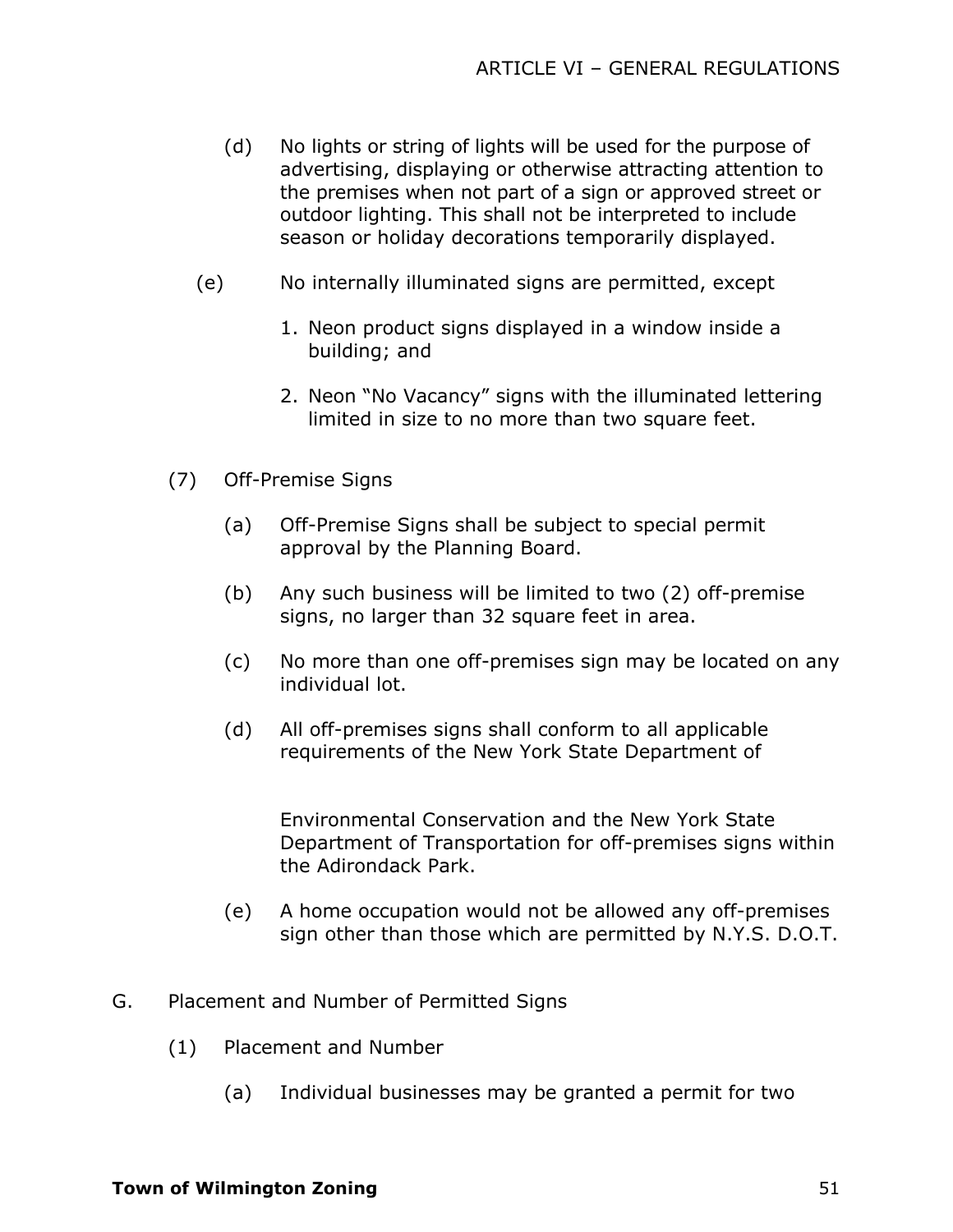(d) No lights or string of lights will be used for the purpose of advertising, displaying or otherwise attracting attention to the premises when not part of a sign or approved street or outdoor lighting. This shall not be interpreted to include season or holiday decorations temporarily displayed.

(e) No internally illuminated signs are permitted, except

1. Neon product signs displayed in a window inside a building; and
2. Neon "No Vacancy" signs with the illuminated lettering limited in size to no more than two square feet.

(7) Off-Premise Signs

(a) Off-Premise Signs shall be subject to special permit approval by the Planning Board.

(b) Any such business will be limited to two (2) off-premise signs, no larger than 32 square feet in area.

(c) No more than one off-premises sign may be located on any individual lot.

(d) All off-premises signs shall conform to all applicable requirements of the New York State Department of Environmental Conservation and the New York State Department of Transportation for off-premises signs within the Adirondack Park.

(e) A home occupation would not be allowed any off-premises sign other than those which are permitted by N.Y.S. D.O.T.

G. Placement and Number of Permitted Signs

(1) Placement and Number

(a) Individual businesses may be granted a permit for two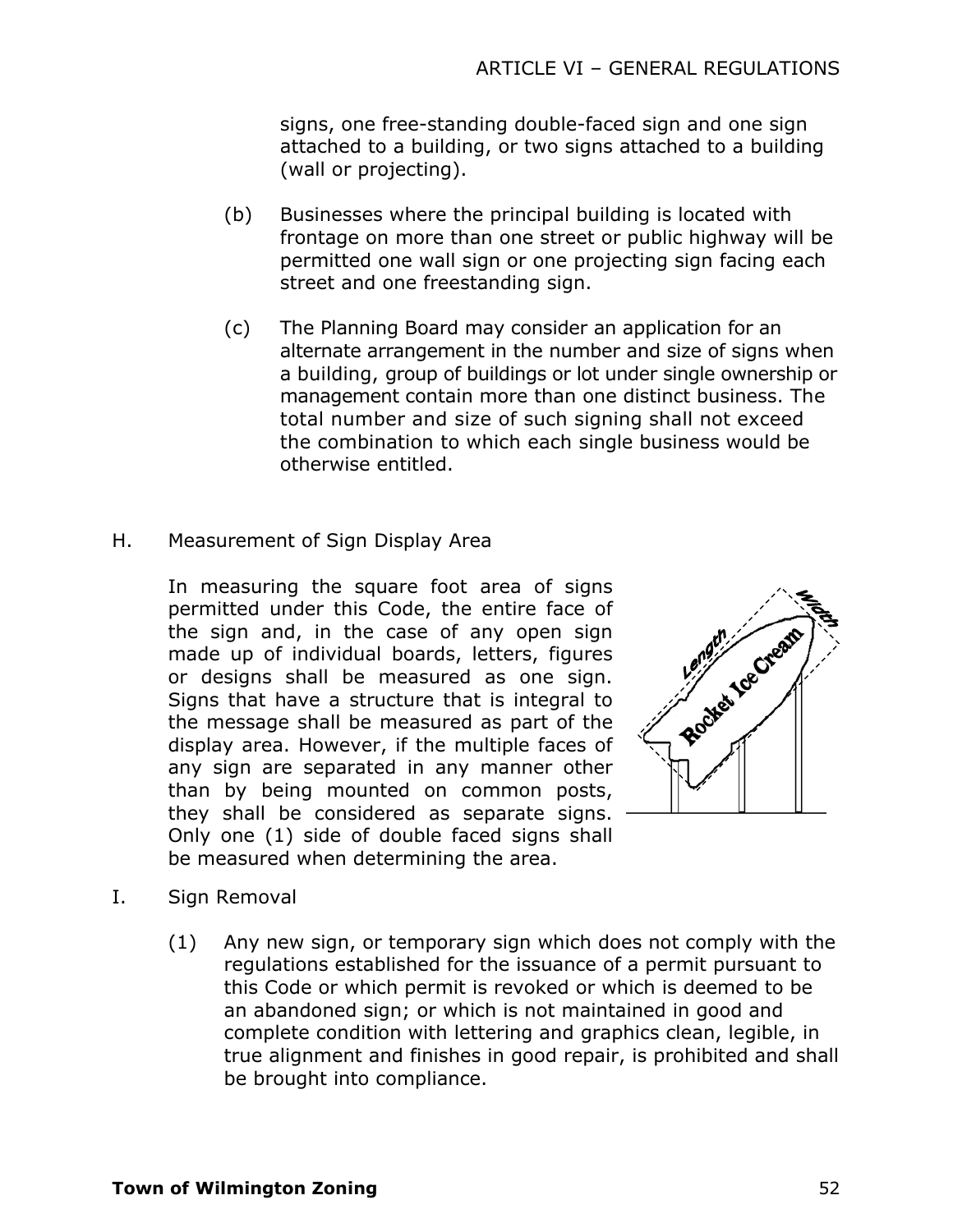signs, one free-standing double-faced sign and one sign attached to a building, or two signs attached to a building (wall or projecting).

(b) Businesses where the principal building is located with frontage on more than one street or public highway will be permitted one wall sign or one projecting sign facing each street and one freestanding sign.

(c) The Planning Board may consider an application for an alternate arrangement in the number and size of signs when a building, group of buildings or lot under single ownership or management contain more than one distinct business. The total number and size of such signing shall not exceed the combination to which each single business would be otherwise entitled.

H. Measurement of Sign Display Area

In measuring the square foot area of signs permitted under this Code, the entire face of the sign and, in the case of any open sign made up of individual boards, letters, figures or designs shall be measured as one sign. Signs that have a structure that is integral to the message shall be measured as part of the display area. However, if the multiple faces of any sign are separated in any manner other than by being mounted on common posts, they shall be considered as separate signs. Only one (1) side of double faced signs shall be measured when determining the area.

I. Sign Removal

(1) Any new sign, or temporary sign which does not comply with the regulations established for the issuance of a permit pursuant to this Code or which permit is revoked or which is deemed to be an abandoned sign; or which is not maintained in good and complete condition with lettering and graphics clean, legible, in true alignment and finishes in good repair, is prohibited and shall be brought into compliance.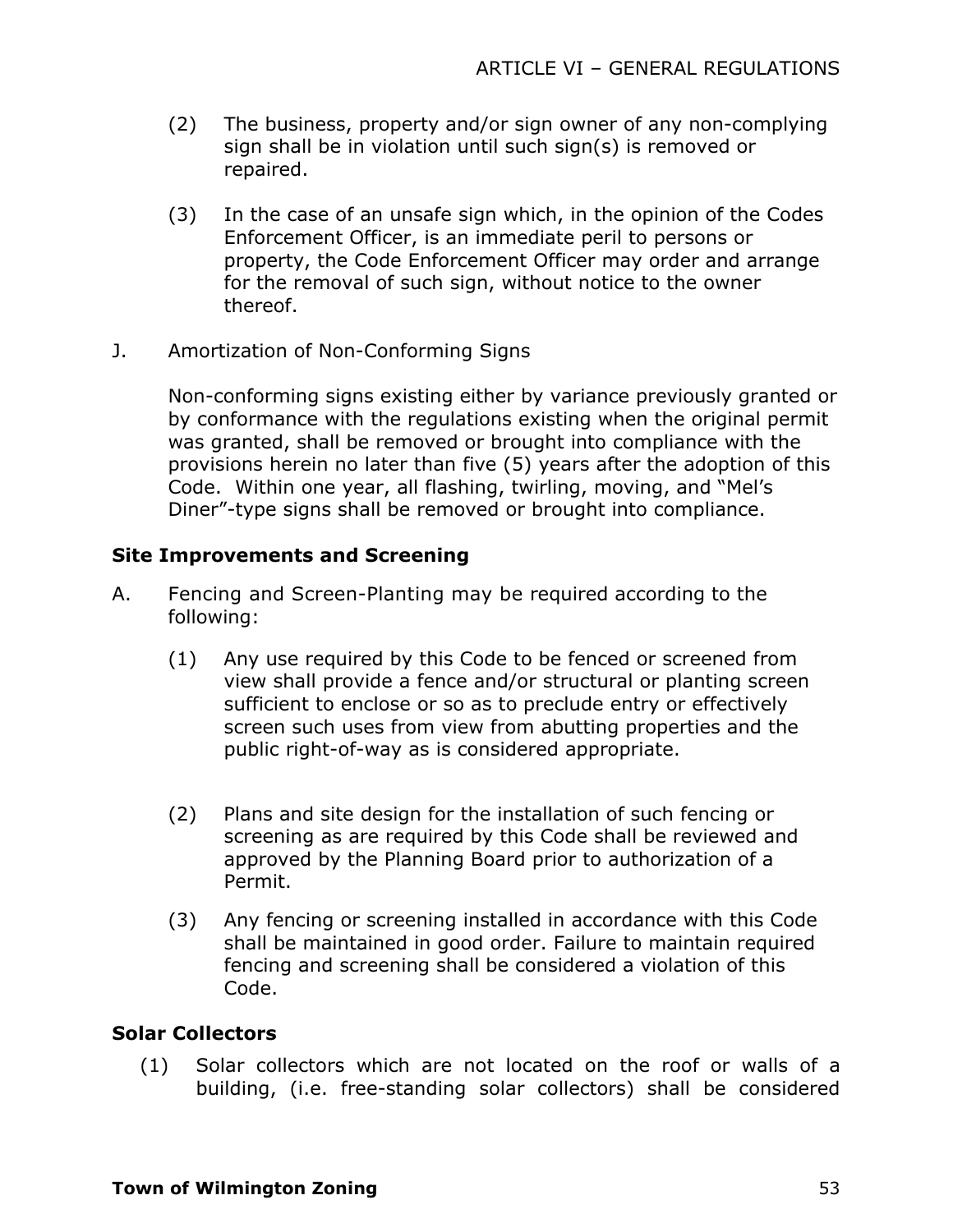(2) The business, property and/or sign owner of any non-complying sign shall be in violation until such sign(s) is removed or repaired.

(3) In the case of an unsafe sign which, in the opinion of the Codes Enforcement Officer, is an immediate peril to persons or property, the Code Enforcement Officer may order and arrange for the removal of such sign, without notice to the owner thereof.

J. Amortization of Non-Conforming Signs

Non-conforming signs existing either by variance previously granted or by conformance with the regulations existing when the original permit was granted, shall be removed or brought into compliance with the provisions herein no later than five (5) years after the adoption of this Code. Within one year, all flashing, twirling, moving, and "Mel's Diner"-type signs shall be removed or brought into compliance.

**Site Improvements and Screening**

A. Fencing and Screen-Planting may be required according to the following:

(1) Any use required by this Code to be fenced or screened from view shall provide a fence and/or structural or planting screen sufficient to enclose or so as to preclude entry or effectively screen such uses from view from abutting properties and the public right-of-way as is considered appropriate.

(2) Plans and site design for the installation of such fencing or screening as are required by this Code shall be reviewed and approved by the Planning Board prior to authorization of a Permit.

(3) Any fencing or screening installed in accordance with this Code shall be maintained in good order. Failure to maintain required fencing and screening shall be considered a violation of this Code.

**Solar Collectors**

(1) Solar collectors which are not located on the roof or walls of a building, (i.e. free-standing solar collectors) shall be considered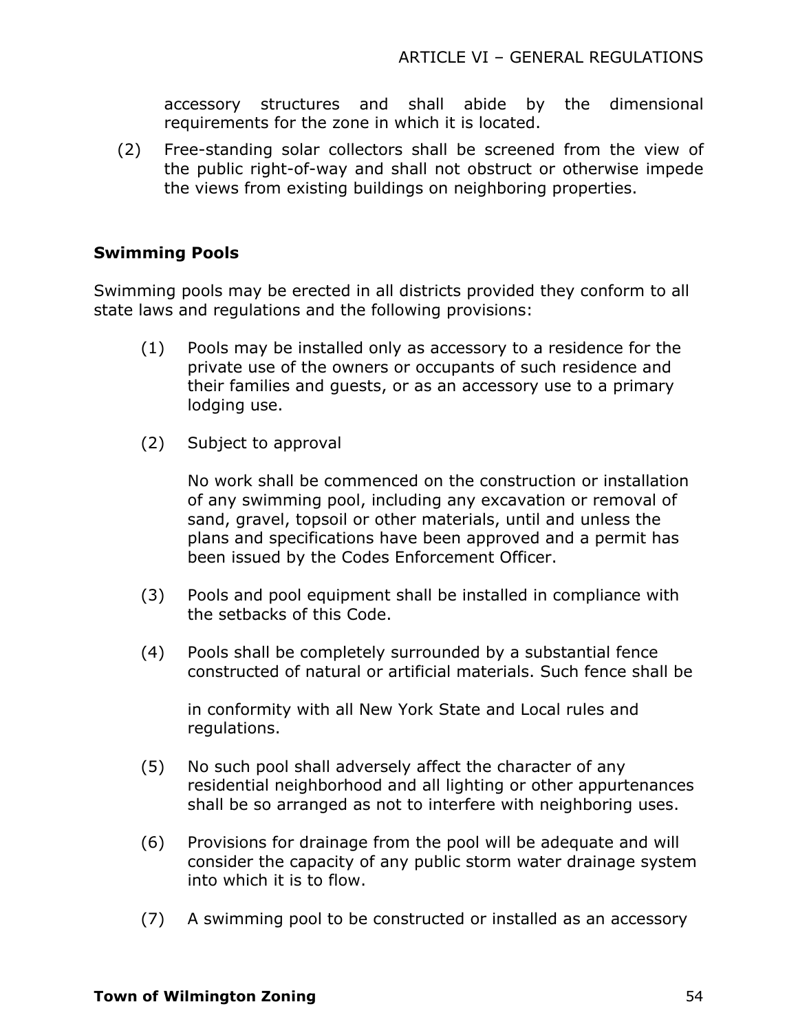accessory structures and shall abide by the dimensional requirements for the zone in which it is located.

(2) Free-standing solar collectors shall be screened from the view of the public right-of-way and shall not obstruct or otherwise impede the views from existing buildings on neighboring properties.

**Swimming Pools**

Swimming pools may be erected in all districts provided they conform to all state laws and regulations and the following provisions:

(1) Pools may be installed only as accessory to a residence for the private use of the owners or occupants of such residence and their families and guests, or as an accessory use to a primary lodging use.

(2) Subject to approval

No work shall be commenced on the construction or installation of any swimming pool, including any excavation or removal of sand, gravel, topsoil or other materials, until and unless the plans and specifications have been approved and a permit has been issued by the Codes Enforcement Officer.

(3) Pools and pool equipment shall be installed in compliance with the setbacks of this Code.

(4) Pools shall be completely surrounded by a substantial fence constructed of natural or artificial materials. Such fence shall be in conformity with all New York State and Local rules and regulations.

(5) No such pool shall adversely affect the character of any residential neighborhood and all lighting or other appurtenances shall be so arranged as not to interfere with neighboring uses.

(6) Provisions for drainage from the pool will be adequate and will consider the capacity of any public storm water drainage system into which it is to flow.

(7) A swimming pool to be constructed or installed as an accessory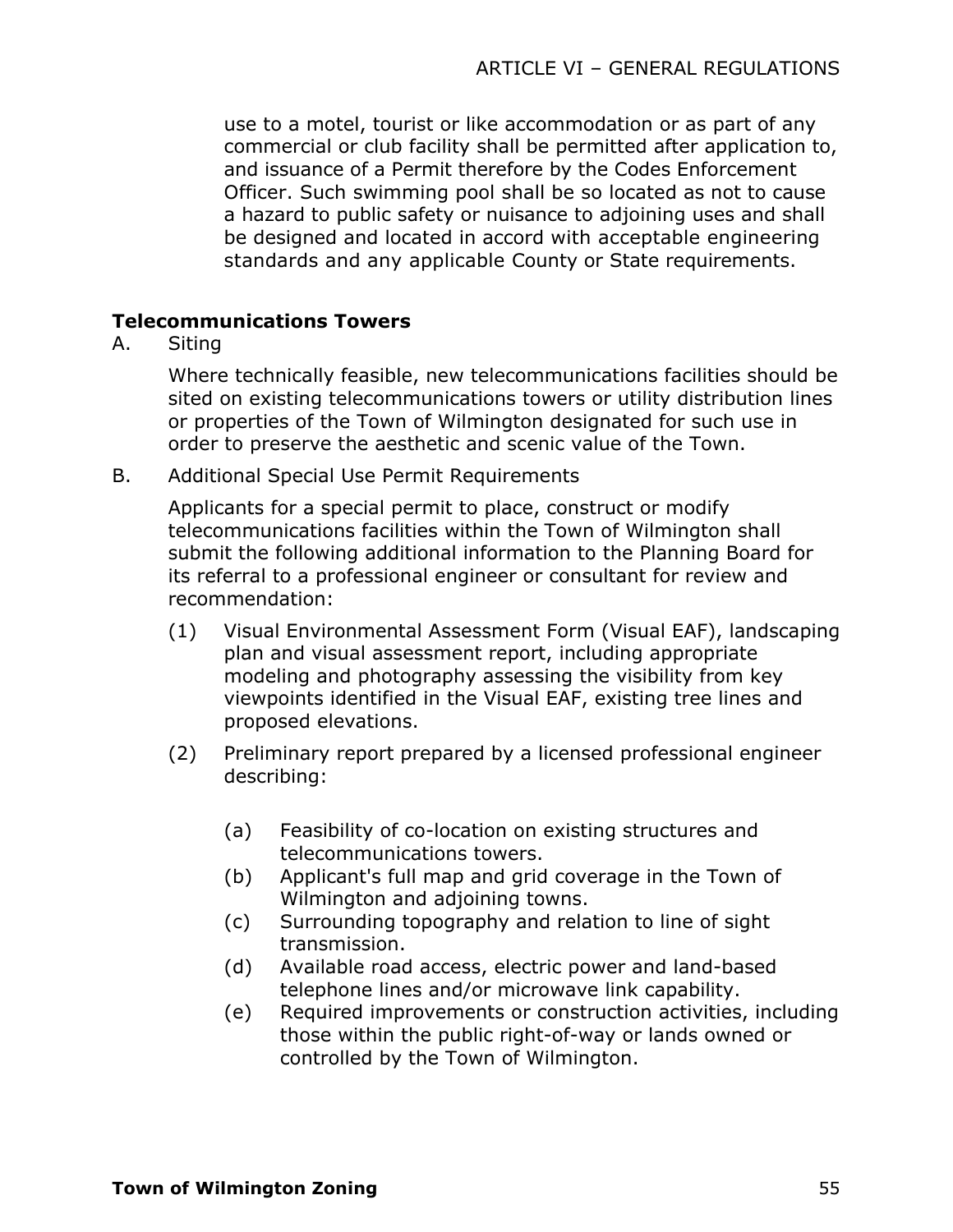use to a motel, tourist or like accommodation or as part of any commercial or club facility shall be permitted after application to, and issuance of a Permit therefore by the Codes Enforcement Officer. Such swimming pool shall be so located as not to cause a hazard to public safety or nuisance to adjoining uses and shall be designed and located in accord with acceptable engineering standards and any applicable County or State requirements.

**Telecommunications Towers**

A. Siting

Where technically feasible, new telecommunications facilities should be sited on existing telecommunications towers or utility distribution lines or properties of the Town of Wilmington designated for such use in order to preserve the aesthetic and scenic value of the Town.

B. Additional Special Use Permit Requirements

Applicants for a special permit to place, construct or modify telecommunications facilities within the Town of Wilmington shall submit the following additional information to the Planning Board for its referral to a professional engineer or consultant for review and recommendation:

(1) Visual Environmental Assessment Form (Visual EAF), landscaping plan and visual assessment report, including appropriate modeling and photography assessing the visibility from key viewpoints identified in the Visual EAF, existing tree lines and proposed elevations.

(2) Preliminary report prepared by a licensed professional engineer describing:

(a) Feasibility of co-location on existing structures and telecommunications towers.
(b) Applicant's full map and grid coverage in the Town of Wilmington and adjoining towns.
(c) Surrounding topography and relation to line of sight transmission.
(d) Available road access, electric power and land-based telephone lines and/or microwave link capability.
(e) Required improvements or construction activities, including those within the public right-of-way or lands owned or controlled by the Town of Wilmington.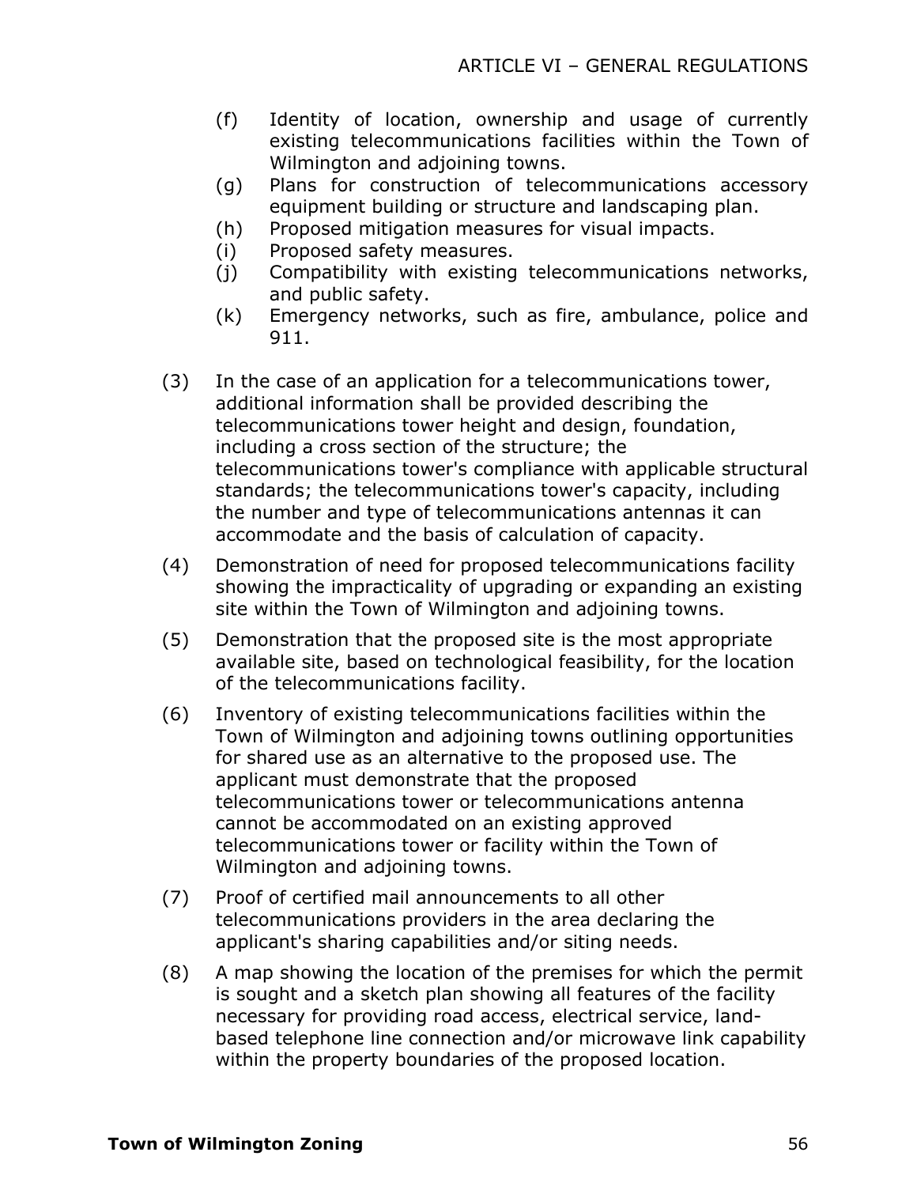(f) Identity of location, ownership and usage of currently existing telecommunications facilities within the Town of Wilmington and adjoining towns.

(g) Plans for construction of telecommunications accessory equipment building or structure and landscaping plan.

(h) Proposed mitigation measures for visual impacts.

(i) Proposed safety measures.

(j) Compatibility with existing telecommunications networks, and public safety.

(k) Emergency networks, such as fire, ambulance, police and 911.

(3) In the case of an application for a telecommunications tower, additional information shall be provided describing the telecommunications tower height and design, foundation, including a cross section of the structure; the telecommunications tower's compliance with applicable structural standards; the telecommunications tower's capacity, including the number and type of telecommunications antennas it can accommodate and the basis of calculation of capacity.

(4) Demonstration of need for proposed telecommunications facility showing the impracticality of upgrading or expanding an existing site within the Town of Wilmington and adjoining towns.

(5) Demonstration that the proposed site is the most appropriate available site, based on technological feasibility, for the location of the telecommunications facility.

(6) Inventory of existing telecommunications facilities within the Town of Wilmington and adjoining towns outlining opportunities for shared use as an alternative to the proposed use. The applicant must demonstrate that the proposed telecommunications tower or telecommunications antenna cannot be accommodated on an existing approved telecommunications tower or facility within the Town of Wilmington and adjoining towns.

(7) Proof of certified mail announcements to all other telecommunications providers in the area declaring the applicant's sharing capabilities and/or siting needs.

(8) A map showing the location of the premises for which the permit is sought and a sketch plan showing all features of the facility necessary for providing road access, electrical service, land-based telephone line connection and/or microwave link capability within the property boundaries of the proposed location.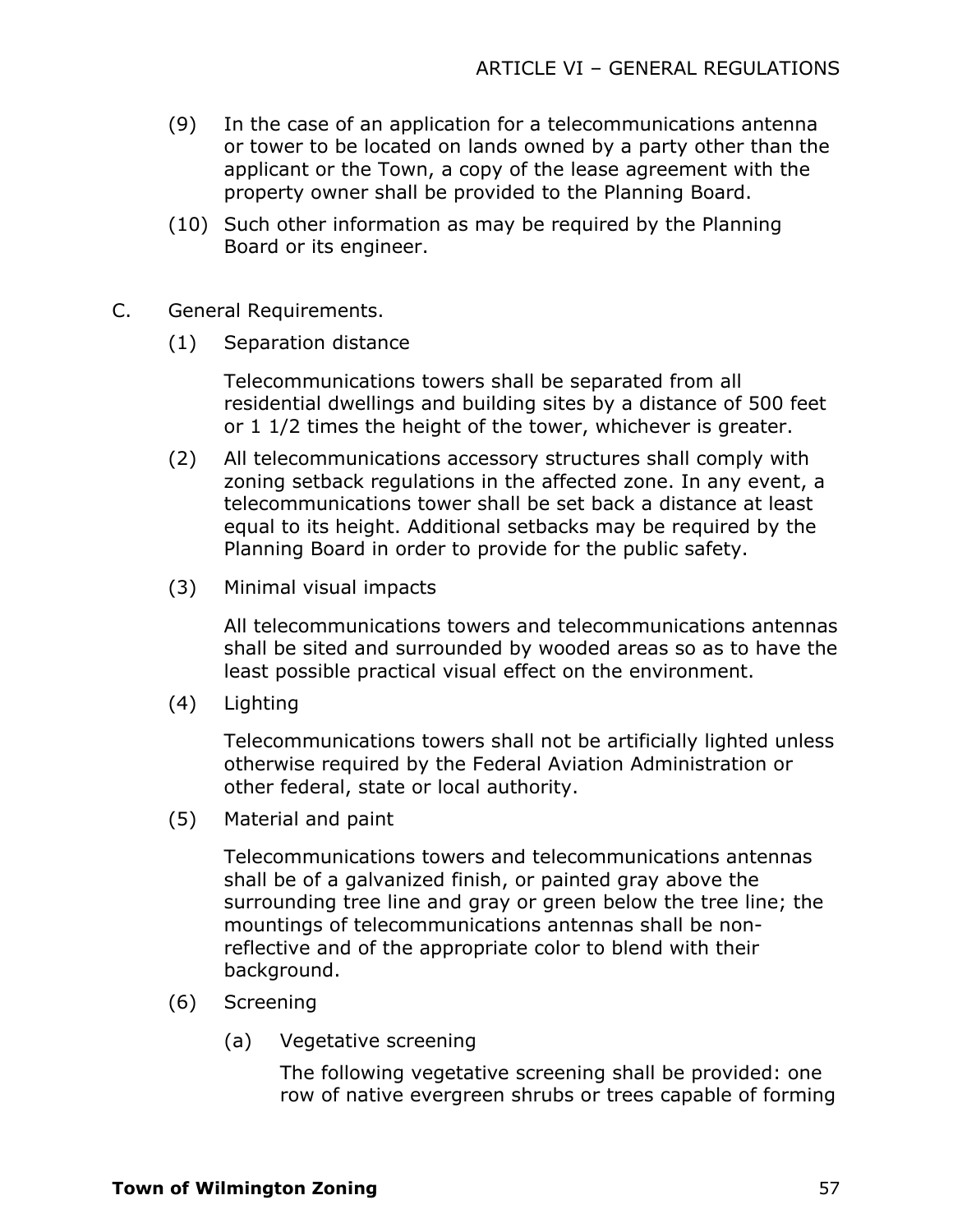(9) In the case of an application for a telecommunications antenna or tower to be located on lands owned by a party other than the applicant or the Town, a copy of the lease agreement with the property owner shall be provided to the Planning Board.

(10) Such other information as may be required by the Planning Board or its engineer.

C. General Requirements.

(1) Separation distance

Telecommunications towers shall be separated from all residential dwellings and building sites by a distance of 500 feet or 1 1/2 times the height of the tower, whichever is greater.

(2) All telecommunications accessory structures shall comply with zoning setback regulations in the affected zone. In any event, a telecommunications tower shall be set back a distance at least equal to its height. Additional setbacks may be required by the Planning Board in order to provide for the public safety.

(3) Minimal visual impacts

All telecommunications towers and telecommunications antennas shall be sited and surrounded by wooded areas so as to have the least possible practical visual effect on the environment.

(4) Lighting

Telecommunications towers shall not be artificially lighted unless otherwise required by the Federal Aviation Administration or other federal, state or local authority.

(5) Material and paint

Telecommunications towers and telecommunications antennas shall be of a galvanized finish, or painted gray above the surrounding tree line and gray or green below the tree line; the mountings of telecommunications antennas shall be non-reflective and of the appropriate color to blend with their background.

(6) Screening

(a) Vegetative screening

The following vegetative screening shall be provided: one row of native evergreen shrubs or trees capable of forming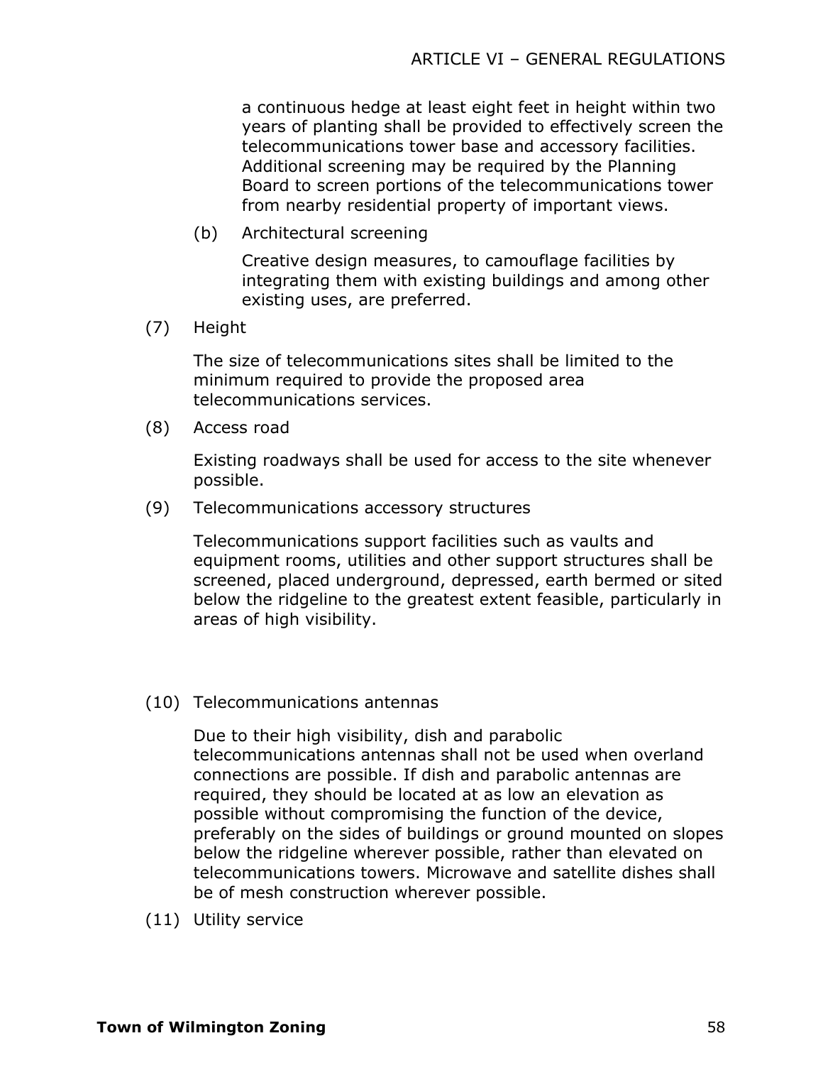a continuous hedge at least eight feet in height within two years of planting shall be provided to effectively screen the telecommunications tower base and accessory facilities. Additional screening may be required by the Planning Board to screen portions of the telecommunications tower from nearby residential property of important views.

(b) Architectural screening

Creative design measures, to camouflage facilities by integrating them with existing buildings and among other existing uses, are preferred.

(7) Height

The size of telecommunications sites shall be limited to the minimum required to provide the proposed area telecommunications services.

(8) Access road

Existing roadways shall be used for access to the site whenever possible.

(9) Telecommunications accessory structures

Telecommunications support facilities such as vaults and equipment rooms, utilities and other support structures shall be screened, placed underground, depressed, earth bermed or sited below the ridgeline to the greatest extent feasible, particularly in areas of high visibility.

(10) Telecommunications antennas

Due to their high visibility, dish and parabolic telecommunications antennas shall not be used when overland connections are possible. If dish and parabolic antennas are required, they should be located at as low an elevation as possible without compromising the function of the device, preferably on the sides of buildings or ground mounted on slopes below the ridgeline wherever possible, rather than elevated on telecommunications towers. Microwave and satellite dishes shall be of mesh construction wherever possible.

(11) Utility service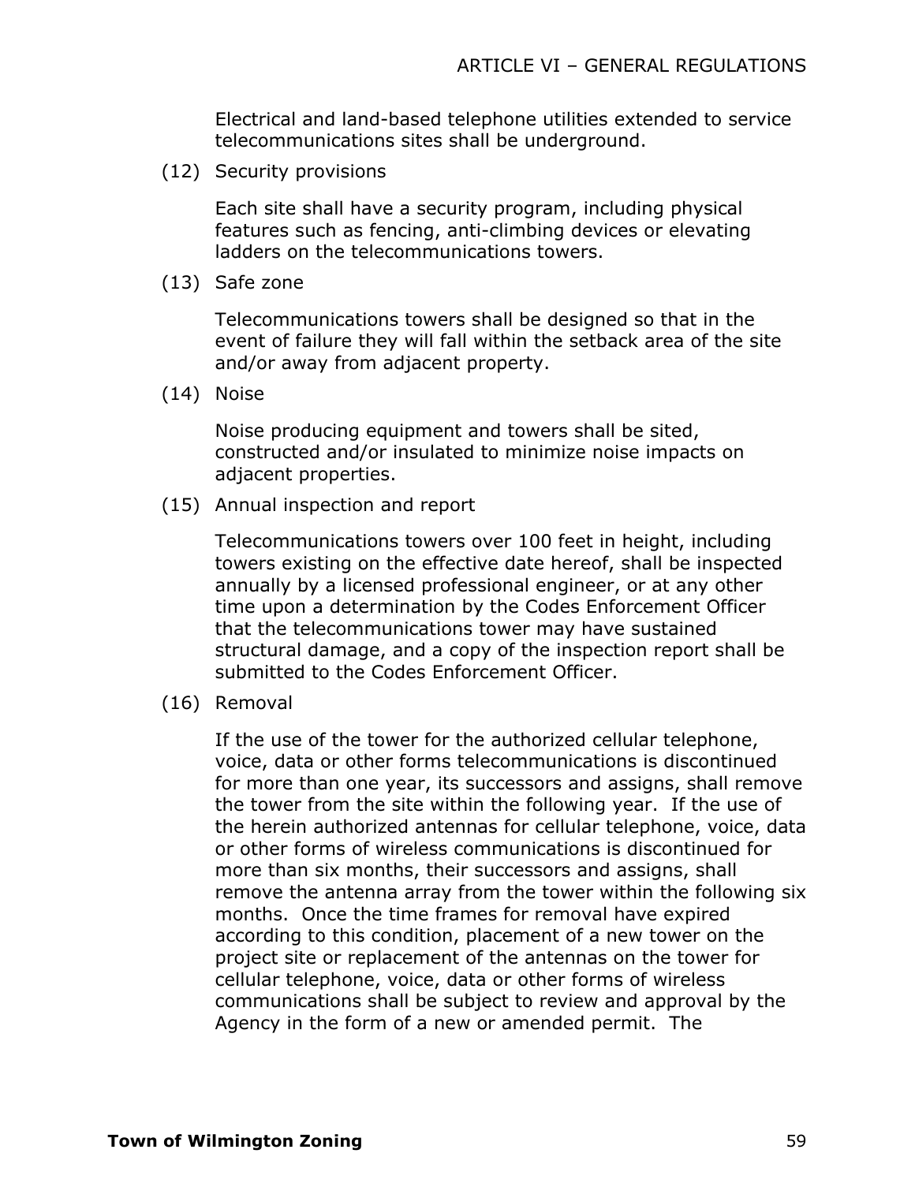Electrical and land-based telephone utilities extended to service telecommunications sites shall be underground.

(12) Security provisions

Each site shall have a security program, including physical features such as fencing, anti-climbing devices or elevating ladders on the telecommunications towers.

(13) Safe zone

Telecommunications towers shall be designed so that in the event of failure they will fall within the setback area of the site and/or away from adjacent property.

(14) Noise

Noise producing equipment and towers shall be sited, constructed and/or insulated to minimize noise impacts on adjacent properties.

(15) Annual inspection and report

Telecommunications towers over 100 feet in height, including towers existing on the effective date hereof, shall be inspected annually by a licensed professional engineer, or at any other time upon a determination by the Codes Enforcement Officer that the telecommunications tower may have sustained structural damage, and a copy of the inspection report shall be submitted to the Codes Enforcement Officer.

(16) Removal

If the use of the tower for the authorized cellular telephone, voice, data or other forms telecommunications is discontinued for more than one year, its successors and assigns, shall remove the tower from the site within the following year. If the use of the herein authorized antennas for cellular telephone, voice, data or other forms of wireless communications is discontinued for more than six months, their successors and assigns, shall remove the antenna array from the tower within the following six months. Once the time frames for removal have expired according to this condition, placement of a new tower on the project site or replacement of the antennas on the tower for cellular telephone, voice, data or other forms of wireless communications shall be subject to review and approval by the Agency in the form of a new or amended permit. The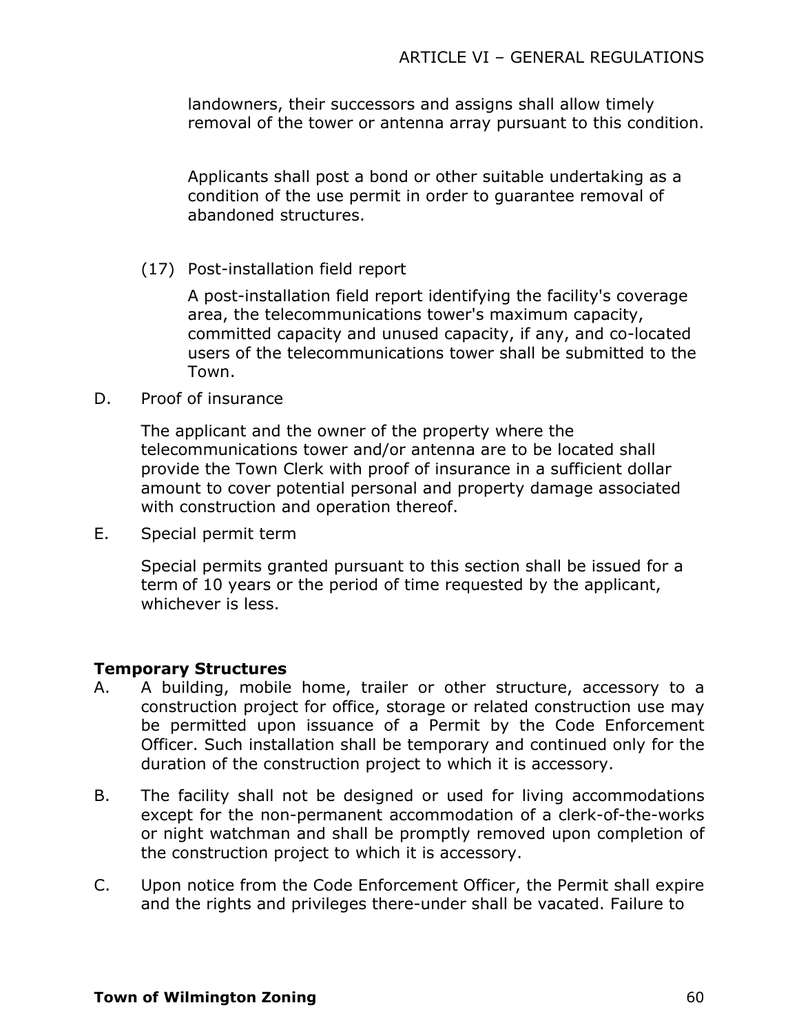landowners, their successors and assigns shall allow timely removal of the tower or antenna array pursuant to this condition.

Applicants shall post a bond or other suitable undertaking as a condition of the use permit in order to guarantee removal of abandoned structures.

(17) Post-installation field report

A post-installation field report identifying the facility's coverage area, the telecommunications tower's maximum capacity, committed capacity and unused capacity, if any, and co-located users of the telecommunications tower shall be submitted to the Town.

D. Proof of insurance

The applicant and the owner of the property where the telecommunications tower and/or antenna are to be located shall provide the Town Clerk with proof of insurance in a sufficient dollar amount to cover potential personal and property damage associated with construction and operation thereof.

E. Special permit term

Special permits granted pursuant to this section shall be issued for a term of 10 years or the period of time requested by the applicant, whichever is less.

**Temporary Structures**

A. A building, mobile home, trailer or other structure, accessory to a construction project for office, storage or related construction use may be permitted upon issuance of a Permit by the Code Enforcement Officer. Such installation shall be temporary and continued only for the duration of the construction project to which it is accessory.

B. The facility shall not be designed or used for living accommodations except for the non-permanent accommodation of a clerk-of-the-works or night watchman and shall be promptly removed upon completion of the construction project to which it is accessory.

C. Upon notice from the Code Enforcement Officer, the Permit shall expire and the rights and privileges there-under shall be vacated. Failure to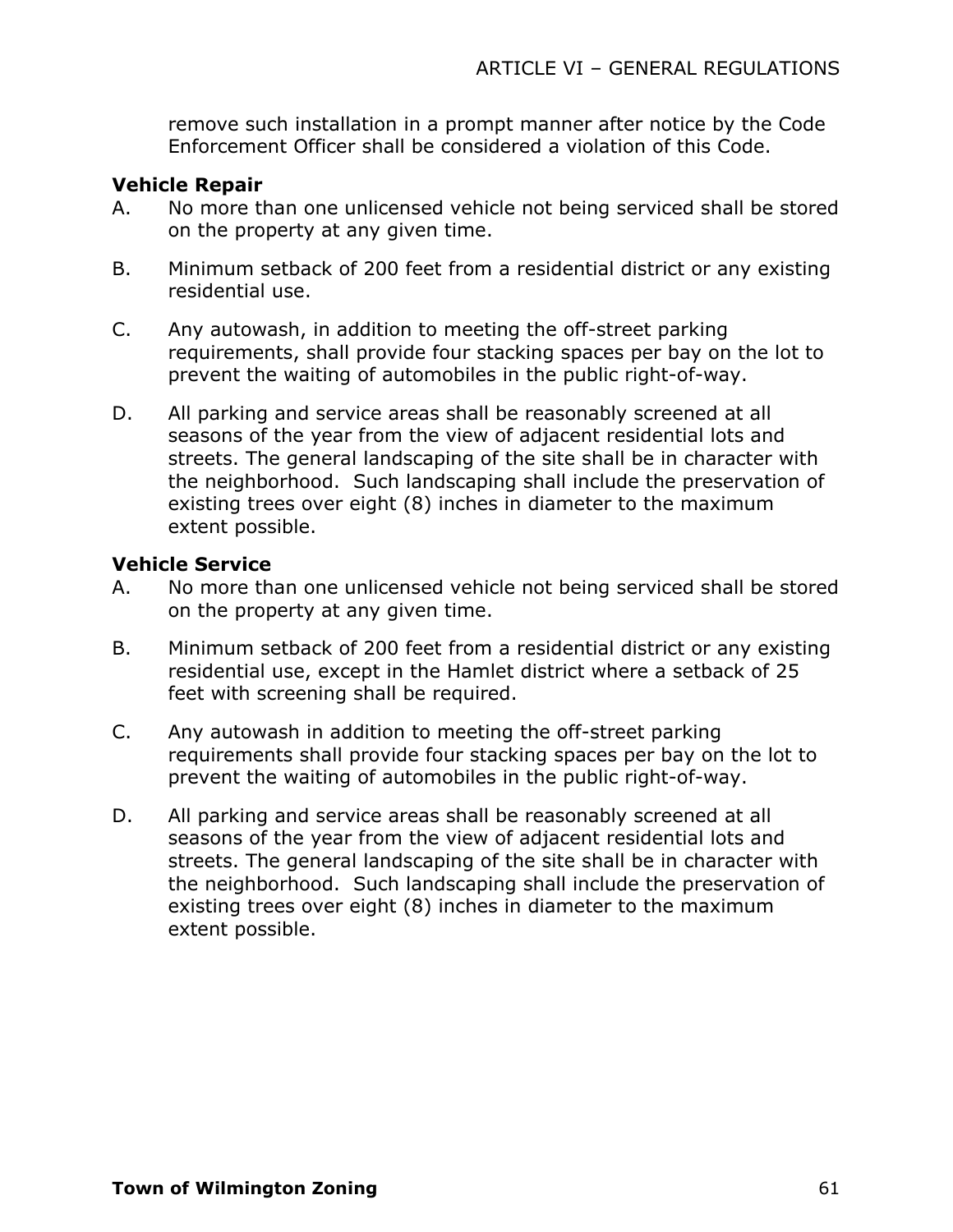remove such installation in a prompt manner after notice by the Code Enforcement Officer shall be considered a violation of this Code.

**Vehicle Repair**

A. No more than one unlicensed vehicle not being serviced shall be stored on the property at any given time.

B. Minimum setback of 200 feet from a residential district or any existing residential use.

C. Any autowash, in addition to meeting the off-street parking requirements, shall provide four stacking spaces per bay on the lot to prevent the waiting of automobiles in the public right-of-way.

D. All parking and service areas shall be reasonably screened at all seasons of the year from the view of adjacent residential lots and streets. The general landscaping of the site shall be in character with the neighborhood. Such landscaping shall include the preservation of existing trees over eight (8) inches in diameter to the maximum extent possible.

**Vehicle Service**

A. No more than one unlicensed vehicle not being serviced shall be stored on the property at any given time.

B. Minimum setback of 200 feet from a residential district or any existing residential use, except in the Hamlet district where a setback of 25 feet with screening shall be required.

C. Any autowash in addition to meeting the off-street parking requirements shall provide four stacking spaces per bay on the lot to prevent the waiting of automobiles in the public right-of-way.

D. All parking and service areas shall be reasonably screened at all seasons of the year from the view of adjacent residential lots and streets. The general landscaping of the site shall be in character with the neighborhood. Such landscaping shall include the preservation of existing trees over eight (8) inches in diameter to the maximum extent possible.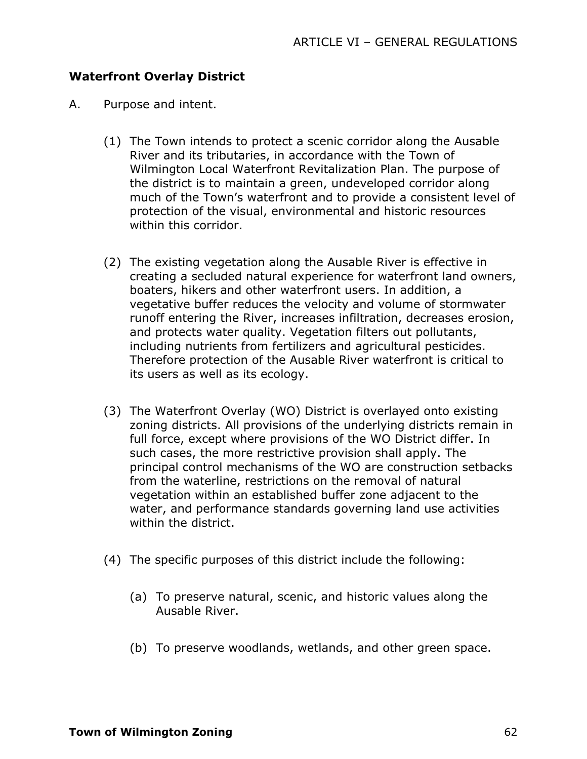### Waterfront Overlay District

A. Purpose and intent.

(1) The Town intends to protect a scenic corridor along the Ausable River and its tributaries, in accordance with the Town of Wilmington Local Waterfront Revitalization Plan. The purpose of the district is to maintain a green, undeveloped corridor along much of the Town's waterfront and to provide a consistent level of protection of the visual, environmental and historic resources within this corridor.

(2) The existing vegetation along the Ausable River is effective in creating a secluded natural experience for waterfront land owners, boaters, hikers and other waterfront users. In addition, a vegetative buffer reduces the velocity and volume of stormwater runoff entering the River, increases infiltration, decreases erosion, and protects water quality. Vegetation filters out pollutants, including nutrients from fertilizers and agricultural pesticides. Therefore protection of the Ausable River waterfront is critical to its users as well as its ecology.

(3) The Waterfront Overlay (WO) District is overlayed onto existing zoning districts. All provisions of the underlying districts remain in full force, except where provisions of the WO District differ. In such cases, the more restrictive provision shall apply. The principal control mechanisms of the WO are construction setbacks from the waterline, restrictions on the removal of natural vegetation within an established buffer zone adjacent to the water, and performance standards governing land use activities within the district.

(4) The specific purposes of this district include the following:

(a) To preserve natural, scenic, and historic values along the Ausable River.

(b) To preserve woodlands, wetlands, and other green space.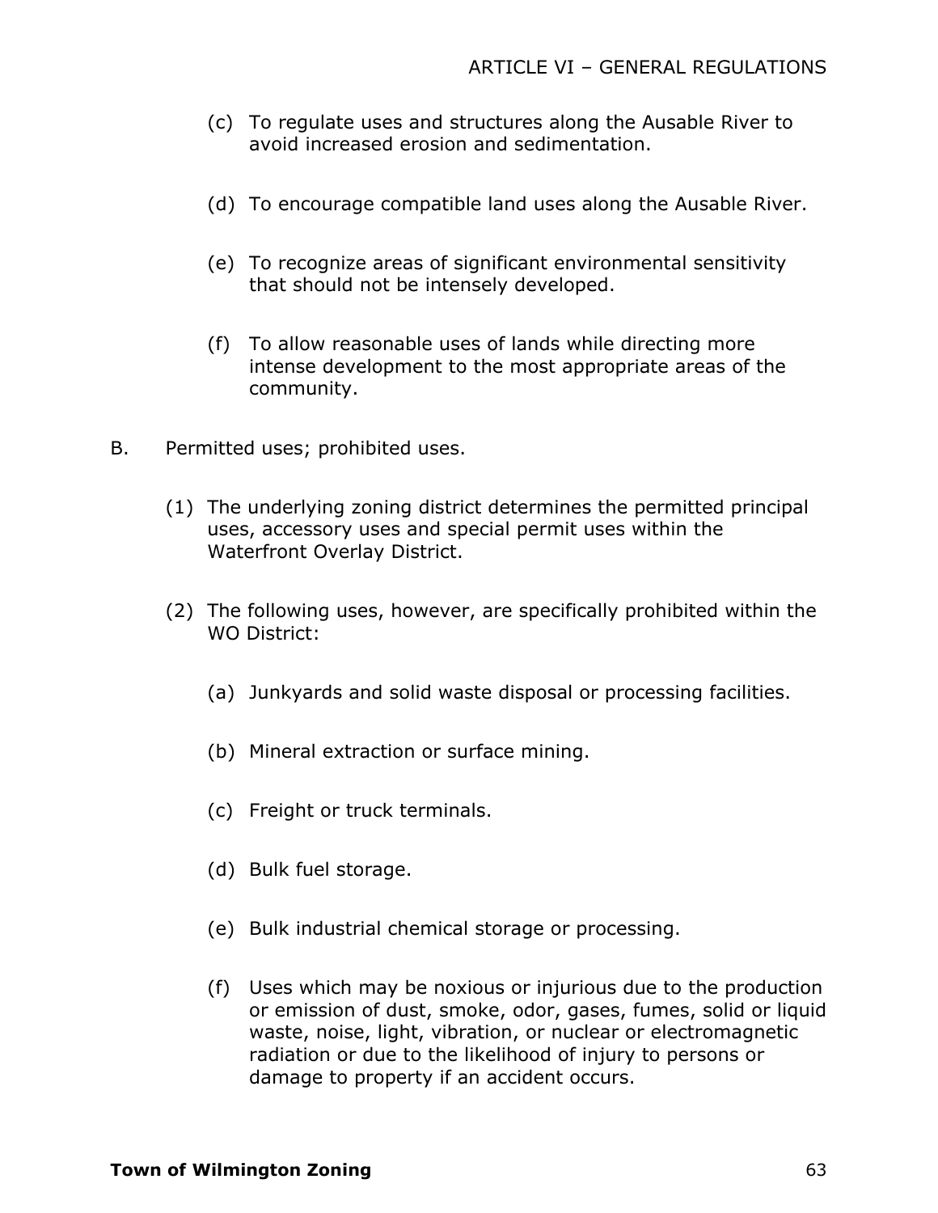(c) To regulate uses and structures along the Ausable River to avoid increased erosion and sedimentation.

(d) To encourage compatible land uses along the Ausable River.

(e) To recognize areas of significant environmental sensitivity that should not be intensely developed.

(f) To allow reasonable uses of lands while directing more intense development to the most appropriate areas of the community.

B. Permitted uses; prohibited uses.

(1) The underlying zoning district determines the permitted principal uses, accessory uses and special permit uses within the Waterfront Overlay District.

(2) The following uses, however, are specifically prohibited within the WO District:

(a) Junkyards and solid waste disposal or processing facilities.

(b) Mineral extraction or surface mining.

(c) Freight or truck terminals.

(d) Bulk fuel storage.

(e) Bulk industrial chemical storage or processing.

(f) Uses which may be noxious or injurious due to the production or emission of dust, smoke, odor, gases, fumes, solid or liquid waste, noise, light, vibration, or nuclear or electromagnetic radiation or due to the likelihood of injury to persons or damage to property if an accident occurs.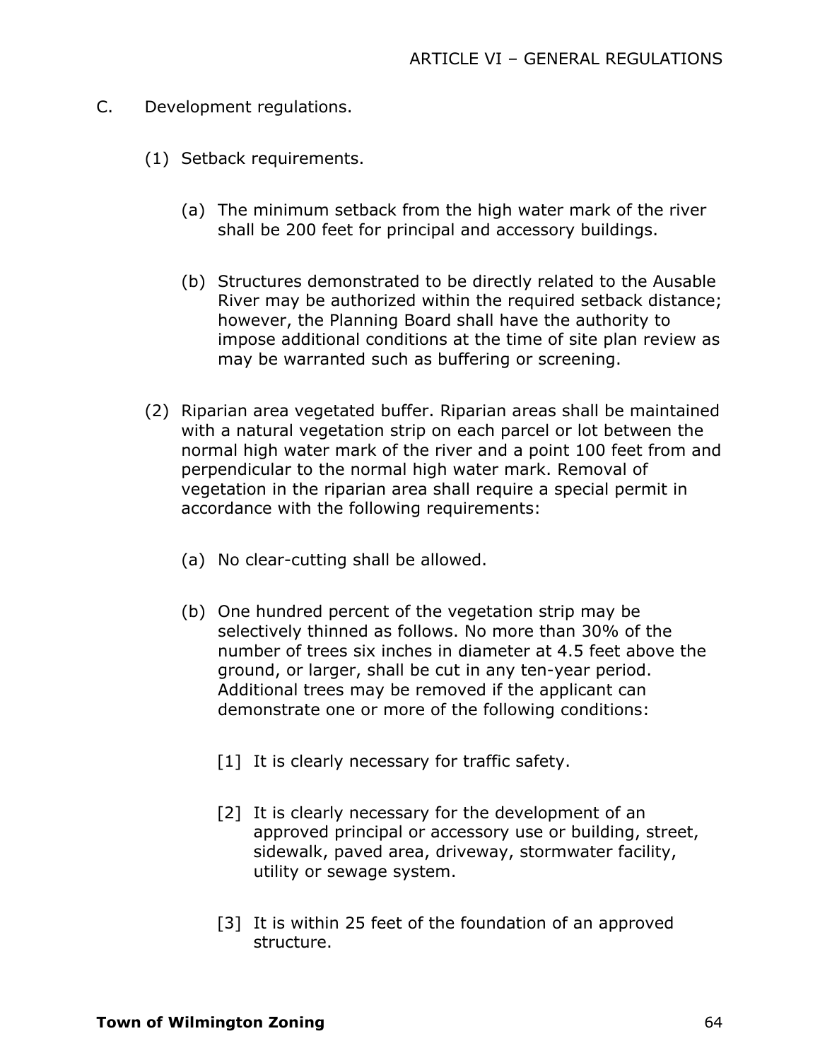C. Development regulations.

(1) Setback requirements.

(a) The minimum setback from the high water mark of the river shall be 200 feet for principal and accessory buildings.

(b) Structures demonstrated to be directly related to the Ausable River may be authorized within the required setback distance; however, the Planning Board shall have the authority to impose additional conditions at the time of site plan review as may be warranted such as buffering or screening.

(2) Riparian area vegetated buffer. Riparian areas shall be maintained with a natural vegetation strip on each parcel or lot between the normal high water mark of the river and a point 100 feet from and perpendicular to the normal high water mark. Removal of vegetation in the riparian area shall require a special permit in accordance with the following requirements:

(a) No clear-cutting shall be allowed.

(b) One hundred percent of the vegetation strip may be selectively thinned as follows. No more than 30% of the number of trees six inches in diameter at 4.5 feet above the ground, or larger, shall be cut in any ten-year period. Additional trees may be removed if the applicant can demonstrate one or more of the following conditions:

[1] It is clearly necessary for traffic safety.

[2] It is clearly necessary for the development of an approved principal or accessory use or building, street, sidewalk, paved area, driveway, stormwater facility, utility or sewage system.

[3] It is within 25 feet of the foundation of an approved structure.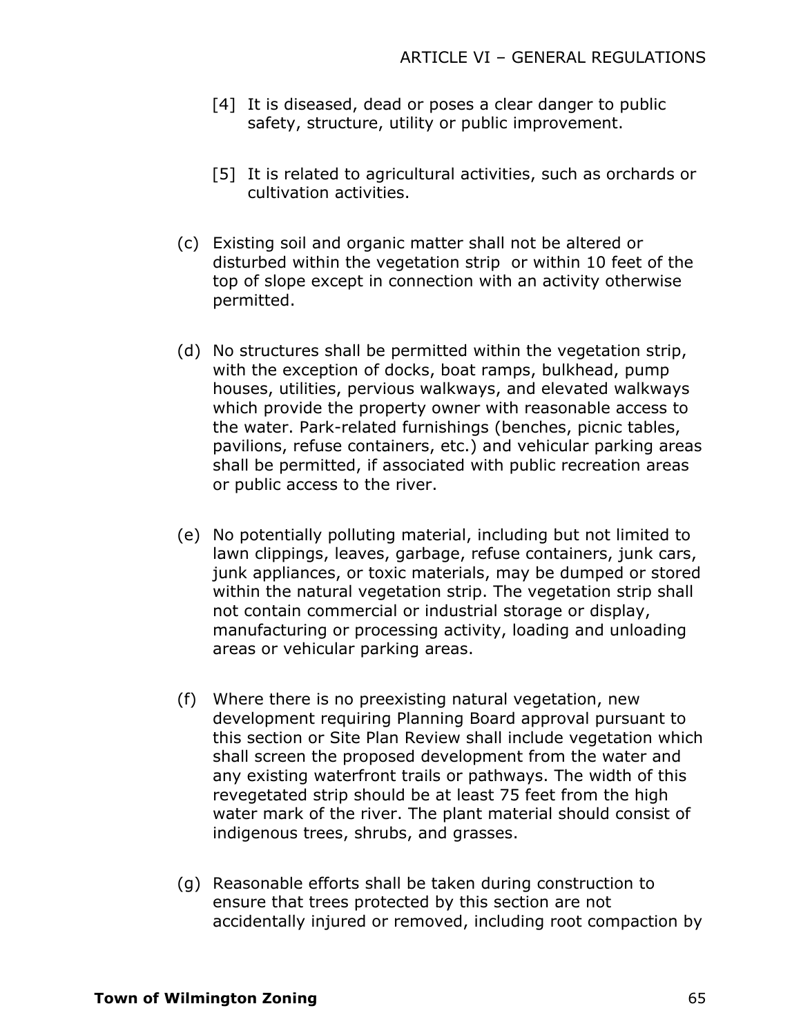[4] It is diseased, dead or poses a clear danger to public safety, structure, utility or public improvement.

[5] It is related to agricultural activities, such as orchards or cultivation activities.

(c) Existing soil and organic matter shall not be altered or disturbed within the vegetation strip or within 10 feet of the top of slope except in connection with an activity otherwise permitted.

(d) No structures shall be permitted within the vegetation strip, with the exception of docks, boat ramps, bulkhead, pump houses, utilities, pervious walkways, and elevated walkways which provide the property owner with reasonable access to the water. Park-related furnishings (benches, picnic tables, pavilions, refuse containers, etc.) and vehicular parking areas shall be permitted, if associated with public recreation areas or public access to the river.

(e) No potentially polluting material, including but not limited to lawn clippings, leaves, garbage, refuse containers, junk cars, junk appliances, or toxic materials, may be dumped or stored within the natural vegetation strip. The vegetation strip shall not contain commercial or industrial storage or display, manufacturing or processing activity, loading and unloading areas or vehicular parking areas.

(f) Where there is no preexisting natural vegetation, new development requiring Planning Board approval pursuant to this section or Site Plan Review shall include vegetation which shall screen the proposed development from the water and any existing waterfront trails or pathways. The width of this revegetated strip should be at least 75 feet from the high water mark of the river. The plant material should consist of indigenous trees, shrubs, and grasses.

(g) Reasonable efforts shall be taken during construction to ensure that trees protected by this section are not accidentally injured or removed, including root compaction by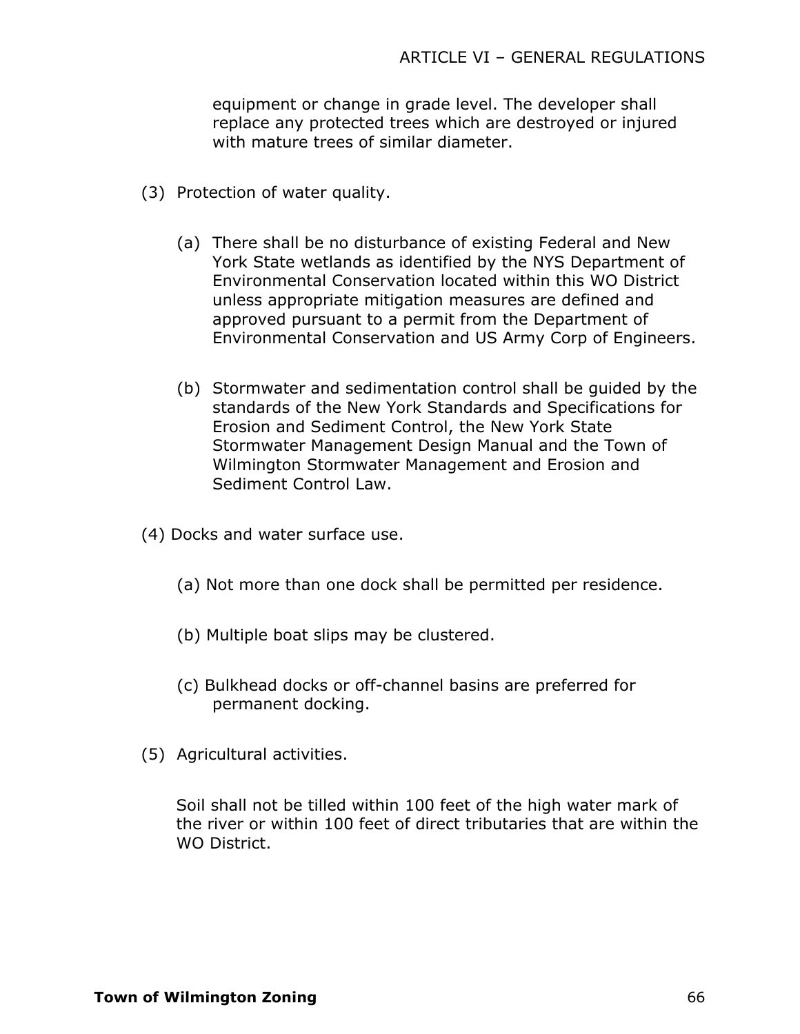equipment or change in grade level. The developer shall replace any protected trees which are destroyed or injured with mature trees of similar diameter.

(3) Protection of water quality.

(a) There shall be no disturbance of existing Federal and New York State wetlands as identified by the NYS Department of Environmental Conservation located within this WO District unless appropriate mitigation measures are defined and approved pursuant to a permit from the Department of Environmental Conservation and US Army Corp of Engineers.

(b) Stormwater and sedimentation control shall be guided by the standards of the New York Standards and Specifications for Erosion and Sediment Control, the New York State Stormwater Management Design Manual and the Town of Wilmington Stormwater Management and Erosion and Sediment Control Law.

(4) Docks and water surface use.

(a) Not more than one dock shall be permitted per residence.

(b) Multiple boat slips may be clustered.

(c) Bulkhead docks or off-channel basins are preferred for permanent docking.

(5) Agricultural activities.

Soil shall not be tilled within 100 feet of the high water mark of the river or within 100 feet of direct tributaries that are within the WO District.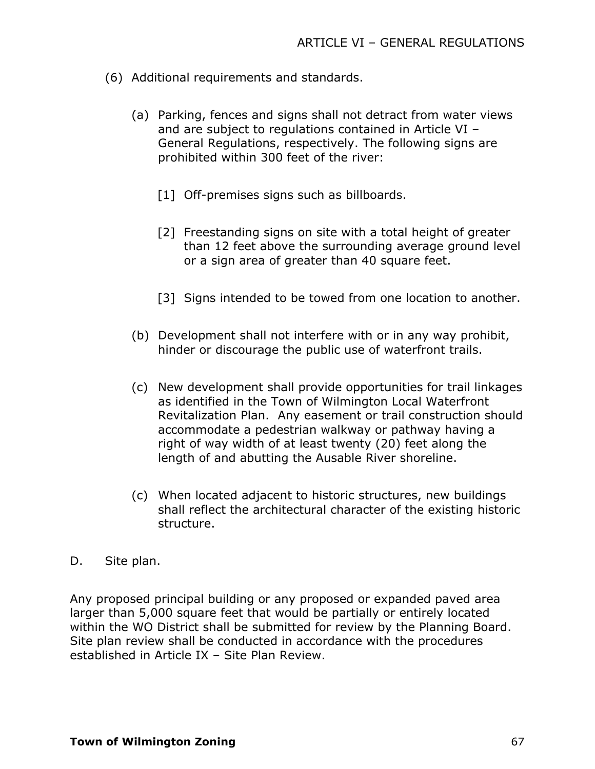(6) Additional requirements and standards.

   (a) Parking, fences and signs shall not detract from water views and are subject to regulations contained in Article VI – General Regulations, respectively. The following signs are prohibited within 300 feet of the river:

      [1] Off-premises signs such as billboards.

      [2] Freestanding signs on site with a total height of greater than 12 feet above the surrounding average ground level or a sign area of greater than 40 square feet.

      [3] Signs intended to be towed from one location to another.

   (b) Development shall not interfere with or in any way prohibit, hinder or discourage the public use of waterfront trails.

   (c) New development shall provide opportunities for trail linkages as identified in the Town of Wilmington Local Waterfront Revitalization Plan. Any easement or trail construction should accommodate a pedestrian walkway or pathway having a right of way width of at least twenty (20) feet along the length of and abutting the Ausable River shoreline.

   (c) When located adjacent to historic structures, new buildings shall reflect the architectural character of the existing historic structure.

D. Site plan.

Any proposed principal building or any proposed or expanded paved area larger than 5,000 square feet that would be partially or entirely located within the WO District shall be submitted for review by the Planning Board. Site plan review shall be conducted in accordance with the procedures established in Article IX – Site Plan Review.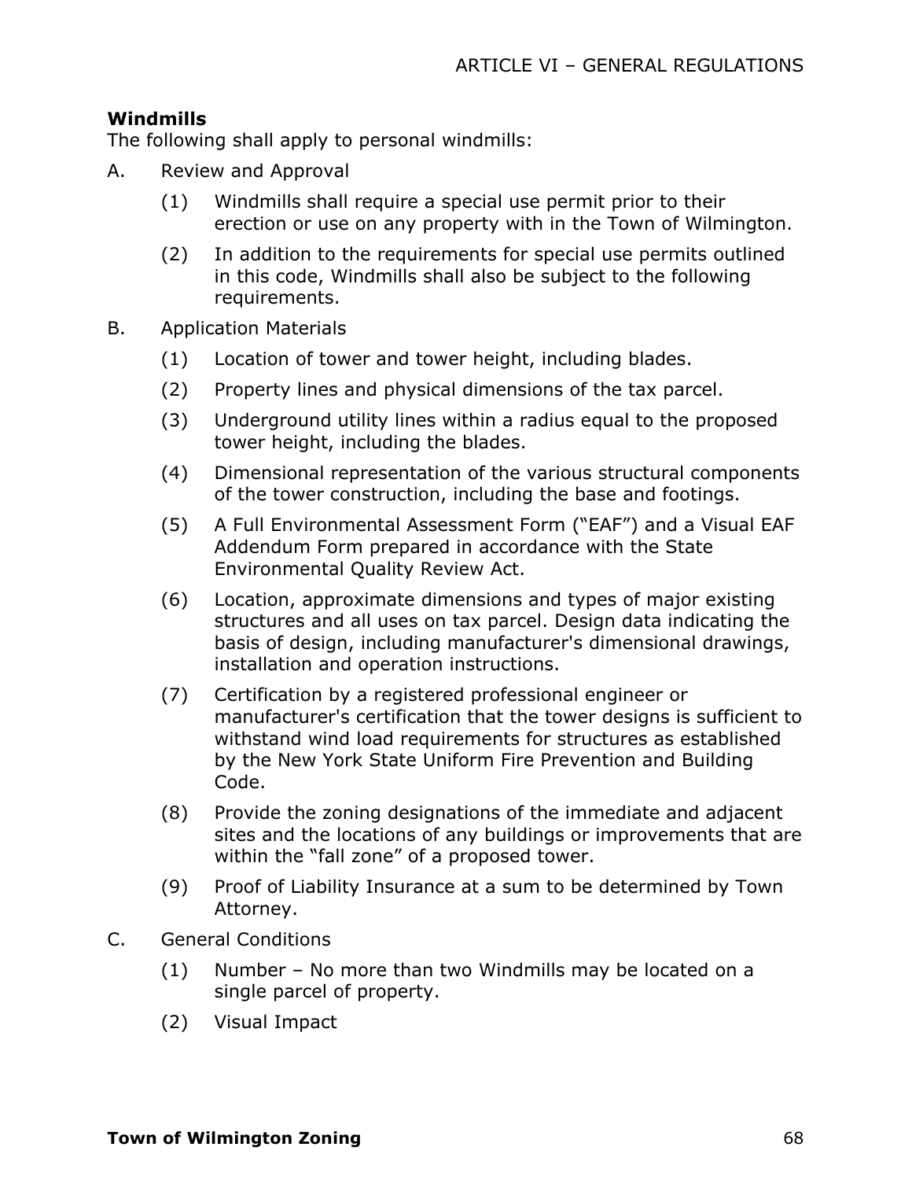### Windmills

The following shall apply to personal windmills:

A. Review and Approval

   (1) Windmills shall require a special use permit prior to their erection or use on any property with in the Town of Wilmington.

   (2) In addition to the requirements for special use permits outlined in this code, Windmills shall also be subject to the following requirements.

B. Application Materials

   (1) Location of tower and tower height, including blades.

   (2) Property lines and physical dimensions of the tax parcel.

   (3) Underground utility lines within a radius equal to the proposed tower height, including the blades.

   (4) Dimensional representation of the various structural components of the tower construction, including the base and footings.

   (5) A Full Environmental Assessment Form ("EAF") and a Visual EAF Addendum Form prepared in accordance with the State Environmental Quality Review Act.

   (6) Location, approximate dimensions and types of major existing structures and all uses on tax parcel. Design data indicating the basis of design, including manufacturer's dimensional drawings, installation and operation instructions.

   (7) Certification by a registered professional engineer or manufacturer's certification that the tower designs is sufficient to withstand wind load requirements for structures as established by the New York State Uniform Fire Prevention and Building Code.

   (8) Provide the zoning designations of the immediate and adjacent sites and the locations of any buildings or improvements that are within the "fall zone" of a proposed tower.

   (9) Proof of Liability Insurance at a sum to be determined by Town Attorney.

C. General Conditions

   (1) Number – No more than two Windmills may be located on a single parcel of property.

   (2) Visual Impact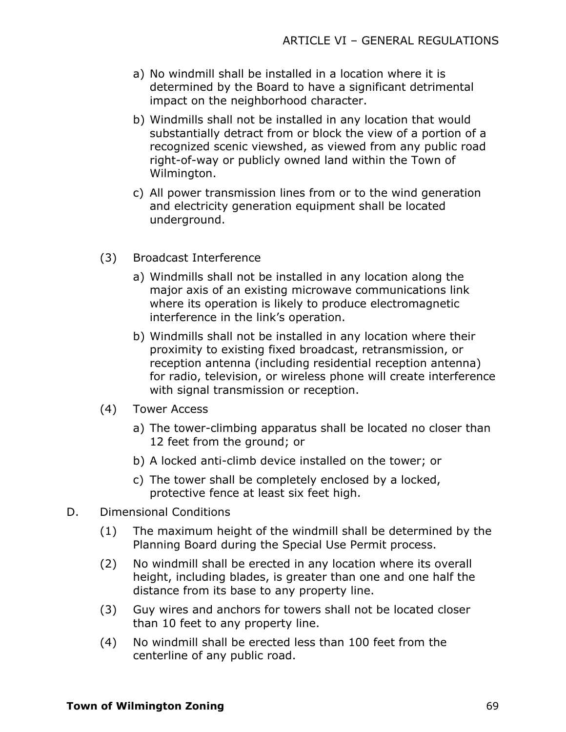a) No windmill shall be installed in a location where it is determined by the Board to have a significant detrimental impact on the neighborhood character.

b) Windmills shall not be installed in any location that would substantially detract from or block the view of a portion of a recognized scenic viewshed, as viewed from any public road right-of-way or publicly owned land within the Town of Wilmington.

c) All power transmission lines from or to the wind generation and electricity generation equipment shall be located underground.

(3) Broadcast Interference

a) Windmills shall not be installed in any location along the major axis of an existing microwave communications link where its operation is likely to produce electromagnetic interference in the link's operation.

b) Windmills shall not be installed in any location where their proximity to existing fixed broadcast, retransmission, or reception antenna (including residential reception antenna) for radio, television, or wireless phone will create interference with signal transmission or reception.

(4) Tower Access

a) The tower-climbing apparatus shall be located no closer than 12 feet from the ground; or

b) A locked anti-climb device installed on the tower; or

c) The tower shall be completely enclosed by a locked, protective fence at least six feet high.

D. Dimensional Conditions

(1) The maximum height of the windmill shall be determined by the Planning Board during the Special Use Permit process.

(2) No windmill shall be erected in any location where its overall height, including blades, is greater than one and one half the distance from its base to any property line.

(3) Guy wires and anchors for towers shall not be located closer than 10 feet to any property line.

(4) No windmill shall be erected less than 100 feet from the centerline of any public road.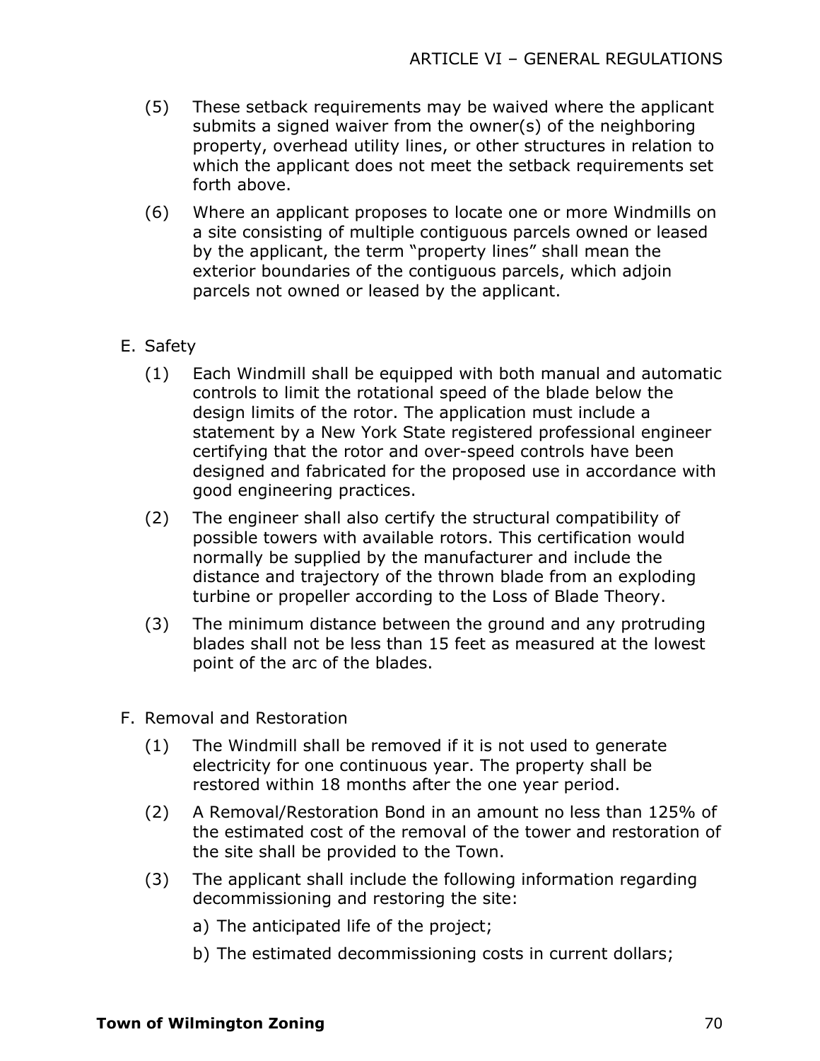(5) These setback requirements may be waived where the applicant submits a signed waiver from the owner(s) of the neighboring property, overhead utility lines, or other structures in relation to which the applicant does not meet the setback requirements set forth above.

(6) Where an applicant proposes to locate one or more Windmills on a site consisting of multiple contiguous parcels owned or leased by the applicant, the term "property lines" shall mean the exterior boundaries of the contiguous parcels, which adjoin parcels not owned or leased by the applicant.

E. Safety

(1) Each Windmill shall be equipped with both manual and automatic controls to limit the rotational speed of the blade below the design limits of the rotor. The application must include a statement by a New York State registered professional engineer certifying that the rotor and over-speed controls have been designed and fabricated for the proposed use in accordance with good engineering practices.

(2) The engineer shall also certify the structural compatibility of possible towers with available rotors. This certification would normally be supplied by the manufacturer and include the distance and trajectory of the thrown blade from an exploding turbine or propeller according to the Loss of Blade Theory.

(3) The minimum distance between the ground and any protruding blades shall not be less than 15 feet as measured at the lowest point of the arc of the blades.

F. Removal and Restoration

(1) The Windmill shall be removed if it is not used to generate electricity for one continuous year. The property shall be restored within 18 months after the one year period.

(2) A Removal/Restoration Bond in an amount no less than 125% of the estimated cost of the removal of the tower and restoration of the site shall be provided to the Town.

(3) The applicant shall include the following information regarding decommissioning and restoring the site:

a) The anticipated life of the project;

b) The estimated decommissioning costs in current dollars;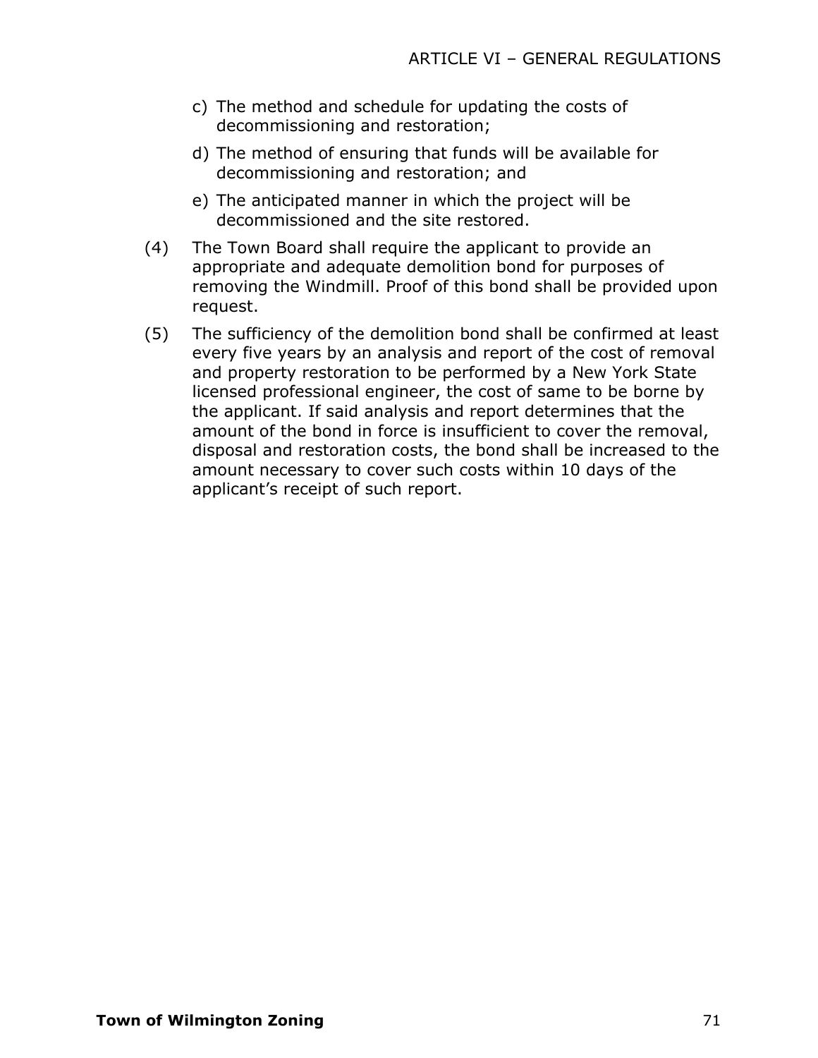c) The method and schedule for updating the costs of decommissioning and restoration;

d) The method of ensuring that funds will be available for decommissioning and restoration; and

e) The anticipated manner in which the project will be decommissioned and the site restored.

(4) The Town Board shall require the applicant to provide an appropriate and adequate demolition bond for purposes of removing the Windmill. Proof of this bond shall be provided upon request.

(5) The sufficiency of the demolition bond shall be confirmed at least every five years by an analysis and report of the cost of removal and property restoration to be performed by a New York State licensed professional engineer, the cost of same to be borne by the applicant. If said analysis and report determines that the amount of the bond in force is insufficient to cover the removal, disposal and restoration costs, the bond shall be increased to the amount necessary to cover such costs within 10 days of the applicant's receipt of such report.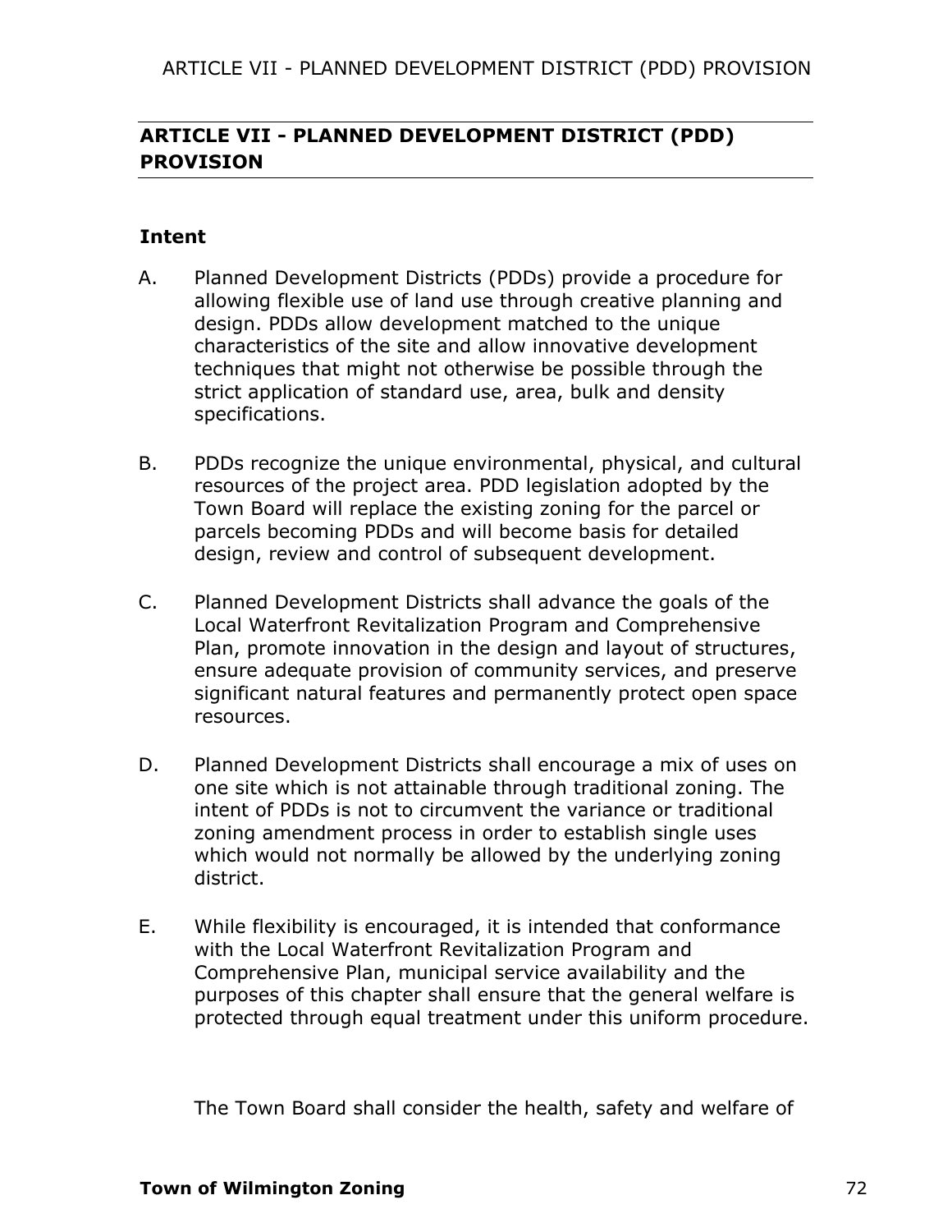## ARTICLE VII - PLANNED DEVELOPMENT DISTRICT (PDD) PROVISION

### Intent

A. Planned Development Districts (PDDs) provide a procedure for allowing flexible use of land use through creative planning and design. PDDs allow development matched to the unique characteristics of the site and allow innovative development techniques that might not otherwise be possible through the strict application of standard use, area, bulk and density specifications.

B. PDDs recognize the unique environmental, physical, and cultural resources of the project area. PDD legislation adopted by the Town Board will replace the existing zoning for the parcel or parcels becoming PDDs and will become basis for detailed design, review and control of subsequent development.

C. Planned Development Districts shall advance the goals of the Local Waterfront Revitalization Program and Comprehensive Plan, promote innovation in the design and layout of structures, ensure adequate provision of community services, and preserve significant natural features and permanently protect open space resources.

D. Planned Development Districts shall encourage a mix of uses on one site which is not attainable through traditional zoning. The intent of PDDs is not to circumvent the variance or traditional zoning amendment process in order to establish single uses which would not normally be allowed by the underlying zoning district.

E. While flexibility is encouraged, it is intended that conformance with the Local Waterfront Revitalization Program and Comprehensive Plan, municipal service availability and the purposes of this chapter shall ensure that the general welfare is protected through equal treatment under this uniform procedure.

The Town Board shall consider the health, safety and welfare of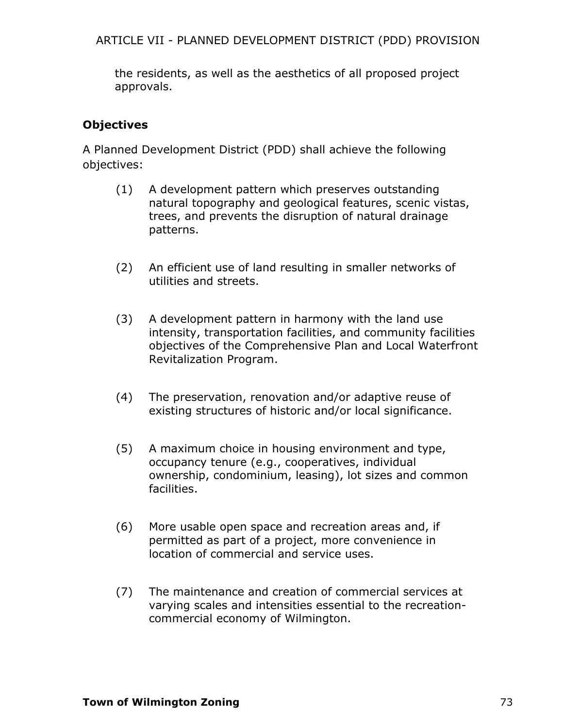the residents, as well as the aesthetics of all proposed project approvals.

**Objectives**

A Planned Development District (PDD) shall achieve the following objectives:

(1) A development pattern which preserves outstanding natural topography and geological features, scenic vistas, trees, and prevents the disruption of natural drainage patterns.

(2) An efficient use of land resulting in smaller networks of utilities and streets.

(3) A development pattern in harmony with the land use intensity, transportation facilities, and community facilities objectives of the Comprehensive Plan and Local Waterfront Revitalization Program.

(4) The preservation, renovation and/or adaptive reuse of existing structures of historic and/or local significance.

(5) A maximum choice in housing environment and type, occupancy tenure (e.g., cooperatives, individual ownership, condominium, leasing), lot sizes and common facilities.

(6) More usable open space and recreation areas and, if permitted as part of a project, more convenience in location of commercial and service uses.

(7) The maintenance and creation of commercial services at varying scales and intensities essential to the recreation-commercial economy of Wilmington.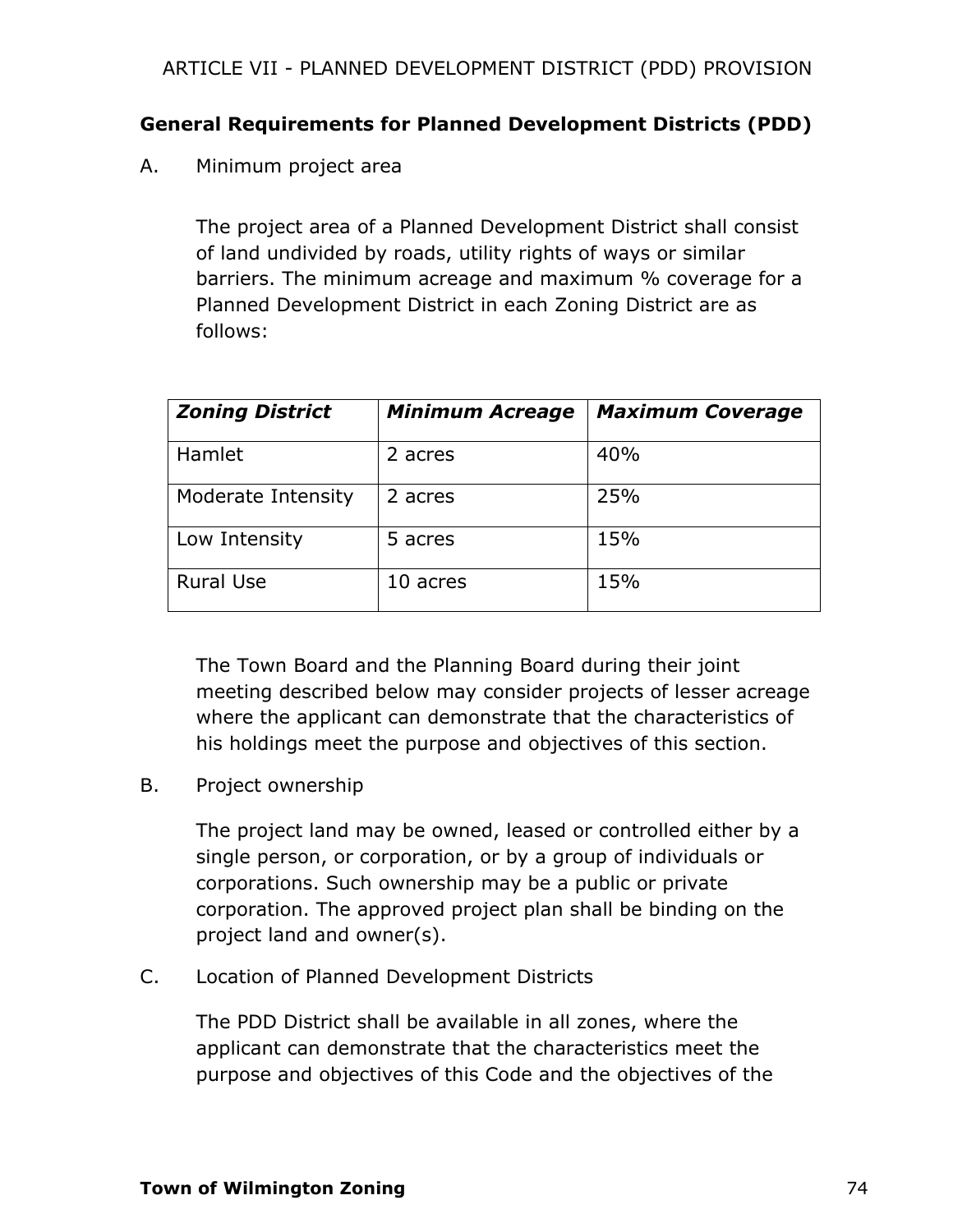## General Requirements for Planned Development Districts (PDD)

A. Minimum project area

The project area of a Planned Development District shall consist of land undivided by roads, utility rights of ways or similar barriers. The minimum acreage and maximum % coverage for a Planned Development District in each Zoning District are as follows:

| ***Zoning District*** | ***Minimum Acreage*** | ***Maximum Coverage*** |
|---|---|---|
| Hamlet | 2 acres | 40% |
| Moderate Intensity | 2 acres | 25% |
| Low Intensity | 5 acres | 15% |
| Rural Use | 10 acres | 15% |

The Town Board and the Planning Board during their joint meeting described below may consider projects of lesser acreage where the applicant can demonstrate that the characteristics of his holdings meet the purpose and objectives of this section.

B. Project ownership

The project land may be owned, leased or controlled either by a single person, or corporation, or by a group of individuals or corporations. Such ownership may be a public or private corporation. The approved project plan shall be binding on the project land and owner(s).

C. Location of Planned Development Districts

The PDD District shall be available in all zones, where the applicant can demonstrate that the characteristics meet the purpose and objectives of this Code and the objectives of the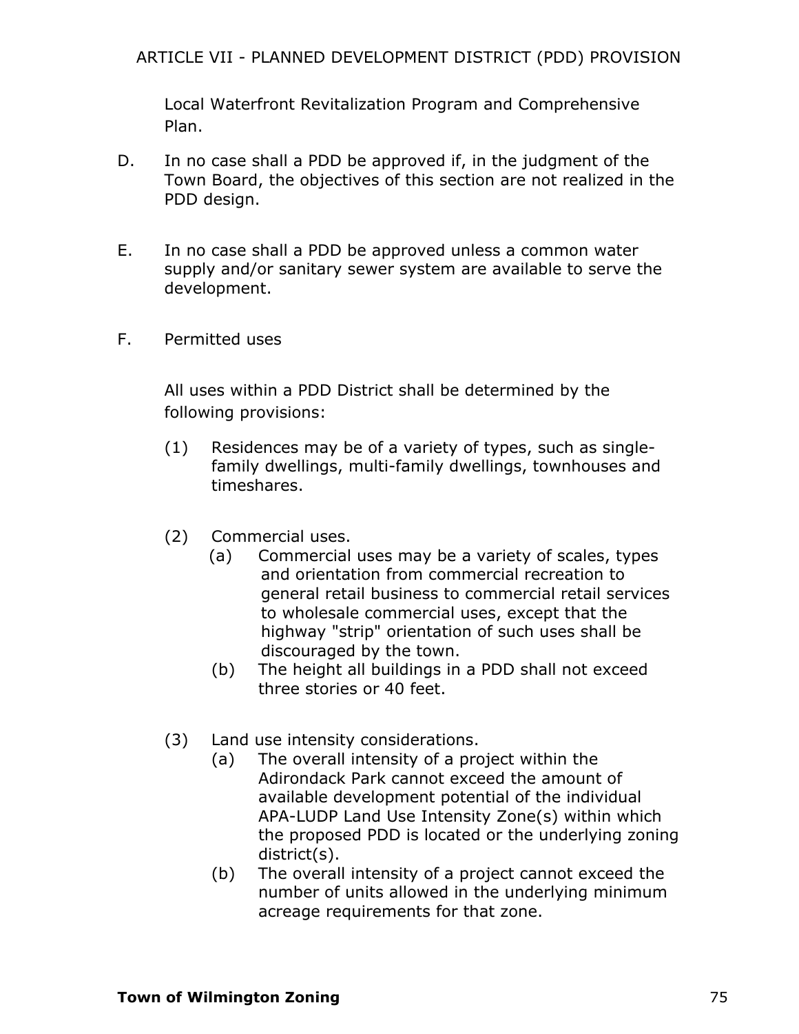Local Waterfront Revitalization Program and Comprehensive Plan.

D. In no case shall a PDD be approved if, in the judgment of the Town Board, the objectives of this section are not realized in the PDD design.

E. In no case shall a PDD be approved unless a common water supply and/or sanitary sewer system are available to serve the development.

F. Permitted uses

All uses within a PDD District shall be determined by the following provisions:

(1) Residences may be of a variety of types, such as single-family dwellings, multi-family dwellings, townhouses and timeshares.

(2) Commercial uses.

(a) Commercial uses may be a variety of scales, types and orientation from commercial recreation to general retail business to commercial retail services to wholesale commercial uses, except that the highway "strip" orientation of such uses shall be discouraged by the town.

(b) The height all buildings in a PDD shall not exceed three stories or 40 feet.

(3) Land use intensity considerations.

(a) The overall intensity of a project within the Adirondack Park cannot exceed the amount of available development potential of the individual APA-LUDP Land Use Intensity Zone(s) within which the proposed PDD is located or the underlying zoning district(s).

(b) The overall intensity of a project cannot exceed the number of units allowed in the underlying minimum acreage requirements for that zone.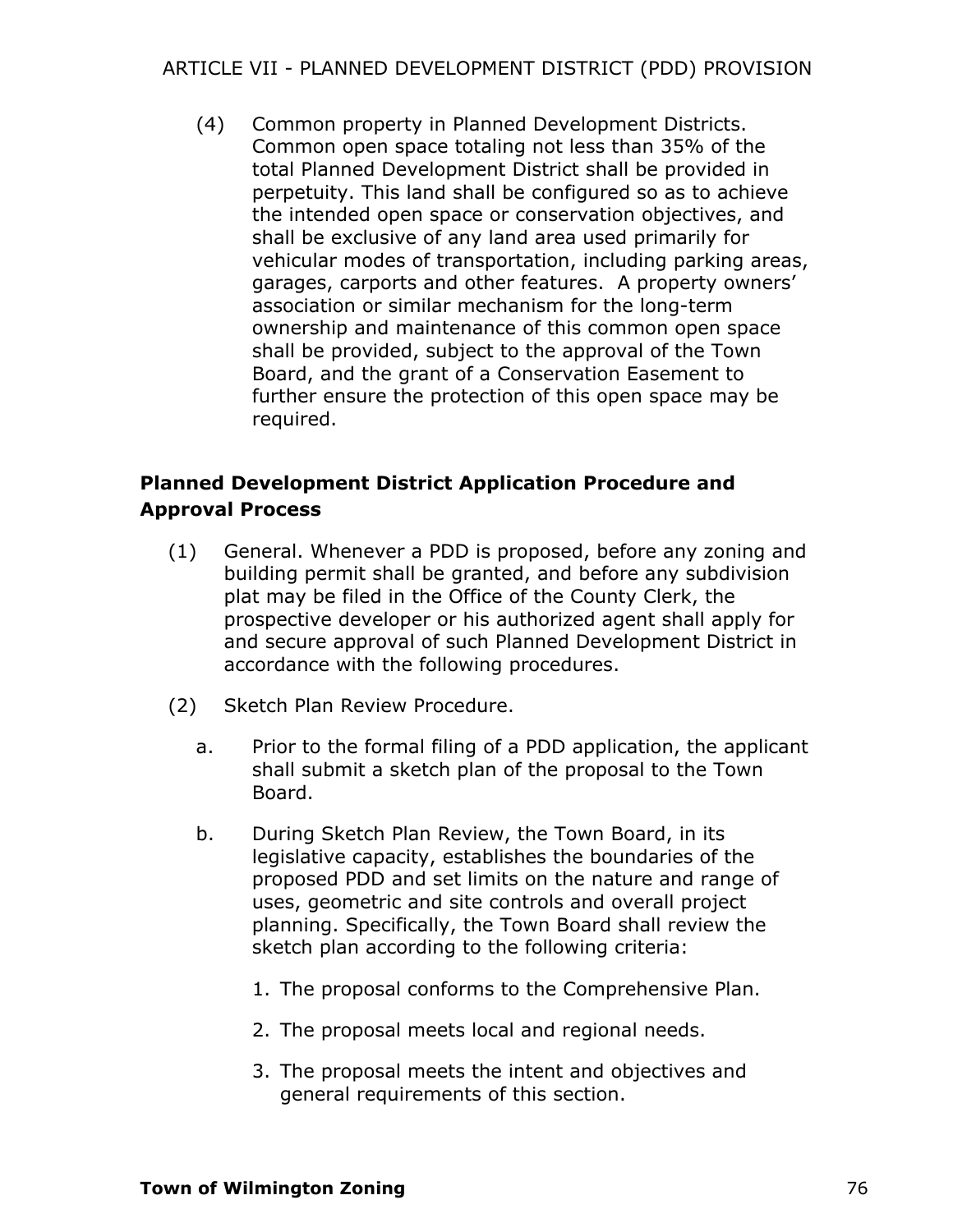(4) Common property in Planned Development Districts. Common open space totaling not less than 35% of the total Planned Development District shall be provided in perpetuity. This land shall be configured so as to achieve the intended open space or conservation objectives, and shall be exclusive of any land area used primarily for vehicular modes of transportation, including parking areas, garages, carports and other features. A property owners' association or similar mechanism for the long-term ownership and maintenance of this common open space shall be provided, subject to the approval of the Town Board, and the grant of a Conservation Easement to further ensure the protection of this open space may be required.

## Planned Development District Application Procedure and Approval Process

(1) General. Whenever a PDD is proposed, before any zoning and building permit shall be granted, and before any subdivision plat may be filed in the Office of the County Clerk, the prospective developer or his authorized agent shall apply for and secure approval of such Planned Development District in accordance with the following procedures.

(2) Sketch Plan Review Procedure.

a. Prior to the formal filing of a PDD application, the applicant shall submit a sketch plan of the proposal to the Town Board.

b. During Sketch Plan Review, the Town Board, in its legislative capacity, establishes the boundaries of the proposed PDD and set limits on the nature and range of uses, geometric and site controls and overall project planning. Specifically, the Town Board shall review the sketch plan according to the following criteria:

1. The proposal conforms to the Comprehensive Plan.
2. The proposal meets local and regional needs.
3. The proposal meets the intent and objectives and general requirements of this section.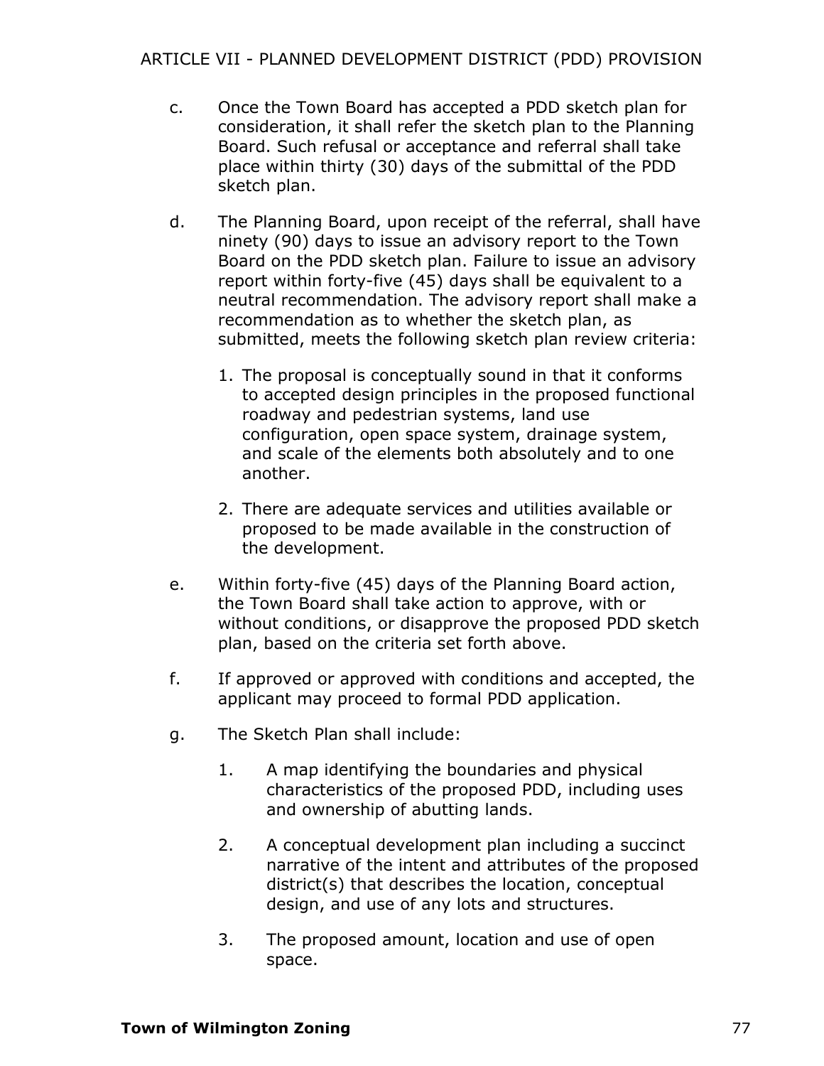c. Once the Town Board has accepted a PDD sketch plan for consideration, it shall refer the sketch plan to the Planning Board. Such refusal or acceptance and referral shall take place within thirty (30) days of the submittal of the PDD sketch plan.

d. The Planning Board, upon receipt of the referral, shall have ninety (90) days to issue an advisory report to the Town Board on the PDD sketch plan. Failure to issue an advisory report within forty-five (45) days shall be equivalent to a neutral recommendation. The advisory report shall make a recommendation as to whether the sketch plan, as submitted, meets the following sketch plan review criteria:

   1. The proposal is conceptually sound in that it conforms to accepted design principles in the proposed functional roadway and pedestrian systems, land use configuration, open space system, drainage system, and scale of the elements both absolutely and to one another.

   2. There are adequate services and utilities available or proposed to be made available in the construction of the development.

e. Within forty-five (45) days of the Planning Board action, the Town Board shall take action to approve, with or without conditions, or disapprove the proposed PDD sketch plan, based on the criteria set forth above.

f. If approved or approved with conditions and accepted, the applicant may proceed to formal PDD application.

g. The Sketch Plan shall include:

   1. A map identifying the boundaries and physical characteristics of the proposed PDD, including uses and ownership of abutting lands.

   2. A conceptual development plan including a succinct narrative of the intent and attributes of the proposed district(s) that describes the location, conceptual design, and use of any lots and structures.

   3. The proposed amount, location and use of open space.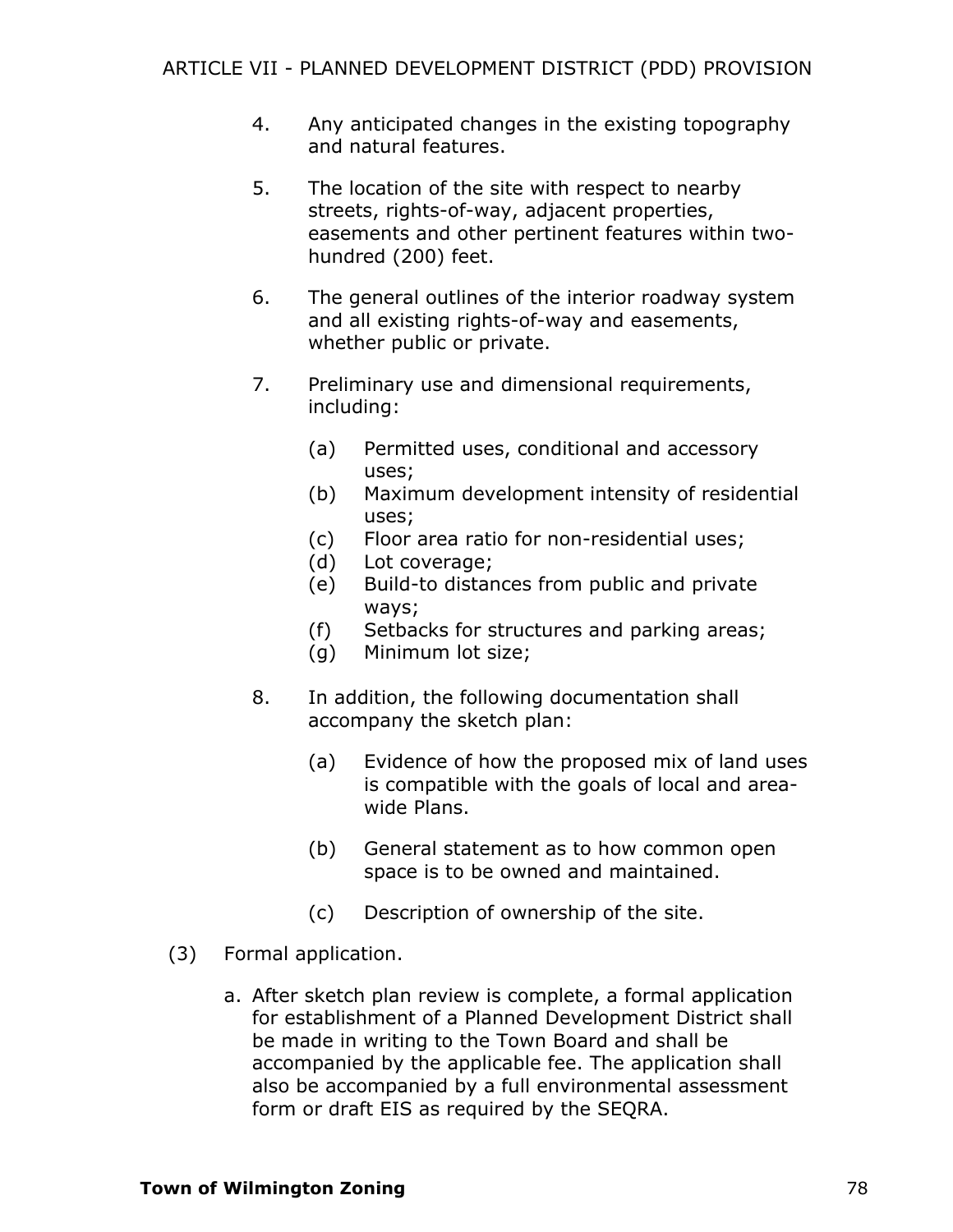4. Any anticipated changes in the existing topography and natural features.

5. The location of the site with respect to nearby streets, rights-of-way, adjacent properties, easements and other pertinent features within two-hundred (200) feet.

6. The general outlines of the interior roadway system and all existing rights-of-way and easements, whether public or private.

7. Preliminary use and dimensional requirements, including:

   (a) Permitted uses, conditional and accessory uses;
   (b) Maximum development intensity of residential uses;
   (c) Floor area ratio for non-residential uses;
   (d) Lot coverage;
   (e) Build-to distances from public and private ways;
   (f) Setbacks for structures and parking areas;
   (g) Minimum lot size;

8. In addition, the following documentation shall accompany the sketch plan:

   (a) Evidence of how the proposed mix of land uses is compatible with the goals of local and area-wide Plans.

   (b) General statement as to how common open space is to be owned and maintained.

   (c) Description of ownership of the site.

(3) Formal application.

a. After sketch plan review is complete, a formal application for establishment of a Planned Development District shall be made in writing to the Town Board and shall be accompanied by the applicable fee. The application shall also be accompanied by a full environmental assessment form or draft EIS as required by the SEQRA.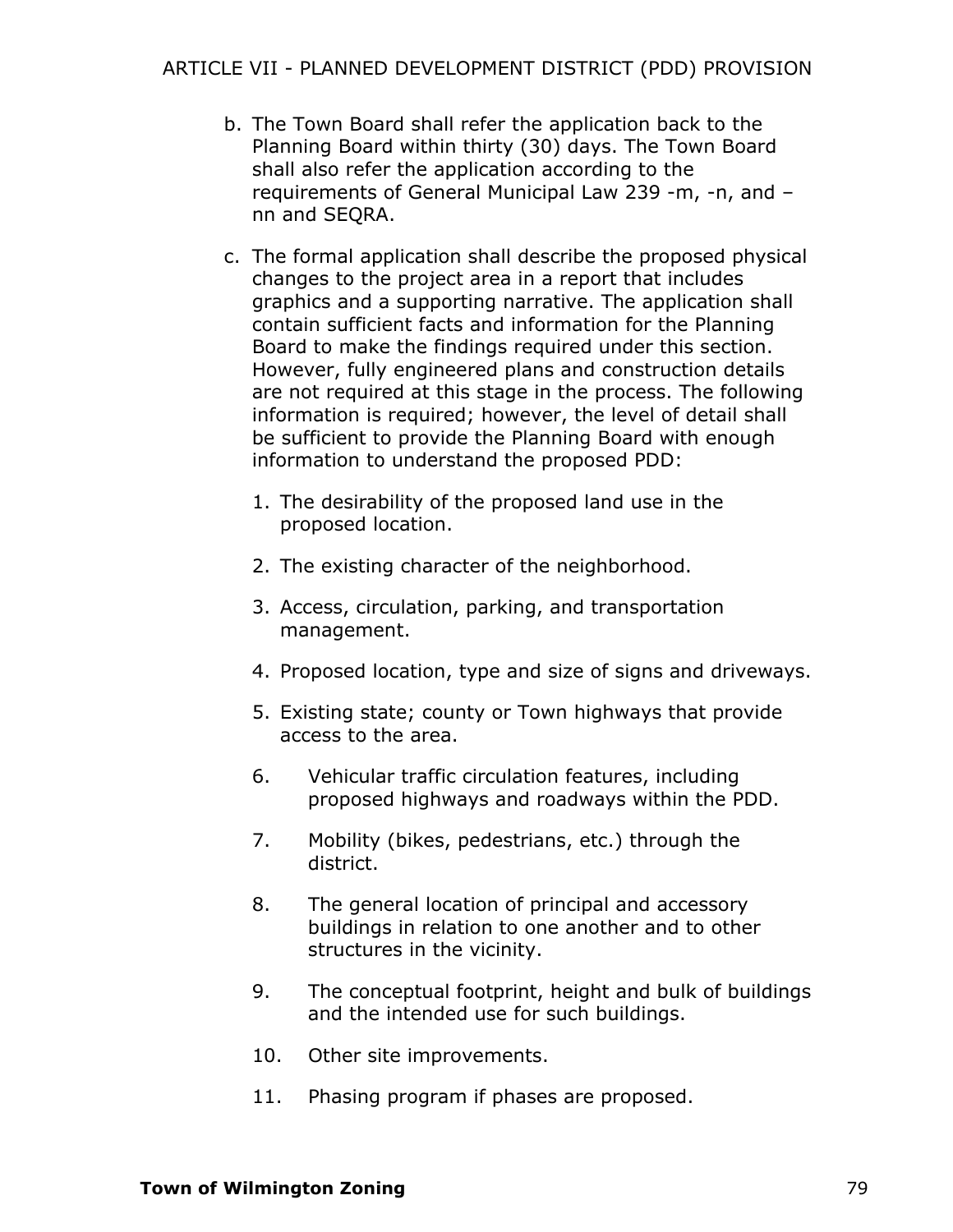b. The Town Board shall refer the application back to the Planning Board within thirty (30) days. The Town Board shall also refer the application according to the requirements of General Municipal Law 239 -m, -n, and –nn and SEQRA.

c. The formal application shall describe the proposed physical changes to the project area in a report that includes graphics and a supporting narrative. The application shall contain sufficient facts and information for the Planning Board to make the findings required under this section. However, fully engineered plans and construction details are not required at this stage in the process. The following information is required; however, the level of detail shall be sufficient to provide the Planning Board with enough information to understand the proposed PDD:

   1. The desirability of the proposed land use in the proposed location.
   2. The existing character of the neighborhood.
   3. Access, circulation, parking, and transportation management.
   4. Proposed location, type and size of signs and driveways.
   5. Existing state; county or Town highways that provide access to the area.
   6. Vehicular traffic circulation features, including proposed highways and roadways within the PDD.
   7. Mobility (bikes, pedestrians, etc.) through the district.
   8. The general location of principal and accessory buildings in relation to one another and to other structures in the vicinity.
   9. The conceptual footprint, height and bulk of buildings and the intended use for such buildings.
   10. Other site improvements.
   11. Phasing program if phases are proposed.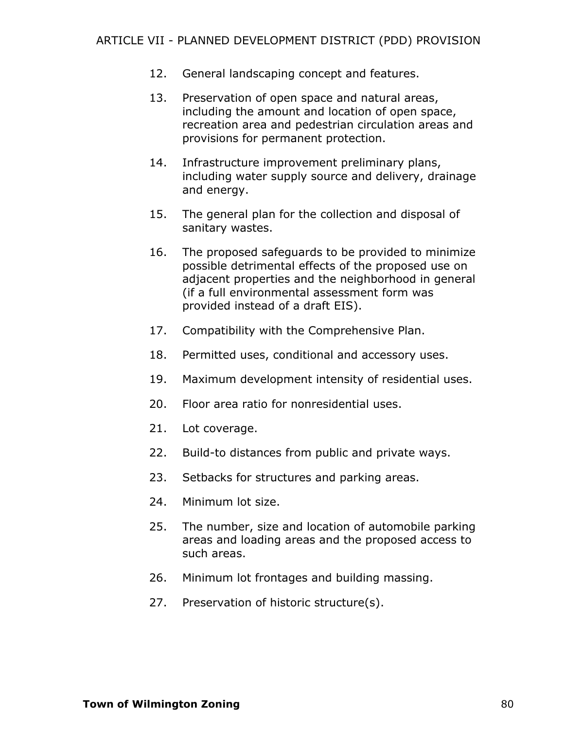12. General landscaping concept and features.

13. Preservation of open space and natural areas, including the amount and location of open space, recreation area and pedestrian circulation areas and provisions for permanent protection.

14. Infrastructure improvement preliminary plans, including water supply source and delivery, drainage and energy.

15. The general plan for the collection and disposal of sanitary wastes.

16. The proposed safeguards to be provided to minimize possible detrimental effects of the proposed use on adjacent properties and the neighborhood in general (if a full environmental assessment form was provided instead of a draft EIS).

17. Compatibility with the Comprehensive Plan.

18. Permitted uses, conditional and accessory uses.

19. Maximum development intensity of residential uses.

20. Floor area ratio for nonresidential uses.

21. Lot coverage.

22. Build-to distances from public and private ways.

23. Setbacks for structures and parking areas.

24. Minimum lot size.

25. The number, size and location of automobile parking areas and loading areas and the proposed access to such areas.

26. Minimum lot frontages and building massing.

27. Preservation of historic structure(s).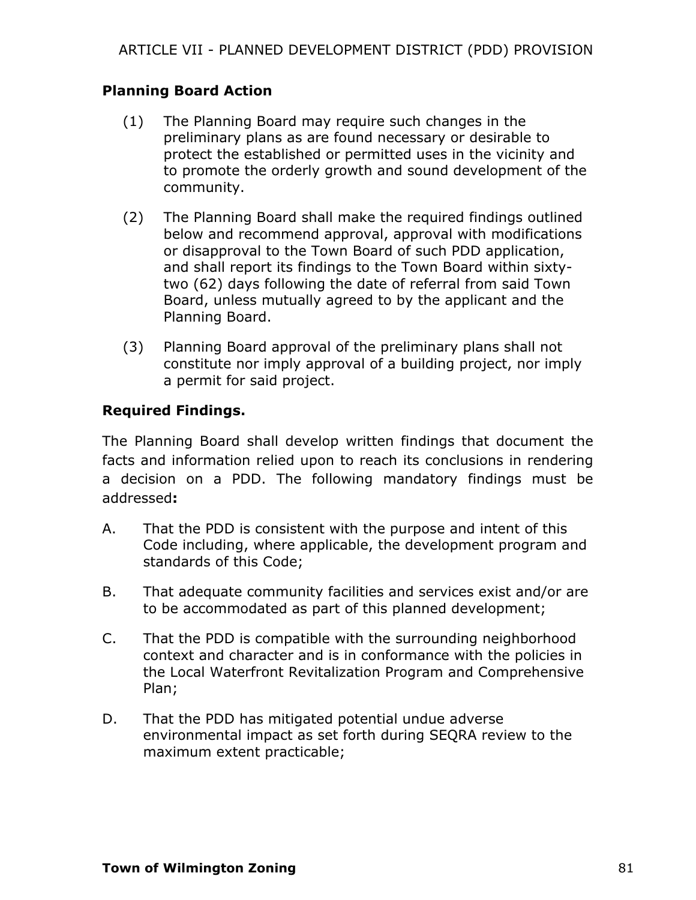### Planning Board Action

(1) The Planning Board may require such changes in the preliminary plans as are found necessary or desirable to protect the established or permitted uses in the vicinity and to promote the orderly growth and sound development of the community.

(2) The Planning Board shall make the required findings outlined below and recommend approval, approval with modifications or disapproval to the Town Board of such PDD application, and shall report its findings to the Town Board within sixty-two (62) days following the date of referral from said Town Board, unless mutually agreed to by the applicant and the Planning Board.

(3) Planning Board approval of the preliminary plans shall not constitute nor imply approval of a building project, nor imply a permit for said project.

### Required Findings.

The Planning Board shall develop written findings that document the facts and information relied upon to reach its conclusions in rendering a decision on a PDD. The following mandatory findings must be addressed**:**

A. That the PDD is consistent with the purpose and intent of this Code including, where applicable, the development program and standards of this Code;

B. That adequate community facilities and services exist and/or are to be accommodated as part of this planned development;

C. That the PDD is compatible with the surrounding neighborhood context and character and is in conformance with the policies in the Local Waterfront Revitalization Program and Comprehensive Plan;

D. That the PDD has mitigated potential undue adverse environmental impact as set forth during SEQRA review to the maximum extent practicable;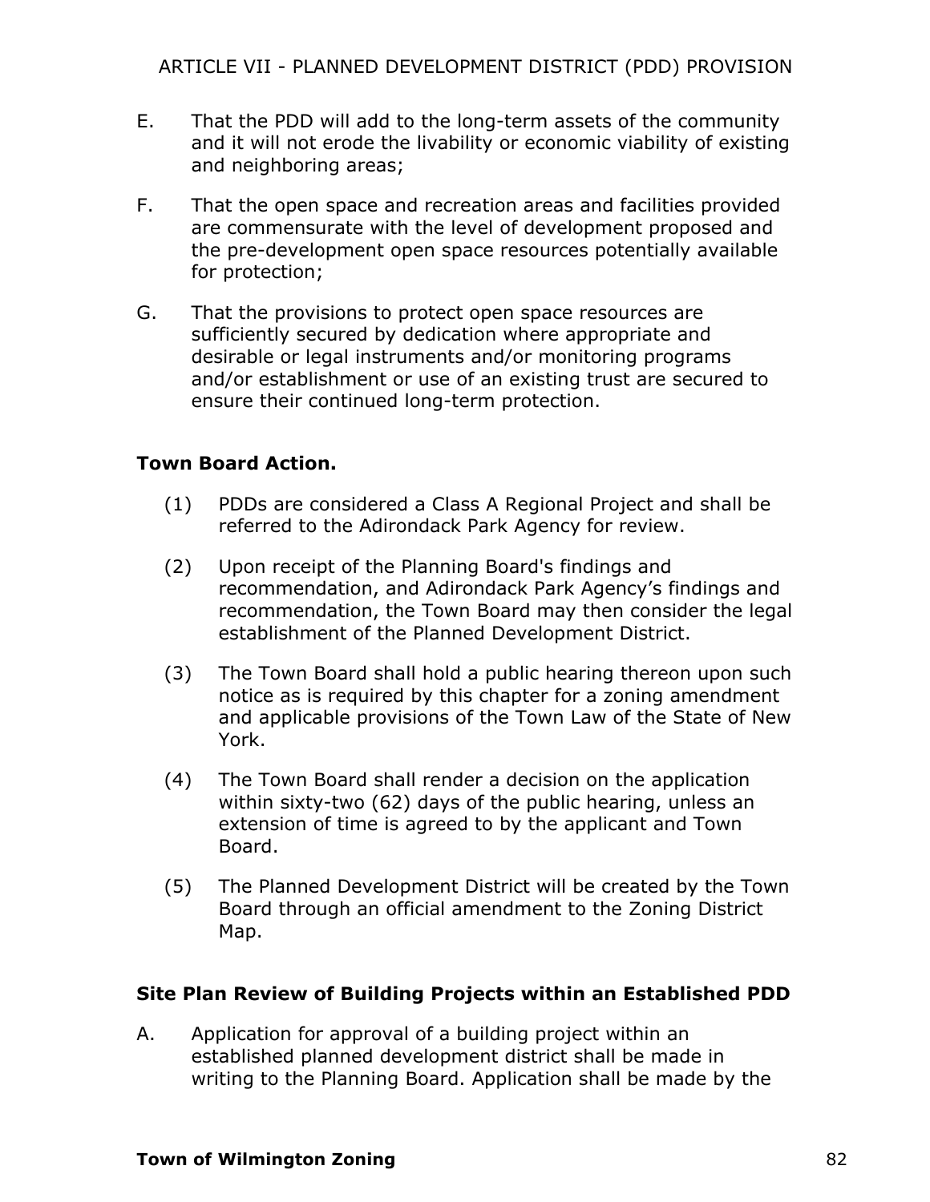E. That the PDD will add to the long-term assets of the community and it will not erode the livability or economic viability of existing and neighboring areas;

F. That the open space and recreation areas and facilities provided are commensurate with the level of development proposed and the pre-development open space resources potentially available for protection;

G. That the provisions to protect open space resources are sufficiently secured by dedication where appropriate and desirable or legal instruments and/or monitoring programs and/or establishment or use of an existing trust are secured to ensure their continued long-term protection.

**Town Board Action.**

(1) PDDs are considered a Class A Regional Project and shall be referred to the Adirondack Park Agency for review.

(2) Upon receipt of the Planning Board's findings and recommendation, and Adirondack Park Agency's findings and recommendation, the Town Board may then consider the legal establishment of the Planned Development District.

(3) The Town Board shall hold a public hearing thereon upon such notice as is required by this chapter for a zoning amendment and applicable provisions of the Town Law of the State of New York.

(4) The Town Board shall render a decision on the application within sixty-two (62) days of the public hearing, unless an extension of time is agreed to by the applicant and Town Board.

(5) The Planned Development District will be created by the Town Board through an official amendment to the Zoning District Map.

**Site Plan Review of Building Projects within an Established PDD**

A. Application for approval of a building project within an established planned development district shall be made in writing to the Planning Board. Application shall be made by the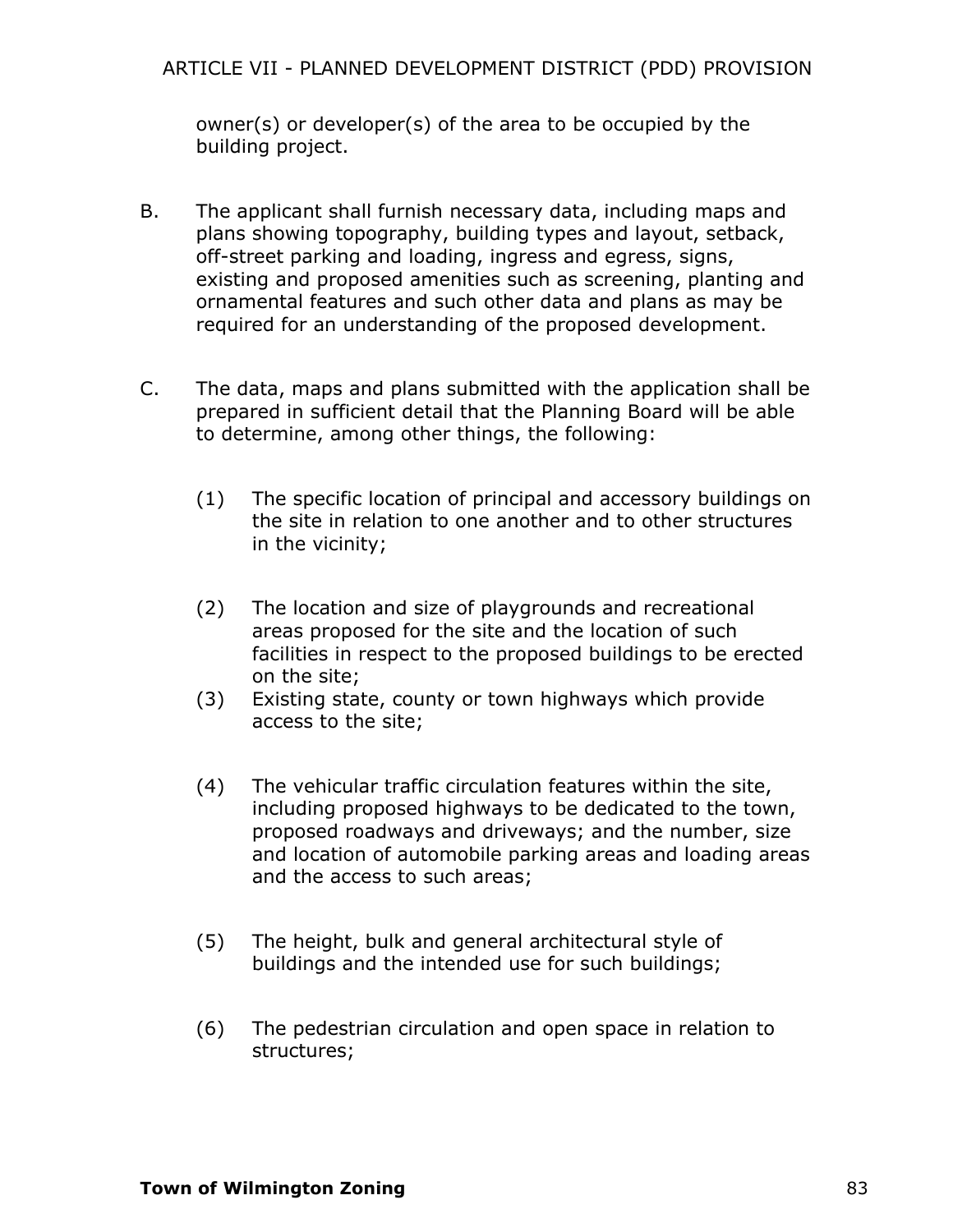owner(s) or developer(s) of the area to be occupied by the building project.

B. The applicant shall furnish necessary data, including maps and plans showing topography, building types and layout, setback, off-street parking and loading, ingress and egress, signs, existing and proposed amenities such as screening, planting and ornamental features and such other data and plans as may be required for an understanding of the proposed development.

C. The data, maps and plans submitted with the application shall be prepared in sufficient detail that the Planning Board will be able to determine, among other things, the following:

   (1) The specific location of principal and accessory buildings on the site in relation to one another and to other structures in the vicinity;

   (2) The location and size of playgrounds and recreational areas proposed for the site and the location of such facilities in respect to the proposed buildings to be erected on the site;

   (3) Existing state, county or town highways which provide access to the site;

   (4) The vehicular traffic circulation features within the site, including proposed highways to be dedicated to the town, proposed roadways and driveways; and the number, size and location of automobile parking areas and loading areas and the access to such areas;

   (5) The height, bulk and general architectural style of buildings and the intended use for such buildings;

   (6) The pedestrian circulation and open space in relation to structures;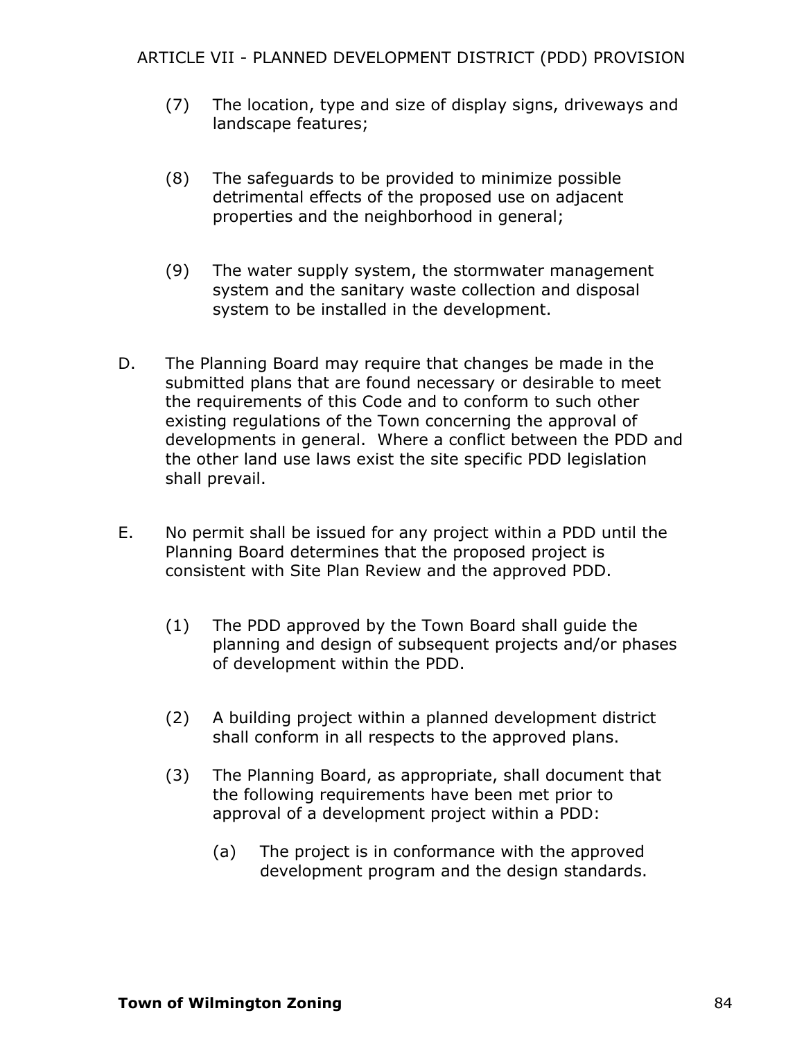(7) The location, type and size of display signs, driveways and landscape features;

(8) The safeguards to be provided to minimize possible detrimental effects of the proposed use on adjacent properties and the neighborhood in general;

(9) The water supply system, the stormwater management system and the sanitary waste collection and disposal system to be installed in the development.

D. The Planning Board may require that changes be made in the submitted plans that are found necessary or desirable to meet the requirements of this Code and to conform to such other existing regulations of the Town concerning the approval of developments in general. Where a conflict between the PDD and the other land use laws exist the site specific PDD legislation shall prevail.

E. No permit shall be issued for any project within a PDD until the Planning Board determines that the proposed project is consistent with Site Plan Review and the approved PDD.

   (1) The PDD approved by the Town Board shall guide the planning and design of subsequent projects and/or phases of development within the PDD.

   (2) A building project within a planned development district shall conform in all respects to the approved plans.

   (3) The Planning Board, as appropriate, shall document that the following requirements have been met prior to approval of a development project within a PDD:

      (a) The project is in conformance with the approved development program and the design standards.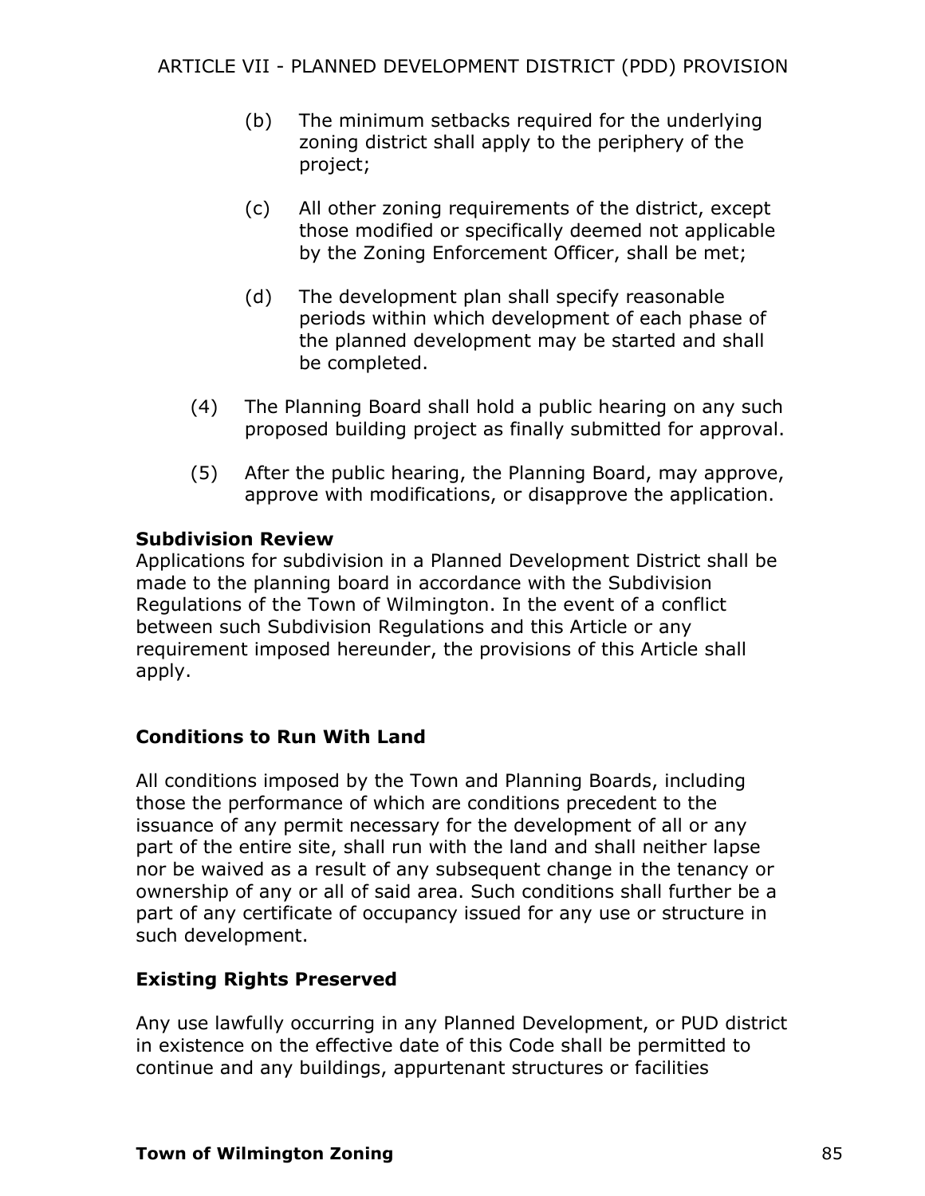(b) The minimum setbacks required for the underlying zoning district shall apply to the periphery of the project;

   (c) All other zoning requirements of the district, except those modified or specifically deemed not applicable by the Zoning Enforcement Officer, shall be met;

   (d) The development plan shall specify reasonable periods within which development of each phase of the planned development may be started and shall be completed.

(4) The Planning Board shall hold a public hearing on any such proposed building project as finally submitted for approval.

(5) After the public hearing, the Planning Board, may approve, approve with modifications, or disapprove the application.

**Subdivision Review**
Applications for subdivision in a Planned Development District shall be made to the planning board in accordance with the Subdivision Regulations of the Town of Wilmington. In the event of a conflict between such Subdivision Regulations and this Article or any requirement imposed hereunder, the provisions of this Article shall apply.

**Conditions to Run With Land**

All conditions imposed by the Town and Planning Boards, including those the performance of which are conditions precedent to the issuance of any permit necessary for the development of all or any part of the entire site, shall run with the land and shall neither lapse nor be waived as a result of any subsequent change in the tenancy or ownership of any or all of said area. Such conditions shall further be a part of any certificate of occupancy issued for any use or structure in such development.

**Existing Rights Preserved**

Any use lawfully occurring in any Planned Development, or PUD district in existence on the effective date of this Code shall be permitted to continue and any buildings, appurtenant structures or facilities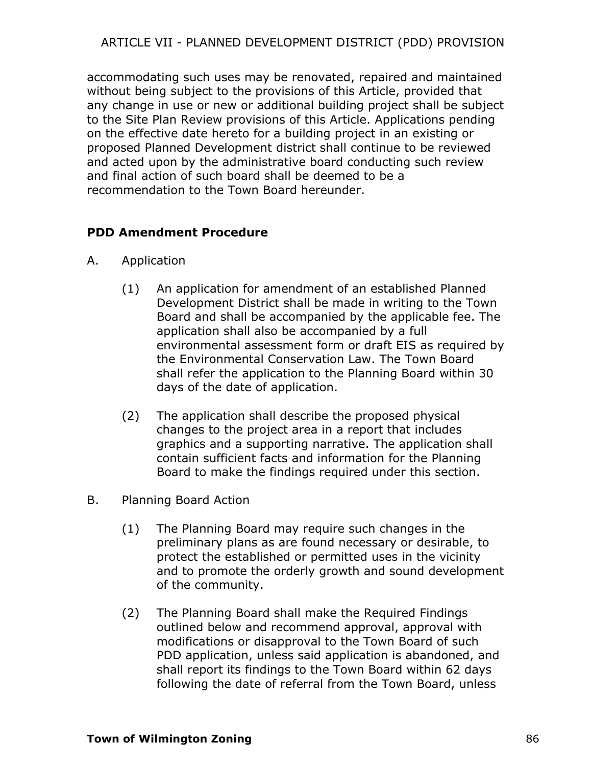accommodating such uses may be renovated, repaired and maintained without being subject to the provisions of this Article, provided that any change in use or new or additional building project shall be subject to the Site Plan Review provisions of this Article. Applications pending on the effective date hereto for a building project in an existing or proposed Planned Development district shall continue to be reviewed and acted upon by the administrative board conducting such review and final action of such board shall be deemed to be a recommendation to the Town Board hereunder.

## PDD Amendment Procedure

A. Application

(1) An application for amendment of an established Planned Development District shall be made in writing to the Town Board and shall be accompanied by the applicable fee. The application shall also be accompanied by a full environmental assessment form or draft EIS as required by the Environmental Conservation Law. The Town Board shall refer the application to the Planning Board within 30 days of the date of application.

(2) The application shall describe the proposed physical changes to the project area in a report that includes graphics and a supporting narrative. The application shall contain sufficient facts and information for the Planning Board to make the findings required under this section.

B. Planning Board Action

(1) The Planning Board may require such changes in the preliminary plans as are found necessary or desirable, to protect the established or permitted uses in the vicinity and to promote the orderly growth and sound development of the community.

(2) The Planning Board shall make the Required Findings outlined below and recommend approval, approval with modifications or disapproval to the Town Board of such PDD application, unless said application is abandoned, and shall report its findings to the Town Board within 62 days following the date of referral from the Town Board, unless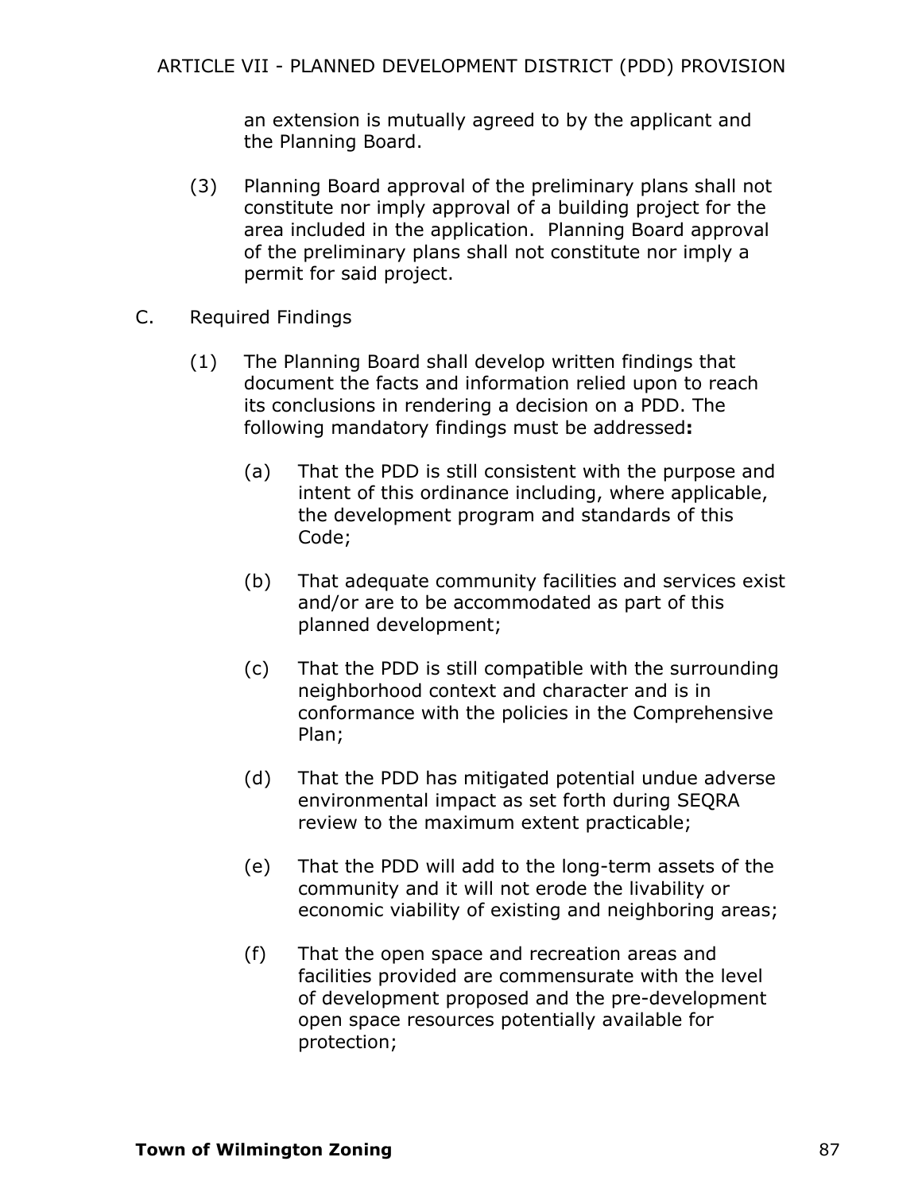an extension is mutually agreed to by the applicant and the Planning Board.

(3) Planning Board approval of the preliminary plans shall not constitute nor imply approval of a building project for the area included in the application. Planning Board approval of the preliminary plans shall not constitute nor imply a permit for said project.

C. Required Findings

(1) The Planning Board shall develop written findings that document the facts and information relied upon to reach its conclusions in rendering a decision on a PDD. The following mandatory findings must be addressed**:**

(a) That the PDD is still consistent with the purpose and intent of this ordinance including, where applicable, the development program and standards of this Code;

(b) That adequate community facilities and services exist and/or are to be accommodated as part of this planned development;

(c) That the PDD is still compatible with the surrounding neighborhood context and character and is in conformance with the policies in the Comprehensive Plan;

(d) That the PDD has mitigated potential undue adverse environmental impact as set forth during SEQRA review to the maximum extent practicable;

(e) That the PDD will add to the long-term assets of the community and it will not erode the livability or economic viability of existing and neighboring areas;

(f) That the open space and recreation areas and facilities provided are commensurate with the level of development proposed and the pre-development open space resources potentially available for protection;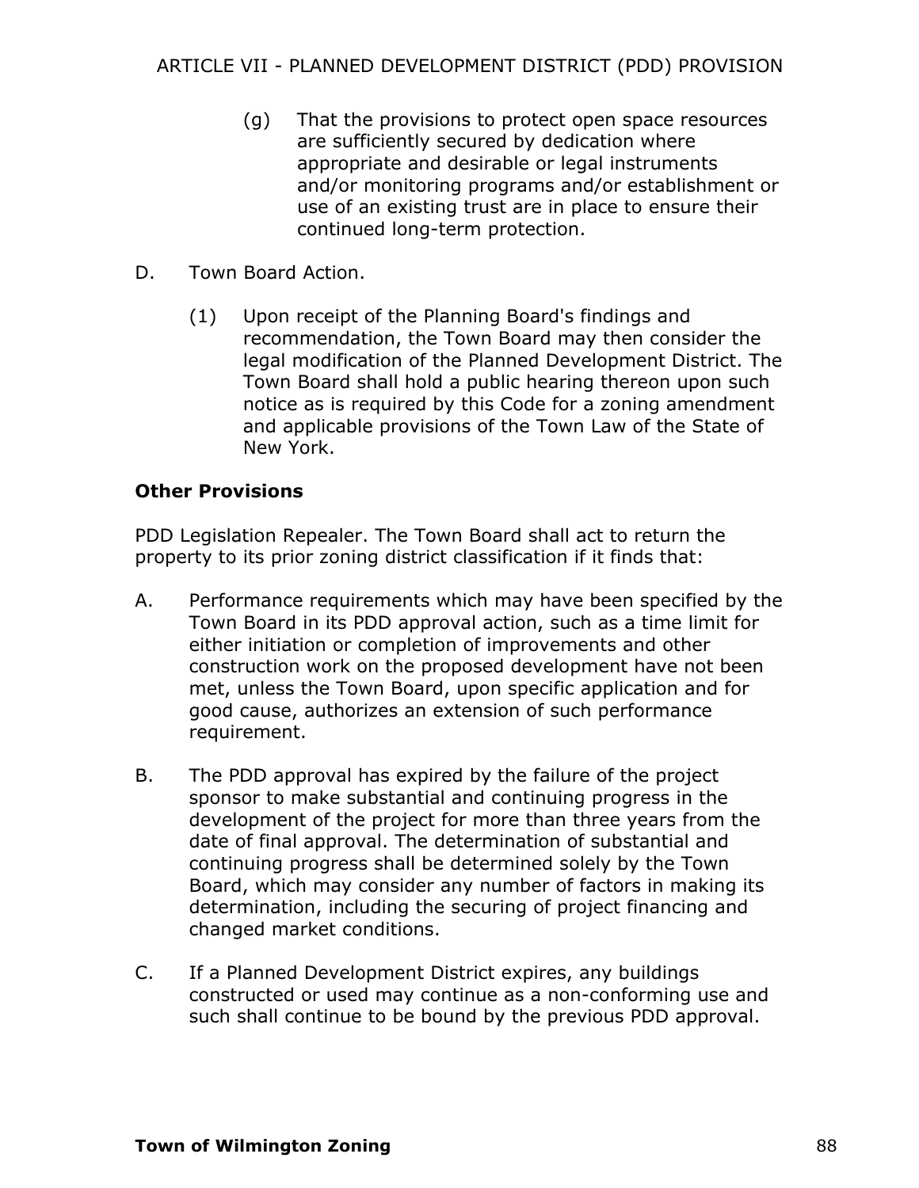(g) That the provisions to protect open space resources are sufficiently secured by dedication where appropriate and desirable or legal instruments and/or monitoring programs and/or establishment or use of an existing trust are in place to ensure their continued long-term protection.

D. Town Board Action.

(1) Upon receipt of the Planning Board's findings and recommendation, the Town Board may then consider the legal modification of the Planned Development District. The Town Board shall hold a public hearing thereon upon such notice as is required by this Code for a zoning amendment and applicable provisions of the Town Law of the State of New York.

**Other Provisions**

PDD Legislation Repealer. The Town Board shall act to return the property to its prior zoning district classification if it finds that:

A. Performance requirements which may have been specified by the Town Board in its PDD approval action, such as a time limit for either initiation or completion of improvements and other construction work on the proposed development have not been met, unless the Town Board, upon specific application and for good cause, authorizes an extension of such performance requirement.

B. The PDD approval has expired by the failure of the project sponsor to make substantial and continuing progress in the development of the project for more than three years from the date of final approval. The determination of substantial and continuing progress shall be determined solely by the Town Board, which may consider any number of factors in making its determination, including the securing of project financing and changed market conditions.

C. If a Planned Development District expires, any buildings constructed or used may continue as a non-conforming use and such shall continue to be bound by the previous PDD approval.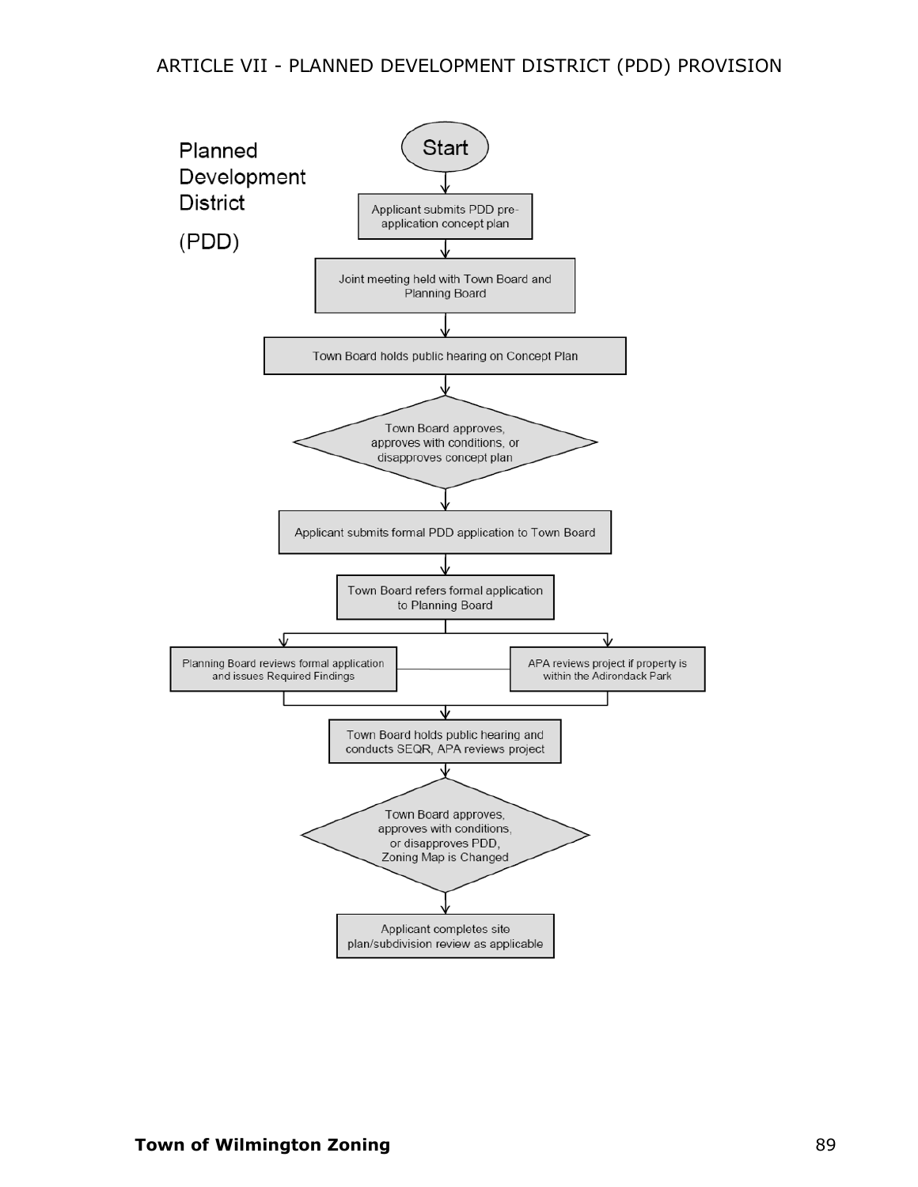# Planned Development District (PDD)

Start

Applicant submits PDD pre-application concept plan

Joint meeting held with Town Board and Planning Board

Town Board holds public hearing on Concept Plan

Town Board approves, approves with conditions, or disapproves concept plan

Applicant submits formal PDD application to Town Board

Town Board refers formal application to Planning Board

Planning Board reviews formal application and issues Required Findings

APA reviews project if property is within the Adirondack Park

Town Board holds public hearing and conducts SEQR, APA reviews project

Town Board approves, approves with conditions, or disapproves PDD, Zoning Map is Changed

Applicant completes site plan/subdivision review as applicable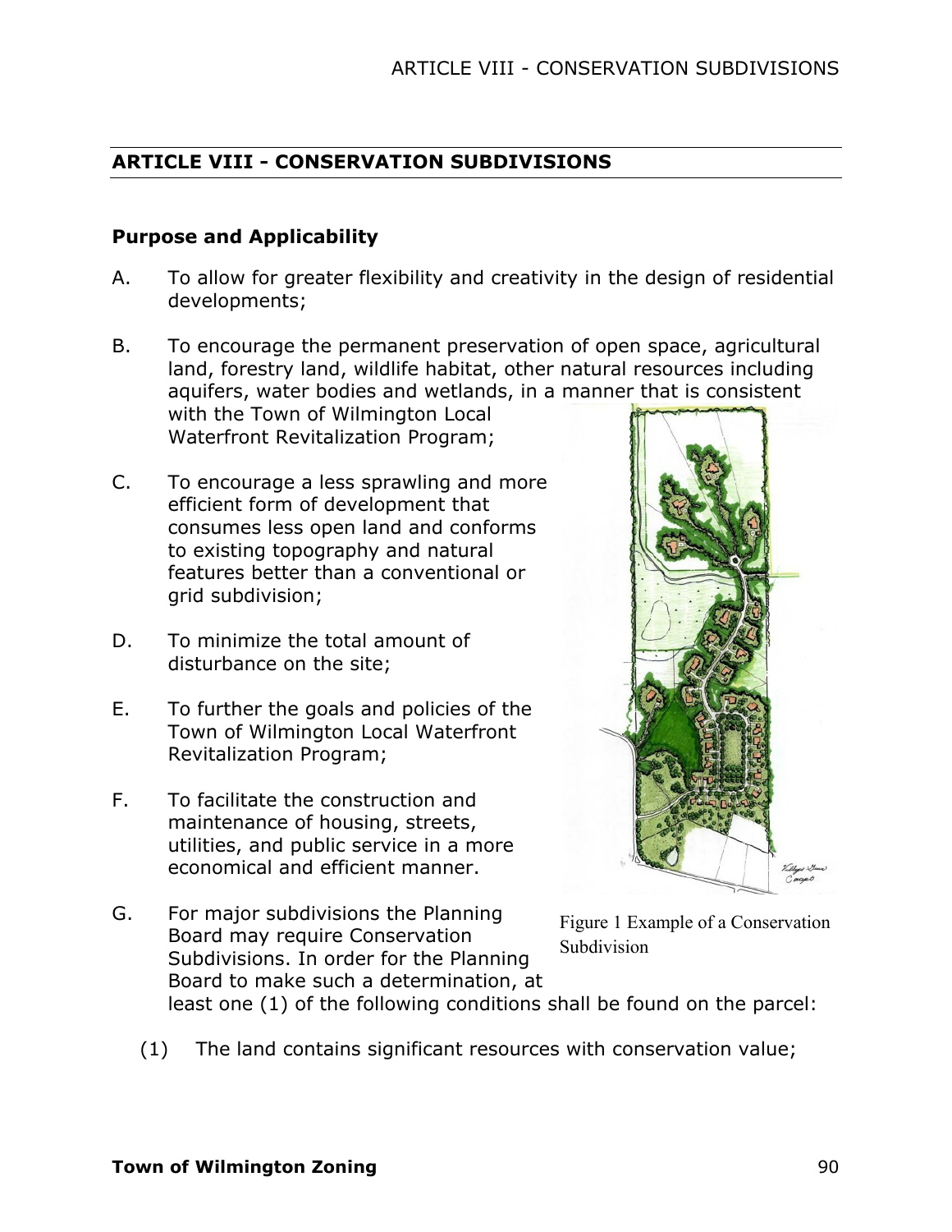## ARTICLE VIII - CONSERVATION SUBDIVISIONS

### Purpose and Applicability

A. To allow for greater flexibility and creativity in the design of residential developments;

B. To encourage the permanent preservation of open space, agricultural land, forestry land, wildlife habitat, other natural resources including aquifers, water bodies and wetlands, in a manner that is consistent with the Town of Wilmington Local Waterfront Revitalization Program;

C. To encourage a less sprawling and more efficient form of development that consumes less open land and conforms to existing topography and natural features better than a conventional or grid subdivision;

D. To minimize the total amount of disturbance on the site;

E. To further the goals and policies of the Town of Wilmington Local Waterfront Revitalization Program;

F. To facilitate the construction and maintenance of housing, streets, utilities, and public service in a more economical and efficient manner.

Figure 1 Example of a Conservation Subdivision

G. For major subdivisions the Planning Board may require Conservation Subdivisions. In order for the Planning Board to make such a determination, at least one (1) of the following conditions shall be found on the parcel:

(1) The land contains significant resources with conservation value;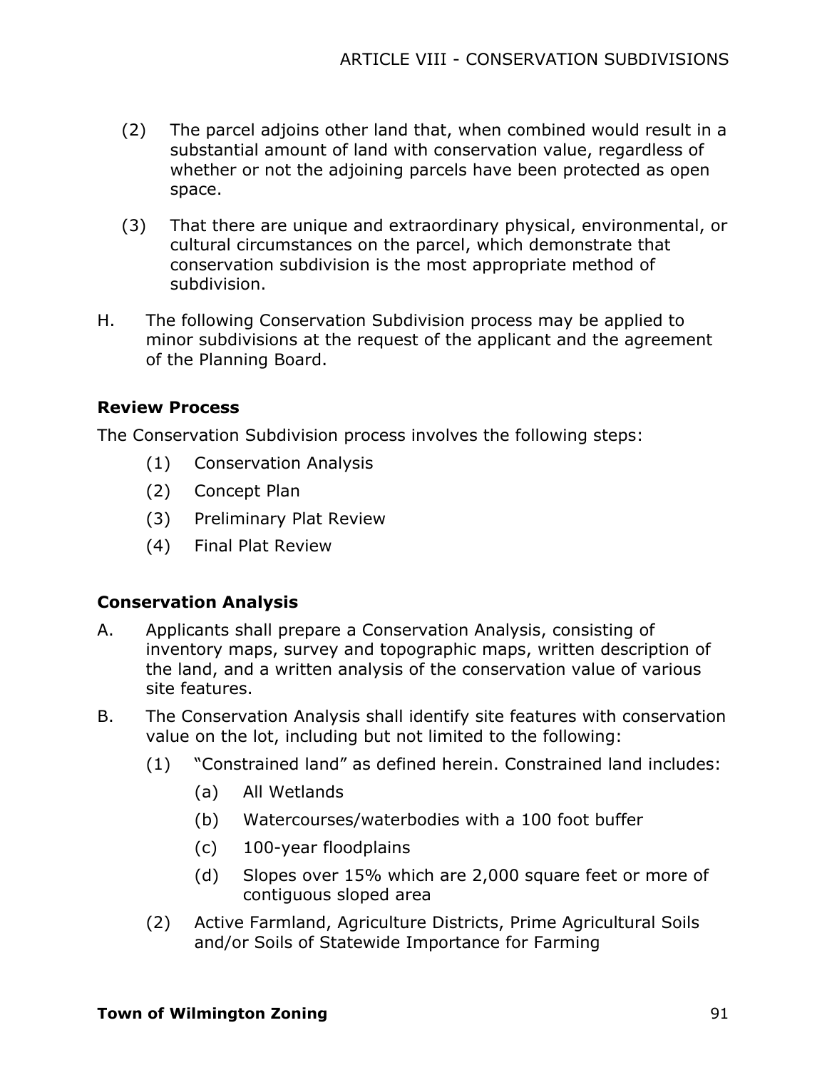(2) The parcel adjoins other land that, when combined would result in a substantial amount of land with conservation value, regardless of whether or not the adjoining parcels have been protected as open space.

(3) That there are unique and extraordinary physical, environmental, or cultural circumstances on the parcel, which demonstrate that conservation subdivision is the most appropriate method of subdivision.

H. The following Conservation Subdivision process may be applied to minor subdivisions at the request of the applicant and the agreement of the Planning Board.

**Review Process**

The Conservation Subdivision process involves the following steps:

(1) Conservation Analysis

(2) Concept Plan

(3) Preliminary Plat Review

(4) Final Plat Review

**Conservation Analysis**

A. Applicants shall prepare a Conservation Analysis, consisting of inventory maps, survey and topographic maps, written description of the land, and a written analysis of the conservation value of various site features.

B. The Conservation Analysis shall identify site features with conservation value on the lot, including but not limited to the following:

(1) "Constrained land" as defined herein. Constrained land includes:

(a) All Wetlands

(b) Watercourses/waterbodies with a 100 foot buffer

(c) 100-year floodplains

(d) Slopes over 15% which are 2,000 square feet or more of contiguous sloped area

(2) Active Farmland, Agriculture Districts, Prime Agricultural Soils and/or Soils of Statewide Importance for Farming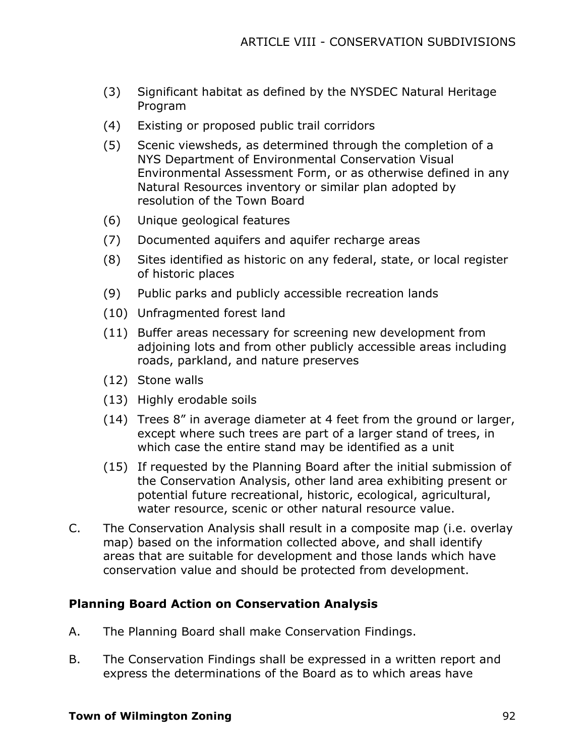(3) Significant habitat as defined by the NYSDEC Natural Heritage Program

(4) Existing or proposed public trail corridors

(5) Scenic viewsheds, as determined through the completion of a NYS Department of Environmental Conservation Visual Environmental Assessment Form, or as otherwise defined in any Natural Resources inventory or similar plan adopted by resolution of the Town Board

(6) Unique geological features

(7) Documented aquifers and aquifer recharge areas

(8) Sites identified as historic on any federal, state, or local register of historic places

(9) Public parks and publicly accessible recreation lands

(10) Unfragmented forest land

(11) Buffer areas necessary for screening new development from adjoining lots and from other publicly accessible areas including roads, parkland, and nature preserves

(12) Stone walls

(13) Highly erodable soils

(14) Trees 8" in average diameter at 4 feet from the ground or larger, except where such trees are part of a larger stand of trees, in which case the entire stand may be identified as a unit

(15) If requested by the Planning Board after the initial submission of the Conservation Analysis, other land area exhibiting present or potential future recreational, historic, ecological, agricultural, water resource, scenic or other natural resource value.

C. The Conservation Analysis shall result in a composite map (i.e. overlay map) based on the information collected above, and shall identify areas that are suitable for development and those lands which have conservation value and should be protected from development.

**Planning Board Action on Conservation Analysis**

A. The Planning Board shall make Conservation Findings.

B. The Conservation Findings shall be expressed in a written report and express the determinations of the Board as to which areas have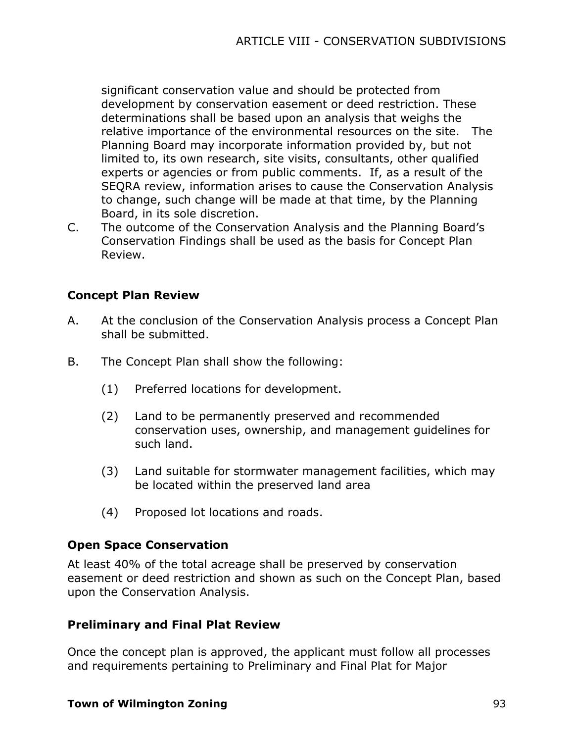significant conservation value and should be protected from development by conservation easement or deed restriction. These determinations shall be based upon an analysis that weighs the relative importance of the environmental resources on the site. The Planning Board may incorporate information provided by, but not limited to, its own research, site visits, consultants, other qualified experts or agencies or from public comments. If, as a result of the SEQRA review, information arises to cause the Conservation Analysis to change, such change will be made at that time, by the Planning Board, in its sole discretion.

C. The outcome of the Conservation Analysis and the Planning Board's Conservation Findings shall be used as the basis for Concept Plan Review.

### Concept Plan Review

A. At the conclusion of the Conservation Analysis process a Concept Plan shall be submitted.

B. The Concept Plan shall show the following:

   (1) Preferred locations for development.

   (2) Land to be permanently preserved and recommended conservation uses, ownership, and management guidelines for such land.

   (3) Land suitable for stormwater management facilities, which may be located within the preserved land area

   (4) Proposed lot locations and roads.

### Open Space Conservation

At least 40% of the total acreage shall be preserved by conservation easement or deed restriction and shown as such on the Concept Plan, based upon the Conservation Analysis.

### Preliminary and Final Plat Review

Once the concept plan is approved, the applicant must follow all processes and requirements pertaining to Preliminary and Final Plat for Major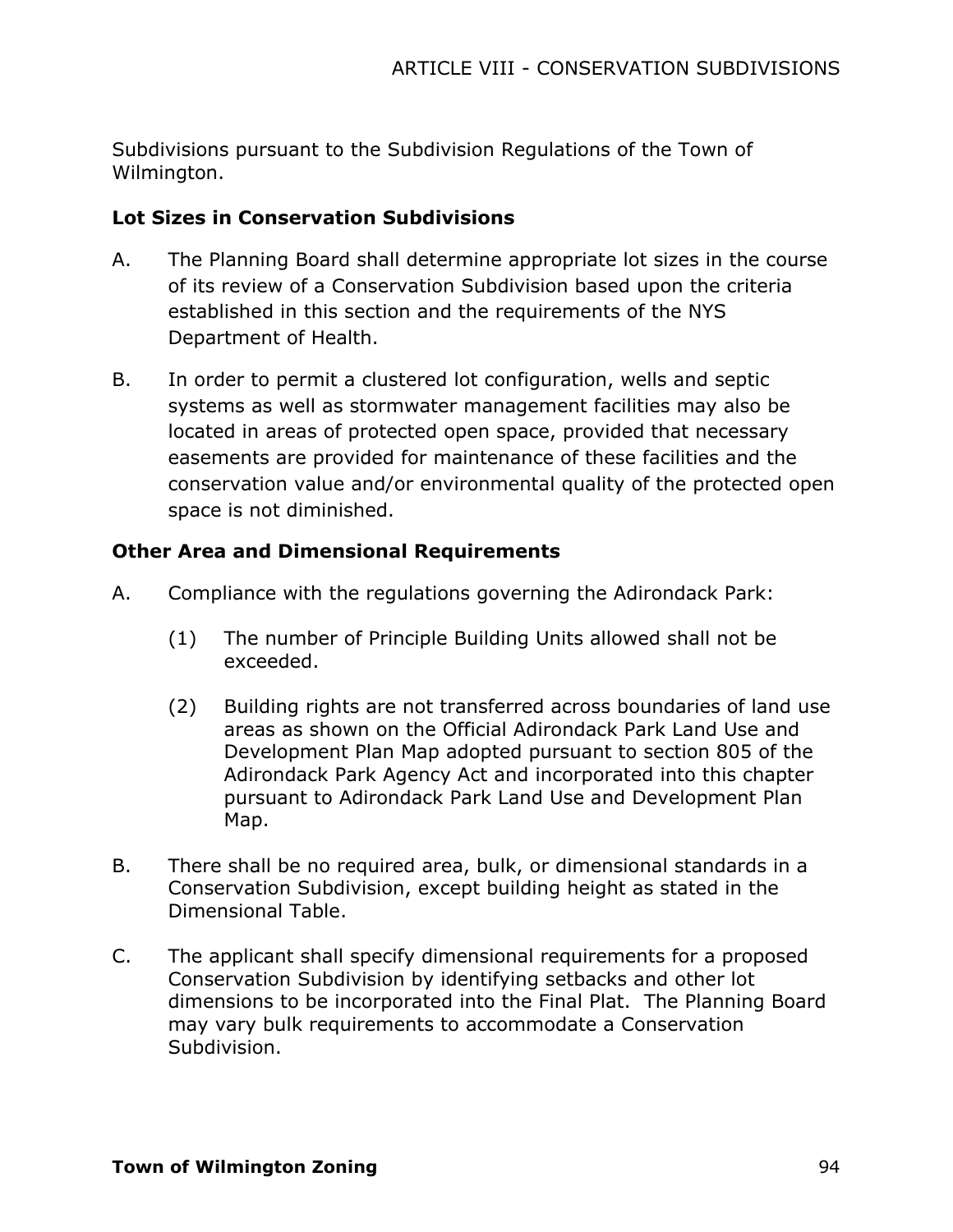Subdivisions pursuant to the Subdivision Regulations of the Town of Wilmington.

### Lot Sizes in Conservation Subdivisions

A. The Planning Board shall determine appropriate lot sizes in the course of its review of a Conservation Subdivision based upon the criteria established in this section and the requirements of the NYS Department of Health.

B. In order to permit a clustered lot configuration, wells and septic systems as well as stormwater management facilities may also be located in areas of protected open space, provided that necessary easements are provided for maintenance of these facilities and the conservation value and/or environmental quality of the protected open space is not diminished.

### Other Area and Dimensional Requirements

A. Compliance with the regulations governing the Adirondack Park:

   (1) The number of Principle Building Units allowed shall not be exceeded.

   (2) Building rights are not transferred across boundaries of land use areas as shown on the Official Adirondack Park Land Use and Development Plan Map adopted pursuant to section 805 of the Adirondack Park Agency Act and incorporated into this chapter pursuant to Adirondack Park Land Use and Development Plan Map.

B. There shall be no required area, bulk, or dimensional standards in a Conservation Subdivision, except building height as stated in the Dimensional Table.

C. The applicant shall specify dimensional requirements for a proposed Conservation Subdivision by identifying setbacks and other lot dimensions to be incorporated into the Final Plat. The Planning Board may vary bulk requirements to accommodate a Conservation Subdivision.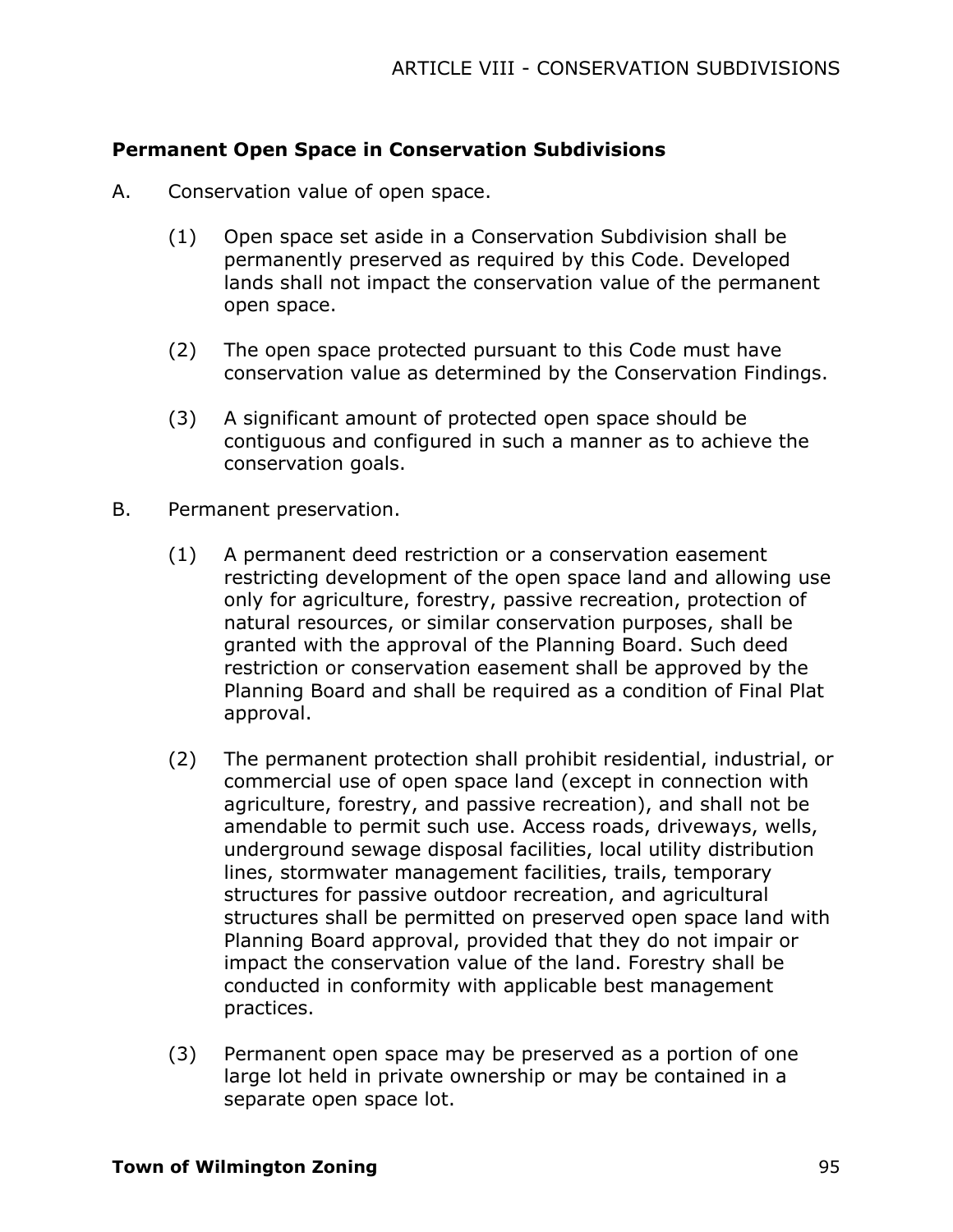## Permanent Open Space in Conservation Subdivisions

A. Conservation value of open space.

   (1) Open space set aside in a Conservation Subdivision shall be permanently preserved as required by this Code. Developed lands shall not impact the conservation value of the permanent open space.

   (2) The open space protected pursuant to this Code must have conservation value as determined by the Conservation Findings.

   (3) A significant amount of protected open space should be contiguous and configured in such a manner as to achieve the conservation goals.

B. Permanent preservation.

   (1) A permanent deed restriction or a conservation easement restricting development of the open space land and allowing use only for agriculture, forestry, passive recreation, protection of natural resources, or similar conservation purposes, shall be granted with the approval of the Planning Board. Such deed restriction or conservation easement shall be approved by the Planning Board and shall be required as a condition of Final Plat approval.

   (2) The permanent protection shall prohibit residential, industrial, or commercial use of open space land (except in connection with agriculture, forestry, and passive recreation), and shall not be amendable to permit such use. Access roads, driveways, wells, underground sewage disposal facilities, local utility distribution lines, stormwater management facilities, trails, temporary structures for passive outdoor recreation, and agricultural structures shall be permitted on preserved open space land with Planning Board approval, provided that they do not impair or impact the conservation value of the land. Forestry shall be conducted in conformity with applicable best management practices.

   (3) Permanent open space may be preserved as a portion of one large lot held in private ownership or may be contained in a separate open space lot.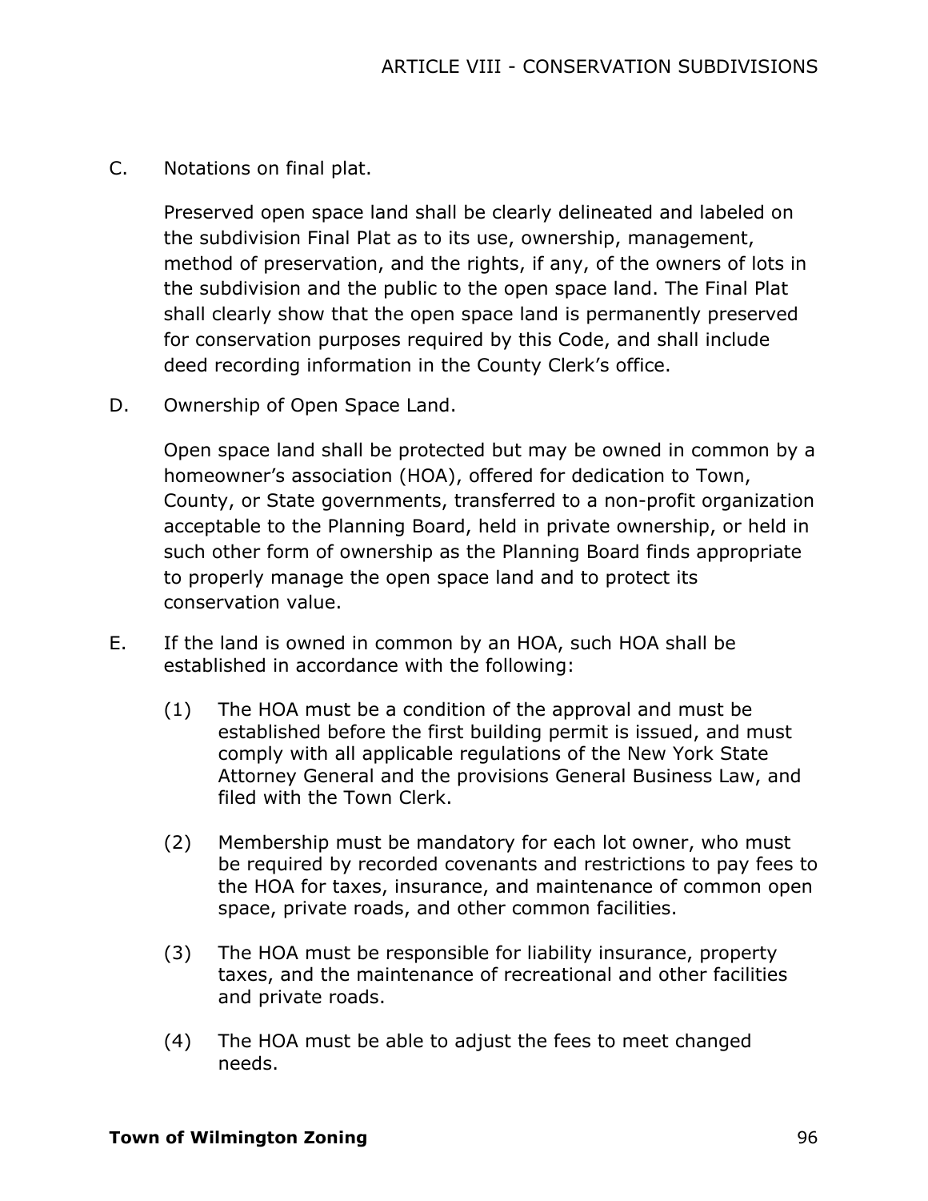C. Notations on final plat.

Preserved open space land shall be clearly delineated and labeled on the subdivision Final Plat as to its use, ownership, management, method of preservation, and the rights, if any, of the owners of lots in the subdivision and the public to the open space land. The Final Plat shall clearly show that the open space land is permanently preserved for conservation purposes required by this Code, and shall include deed recording information in the County Clerk's office.

D. Ownership of Open Space Land.

Open space land shall be protected but may be owned in common by a homeowner's association (HOA), offered for dedication to Town, County, or State governments, transferred to a non-profit organization acceptable to the Planning Board, held in private ownership, or held in such other form of ownership as the Planning Board finds appropriate to properly manage the open space land and to protect its conservation value.

E. If the land is owned in common by an HOA, such HOA shall be established in accordance with the following:

(1) The HOA must be a condition of the approval and must be established before the first building permit is issued, and must comply with all applicable regulations of the New York State Attorney General and the provisions General Business Law, and filed with the Town Clerk.

(2) Membership must be mandatory for each lot owner, who must be required by recorded covenants and restrictions to pay fees to the HOA for taxes, insurance, and maintenance of common open space, private roads, and other common facilities.

(3) The HOA must be responsible for liability insurance, property taxes, and the maintenance of recreational and other facilities and private roads.

(4) The HOA must be able to adjust the fees to meet changed needs.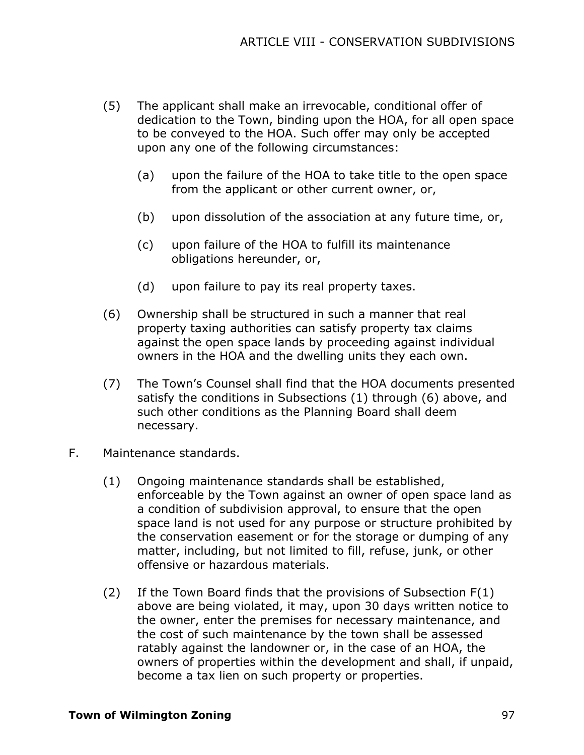(5) The applicant shall make an irrevocable, conditional offer of dedication to the Town, binding upon the HOA, for all open space to be conveyed to the HOA. Such offer may only be accepted upon any one of the following circumstances:

   (a) upon the failure of the HOA to take title to the open space from the applicant or other current owner, or,

   (b) upon dissolution of the association at any future time, or,

   (c) upon failure of the HOA to fulfill its maintenance obligations hereunder, or,

   (d) upon failure to pay its real property taxes.

(6) Ownership shall be structured in such a manner that real property taxing authorities can satisfy property tax claims against the open space lands by proceeding against individual owners in the HOA and the dwelling units they each own.

(7) The Town's Counsel shall find that the HOA documents presented satisfy the conditions in Subsections (1) through (6) above, and such other conditions as the Planning Board shall deem necessary.

F. Maintenance standards.

   (1) Ongoing maintenance standards shall be established, enforceable by the Town against an owner of open space land as a condition of subdivision approval, to ensure that the open space land is not used for any purpose or structure prohibited by the conservation easement or for the storage or dumping of any matter, including, but not limited to fill, refuse, junk, or other offensive or hazardous materials.

   (2) If the Town Board finds that the provisions of Subsection F(1) above are being violated, it may, upon 30 days written notice to the owner, enter the premises for necessary maintenance, and the cost of such maintenance by the town shall be assessed ratably against the landowner or, in the case of an HOA, the owners of properties within the development and shall, if unpaid, become a tax lien on such property or properties.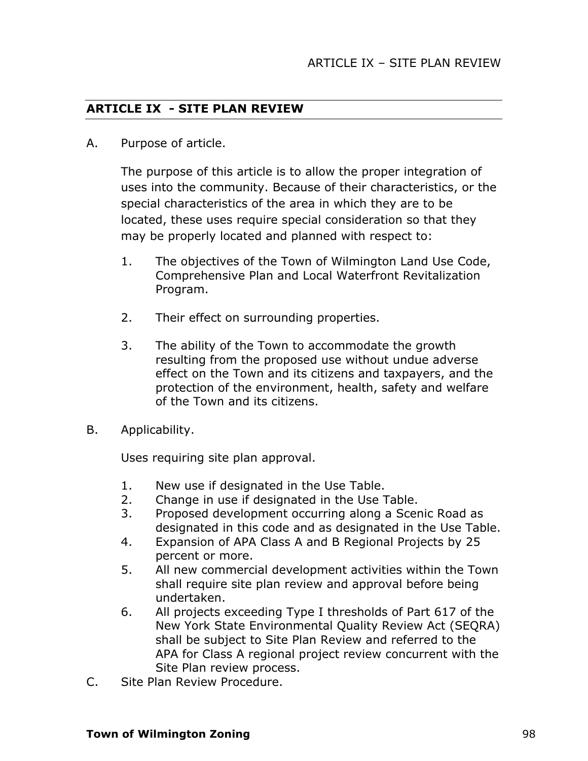## ARTICLE IX - SITE PLAN REVIEW

A. Purpose of article.

The purpose of this article is to allow the proper integration of uses into the community. Because of their characteristics, or the special characteristics of the area in which they are to be located, these uses require special consideration so that they may be properly located and planned with respect to:

1. The objectives of the Town of Wilmington Land Use Code, Comprehensive Plan and Local Waterfront Revitalization Program.

2. Their effect on surrounding properties.

3. The ability of the Town to accommodate the growth resulting from the proposed use without undue adverse effect on the Town and its citizens and taxpayers, and the protection of the environment, health, safety and welfare of the Town and its citizens.

B. Applicability.

Uses requiring site plan approval.

1. New use if designated in the Use Table.
2. Change in use if designated in the Use Table.
3. Proposed development occurring along a Scenic Road as designated in this code and as designated in the Use Table.
4. Expansion of APA Class A and B Regional Projects by 25 percent or more.
5. All new commercial development activities within the Town shall require site plan review and approval before being undertaken.
6. All projects exceeding Type I thresholds of Part 617 of the New York State Environmental Quality Review Act (SEQRA) shall be subject to Site Plan Review and referred to the APA for Class A regional project review concurrent with the Site Plan review process.

C. Site Plan Review Procedure.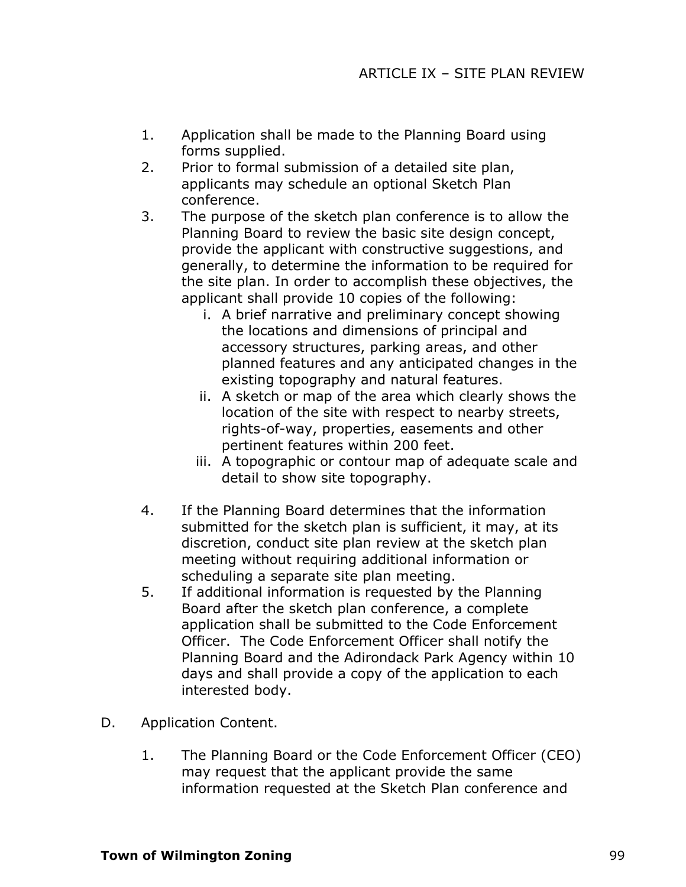1. Application shall be made to the Planning Board using forms supplied.
2. Prior to formal submission of a detailed site plan, applicants may schedule an optional Sketch Plan conference.
3. The purpose of the sketch plan conference is to allow the Planning Board to review the basic site design concept, provide the applicant with constructive suggestions, and generally, to determine the information to be required for the site plan. In order to accomplish these objectives, the applicant shall provide 10 copies of the following:
   i. A brief narrative and preliminary concept showing the locations and dimensions of principal and accessory structures, parking areas, and other planned features and any anticipated changes in the existing topography and natural features.
   ii. A sketch or map of the area which clearly shows the location of the site with respect to nearby streets, rights-of-way, properties, easements and other pertinent features within 200 feet.
   iii. A topographic or contour map of adequate scale and detail to show site topography.
4. If the Planning Board determines that the information submitted for the sketch plan is sufficient, it may, at its discretion, conduct site plan review at the sketch plan meeting without requiring additional information or scheduling a separate site plan meeting.
5. If additional information is requested by the Planning Board after the sketch plan conference, a complete application shall be submitted to the Code Enforcement Officer. The Code Enforcement Officer shall notify the Planning Board and the Adirondack Park Agency within 10 days and shall provide a copy of the application to each interested body.

D. Application Content.

1. The Planning Board or the Code Enforcement Officer (CEO) may request that the applicant provide the same information requested at the Sketch Plan conference and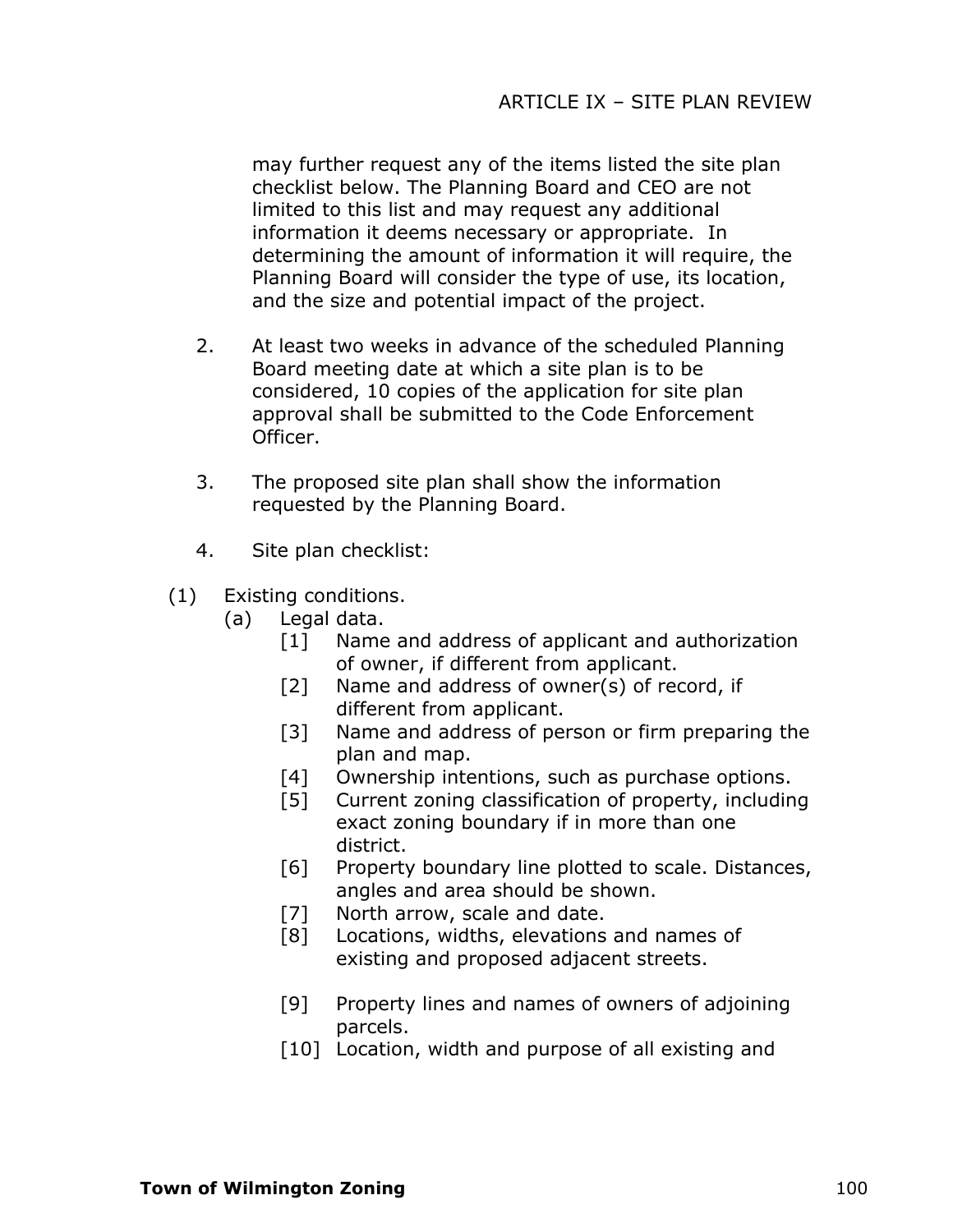may further request any of the items listed the site plan checklist below. The Planning Board and CEO are not limited to this list and may request any additional information it deems necessary or appropriate. In determining the amount of information it will require, the Planning Board will consider the type of use, its location, and the size and potential impact of the project.

2. At least two weeks in advance of the scheduled Planning Board meeting date at which a site plan is to be considered, 10 copies of the application for site plan approval shall be submitted to the Code Enforcement Officer.

3. The proposed site plan shall show the information requested by the Planning Board.

4. Site plan checklist:

(1) Existing conditions.

(a) Legal data.

[1] Name and address of applicant and authorization of owner, if different from applicant.

[2] Name and address of owner(s) of record, if different from applicant.

[3] Name and address of person or firm preparing the plan and map.

[4] Ownership intentions, such as purchase options.

[5] Current zoning classification of property, including exact zoning boundary if in more than one district.

[6] Property boundary line plotted to scale. Distances, angles and area should be shown.

[7] North arrow, scale and date.

[8] Locations, widths, elevations and names of existing and proposed adjacent streets.

[9] Property lines and names of owners of adjoining parcels.

[10] Location, width and purpose of all existing and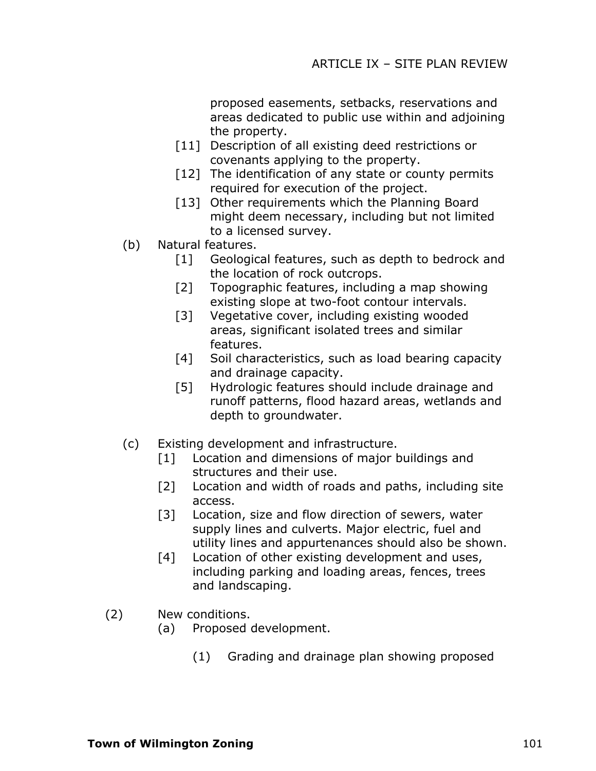proposed easements, setbacks, reservations and areas dedicated to public use within and adjoining the property.

- [11] Description of all existing deed restrictions or covenants applying to the property.
- [12] The identification of any state or county permits required for execution of the project.
- [13] Other requirements which the Planning Board might deem necessary, including but not limited to a licensed survey.

(b) Natural features.

- [1] Geological features, such as depth to bedrock and the location of rock outcrops.
- [2] Topographic features, including a map showing existing slope at two-foot contour intervals.
- [3] Vegetative cover, including existing wooded areas, significant isolated trees and similar features.
- [4] Soil characteristics, such as load bearing capacity and drainage capacity.
- [5] Hydrologic features should include drainage and runoff patterns, flood hazard areas, wetlands and depth to groundwater.

(c) Existing development and infrastructure.

- [1] Location and dimensions of major buildings and structures and their use.
- [2] Location and width of roads and paths, including site access.
- [3] Location, size and flow direction of sewers, water supply lines and culverts. Major electric, fuel and utility lines and appurtenances should also be shown.
- [4] Location of other existing development and uses, including parking and loading areas, fences, trees and landscaping.

(2) New conditions.

(a) Proposed development.

(1) Grading and drainage plan showing proposed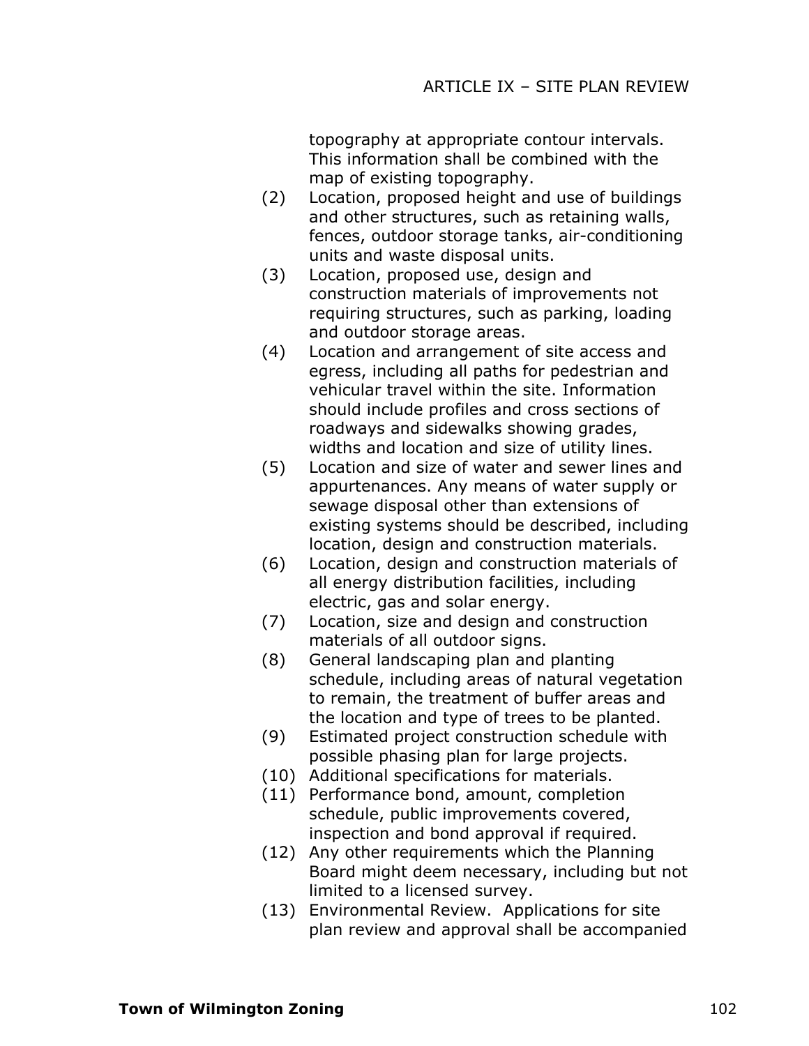topography at appropriate contour intervals. This information shall be combined with the map of existing topography.

(2) Location, proposed height and use of buildings and other structures, such as retaining walls, fences, outdoor storage tanks, air-conditioning units and waste disposal units.

(3) Location, proposed use, design and construction materials of improvements not requiring structures, such as parking, loading and outdoor storage areas.

(4) Location and arrangement of site access and egress, including all paths for pedestrian and vehicular travel within the site. Information should include profiles and cross sections of roadways and sidewalks showing grades, widths and location and size of utility lines.

(5) Location and size of water and sewer lines and appurtenances. Any means of water supply or sewage disposal other than extensions of existing systems should be described, including location, design and construction materials.

(6) Location, design and construction materials of all energy distribution facilities, including electric, gas and solar energy.

(7) Location, size and design and construction materials of all outdoor signs.

(8) General landscaping plan and planting schedule, including areas of natural vegetation to remain, the treatment of buffer areas and the location and type of trees to be planted.

(9) Estimated project construction schedule with possible phasing plan for large projects.

(10) Additional specifications for materials.

(11) Performance bond, amount, completion schedule, public improvements covered, inspection and bond approval if required.

(12) Any other requirements which the Planning Board might deem necessary, including but not limited to a licensed survey.

(13) Environmental Review. Applications for site plan review and approval shall be accompanied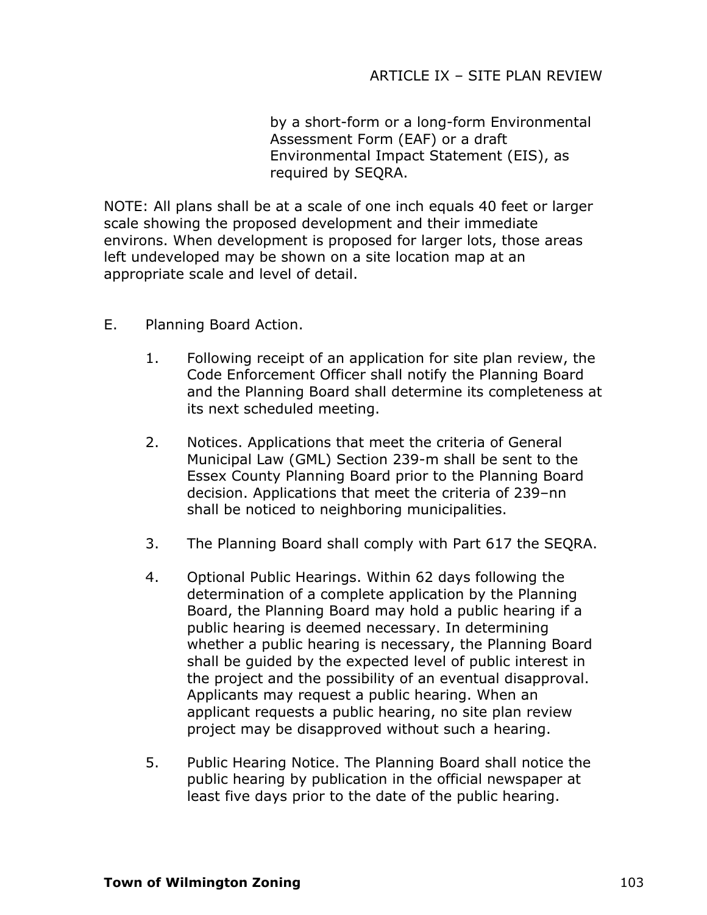by a short-form or a long-form Environmental Assessment Form (EAF) or a draft Environmental Impact Statement (EIS), as required by SEQRA.

NOTE: All plans shall be at a scale of one inch equals 40 feet or larger scale showing the proposed development and their immediate environs. When development is proposed for larger lots, those areas left undeveloped may be shown on a site location map at an appropriate scale and level of detail.

E. Planning Board Action.

1. Following receipt of an application for site plan review, the Code Enforcement Officer shall notify the Planning Board and the Planning Board shall determine its completeness at its next scheduled meeting.

2. Notices. Applications that meet the criteria of General Municipal Law (GML) Section 239-m shall be sent to the Essex County Planning Board prior to the Planning Board decision. Applications that meet the criteria of 239–nn shall be noticed to neighboring municipalities.

3. The Planning Board shall comply with Part 617 the SEQRA.

4. Optional Public Hearings. Within 62 days following the determination of a complete application by the Planning Board, the Planning Board may hold a public hearing if a public hearing is deemed necessary. In determining whether a public hearing is necessary, the Planning Board shall be guided by the expected level of public interest in the project and the possibility of an eventual disapproval. Applicants may request a public hearing. When an applicant requests a public hearing, no site plan review project may be disapproved without such a hearing.

5. Public Hearing Notice. The Planning Board shall notice the public hearing by publication in the official newspaper at least five days prior to the date of the public hearing.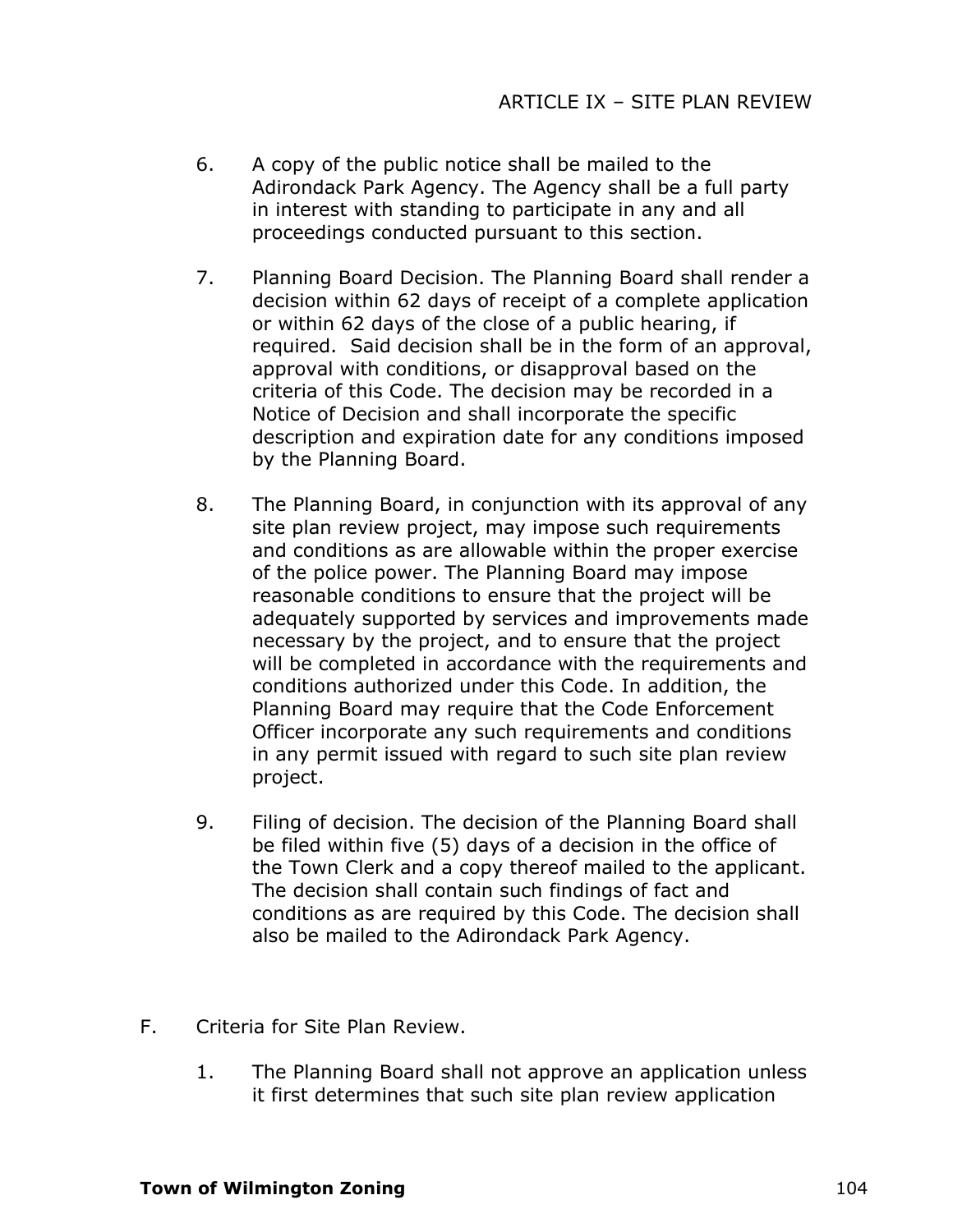6. A copy of the public notice shall be mailed to the Adirondack Park Agency. The Agency shall be a full party in interest with standing to participate in any and all proceedings conducted pursuant to this section.

7. Planning Board Decision. The Planning Board shall render a decision within 62 days of receipt of a complete application or within 62 days of the close of a public hearing, if required. Said decision shall be in the form of an approval, approval with conditions, or disapproval based on the criteria of this Code. The decision may be recorded in a Notice of Decision and shall incorporate the specific description and expiration date for any conditions imposed by the Planning Board.

8. The Planning Board, in conjunction with its approval of any site plan review project, may impose such requirements and conditions as are allowable within the proper exercise of the police power. The Planning Board may impose reasonable conditions to ensure that the project will be adequately supported by services and improvements made necessary by the project, and to ensure that the project will be completed in accordance with the requirements and conditions authorized under this Code. In addition, the Planning Board may require that the Code Enforcement Officer incorporate any such requirements and conditions in any permit issued with regard to such site plan review project.

9. Filing of decision. The decision of the Planning Board shall be filed within five (5) days of a decision in the office of the Town Clerk and a copy thereof mailed to the applicant. The decision shall contain such findings of fact and conditions as are required by this Code. The decision shall also be mailed to the Adirondack Park Agency.

F. Criteria for Site Plan Review.

1. The Planning Board shall not approve an application unless it first determines that such site plan review application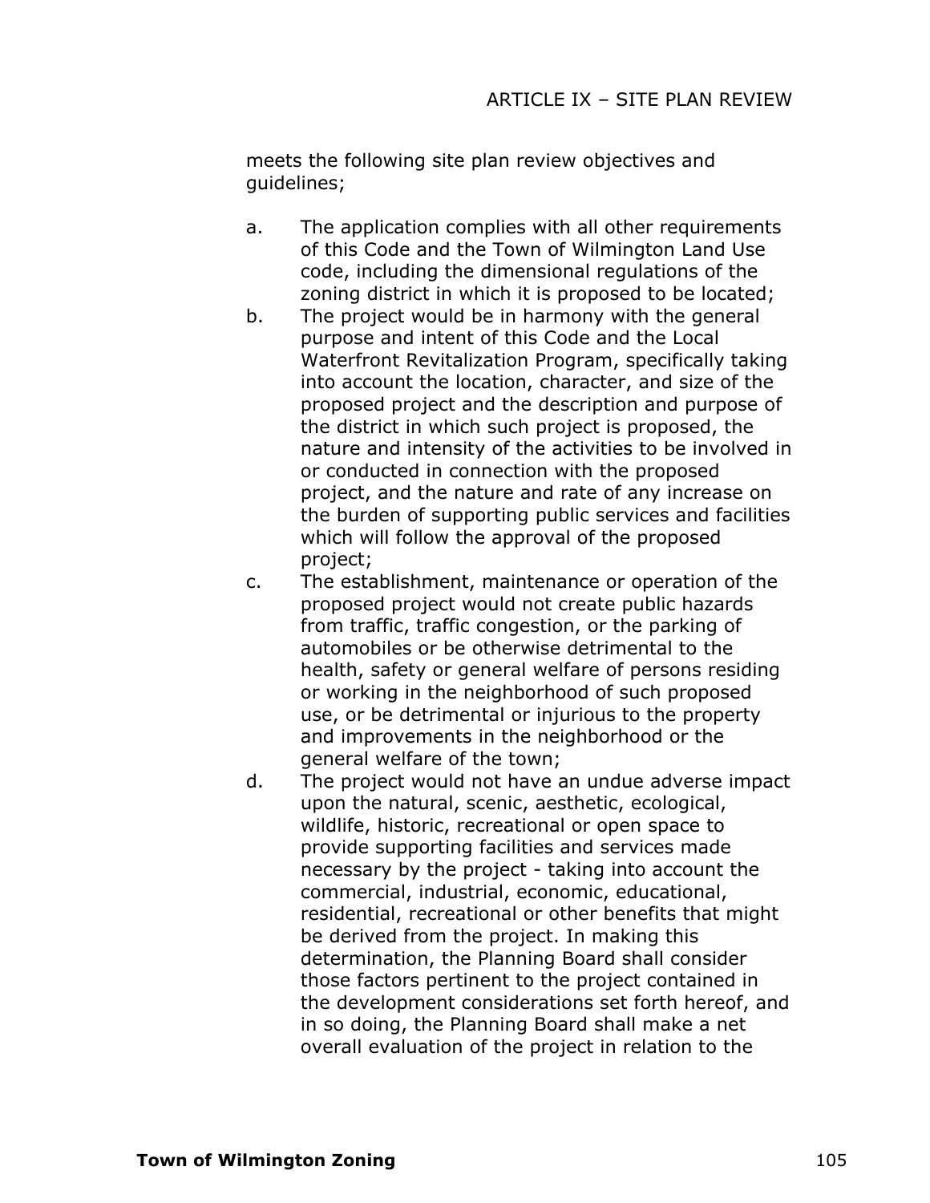meets the following site plan review objectives and guidelines;

a. The application complies with all other requirements of this Code and the Town of Wilmington Land Use code, including the dimensional regulations of the zoning district in which it is proposed to be located;

b. The project would be in harmony with the general purpose and intent of this Code and the Local Waterfront Revitalization Program, specifically taking into account the location, character, and size of the proposed project and the description and purpose of the district in which such project is proposed, the nature and intensity of the activities to be involved in or conducted in connection with the proposed project, and the nature and rate of any increase on the burden of supporting public services and facilities which will follow the approval of the proposed project;

c. The establishment, maintenance or operation of the proposed project would not create public hazards from traffic, traffic congestion, or the parking of automobiles or be otherwise detrimental to the health, safety or general welfare of persons residing or working in the neighborhood of such proposed use, or be detrimental or injurious to the property and improvements in the neighborhood or the general welfare of the town;

d. The project would not have an undue adverse impact upon the natural, scenic, aesthetic, ecological, wildlife, historic, recreational or open space to provide supporting facilities and services made necessary by the project - taking into account the commercial, industrial, economic, educational, residential, recreational or other benefits that might be derived from the project. In making this determination, the Planning Board shall consider those factors pertinent to the project contained in the development considerations set forth hereof, and in so doing, the Planning Board shall make a net overall evaluation of the project in relation to the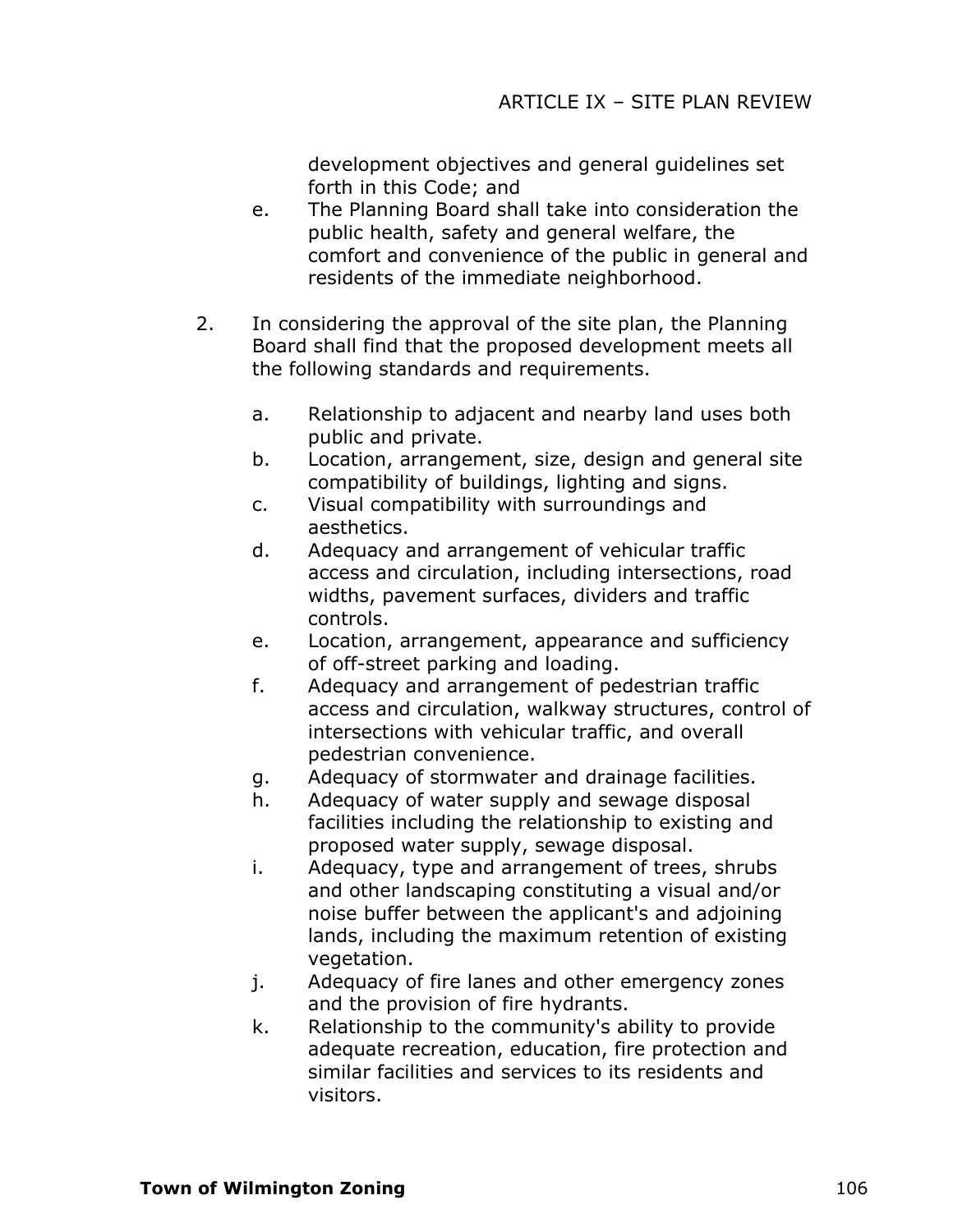development objectives and general guidelines set forth in this Code; and

e. The Planning Board shall take into consideration the public health, safety and general welfare, the comfort and convenience of the public in general and residents of the immediate neighborhood.

2. In considering the approval of the site plan, the Planning Board shall find that the proposed development meets all the following standards and requirements.

   a. Relationship to adjacent and nearby land uses both public and private.
   b. Location, arrangement, size, design and general site compatibility of buildings, lighting and signs.
   c. Visual compatibility with surroundings and aesthetics.
   d. Adequacy and arrangement of vehicular traffic access and circulation, including intersections, road widths, pavement surfaces, dividers and traffic controls.
   e. Location, arrangement, appearance and sufficiency of off-street parking and loading.
   f. Adequacy and arrangement of pedestrian traffic access and circulation, walkway structures, control of intersections with vehicular traffic, and overall pedestrian convenience.
   g. Adequacy of stormwater and drainage facilities.
   h. Adequacy of water supply and sewage disposal facilities including the relationship to existing and proposed water supply, sewage disposal.
   i. Adequacy, type and arrangement of trees, shrubs and other landscaping constituting a visual and/or noise buffer between the applicant's and adjoining lands, including the maximum retention of existing vegetation.
   j. Adequacy of fire lanes and other emergency zones and the provision of fire hydrants.
   k. Relationship to the community's ability to provide adequate recreation, education, fire protection and similar facilities and services to its residents and visitors.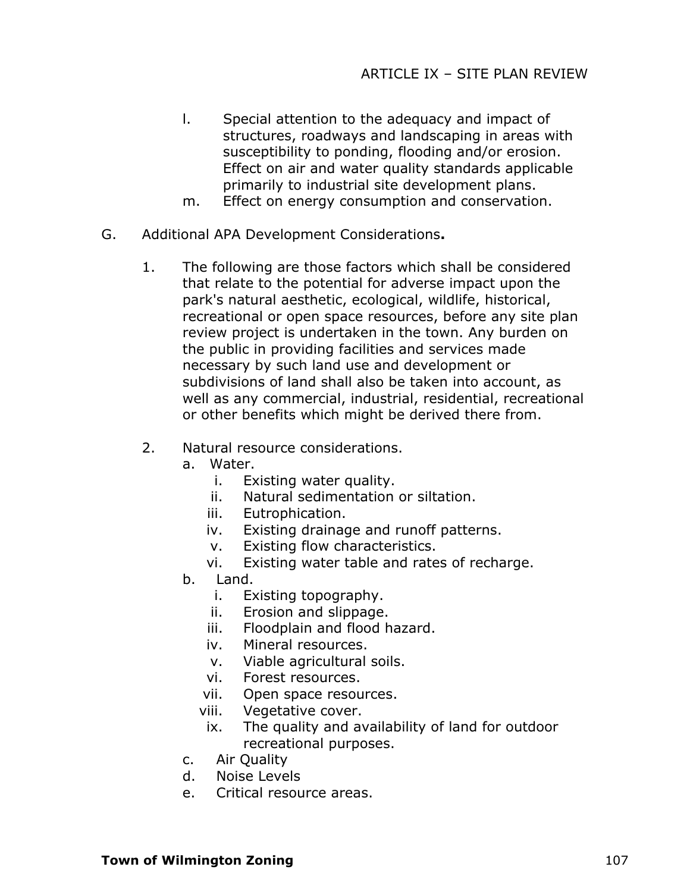l. Special attention to the adequacy and impact of structures, roadways and landscaping in areas with susceptibility to ponding, flooding and/or erosion. Effect on air and water quality standards applicable primarily to industrial site development plans.

m. Effect on energy consumption and conservation.

G. Additional APA Development Considerations**.**

1. The following are those factors which shall be considered that relate to the potential for adverse impact upon the park's natural aesthetic, ecological, wildlife, historical, recreational or open space resources, before any site plan review project is undertaken in the town. Any burden on the public in providing facilities and services made necessary by such land use and development or subdivisions of land shall also be taken into account, as well as any commercial, industrial, residential, recreational or other benefits which might be derived there from.

2. Natural resource considerations.
   - a. Water.
     - i. Existing water quality.
     - ii. Natural sedimentation or siltation.
     - iii. Eutrophication.
     - iv. Existing drainage and runoff patterns.
     - v. Existing flow characteristics.
     - vi. Existing water table and rates of recharge.
   - b. Land.
     - i. Existing topography.
     - ii. Erosion and slippage.
     - iii. Floodplain and flood hazard.
     - iv. Mineral resources.
     - v. Viable agricultural soils.
     - vi. Forest resources.
     - vii. Open space resources.
     - viii. Vegetative cover.
     - ix. The quality and availability of land for outdoor recreational purposes.
   - c. Air Quality
   - d. Noise Levels
   - e. Critical resource areas.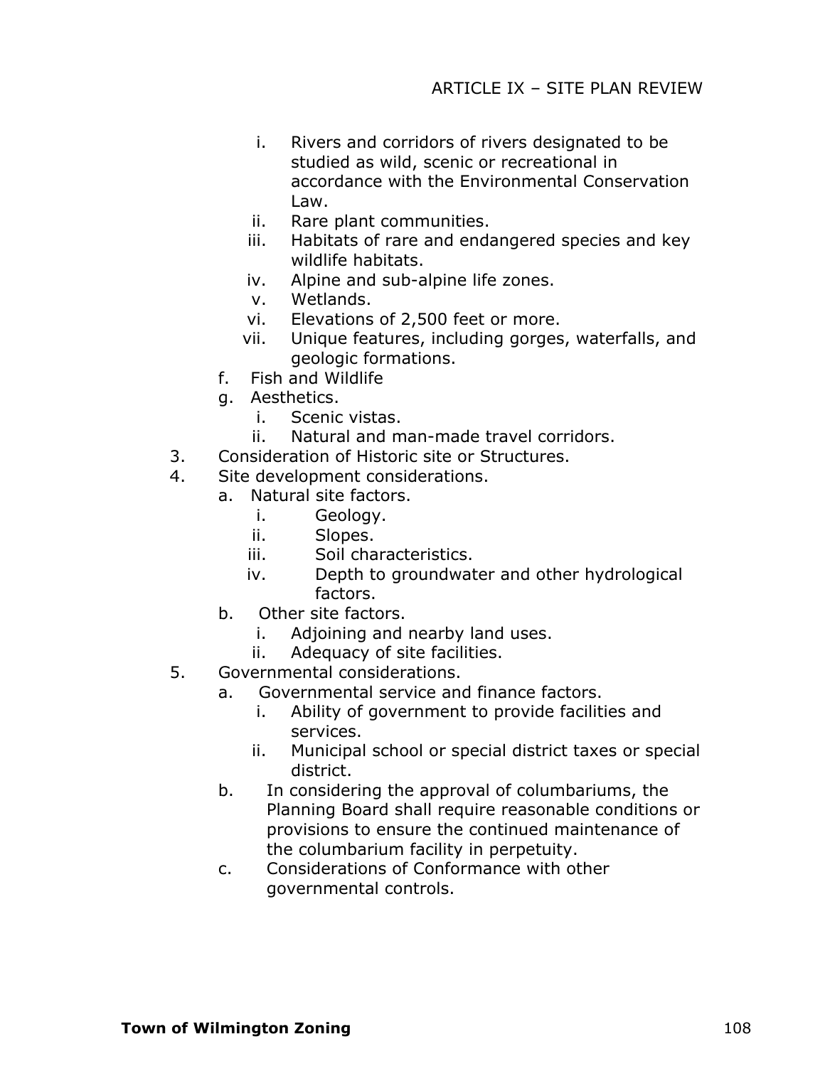i. Rivers and corridors of rivers designated to be studied as wild, scenic or recreational in accordance with the Environmental Conservation Law.
   ii. Rare plant communities.
   iii. Habitats of rare and endangered species and key wildlife habitats.
   iv. Alpine and sub-alpine life zones.
   v. Wetlands.
   vi. Elevations of 2,500 feet or more.
   vii. Unique features, including gorges, waterfalls, and geologic formations.

f. Fish and Wildlife

g. Aesthetics.
   i. Scenic vistas.
   ii. Natural and man-made travel corridors.

3. Consideration of Historic site or Structures.

4. Site development considerations.
   a. Natural site factors.
      i. Geology.
      ii. Slopes.
      iii. Soil characteristics.
      iv. Depth to groundwater and other hydrological factors.
   b. Other site factors.
      i. Adjoining and nearby land uses.
      ii. Adequacy of site facilities.

5. Governmental considerations.
   a. Governmental service and finance factors.
      i. Ability of government to provide facilities and services.
      ii. Municipal school or special district taxes or special district.
   b. In considering the approval of columbariums, the Planning Board shall require reasonable conditions or provisions to ensure the continued maintenance of the columbarium facility in perpetuity.
   c. Considerations of Conformance with other governmental controls.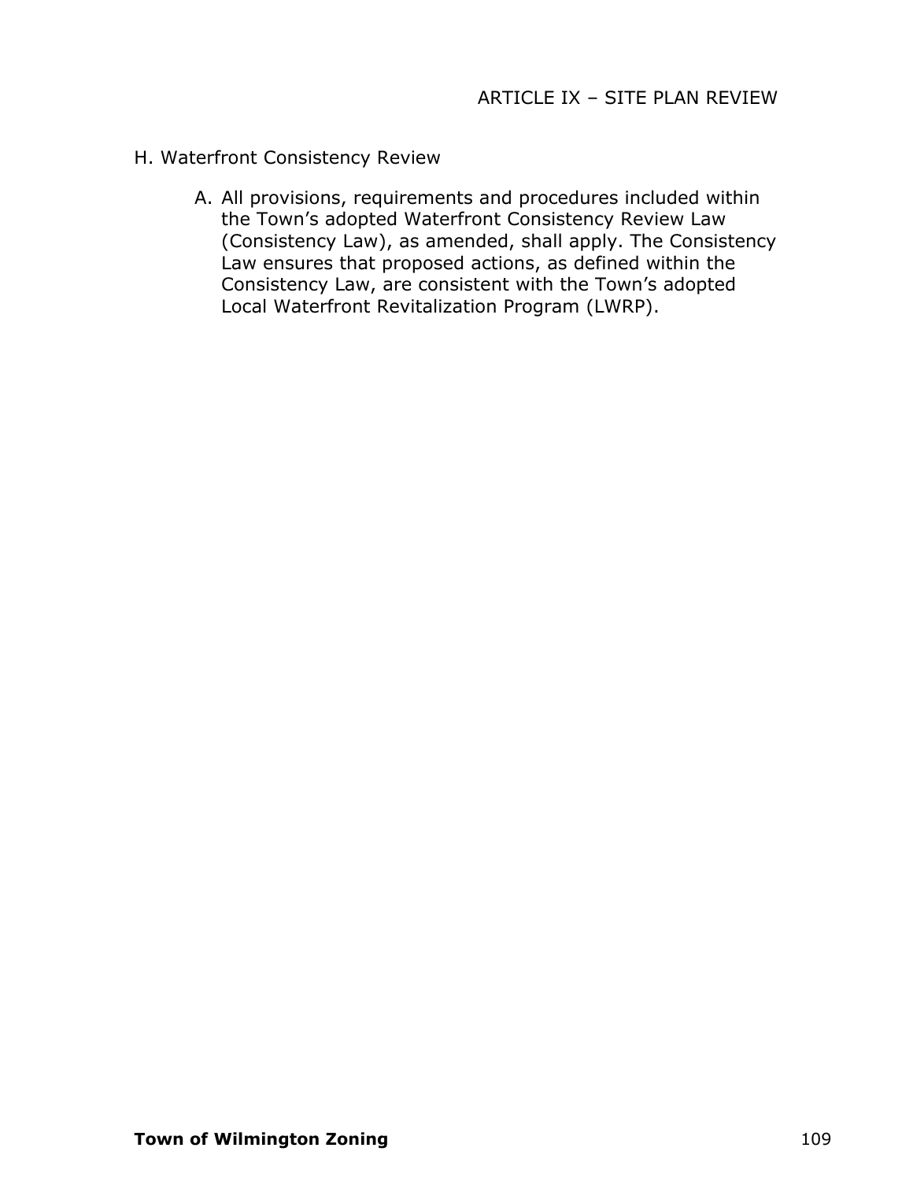H. Waterfront Consistency Review

A. All provisions, requirements and procedures included within the Town's adopted Waterfront Consistency Review Law (Consistency Law), as amended, shall apply. The Consistency Law ensures that proposed actions, as defined within the Consistency Law, are consistent with the Town's adopted Local Waterfront Revitalization Program (LWRP).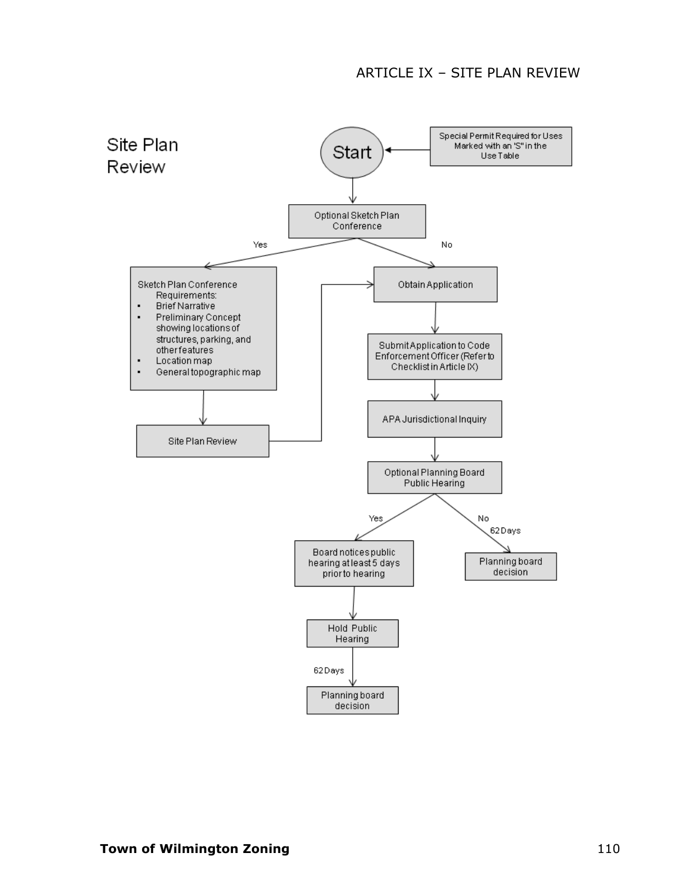# Site Plan Review

Special Permit Required for Uses Marked with an 'S" in the Use Table

Start

Optional Sketch Plan Conference

Yes

No

Sketch Plan Conference Requirements:

- Brief Narrative
- Preliminary Concept showing locations of structures, parking, and other features
- Location map
- General topographic map

Site Plan Review

Obtain Application

Submit Application to Code Enforcement Officer (Refer to Checklist in Article IX)

APA Jurisdictional Inquiry

Optional Planning Board Public Hearing

Yes

No

62 Days

Board notices public hearing at least 5 days prior to hearing

Planning board decision

Hold Public Hearing

62 Days

Planning board decision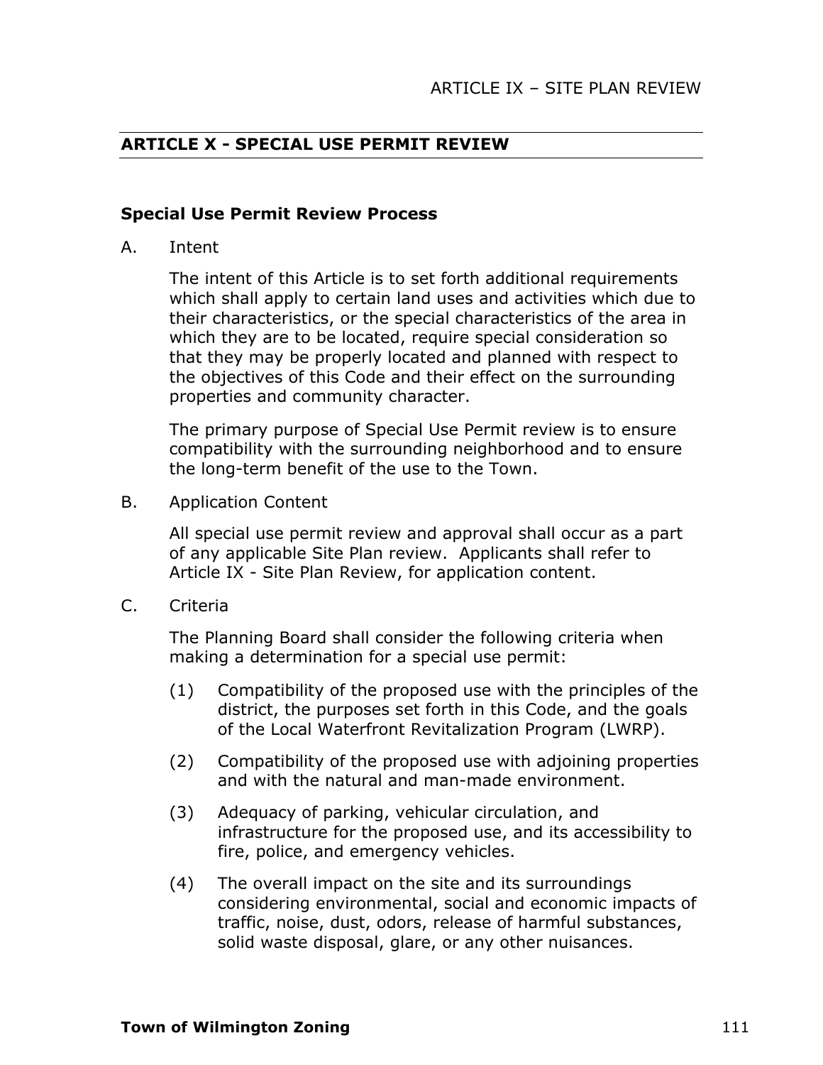## ARTICLE X - SPECIAL USE PERMIT REVIEW

### Special Use Permit Review Process

A. Intent

The intent of this Article is to set forth additional requirements which shall apply to certain land uses and activities which due to their characteristics, or the special characteristics of the area in which they are to be located, require special consideration so that they may be properly located and planned with respect to the objectives of this Code and their effect on the surrounding properties and community character.

The primary purpose of Special Use Permit review is to ensure compatibility with the surrounding neighborhood and to ensure the long-term benefit of the use to the Town.

B. Application Content

All special use permit review and approval shall occur as a part of any applicable Site Plan review. Applicants shall refer to Article IX - Site Plan Review, for application content.

C. Criteria

The Planning Board shall consider the following criteria when making a determination for a special use permit:

(1) Compatibility of the proposed use with the principles of the district, the purposes set forth in this Code, and the goals of the Local Waterfront Revitalization Program (LWRP).

(2) Compatibility of the proposed use with adjoining properties and with the natural and man-made environment.

(3) Adequacy of parking, vehicular circulation, and infrastructure for the proposed use, and its accessibility to fire, police, and emergency vehicles.

(4) The overall impact on the site and its surroundings considering environmental, social and economic impacts of traffic, noise, dust, odors, release of harmful substances, solid waste disposal, glare, or any other nuisances.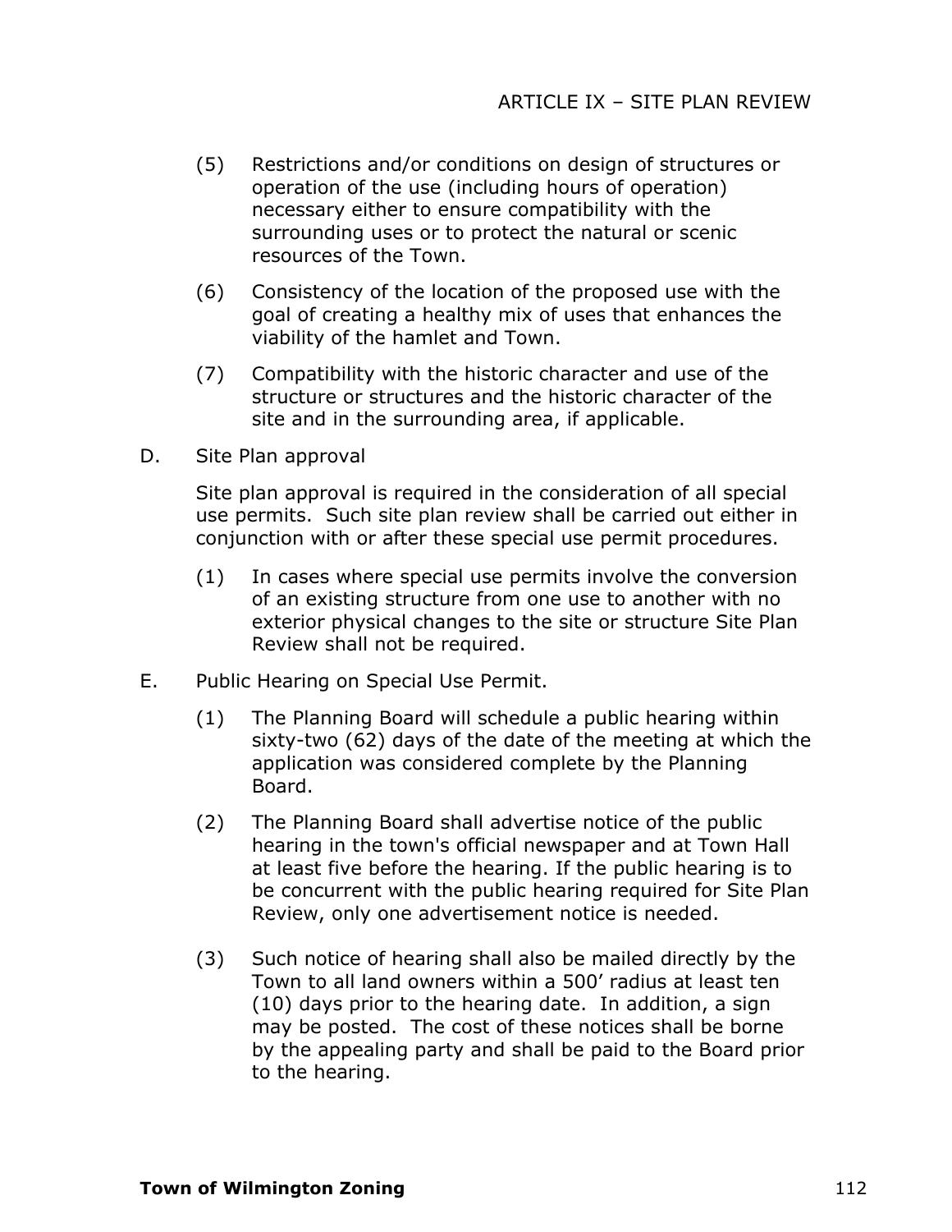(5) Restrictions and/or conditions on design of structures or operation of the use (including hours of operation) necessary either to ensure compatibility with the surrounding uses or to protect the natural or scenic resources of the Town.

(6) Consistency of the location of the proposed use with the goal of creating a healthy mix of uses that enhances the viability of the hamlet and Town.

(7) Compatibility with the historic character and use of the structure or structures and the historic character of the site and in the surrounding area, if applicable.

D. Site Plan approval

Site plan approval is required in the consideration of all special use permits. Such site plan review shall be carried out either in conjunction with or after these special use permit procedures.

(1) In cases where special use permits involve the conversion of an existing structure from one use to another with no exterior physical changes to the site or structure Site Plan Review shall not be required.

E. Public Hearing on Special Use Permit.

(1) The Planning Board will schedule a public hearing within sixty-two (62) days of the date of the meeting at which the application was considered complete by the Planning Board.

(2) The Planning Board shall advertise notice of the public hearing in the town's official newspaper and at Town Hall at least five before the hearing. If the public hearing is to be concurrent with the public hearing required for Site Plan Review, only one advertisement notice is needed.

(3) Such notice of hearing shall also be mailed directly by the Town to all land owners within a 500' radius at least ten (10) days prior to the hearing date. In addition, a sign may be posted. The cost of these notices shall be borne by the appealing party and shall be paid to the Board prior to the hearing.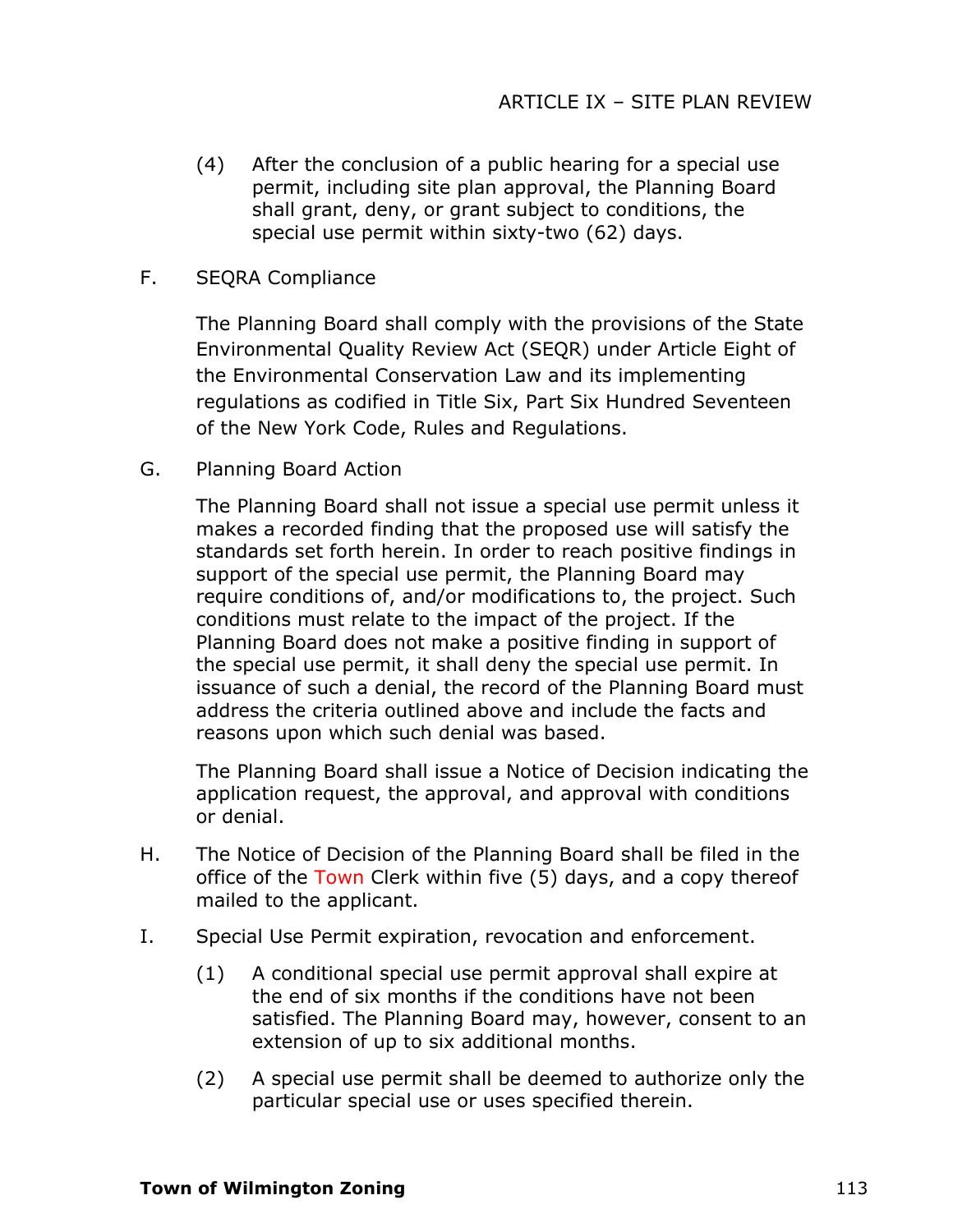(4) After the conclusion of a public hearing for a special use permit, including site plan approval, the Planning Board shall grant, deny, or grant subject to conditions, the special use permit within sixty-two (62) days.

F. SEQRA Compliance

The Planning Board shall comply with the provisions of the State Environmental Quality Review Act (SEQR) under Article Eight of the Environmental Conservation Law and its implementing regulations as codified in Title Six, Part Six Hundred Seventeen of the New York Code, Rules and Regulations.

G. Planning Board Action

The Planning Board shall not issue a special use permit unless it makes a recorded finding that the proposed use will satisfy the standards set forth herein. In order to reach positive findings in support of the special use permit, the Planning Board may require conditions of, and/or modifications to, the project. Such conditions must relate to the impact of the project. If the Planning Board does not make a positive finding in support of the special use permit, it shall deny the special use permit. In issuance of such a denial, the record of the Planning Board must address the criteria outlined above and include the facts and reasons upon which such denial was based.

The Planning Board shall issue a Notice of Decision indicating the application request, the approval, and approval with conditions or denial.

H. The Notice of Decision of the Planning Board shall be filed in the office of the Town Clerk within five (5) days, and a copy thereof mailed to the applicant.

I. Special Use Permit expiration, revocation and enforcement.

(1) A conditional special use permit approval shall expire at the end of six months if the conditions have not been satisfied. The Planning Board may, however, consent to an extension of up to six additional months.

(2) A special use permit shall be deemed to authorize only the particular special use or uses specified therein.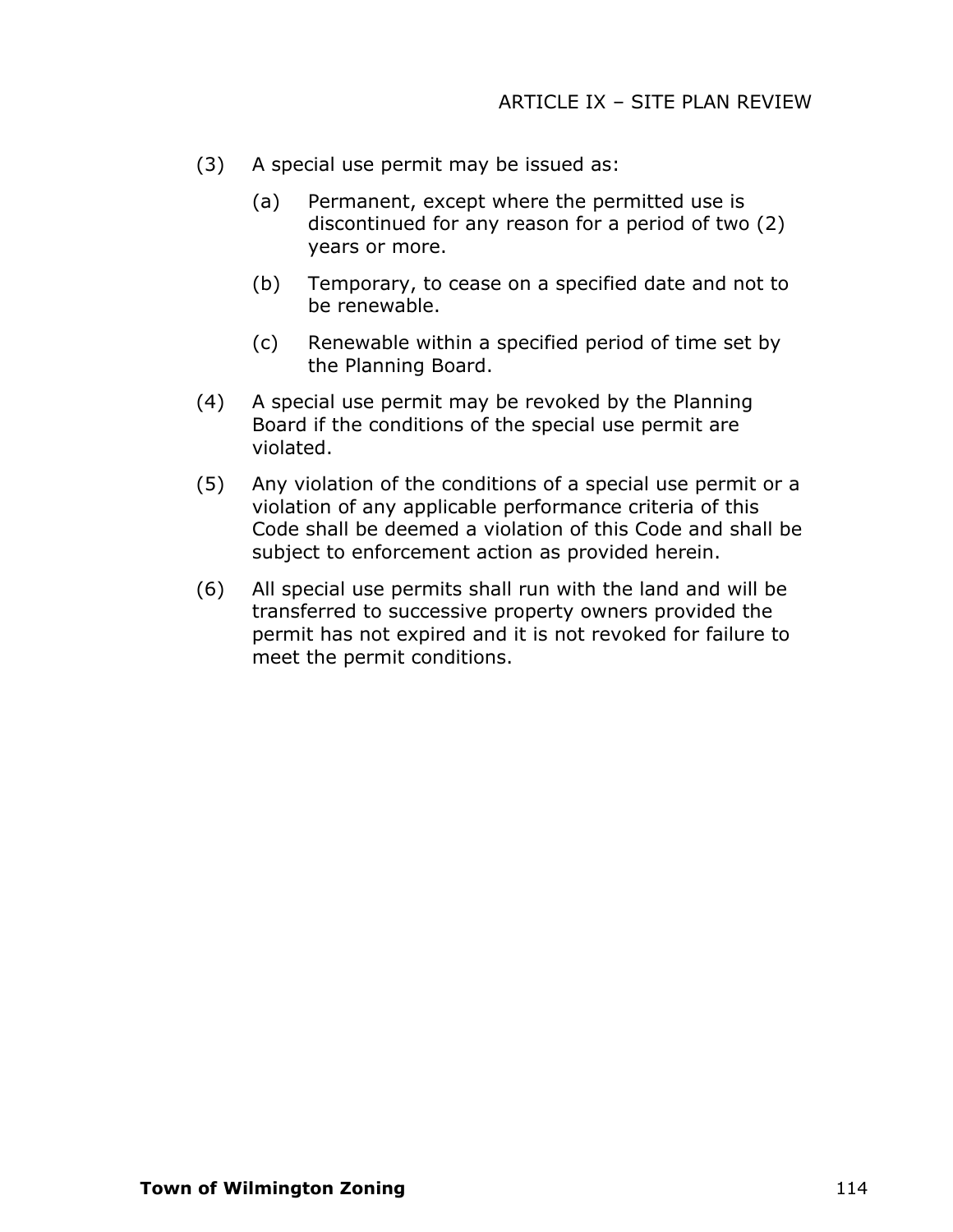(3) A special use permit may be issued as:

   (a) Permanent, except where the permitted use is discontinued for any reason for a period of two (2) years or more.

   (b) Temporary, to cease on a specified date and not to be renewable.

   (c) Renewable within a specified period of time set by the Planning Board.

(4) A special use permit may be revoked by the Planning Board if the conditions of the special use permit are violated.

(5) Any violation of the conditions of a special use permit or a violation of any applicable performance criteria of this Code shall be deemed a violation of this Code and shall be subject to enforcement action as provided herein.

(6) All special use permits shall run with the land and will be transferred to successive property owners provided the permit has not expired and it is not revoked for failure to meet the permit conditions.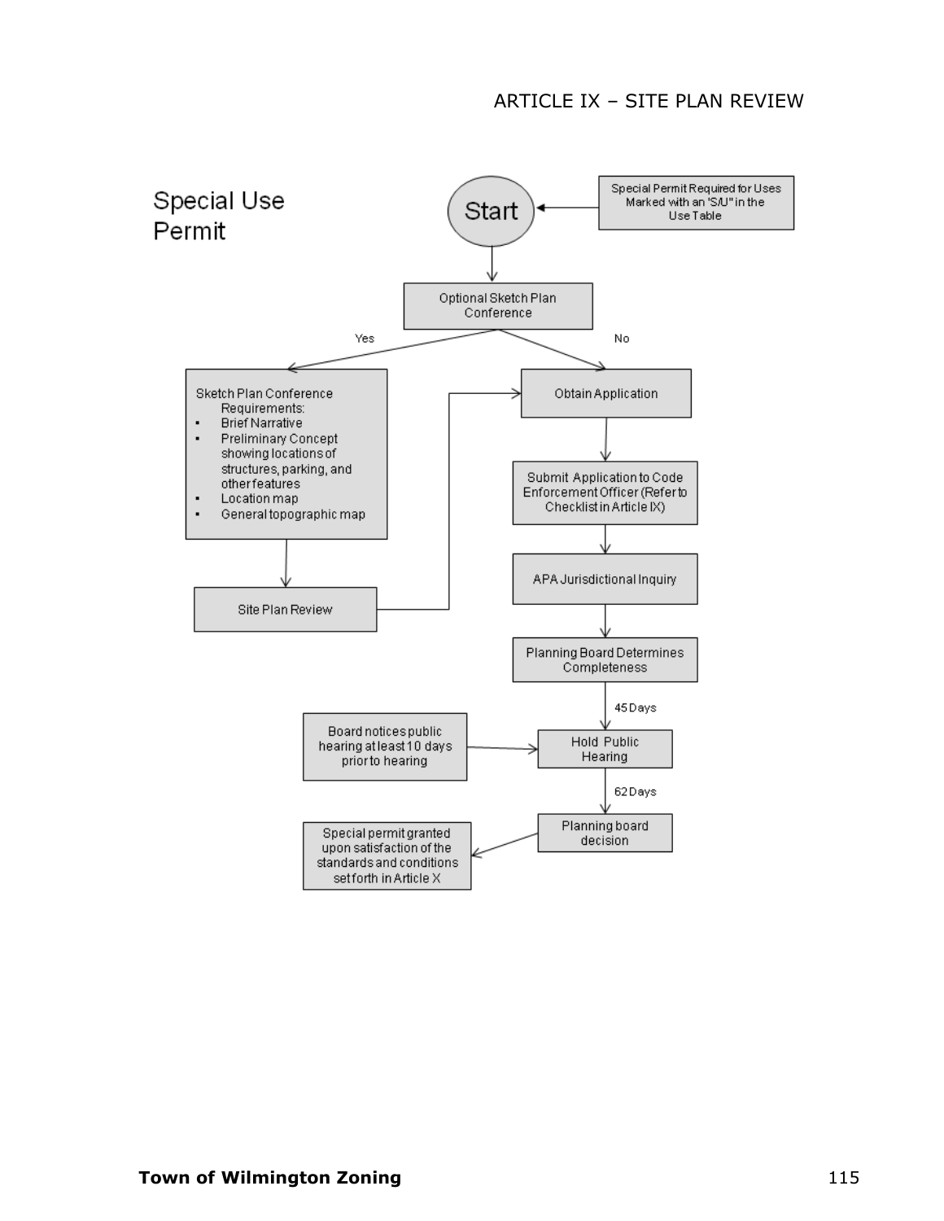# Special Use Permit

Special Permit Required for Uses Marked with an 'S/U" in the Use Table

Start

Optional Sketch Plan Conference

Yes

No

Sketch Plan Conference Requirements:

- Brief Narrative
- Preliminary Concept showing locations of structures, parking, and other features
- Location map
- General topographic map

Site Plan Review

Obtain Application

Submit Application to Code Enforcement Officer (Refer to Checklist in Article IX)

APA Jurisdictional Inquiry

Planning Board Determines Completeness

45 Days

Board notices public hearing at least 10 days prior to hearing

Hold Public Hearing

62 Days

Planning board decision

Special permit granted upon satisfaction of the standards and conditions set forth in Article X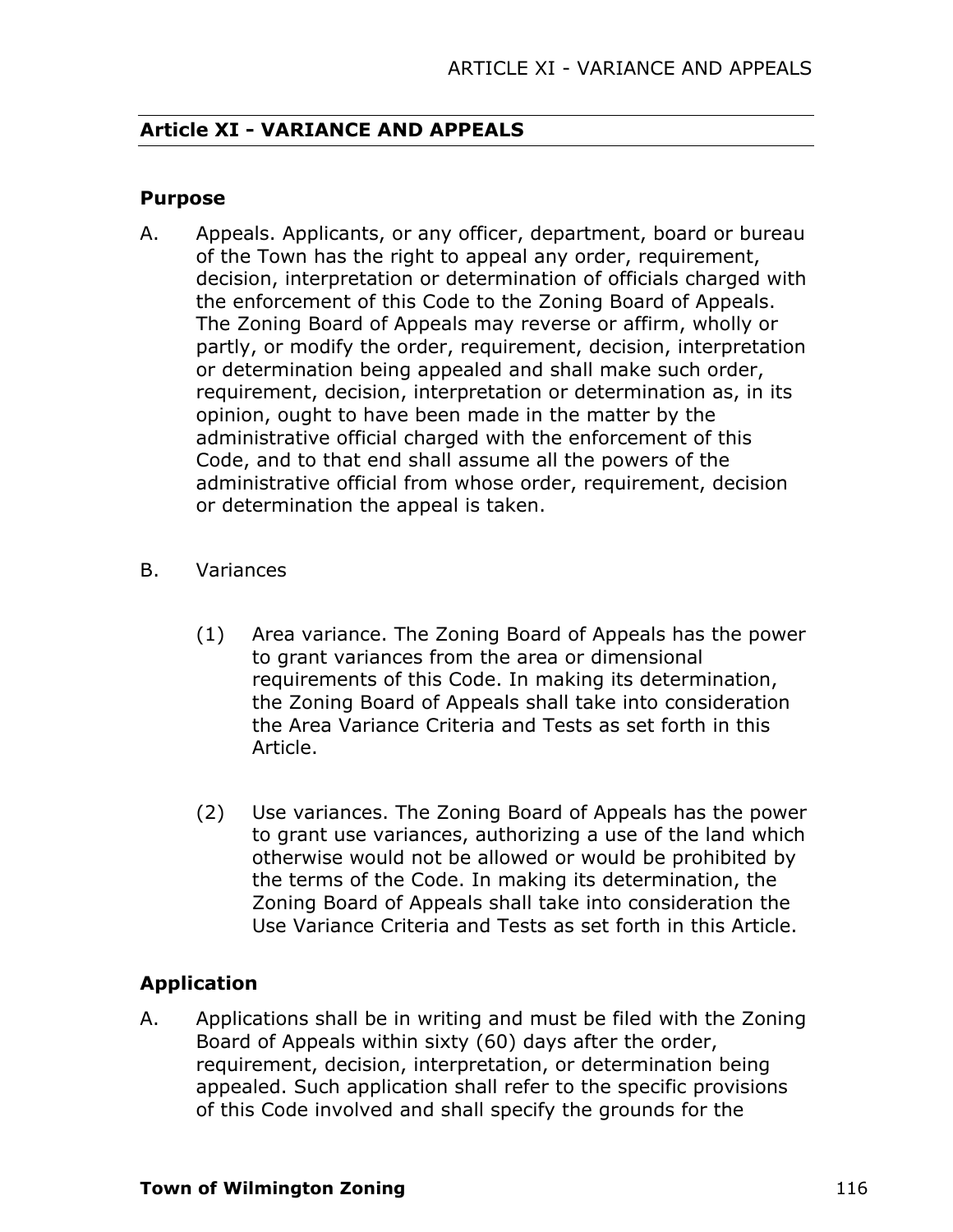## Article XI - VARIANCE AND APPEALS

### Purpose

A. Appeals. Applicants, or any officer, department, board or bureau of the Town has the right to appeal any order, requirement, decision, interpretation or determination of officials charged with the enforcement of this Code to the Zoning Board of Appeals. The Zoning Board of Appeals may reverse or affirm, wholly or partly, or modify the order, requirement, decision, interpretation or determination being appealed and shall make such order, requirement, decision, interpretation or determination as, in its opinion, ought to have been made in the matter by the administrative official charged with the enforcement of this Code, and to that end shall assume all the powers of the administrative official from whose order, requirement, decision or determination the appeal is taken.

B. Variances

(1) Area variance. The Zoning Board of Appeals has the power to grant variances from the area or dimensional requirements of this Code. In making its determination, the Zoning Board of Appeals shall take into consideration the Area Variance Criteria and Tests as set forth in this Article.

(2) Use variances. The Zoning Board of Appeals has the power to grant use variances, authorizing a use of the land which otherwise would not be allowed or would be prohibited by the terms of the Code. In making its determination, the Zoning Board of Appeals shall take into consideration the Use Variance Criteria and Tests as set forth in this Article.

### Application

A. Applications shall be in writing and must be filed with the Zoning Board of Appeals within sixty (60) days after the order, requirement, decision, interpretation, or determination being appealed. Such application shall refer to the specific provisions of this Code involved and shall specify the grounds for the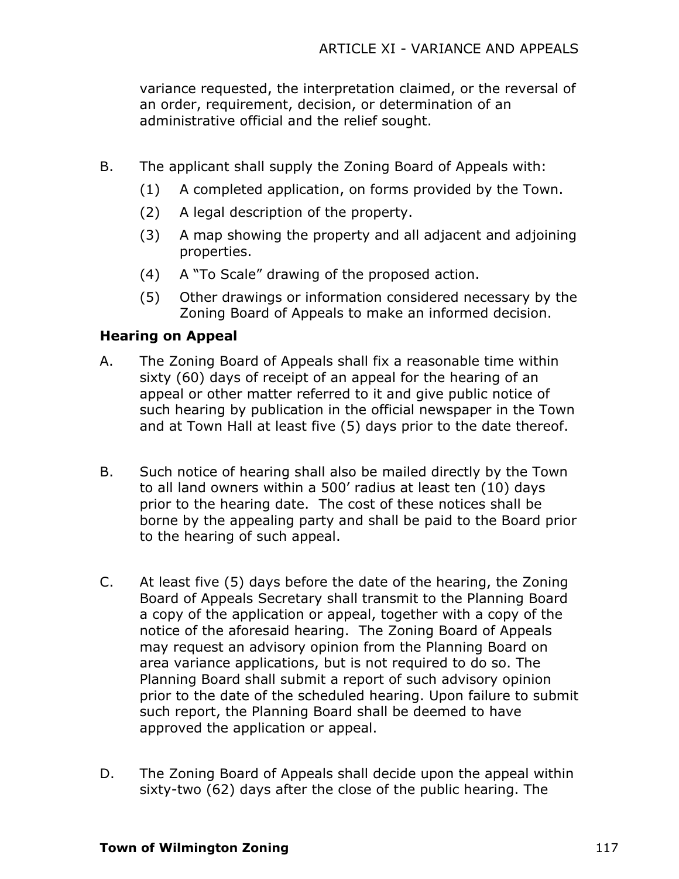variance requested, the interpretation claimed, or the reversal of an order, requirement, decision, or determination of an administrative official and the relief sought.

B. The applicant shall supply the Zoning Board of Appeals with:

   (1) A completed application, on forms provided by the Town.

   (2) A legal description of the property.

   (3) A map showing the property and all adjacent and adjoining properties.

   (4) A "To Scale" drawing of the proposed action.

   (5) Other drawings or information considered necessary by the Zoning Board of Appeals to make an informed decision.

**Hearing on Appeal**

A. The Zoning Board of Appeals shall fix a reasonable time within sixty (60) days of receipt of an appeal for the hearing of an appeal or other matter referred to it and give public notice of such hearing by publication in the official newspaper in the Town and at Town Hall at least five (5) days prior to the date thereof.

B. Such notice of hearing shall also be mailed directly by the Town to all land owners within a 500' radius at least ten (10) days prior to the hearing date. The cost of these notices shall be borne by the appealing party and shall be paid to the Board prior to the hearing of such appeal.

C. At least five (5) days before the date of the hearing, the Zoning Board of Appeals Secretary shall transmit to the Planning Board a copy of the application or appeal, together with a copy of the notice of the aforesaid hearing. The Zoning Board of Appeals may request an advisory opinion from the Planning Board on area variance applications, but is not required to do so. The Planning Board shall submit a report of such advisory opinion prior to the date of the scheduled hearing. Upon failure to submit such report, the Planning Board shall be deemed to have approved the application or appeal.

D. The Zoning Board of Appeals shall decide upon the appeal within sixty-two (62) days after the close of the public hearing. The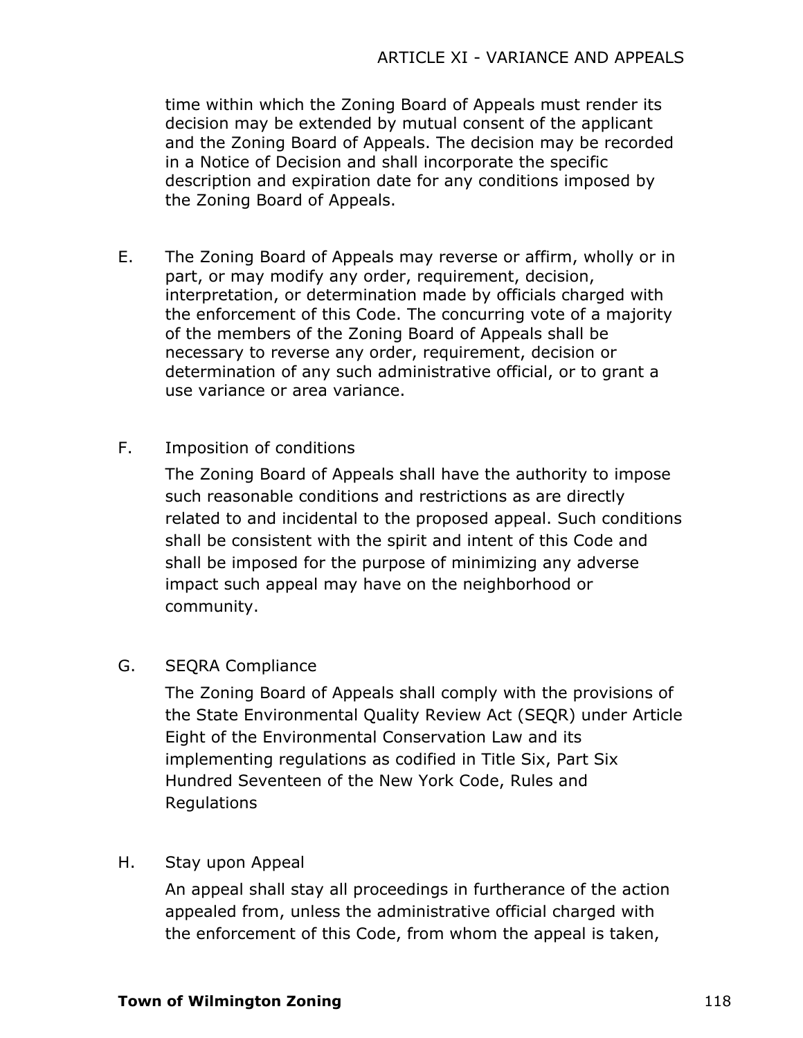time within which the Zoning Board of Appeals must render its decision may be extended by mutual consent of the applicant and the Zoning Board of Appeals. The decision may be recorded in a Notice of Decision and shall incorporate the specific description and expiration date for any conditions imposed by the Zoning Board of Appeals.

E. The Zoning Board of Appeals may reverse or affirm, wholly or in part, or may modify any order, requirement, decision, interpretation, or determination made by officials charged with the enforcement of this Code. The concurring vote of a majority of the members of the Zoning Board of Appeals shall be necessary to reverse any order, requirement, decision or determination of any such administrative official, or to grant a use variance or area variance.

F. Imposition of conditions

The Zoning Board of Appeals shall have the authority to impose such reasonable conditions and restrictions as are directly related to and incidental to the proposed appeal. Such conditions shall be consistent with the spirit and intent of this Code and shall be imposed for the purpose of minimizing any adverse impact such appeal may have on the neighborhood or community.

G. SEQRA Compliance

The Zoning Board of Appeals shall comply with the provisions of the State Environmental Quality Review Act (SEQR) under Article Eight of the Environmental Conservation Law and its implementing regulations as codified in Title Six, Part Six Hundred Seventeen of the New York Code, Rules and Regulations

H. Stay upon Appeal

An appeal shall stay all proceedings in furtherance of the action appealed from, unless the administrative official charged with the enforcement of this Code, from whom the appeal is taken,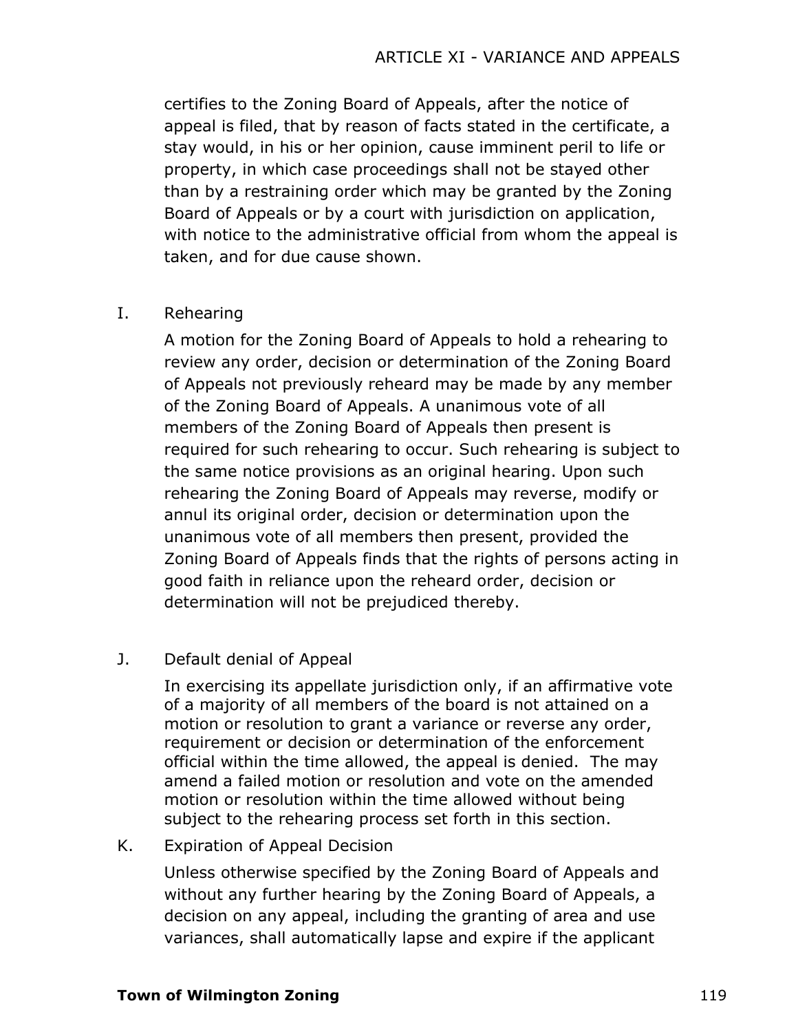certifies to the Zoning Board of Appeals, after the notice of appeal is filed, that by reason of facts stated in the certificate, a stay would, in his or her opinion, cause imminent peril to life or property, in which case proceedings shall not be stayed other than by a restraining order which may be granted by the Zoning Board of Appeals or by a court with jurisdiction on application, with notice to the administrative official from whom the appeal is taken, and for due cause shown.

I. Rehearing

A motion for the Zoning Board of Appeals to hold a rehearing to review any order, decision or determination of the Zoning Board of Appeals not previously reheard may be made by any member of the Zoning Board of Appeals. A unanimous vote of all members of the Zoning Board of Appeals then present is required for such rehearing to occur. Such rehearing is subject to the same notice provisions as an original hearing. Upon such rehearing the Zoning Board of Appeals may reverse, modify or annul its original order, decision or determination upon the unanimous vote of all members then present, provided the Zoning Board of Appeals finds that the rights of persons acting in good faith in reliance upon the reheard order, decision or determination will not be prejudiced thereby.

J. Default denial of Appeal

In exercising its appellate jurisdiction only, if an affirmative vote of a majority of all members of the board is not attained on a motion or resolution to grant a variance or reverse any order, requirement or decision or determination of the enforcement official within the time allowed, the appeal is denied. The may amend a failed motion or resolution and vote on the amended motion or resolution within the time allowed without being subject to the rehearing process set forth in this section.

K. Expiration of Appeal Decision

Unless otherwise specified by the Zoning Board of Appeals and without any further hearing by the Zoning Board of Appeals, a decision on any appeal, including the granting of area and use variances, shall automatically lapse and expire if the applicant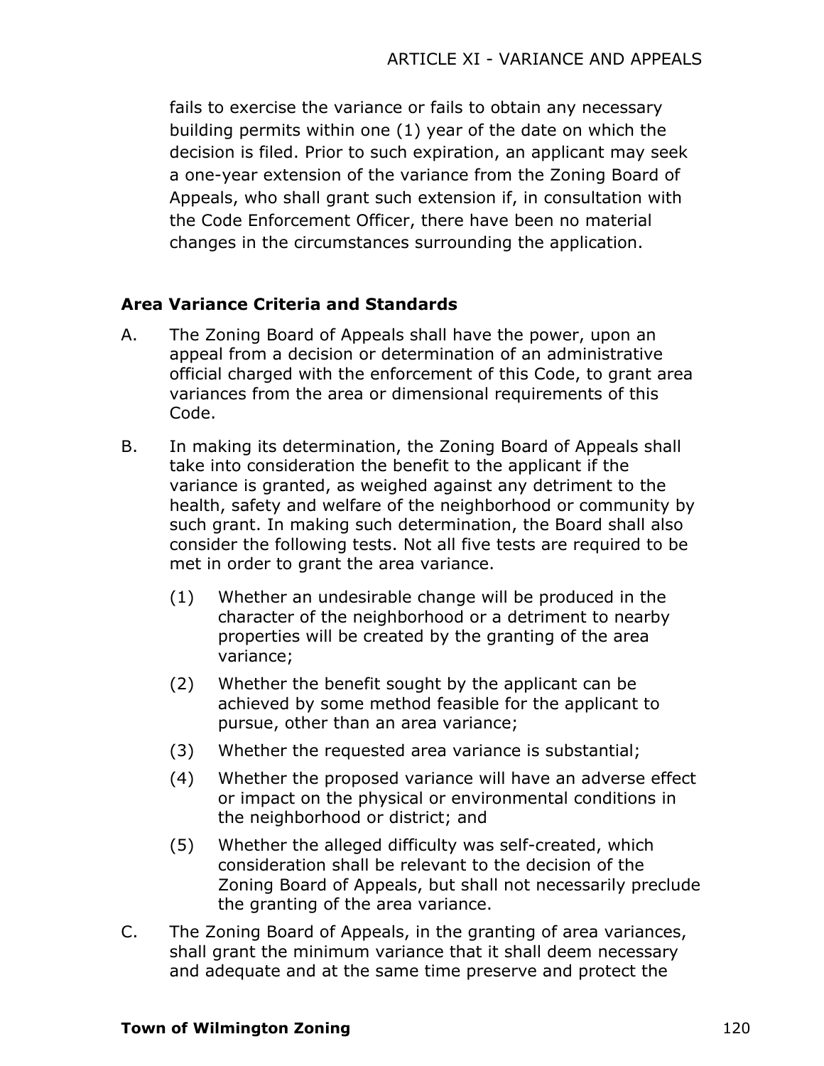fails to exercise the variance or fails to obtain any necessary building permits within one (1) year of the date on which the decision is filed. Prior to such expiration, an applicant may seek a one-year extension of the variance from the Zoning Board of Appeals, who shall grant such extension if, in consultation with the Code Enforcement Officer, there have been no material changes in the circumstances surrounding the application.

**Area Variance Criteria and Standards**

A. The Zoning Board of Appeals shall have the power, upon an appeal from a decision or determination of an administrative official charged with the enforcement of this Code, to grant area variances from the area or dimensional requirements of this Code.

B. In making its determination, the Zoning Board of Appeals shall take into consideration the benefit to the applicant if the variance is granted, as weighed against any detriment to the health, safety and welfare of the neighborhood or community by such grant. In making such determination, the Board shall also consider the following tests. Not all five tests are required to be met in order to grant the area variance.

   (1) Whether an undesirable change will be produced in the character of the neighborhood or a detriment to nearby properties will be created by the granting of the area variance;

   (2) Whether the benefit sought by the applicant can be achieved by some method feasible for the applicant to pursue, other than an area variance;

   (3) Whether the requested area variance is substantial;

   (4) Whether the proposed variance will have an adverse effect or impact on the physical or environmental conditions in the neighborhood or district; and

   (5) Whether the alleged difficulty was self-created, which consideration shall be relevant to the decision of the Zoning Board of Appeals, but shall not necessarily preclude the granting of the area variance.

C. The Zoning Board of Appeals, in the granting of area variances, shall grant the minimum variance that it shall deem necessary and adequate and at the same time preserve and protect the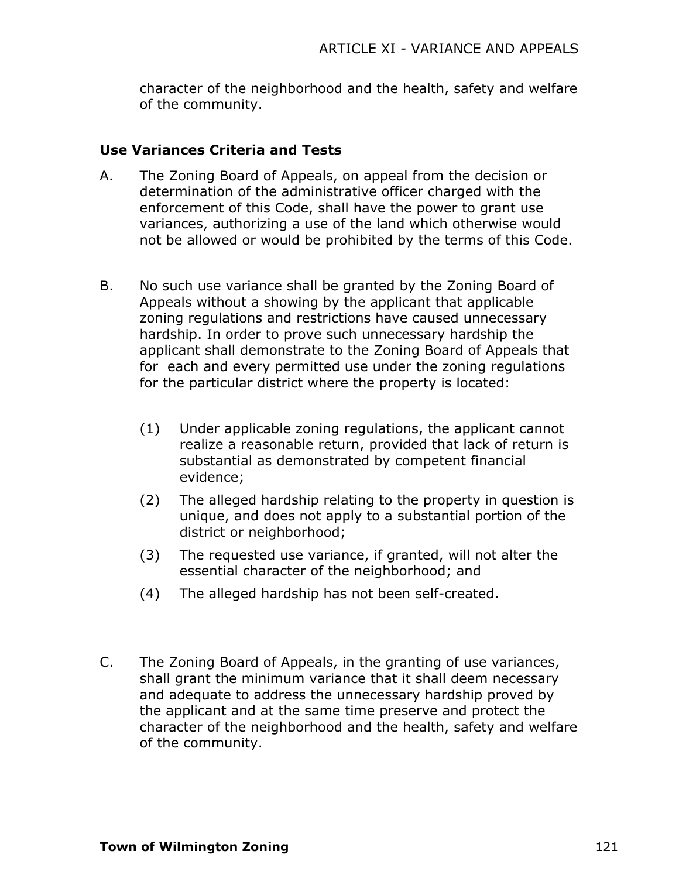character of the neighborhood and the health, safety and welfare of the community.

### Use Variances Criteria and Tests

A. The Zoning Board of Appeals, on appeal from the decision or determination of the administrative officer charged with the enforcement of this Code, shall have the power to grant use variances, authorizing a use of the land which otherwise would not be allowed or would be prohibited by the terms of this Code.

B. No such use variance shall be granted by the Zoning Board of Appeals without a showing by the applicant that applicable zoning regulations and restrictions have caused unnecessary hardship. In order to prove such unnecessary hardship the applicant shall demonstrate to the Zoning Board of Appeals that for each and every permitted use under the zoning regulations for the particular district where the property is located:

   (1) Under applicable zoning regulations, the applicant cannot realize a reasonable return, provided that lack of return is substantial as demonstrated by competent financial evidence;

   (2) The alleged hardship relating to the property in question is unique, and does not apply to a substantial portion of the district or neighborhood;

   (3) The requested use variance, if granted, will not alter the essential character of the neighborhood; and

   (4) The alleged hardship has not been self-created.

C. The Zoning Board of Appeals, in the granting of use variances, shall grant the minimum variance that it shall deem necessary and adequate to address the unnecessary hardship proved by the applicant and at the same time preserve and protect the character of the neighborhood and the health, safety and welfare of the community.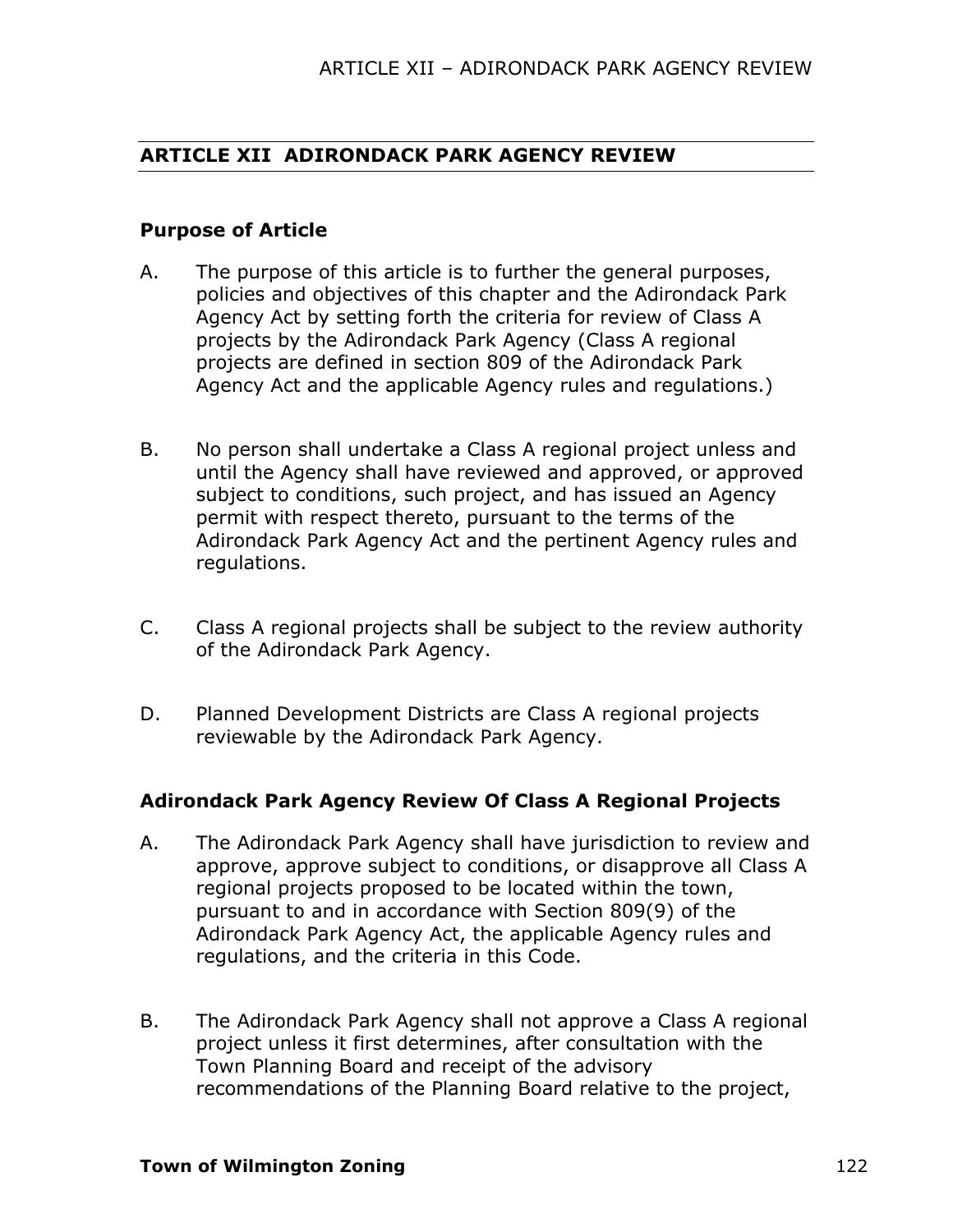## ARTICLE XII ADIRONDACK PARK AGENCY REVIEW

### Purpose of Article

A. The purpose of this article is to further the general purposes, policies and objectives of this chapter and the Adirondack Park Agency Act by setting forth the criteria for review of Class A projects by the Adirondack Park Agency (Class A regional projects are defined in section 809 of the Adirondack Park Agency Act and the applicable Agency rules and regulations.)

B. No person shall undertake a Class A regional project unless and until the Agency shall have reviewed and approved, or approved subject to conditions, such project, and has issued an Agency permit with respect thereto, pursuant to the terms of the Adirondack Park Agency Act and the pertinent Agency rules and regulations.

C. Class A regional projects shall be subject to the review authority of the Adirondack Park Agency.

D. Planned Development Districts are Class A regional projects reviewable by the Adirondack Park Agency.

### Adirondack Park Agency Review Of Class A Regional Projects

A. The Adirondack Park Agency shall have jurisdiction to review and approve, approve subject to conditions, or disapprove all Class A regional projects proposed to be located within the town, pursuant to and in accordance with Section 809(9) of the Adirondack Park Agency Act, the applicable Agency rules and regulations, and the criteria in this Code.

B. The Adirondack Park Agency shall not approve a Class A regional project unless it first determines, after consultation with the Town Planning Board and receipt of the advisory recommendations of the Planning Board relative to the project,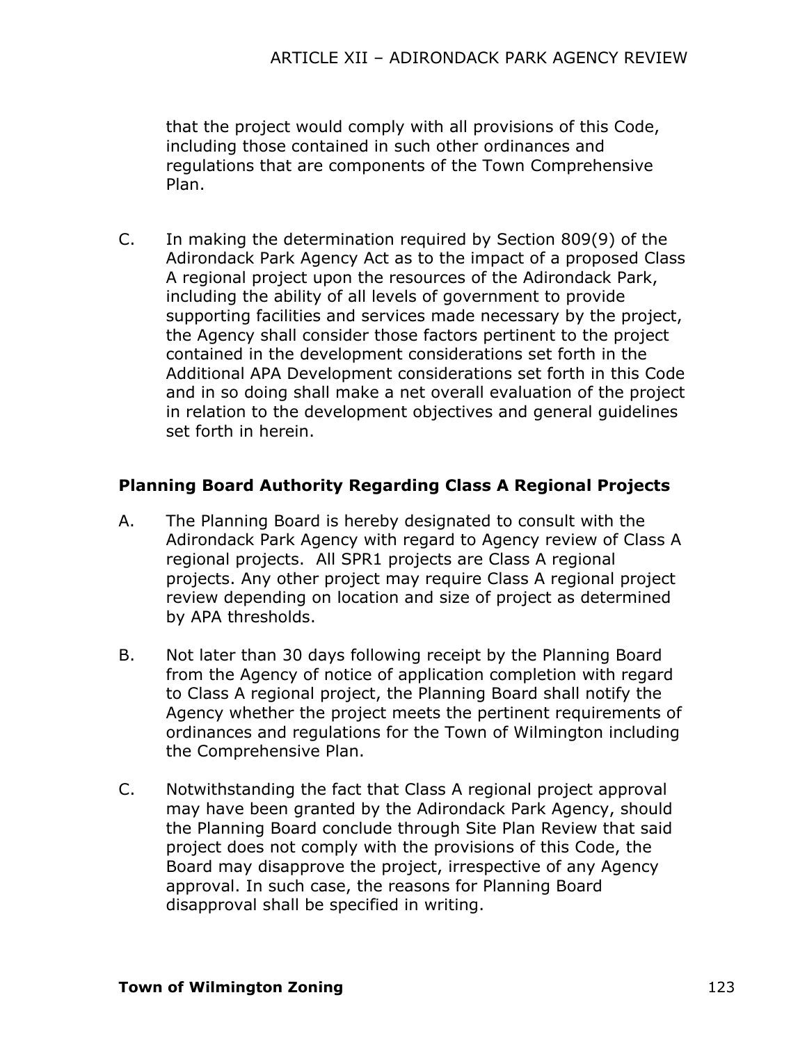that the project would comply with all provisions of this Code, including those contained in such other ordinances and regulations that are components of the Town Comprehensive Plan.

C. In making the determination required by Section 809(9) of the Adirondack Park Agency Act as to the impact of a proposed Class A regional project upon the resources of the Adirondack Park, including the ability of all levels of government to provide supporting facilities and services made necessary by the project, the Agency shall consider those factors pertinent to the project contained in the development considerations set forth in the Additional APA Development considerations set forth in this Code and in so doing shall make a net overall evaluation of the project in relation to the development objectives and general guidelines set forth in herein.

### Planning Board Authority Regarding Class A Regional Projects

A. The Planning Board is hereby designated to consult with the Adirondack Park Agency with regard to Agency review of Class A regional projects. All SPR1 projects are Class A regional projects. Any other project may require Class A regional project review depending on location and size of project as determined by APA thresholds.

B. Not later than 30 days following receipt by the Planning Board from the Agency of notice of application completion with regard to Class A regional project, the Planning Board shall notify the Agency whether the project meets the pertinent requirements of ordinances and regulations for the Town of Wilmington including the Comprehensive Plan.

C. Notwithstanding the fact that Class A regional project approval may have been granted by the Adirondack Park Agency, should the Planning Board conclude through Site Plan Review that said project does not comply with the provisions of this Code, the Board may disapprove the project, irrespective of any Agency approval. In such case, the reasons for Planning Board disapproval shall be specified in writing.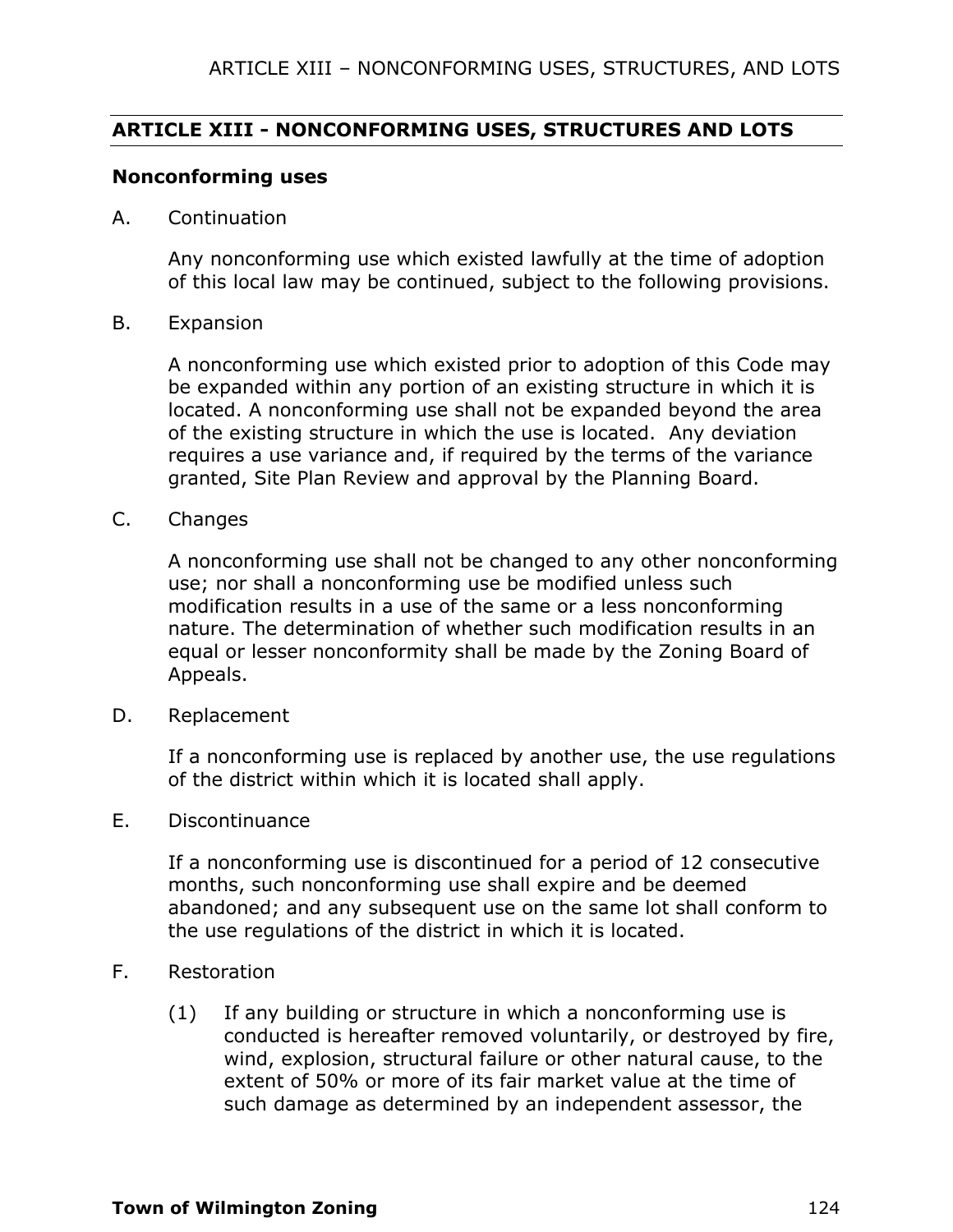## ARTICLE XIII - NONCONFORMING USES, STRUCTURES AND LOTS

### Nonconforming uses

A. Continuation

Any nonconforming use which existed lawfully at the time of adoption of this local law may be continued, subject to the following provisions.

B. Expansion

A nonconforming use which existed prior to adoption of this Code may be expanded within any portion of an existing structure in which it is located. A nonconforming use shall not be expanded beyond the area of the existing structure in which the use is located. Any deviation requires a use variance and, if required by the terms of the variance granted, Site Plan Review and approval by the Planning Board.

C. Changes

A nonconforming use shall not be changed to any other nonconforming use; nor shall a nonconforming use be modified unless such modification results in a use of the same or a less nonconforming nature. The determination of whether such modification results in an equal or lesser nonconformity shall be made by the Zoning Board of Appeals.

D. Replacement

If a nonconforming use is replaced by another use, the use regulations of the district within which it is located shall apply.

E. Discontinuance

If a nonconforming use is discontinued for a period of 12 consecutive months, such nonconforming use shall expire and be deemed abandoned; and any subsequent use on the same lot shall conform to the use regulations of the district in which it is located.

F. Restoration

(1) If any building or structure in which a nonconforming use is conducted is hereafter removed voluntarily, or destroyed by fire, wind, explosion, structural failure or other natural cause, to the extent of 50% or more of its fair market value at the time of such damage as determined by an independent assessor, the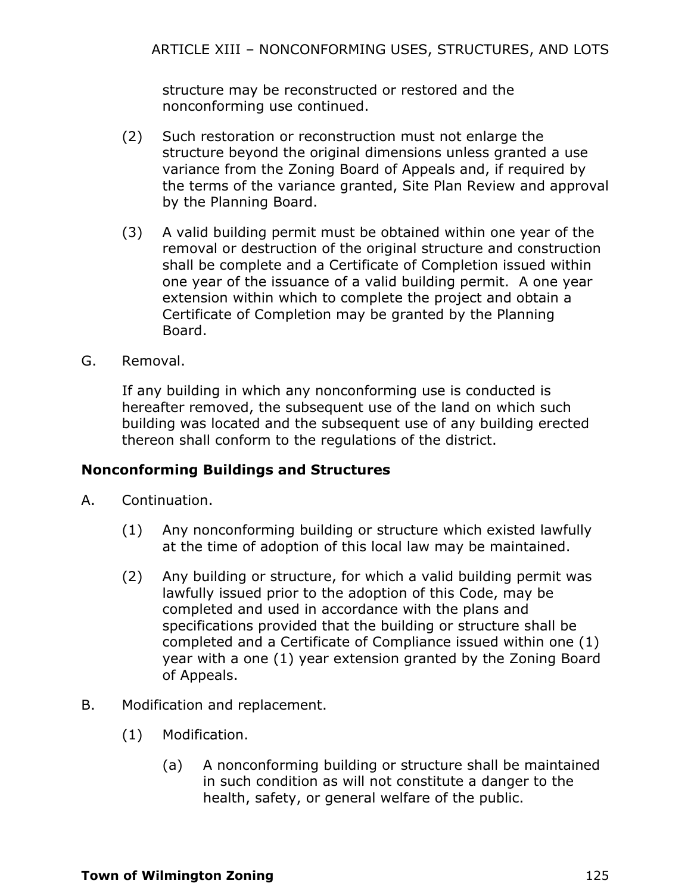structure may be reconstructed or restored and the nonconforming use continued.

(2) Such restoration or reconstruction must not enlarge the structure beyond the original dimensions unless granted a use variance from the Zoning Board of Appeals and, if required by the terms of the variance granted, Site Plan Review and approval by the Planning Board.

(3) A valid building permit must be obtained within one year of the removal or destruction of the original structure and construction shall be complete and a Certificate of Completion issued within one year of the issuance of a valid building permit. A one year extension within which to complete the project and obtain a Certificate of Completion may be granted by the Planning Board.

G. Removal.

If any building in which any nonconforming use is conducted is hereafter removed, the subsequent use of the land on which such building was located and the subsequent use of any building erected thereon shall conform to the regulations of the district.

**Nonconforming Buildings and Structures**

A. Continuation.

(1) Any nonconforming building or structure which existed lawfully at the time of adoption of this local law may be maintained.

(2) Any building or structure, for which a valid building permit was lawfully issued prior to the adoption of this Code, may be completed and used in accordance with the plans and specifications provided that the building or structure shall be completed and a Certificate of Compliance issued within one (1) year with a one (1) year extension granted by the Zoning Board of Appeals.

B. Modification and replacement.

(1) Modification.

(a) A nonconforming building or structure shall be maintained in such condition as will not constitute a danger to the health, safety, or general welfare of the public.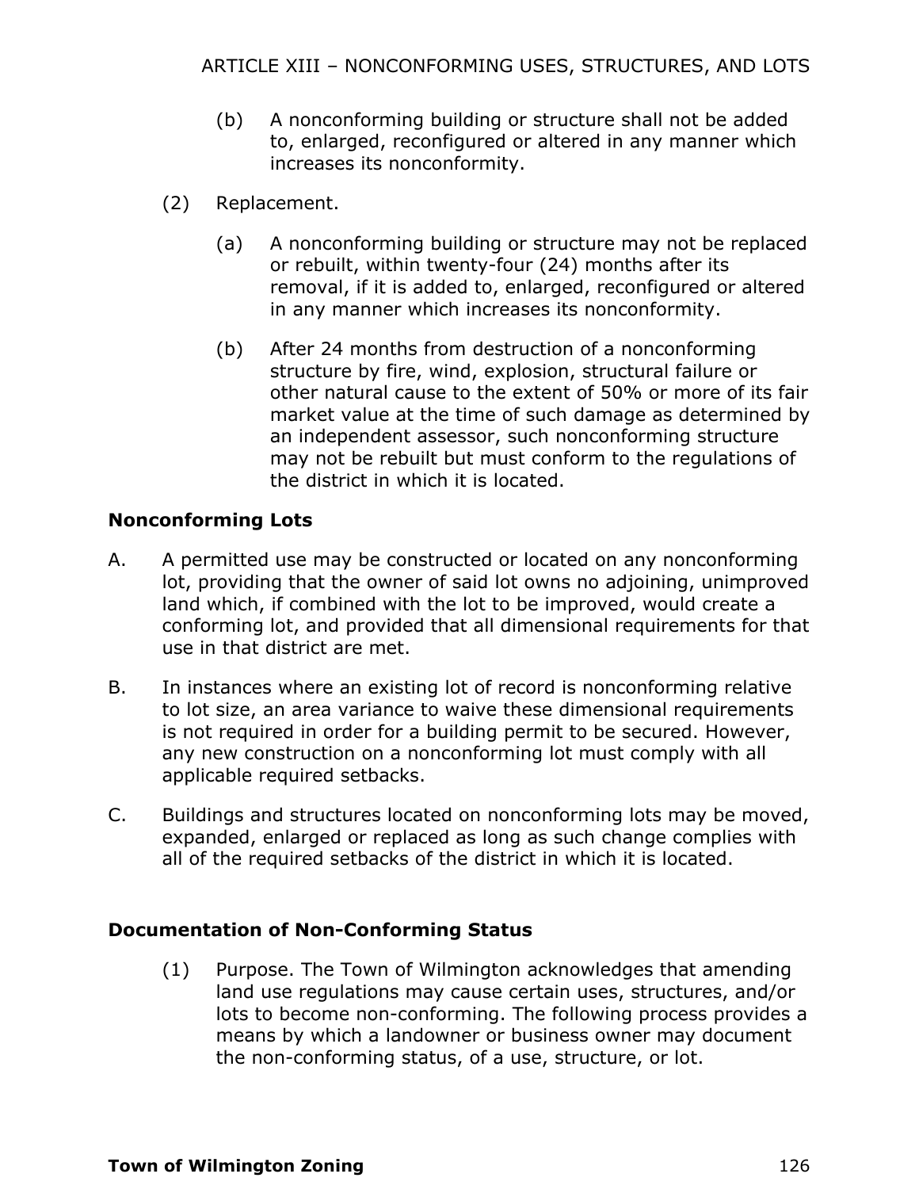(b) A nonconforming building or structure shall not be added to, enlarged, reconfigured or altered in any manner which increases its nonconformity.

(2) Replacement.

(a) A nonconforming building or structure may not be replaced or rebuilt, within twenty-four (24) months after its removal, if it is added to, enlarged, reconfigured or altered in any manner which increases its nonconformity.

(b) After 24 months from destruction of a nonconforming structure by fire, wind, explosion, structural failure or other natural cause to the extent of 50% or more of its fair market value at the time of such damage as determined by an independent assessor, such nonconforming structure may not be rebuilt but must conform to the regulations of the district in which it is located.

**Nonconforming Lots**

A. A permitted use may be constructed or located on any nonconforming lot, providing that the owner of said lot owns no adjoining, unimproved land which, if combined with the lot to be improved, would create a conforming lot, and provided that all dimensional requirements for that use in that district are met.

B. In instances where an existing lot of record is nonconforming relative to lot size, an area variance to waive these dimensional requirements is not required in order for a building permit to be secured. However, any new construction on a nonconforming lot must comply with all applicable required setbacks.

C. Buildings and structures located on nonconforming lots may be moved, expanded, enlarged or replaced as long as such change complies with all of the required setbacks of the district in which it is located.

**Documentation of Non-Conforming Status**

(1) Purpose. The Town of Wilmington acknowledges that amending land use regulations may cause certain uses, structures, and/or lots to become non-conforming. The following process provides a means by which a landowner or business owner may document the non-conforming status, of a use, structure, or lot.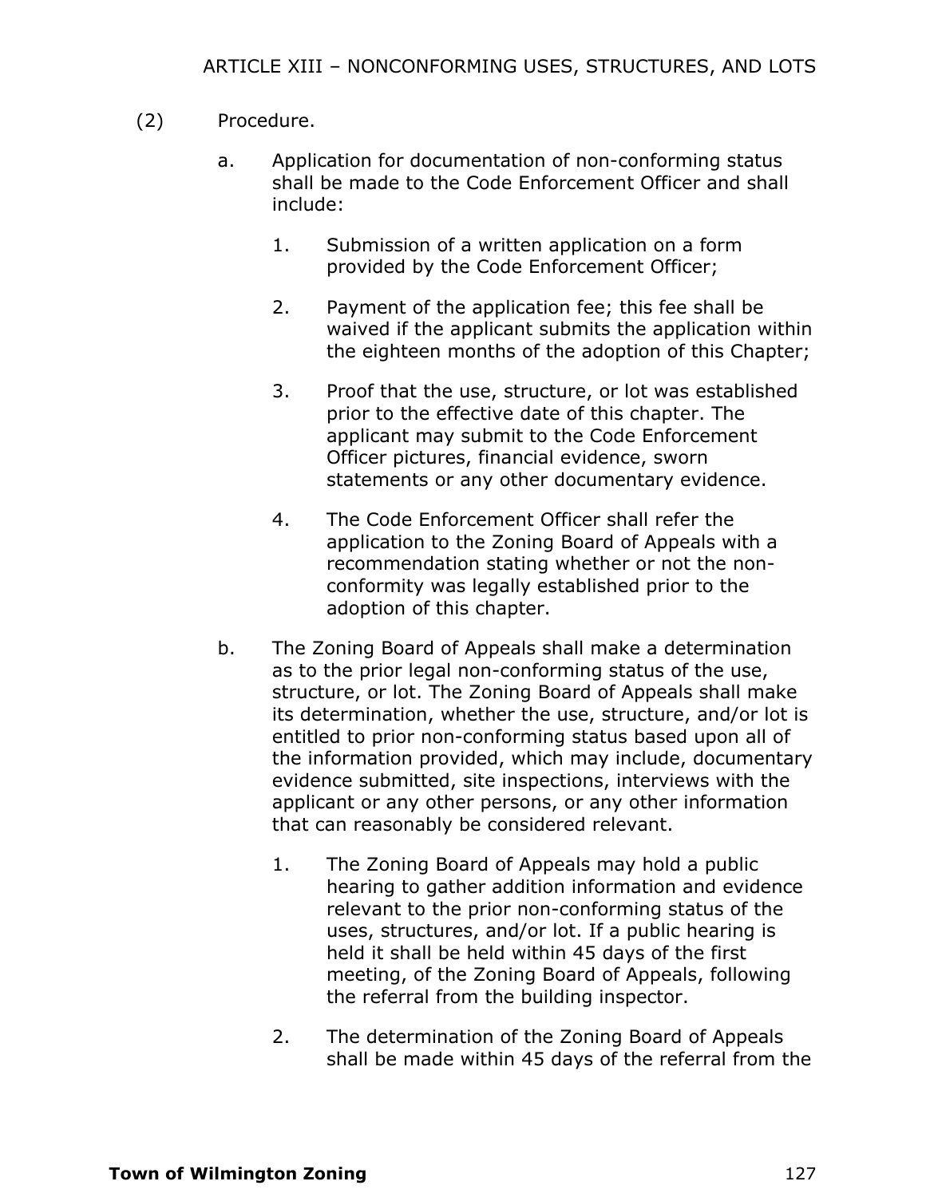(2) Procedure.

a. Application for documentation of non-conforming status shall be made to the Code Enforcement Officer and shall include:

1. Submission of a written application on a form provided by the Code Enforcement Officer;

2. Payment of the application fee; this fee shall be waived if the applicant submits the application within the eighteen months of the adoption of this Chapter;

3. Proof that the use, structure, or lot was established prior to the effective date of this chapter. The applicant may submit to the Code Enforcement Officer pictures, financial evidence, sworn statements or any other documentary evidence.

4. The Code Enforcement Officer shall refer the application to the Zoning Board of Appeals with a recommendation stating whether or not the non-conformity was legally established prior to the adoption of this chapter.

b. The Zoning Board of Appeals shall make a determination as to the prior legal non-conforming status of the use, structure, or lot. The Zoning Board of Appeals shall make its determination, whether the use, structure, and/or lot is entitled to prior non-conforming status based upon all of the information provided, which may include, documentary evidence submitted, site inspections, interviews with the applicant or any other persons, or any other information that can reasonably be considered relevant.

1. The Zoning Board of Appeals may hold a public hearing to gather addition information and evidence relevant to the prior non-conforming status of the uses, structures, and/or lot. If a public hearing is held it shall be held within 45 days of the first meeting, of the Zoning Board of Appeals, following the referral from the building inspector.

2. The determination of the Zoning Board of Appeals shall be made within 45 days of the referral from the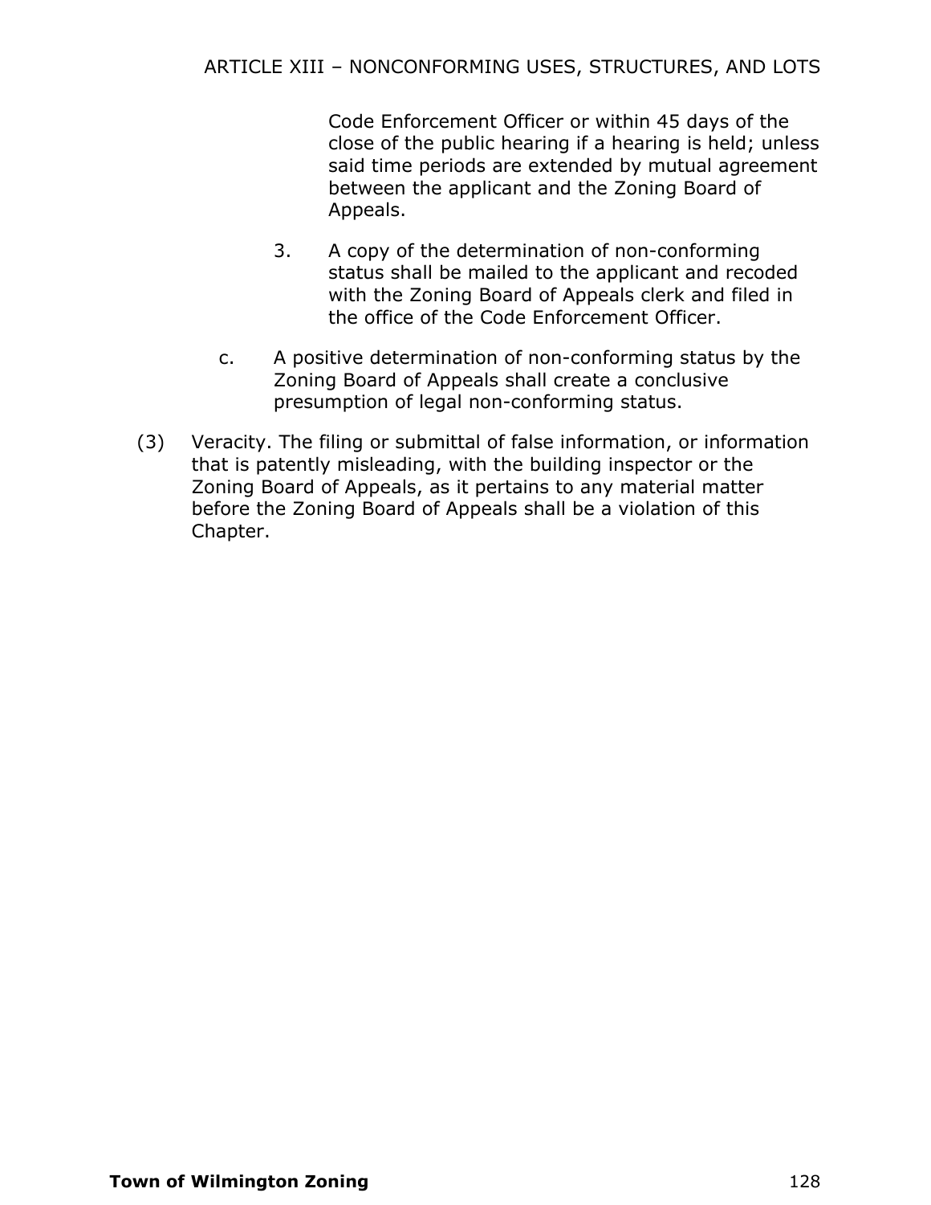Code Enforcement Officer or within 45 days of the close of the public hearing if a hearing is held; unless said time periods are extended by mutual agreement between the applicant and the Zoning Board of Appeals.

3. A copy of the determination of non-conforming status shall be mailed to the applicant and recoded with the Zoning Board of Appeals clerk and filed in the office of the Code Enforcement Officer.

c. A positive determination of non-conforming status by the Zoning Board of Appeals shall create a conclusive presumption of legal non-conforming status.

(3) Veracity. The filing or submittal of false information, or information that is patently misleading, with the building inspector or the Zoning Board of Appeals, as it pertains to any material matter before the Zoning Board of Appeals shall be a violation of this Chapter.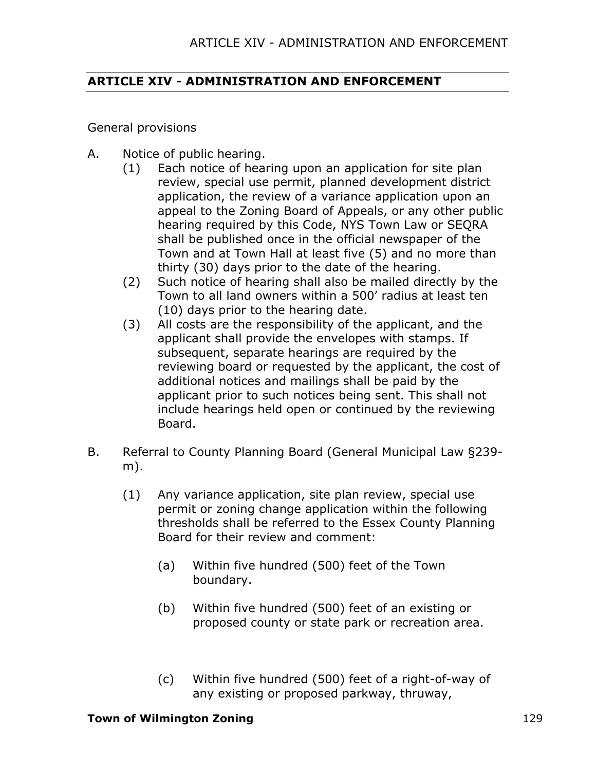## ARTICLE XIV - ADMINISTRATION AND ENFORCEMENT

General provisions

A. Notice of public hearing.
   (1) Each notice of hearing upon an application for site plan review, special use permit, planned development district application, the review of a variance application upon an appeal to the Zoning Board of Appeals, or any other public hearing required by this Code, NYS Town Law or SEQRA shall be published once in the official newspaper of the Town and at Town Hall at least five (5) and no more than thirty (30) days prior to the date of the hearing.
   (2) Such notice of hearing shall also be mailed directly by the Town to all land owners within a 500' radius at least ten (10) days prior to the hearing date.
   (3) All costs are the responsibility of the applicant, and the applicant shall provide the envelopes with stamps. If subsequent, separate hearings are required by the reviewing board or requested by the applicant, the cost of additional notices and mailings shall be paid by the applicant prior to such notices being sent. This shall not include hearings held open or continued by the reviewing Board.

B. Referral to County Planning Board (General Municipal Law §239-m).

   (1) Any variance application, site plan review, special use permit or zoning change application within the following thresholds shall be referred to the Essex County Planning Board for their review and comment:

      (a) Within five hundred (500) feet of the Town boundary.

      (b) Within five hundred (500) feet of an existing or proposed county or state park or recreation area.

      (c) Within five hundred (500) feet of a right-of-way of any existing or proposed parkway, thruway,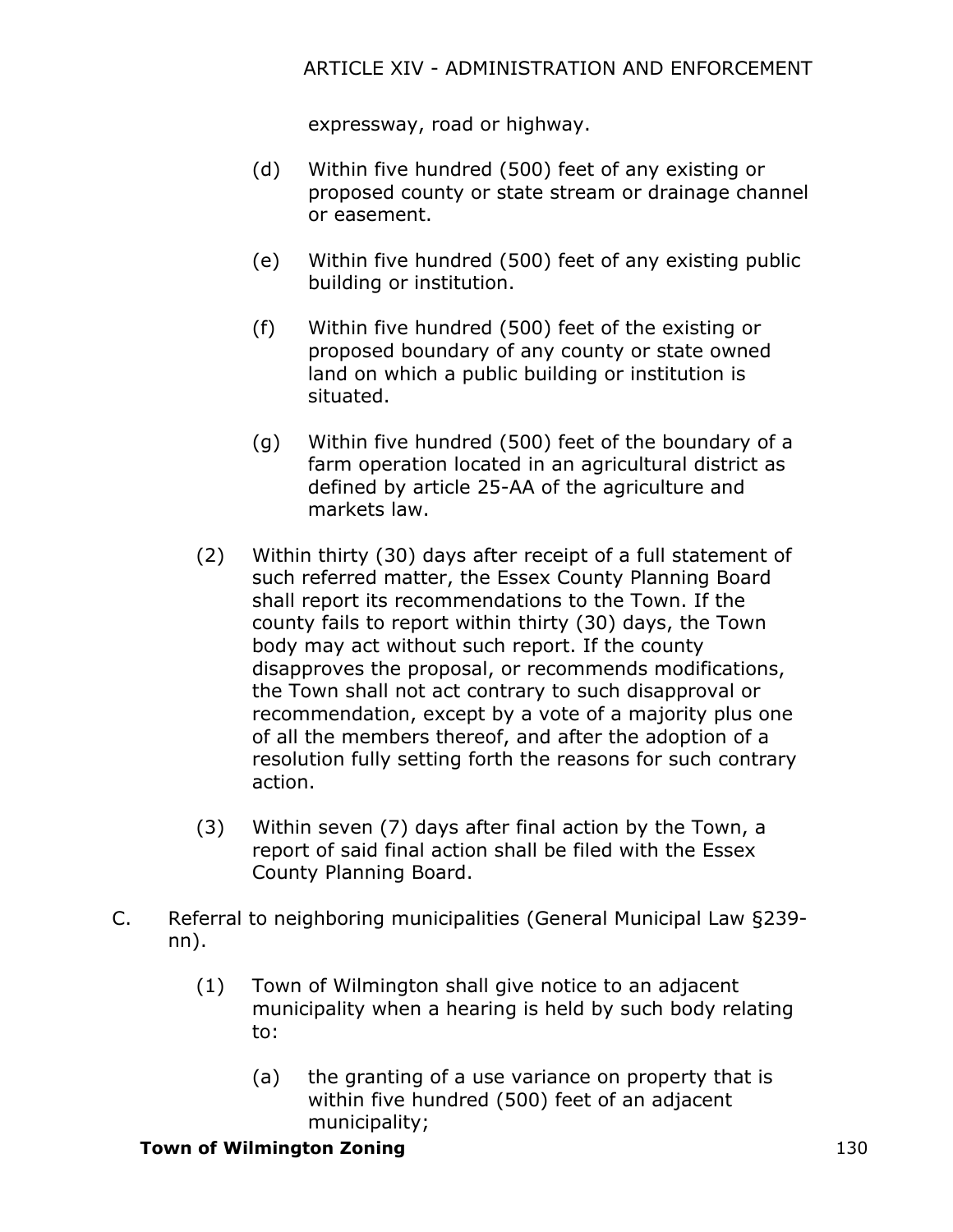expressway, road or highway.

(d) Within five hundred (500) feet of any existing or proposed county or state stream or drainage channel or easement.

(e) Within five hundred (500) feet of any existing public building or institution.

(f) Within five hundred (500) feet of the existing or proposed boundary of any county or state owned land on which a public building or institution is situated.

(g) Within five hundred (500) feet of the boundary of a farm operation located in an agricultural district as defined by article 25-AA of the agriculture and markets law.

(2) Within thirty (30) days after receipt of a full statement of such referred matter, the Essex County Planning Board shall report its recommendations to the Town. If the county fails to report within thirty (30) days, the Town body may act without such report. If the county disapproves the proposal, or recommends modifications, the Town shall not act contrary to such disapproval or recommendation, except by a vote of a majority plus one of all the members thereof, and after the adoption of a resolution fully setting forth the reasons for such contrary action.

(3) Within seven (7) days after final action by the Town, a report of said final action shall be filed with the Essex County Planning Board.

C. Referral to neighboring municipalities (General Municipal Law §239-nn).

(1) Town of Wilmington shall give notice to an adjacent municipality when a hearing is held by such body relating to:

(a) the granting of a use variance on property that is within five hundred (500) feet of an adjacent municipality;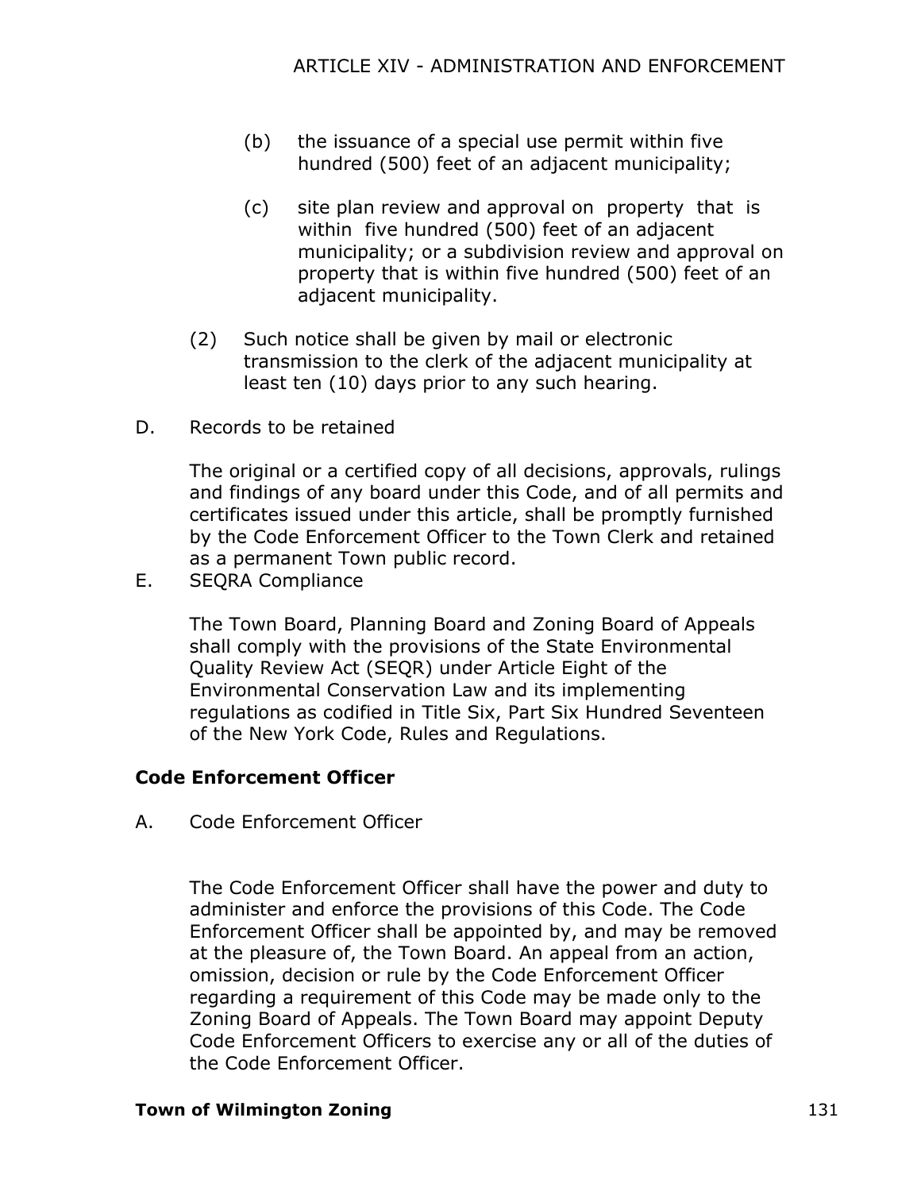(b) the issuance of a special use permit within five hundred (500) feet of an adjacent municipality;

(c) site plan review and approval on property that is within five hundred (500) feet of an adjacent municipality; or a subdivision review and approval on property that is within five hundred (500) feet of an adjacent municipality.

(2) Such notice shall be given by mail or electronic transmission to the clerk of the adjacent municipality at least ten (10) days prior to any such hearing.

D. Records to be retained

The original or a certified copy of all decisions, approvals, rulings and findings of any board under this Code, and of all permits and certificates issued under this article, shall be promptly furnished by the Code Enforcement Officer to the Town Clerk and retained as a permanent Town public record.

E. SEQRA Compliance

The Town Board, Planning Board and Zoning Board of Appeals shall comply with the provisions of the State Environmental Quality Review Act (SEQR) under Article Eight of the Environmental Conservation Law and its implementing regulations as codified in Title Six, Part Six Hundred Seventeen of the New York Code, Rules and Regulations.

**Code Enforcement Officer**

A. Code Enforcement Officer

The Code Enforcement Officer shall have the power and duty to administer and enforce the provisions of this Code. The Code Enforcement Officer shall be appointed by, and may be removed at the pleasure of, the Town Board. An appeal from an action, omission, decision or rule by the Code Enforcement Officer regarding a requirement of this Code may be made only to the Zoning Board of Appeals. The Town Board may appoint Deputy Code Enforcement Officers to exercise any or all of the duties of the Code Enforcement Officer.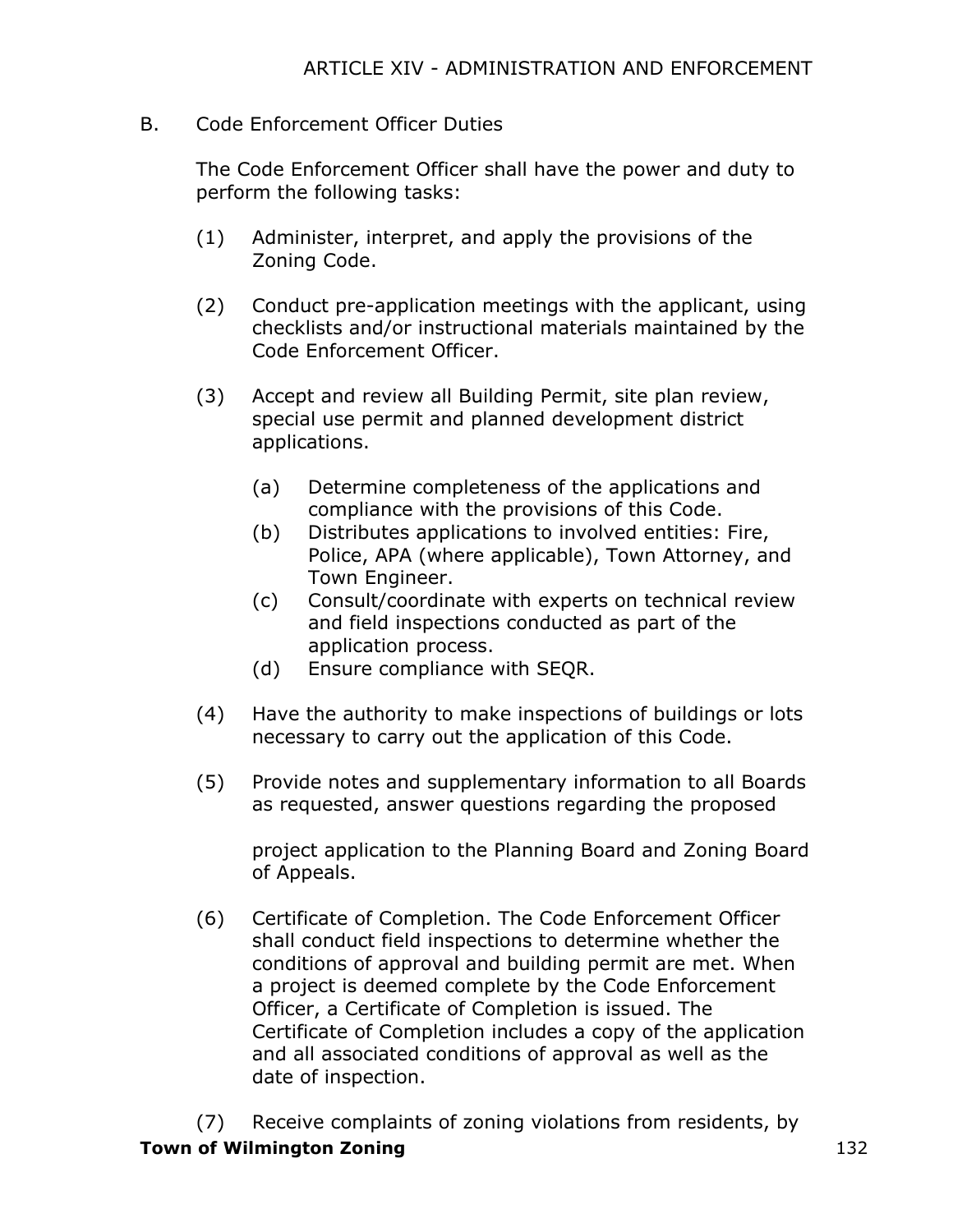B. Code Enforcement Officer Duties

The Code Enforcement Officer shall have the power and duty to perform the following tasks:

(1) Administer, interpret, and apply the provisions of the Zoning Code.

(2) Conduct pre-application meetings with the applicant, using checklists and/or instructional materials maintained by the Code Enforcement Officer.

(3) Accept and review all Building Permit, site plan review, special use permit and planned development district applications.

   (a) Determine completeness of the applications and compliance with the provisions of this Code.
   (b) Distributes applications to involved entities: Fire, Police, APA (where applicable), Town Attorney, and Town Engineer.
   (c) Consult/coordinate with experts on technical review and field inspections conducted as part of the application process.
   (d) Ensure compliance with SEQR.

(4) Have the authority to make inspections of buildings or lots necessary to carry out the application of this Code.

(5) Provide notes and supplementary information to all Boards as requested, answer questions regarding the proposed project application to the Planning Board and Zoning Board of Appeals.

(6) Certificate of Completion. The Code Enforcement Officer shall conduct field inspections to determine whether the conditions of approval and building permit are met. When a project is deemed complete by the Code Enforcement Officer, a Certificate of Completion is issued. The Certificate of Completion includes a copy of the application and all associated conditions of approval as well as the date of inspection.

(7) Receive complaints of zoning violations from residents, by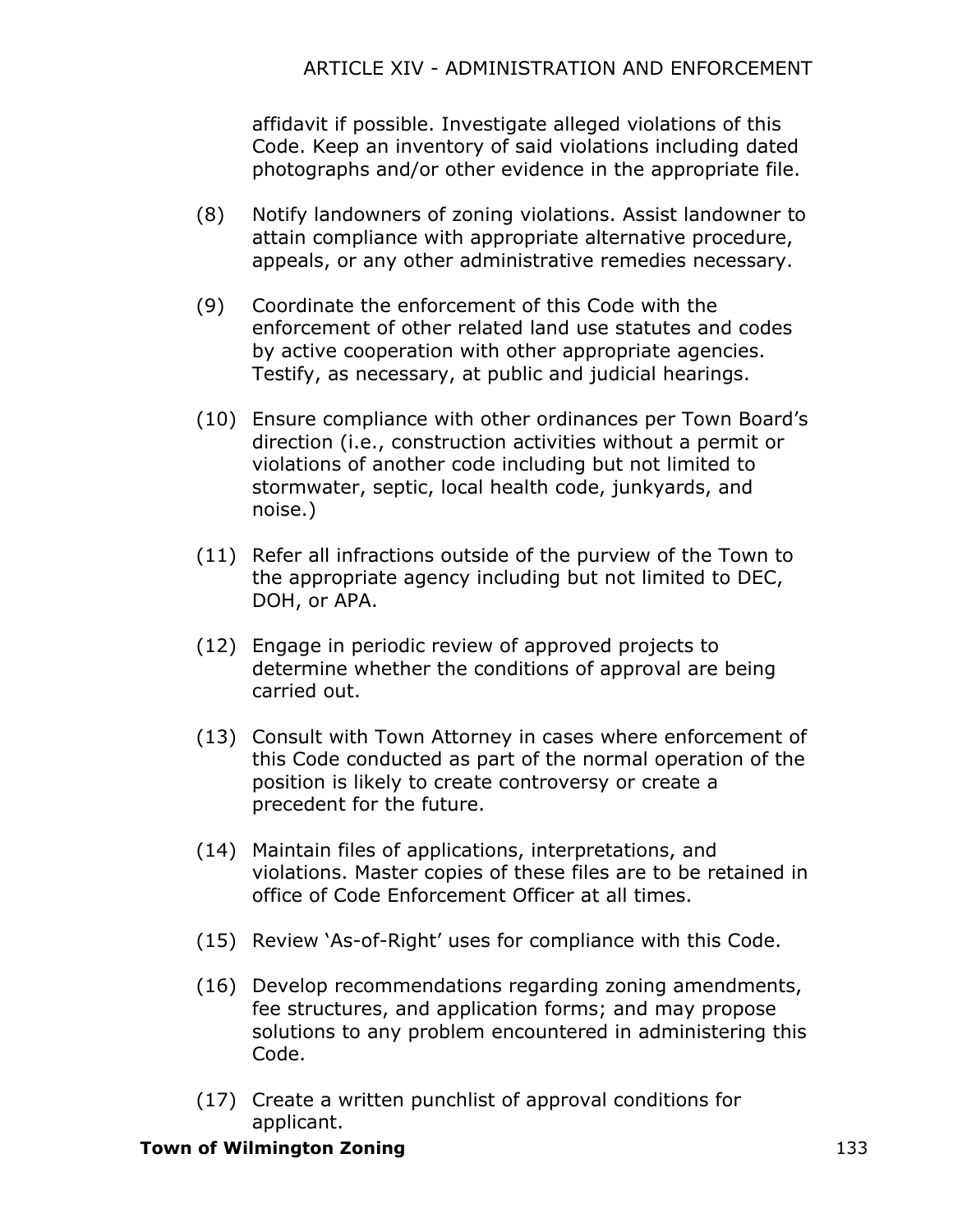affidavit if possible. Investigate alleged violations of this Code. Keep an inventory of said violations including dated photographs and/or other evidence in the appropriate file.

(8) Notify landowners of zoning violations. Assist landowner to attain compliance with appropriate alternative procedure, appeals, or any other administrative remedies necessary.

(9) Coordinate the enforcement of this Code with the enforcement of other related land use statutes and codes by active cooperation with other appropriate agencies. Testify, as necessary, at public and judicial hearings.

(10) Ensure compliance with other ordinances per Town Board's direction (i.e., construction activities without a permit or violations of another code including but not limited to stormwater, septic, local health code, junkyards, and noise.)

(11) Refer all infractions outside of the purview of the Town to the appropriate agency including but not limited to DEC, DOH, or APA.

(12) Engage in periodic review of approved projects to determine whether the conditions of approval are being carried out.

(13) Consult with Town Attorney in cases where enforcement of this Code conducted as part of the normal operation of the position is likely to create controversy or create a precedent for the future.

(14) Maintain files of applications, interpretations, and violations. Master copies of these files are to be retained in office of Code Enforcement Officer at all times.

(15) Review 'As-of-Right' uses for compliance with this Code.

(16) Develop recommendations regarding zoning amendments, fee structures, and application forms; and may propose solutions to any problem encountered in administering this Code.

(17) Create a written punchlist of approval conditions for applicant.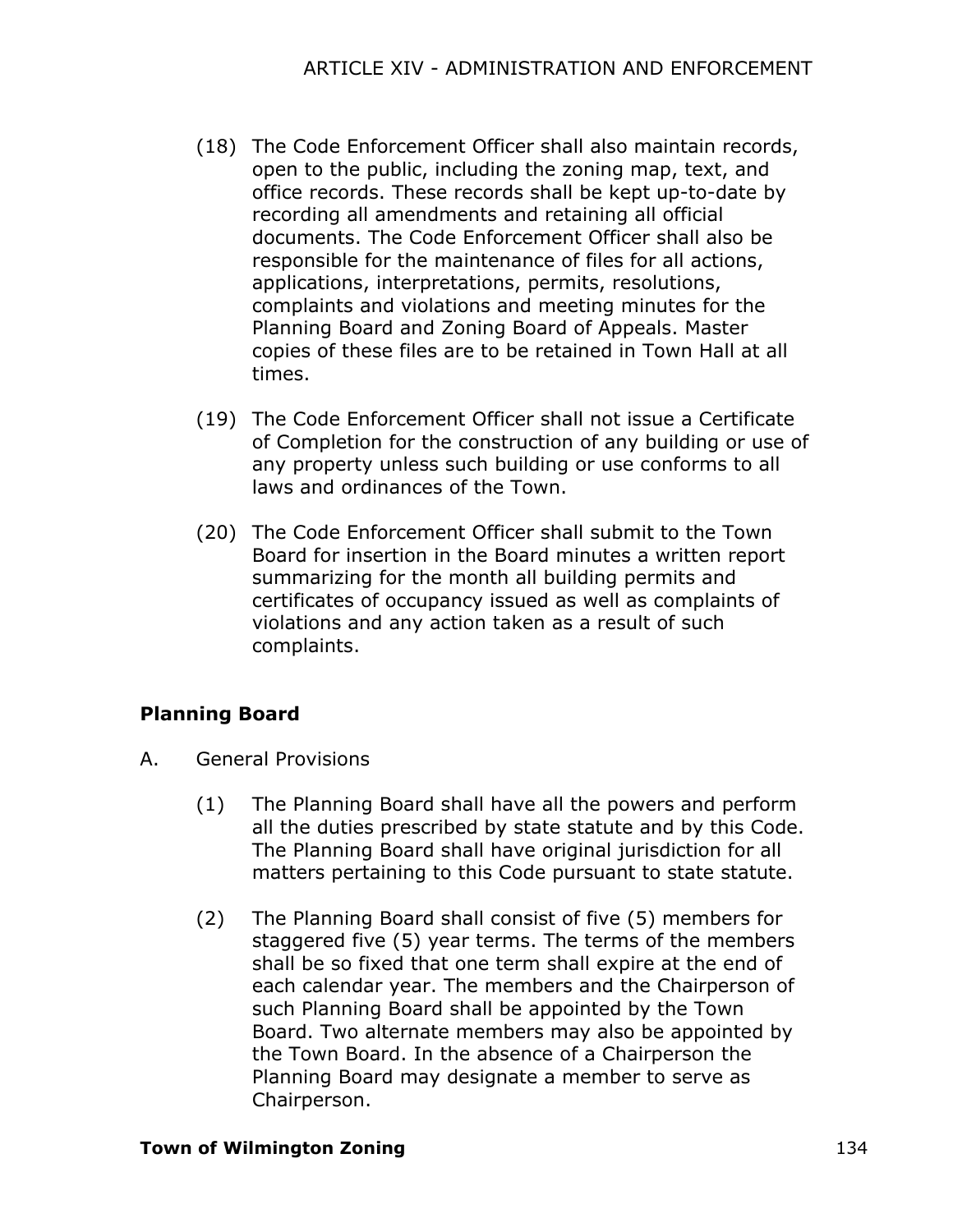(18) The Code Enforcement Officer shall also maintain records, open to the public, including the zoning map, text, and office records. These records shall be kept up-to-date by recording all amendments and retaining all official documents. The Code Enforcement Officer shall also be responsible for the maintenance of files for all actions, applications, interpretations, permits, resolutions, complaints and violations and meeting minutes for the Planning Board and Zoning Board of Appeals. Master copies of these files are to be retained in Town Hall at all times.

(19) The Code Enforcement Officer shall not issue a Certificate of Completion for the construction of any building or use of any property unless such building or use conforms to all laws and ordinances of the Town.

(20) The Code Enforcement Officer shall submit to the Town Board for insertion in the Board minutes a written report summarizing for the month all building permits and certificates of occupancy issued as well as complaints of violations and any action taken as a result of such complaints.

**Planning Board**

A. General Provisions

(1) The Planning Board shall have all the powers and perform all the duties prescribed by state statute and by this Code. The Planning Board shall have original jurisdiction for all matters pertaining to this Code pursuant to state statute.

(2) The Planning Board shall consist of five (5) members for staggered five (5) year terms. The terms of the members shall be so fixed that one term shall expire at the end of each calendar year. The members and the Chairperson of such Planning Board shall be appointed by the Town Board. Two alternate members may also be appointed by the Town Board. In the absence of a Chairperson the Planning Board may designate a member to serve as Chairperson.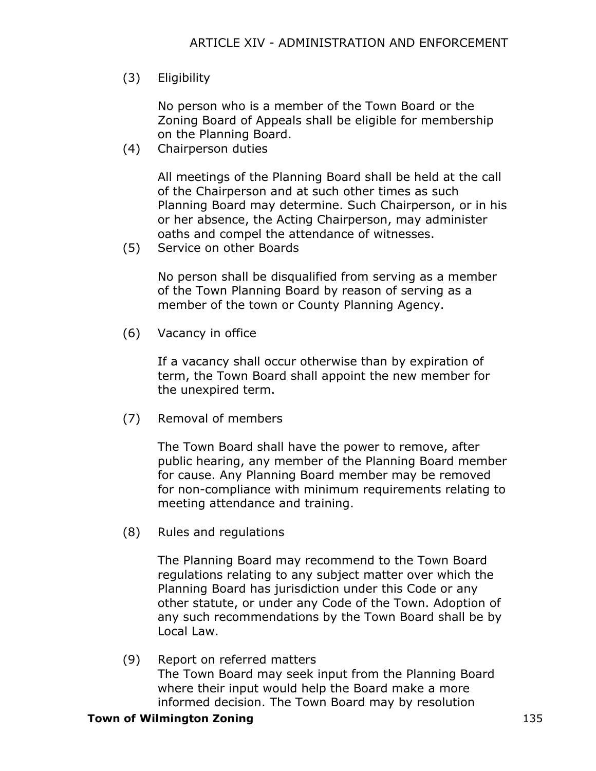(3) Eligibility

No person who is a member of the Town Board or the Zoning Board of Appeals shall be eligible for membership on the Planning Board.

(4) Chairperson duties

All meetings of the Planning Board shall be held at the call of the Chairperson and at such other times as such Planning Board may determine. Such Chairperson, or in his or her absence, the Acting Chairperson, may administer oaths and compel the attendance of witnesses.

(5) Service on other Boards

No person shall be disqualified from serving as a member of the Town Planning Board by reason of serving as a member of the town or County Planning Agency.

(6) Vacancy in office

If a vacancy shall occur otherwise than by expiration of term, the Town Board shall appoint the new member for the unexpired term.

(7) Removal of members

The Town Board shall have the power to remove, after public hearing, any member of the Planning Board member for cause. Any Planning Board member may be removed for non-compliance with minimum requirements relating to meeting attendance and training.

(8) Rules and regulations

The Planning Board may recommend to the Town Board regulations relating to any subject matter over which the Planning Board has jurisdiction under this Code or any other statute, or under any Code of the Town. Adoption of any such recommendations by the Town Board shall be by Local Law.

(9) Report on referred matters

The Town Board may seek input from the Planning Board where their input would help the Board make a more informed decision. The Town Board may by resolution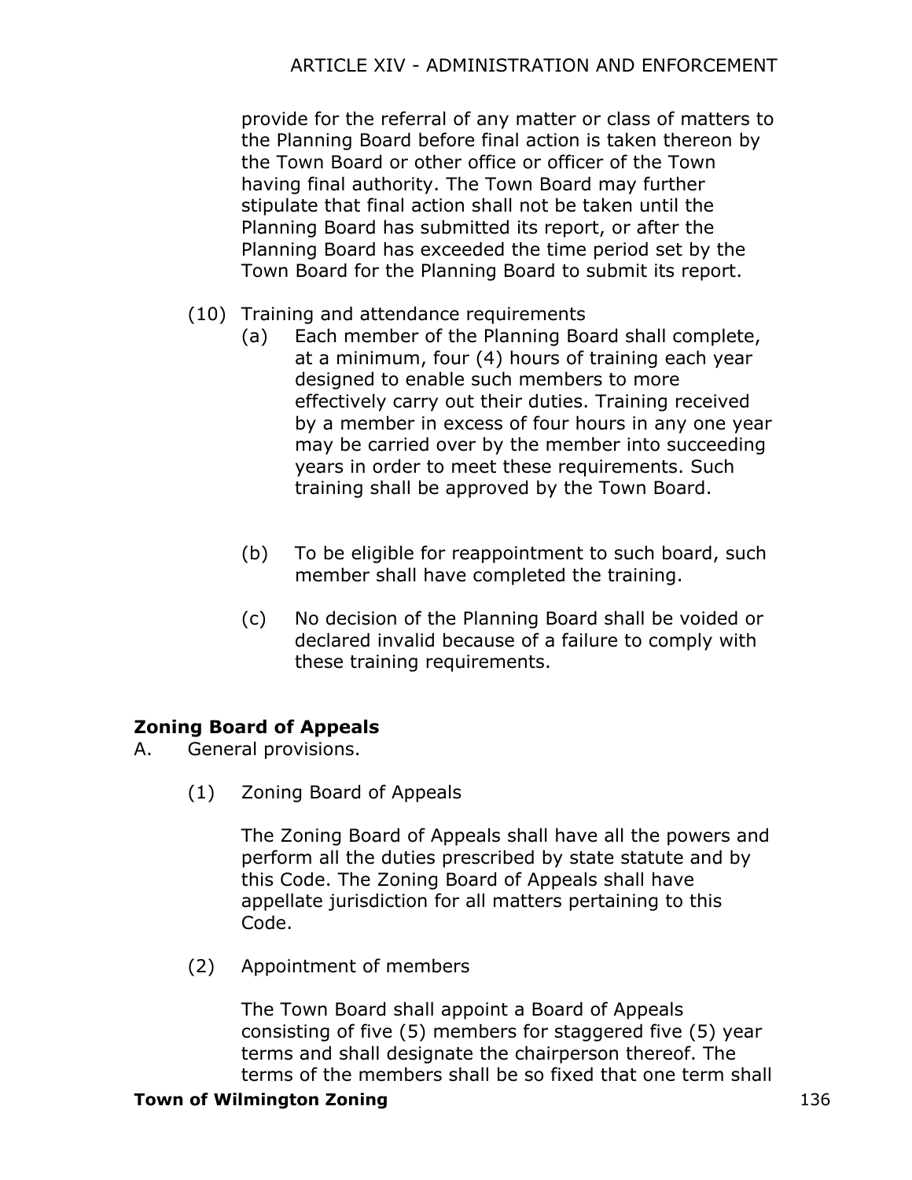provide for the referral of any matter or class of matters to the Planning Board before final action is taken thereon by the Town Board or other office or officer of the Town having final authority. The Town Board may further stipulate that final action shall not be taken until the Planning Board has submitted its report, or after the Planning Board has exceeded the time period set by the Town Board for the Planning Board to submit its report.

(10) Training and attendance requirements

(a) Each member of the Planning Board shall complete, at a minimum, four (4) hours of training each year designed to enable such members to more effectively carry out their duties. Training received by a member in excess of four hours in any one year may be carried over by the member into succeeding years in order to meet these requirements. Such training shall be approved by the Town Board.

(b) To be eligible for reappointment to such board, such member shall have completed the training.

(c) No decision of the Planning Board shall be voided or declared invalid because of a failure to comply with these training requirements.

**Zoning Board of Appeals**

A. General provisions.

(1) Zoning Board of Appeals

The Zoning Board of Appeals shall have all the powers and perform all the duties prescribed by state statute and by this Code. The Zoning Board of Appeals shall have appellate jurisdiction for all matters pertaining to this Code.

(2) Appointment of members

The Town Board shall appoint a Board of Appeals consisting of five (5) members for staggered five (5) year terms and shall designate the chairperson thereof. The terms of the members shall be so fixed that one term shall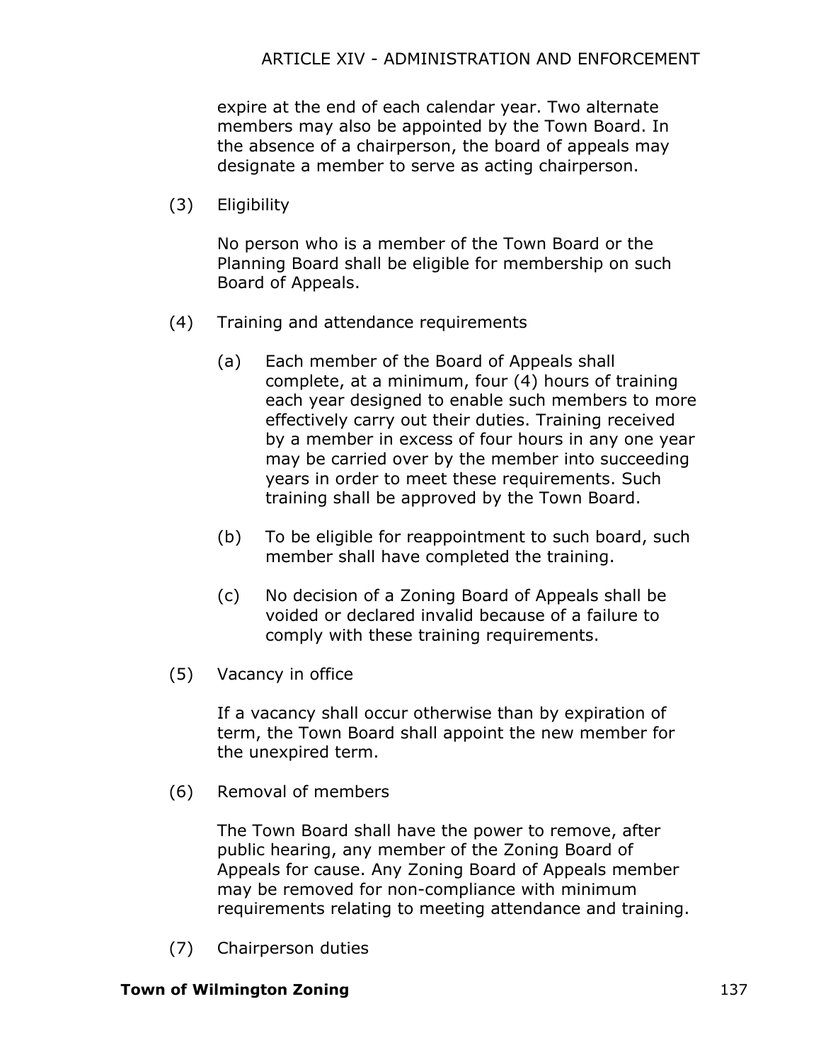expire at the end of each calendar year. Two alternate members may also be appointed by the Town Board. In the absence of a chairperson, the board of appeals may designate a member to serve as acting chairperson.

(3) Eligibility

No person who is a member of the Town Board or the Planning Board shall be eligible for membership on such Board of Appeals.

(4) Training and attendance requirements

(a) Each member of the Board of Appeals shall complete, at a minimum, four (4) hours of training each year designed to enable such members to more effectively carry out their duties. Training received by a member in excess of four hours in any one year may be carried over by the member into succeeding years in order to meet these requirements. Such training shall be approved by the Town Board.

(b) To be eligible for reappointment to such board, such member shall have completed the training.

(c) No decision of a Zoning Board of Appeals shall be voided or declared invalid because of a failure to comply with these training requirements.

(5) Vacancy in office

If a vacancy shall occur otherwise than by expiration of term, the Town Board shall appoint the new member for the unexpired term.

(6) Removal of members

The Town Board shall have the power to remove, after public hearing, any member of the Zoning Board of Appeals for cause. Any Zoning Board of Appeals member may be removed for non-compliance with minimum requirements relating to meeting attendance and training.

(7) Chairperson duties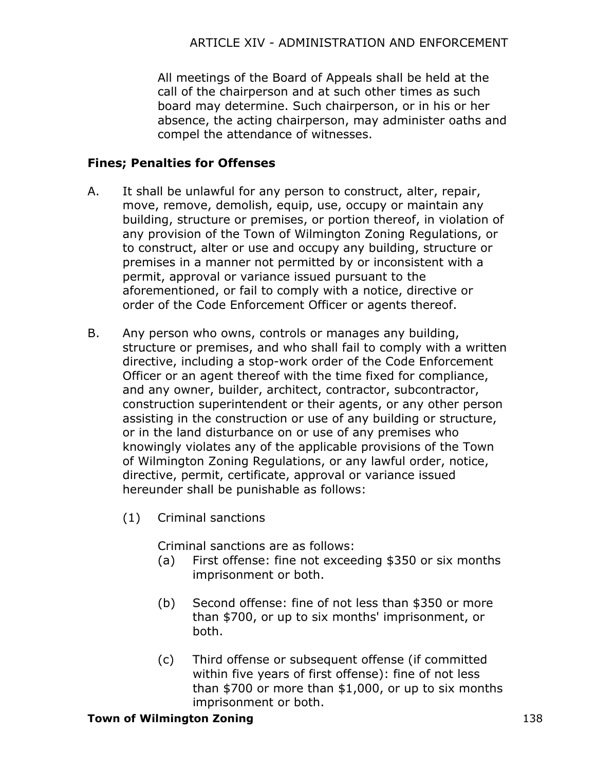All meetings of the Board of Appeals shall be held at the call of the chairperson and at such other times as such board may determine. Such chairperson, or in his or her absence, the acting chairperson, may administer oaths and compel the attendance of witnesses.

### Fines; Penalties for Offenses

A. It shall be unlawful for any person to construct, alter, repair, move, remove, demolish, equip, use, occupy or maintain any building, structure or premises, or portion thereof, in violation of any provision of the Town of Wilmington Zoning Regulations, or to construct, alter or use and occupy any building, structure or premises in a manner not permitted by or inconsistent with a permit, approval or variance issued pursuant to the aforementioned, or fail to comply with a notice, directive or order of the Code Enforcement Officer or agents thereof.

B. Any person who owns, controls or manages any building, structure or premises, and who shall fail to comply with a written directive, including a stop-work order of the Code Enforcement Officer or an agent thereof with the time fixed for compliance, and any owner, builder, architect, contractor, subcontractor, construction superintendent or their agents, or any other person assisting in the construction or use of any building or structure, or in the land disturbance on or use of any premises who knowingly violates any of the applicable provisions of the Town of Wilmington Zoning Regulations, or any lawful order, notice, directive, permit, certificate, approval or variance issued hereunder shall be punishable as follows:

   (1) Criminal sanctions

   Criminal sanctions are as follows:

   (a) First offense: fine not exceeding $350 or six months imprisonment or both.

   (b) Second offense: fine of not less than $350 or more than $700, or up to six months' imprisonment, or both.

   (c) Third offense or subsequent offense (if committed within five years of first offense): fine of not less than $700 or more than $1,000, or up to six months imprisonment or both.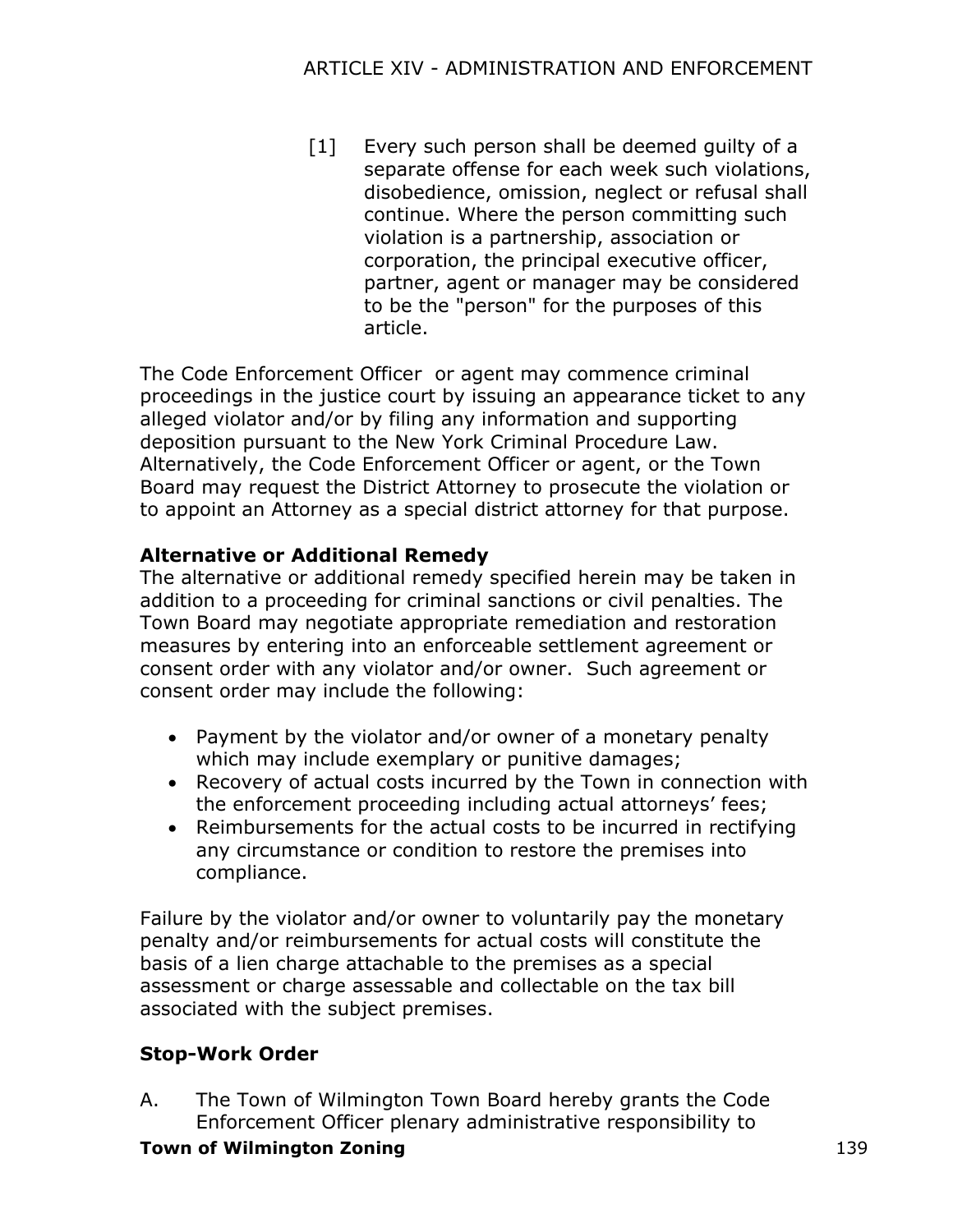[1] Every such person shall be deemed guilty of a separate offense for each week such violations, disobedience, omission, neglect or refusal shall continue. Where the person committing such violation is a partnership, association or corporation, the principal executive officer, partner, agent or manager may be considered to be the "person" for the purposes of this article.

The Code Enforcement Officer or agent may commence criminal proceedings in the justice court by issuing an appearance ticket to any alleged violator and/or by filing any information and supporting deposition pursuant to the New York Criminal Procedure Law. Alternatively, the Code Enforcement Officer or agent, or the Town Board may request the District Attorney to prosecute the violation or to appoint an Attorney as a special district attorney for that purpose.

**Alternative or Additional Remedy**

The alternative or additional remedy specified herein may be taken in addition to a proceeding for criminal sanctions or civil penalties. The Town Board may negotiate appropriate remediation and restoration measures by entering into an enforceable settlement agreement or consent order with any violator and/or owner. Such agreement or consent order may include the following:

- Payment by the violator and/or owner of a monetary penalty which may include exemplary or punitive damages;
- Recovery of actual costs incurred by the Town in connection with the enforcement proceeding including actual attorneys' fees;
- Reimbursements for the actual costs to be incurred in rectifying any circumstance or condition to restore the premises into compliance.

Failure by the violator and/or owner to voluntarily pay the monetary penalty and/or reimbursements for actual costs will constitute the basis of a lien charge attachable to the premises as a special assessment or charge assessable and collectable on the tax bill associated with the subject premises.

**Stop-Work Order**

A. The Town of Wilmington Town Board hereby grants the Code Enforcement Officer plenary administrative responsibility to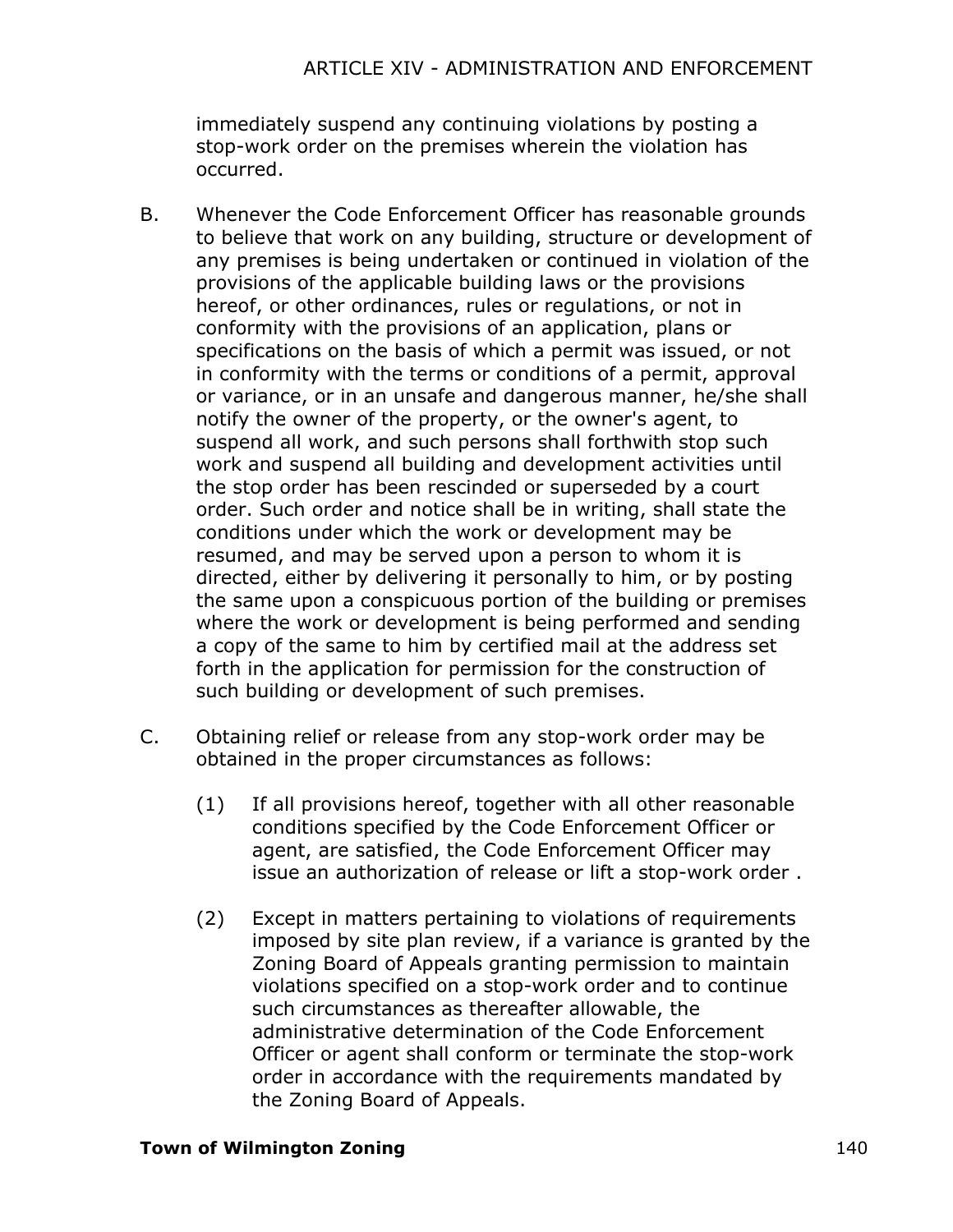immediately suspend any continuing violations by posting a stop-work order on the premises wherein the violation has occurred.

B. Whenever the Code Enforcement Officer has reasonable grounds to believe that work on any building, structure or development of any premises is being undertaken or continued in violation of the provisions of the applicable building laws or the provisions hereof, or other ordinances, rules or regulations, or not in conformity with the provisions of an application, plans or specifications on the basis of which a permit was issued, or not in conformity with the terms or conditions of a permit, approval or variance, or in an unsafe and dangerous manner, he/she shall notify the owner of the property, or the owner's agent, to suspend all work, and such persons shall forthwith stop such work and suspend all building and development activities until the stop order has been rescinded or superseded by a court order. Such order and notice shall be in writing, shall state the conditions under which the work or development may be resumed, and may be served upon a person to whom it is directed, either by delivering it personally to him, or by posting the same upon a conspicuous portion of the building or premises where the work or development is being performed and sending a copy of the same to him by certified mail at the address set forth in the application for permission for the construction of such building or development of such premises.

C. Obtaining relief or release from any stop-work order may be obtained in the proper circumstances as follows:

   (1) If all provisions hereof, together with all other reasonable conditions specified by the Code Enforcement Officer or agent, are satisfied, the Code Enforcement Officer may issue an authorization of release or lift a stop-work order .

   (2) Except in matters pertaining to violations of requirements imposed by site plan review, if a variance is granted by the Zoning Board of Appeals granting permission to maintain violations specified on a stop-work order and to continue such circumstances as thereafter allowable, the administrative determination of the Code Enforcement Officer or agent shall conform or terminate the stop-work order in accordance with the requirements mandated by the Zoning Board of Appeals.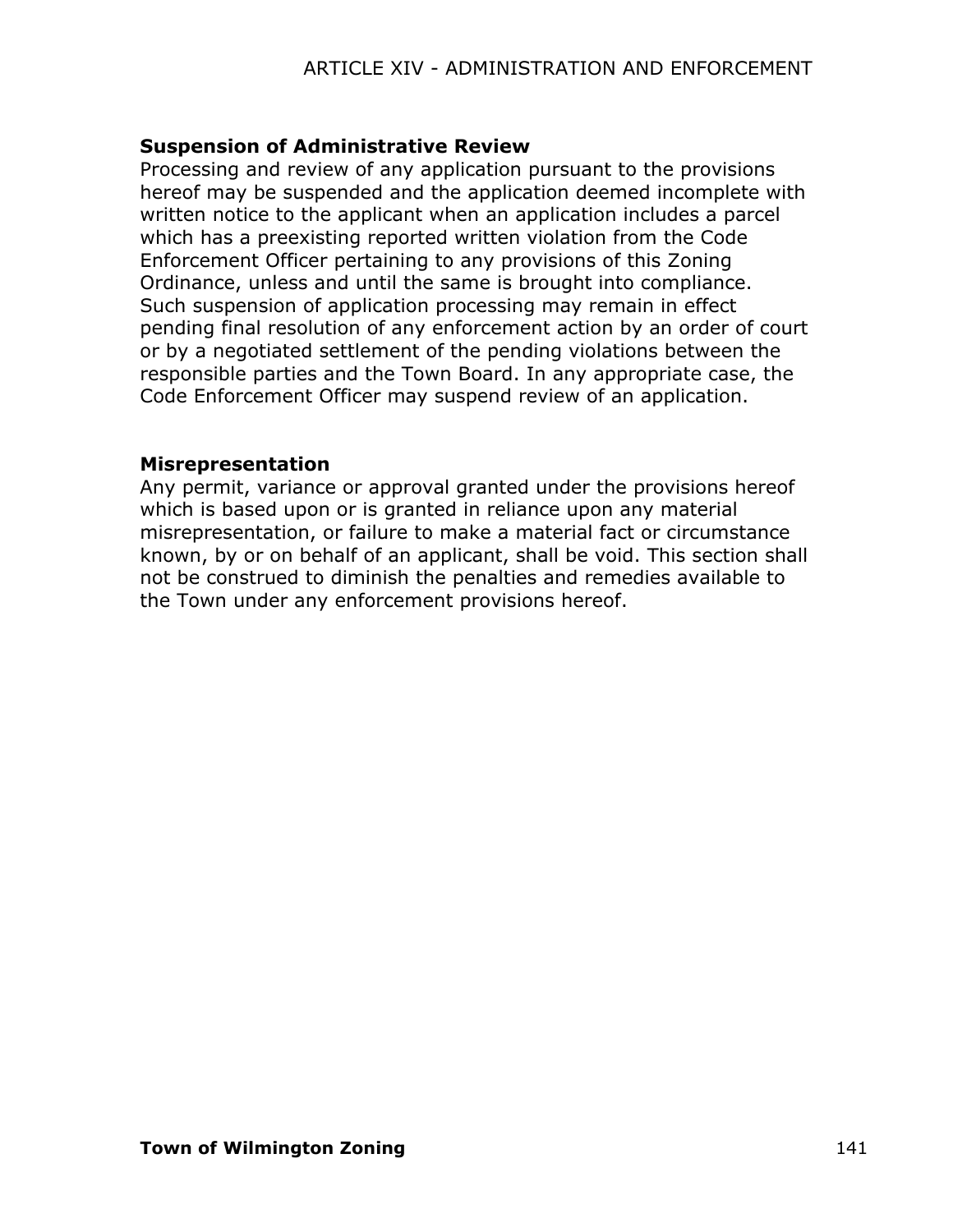### Suspension of Administrative Review

Processing and review of any application pursuant to the provisions hereof may be suspended and the application deemed incomplete with written notice to the applicant when an application includes a parcel which has a preexisting reported written violation from the Code Enforcement Officer pertaining to any provisions of this Zoning Ordinance, unless and until the same is brought into compliance. Such suspension of application processing may remain in effect pending final resolution of any enforcement action by an order of court or by a negotiated settlement of the pending violations between the responsible parties and the Town Board. In any appropriate case, the Code Enforcement Officer may suspend review of an application.

### Misrepresentation

Any permit, variance or approval granted under the provisions hereof which is based upon or is granted in reliance upon any material misrepresentation, or failure to make a material fact or circumstance known, by or on behalf of an applicant, shall be void. This section shall not be construed to diminish the penalties and remedies available to the Town under any enforcement provisions hereof.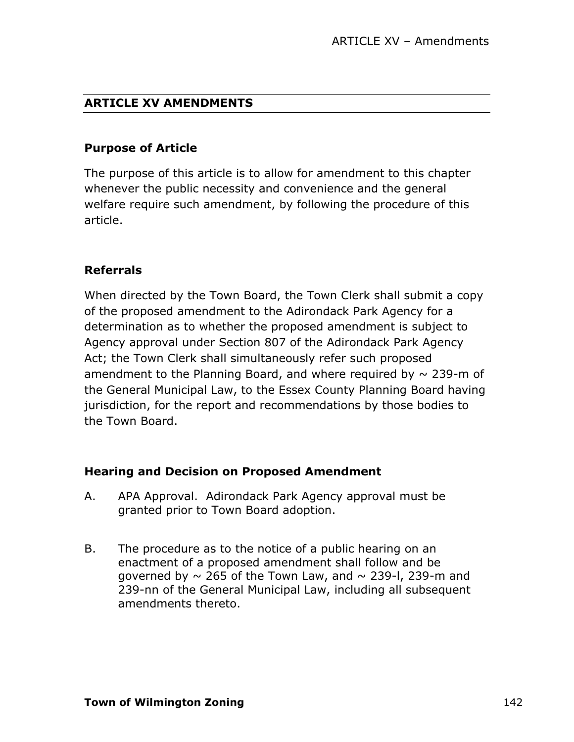## ARTICLE XV AMENDMENTS

### Purpose of Article

The purpose of this article is to allow for amendment to this chapter whenever the public necessity and convenience and the general welfare require such amendment, by following the procedure of this article.

### Referrals

When directed by the Town Board, the Town Clerk shall submit a copy of the proposed amendment to the Adirondack Park Agency for a determination as to whether the proposed amendment is subject to Agency approval under Section 807 of the Adirondack Park Agency Act; the Town Clerk shall simultaneously refer such proposed amendment to the Planning Board, and where required by ~ 239-m of the General Municipal Law, to the Essex County Planning Board having jurisdiction, for the report and recommendations by those bodies to the Town Board.

### Hearing and Decision on Proposed Amendment

A. APA Approval. Adirondack Park Agency approval must be granted prior to Town Board adoption.

B. The procedure as to the notice of a public hearing on an enactment of a proposed amendment shall follow and be governed by ~ 265 of the Town Law, and ~ 239-l, 239-m and 239-nn of the General Municipal Law, including all subsequent amendments thereto.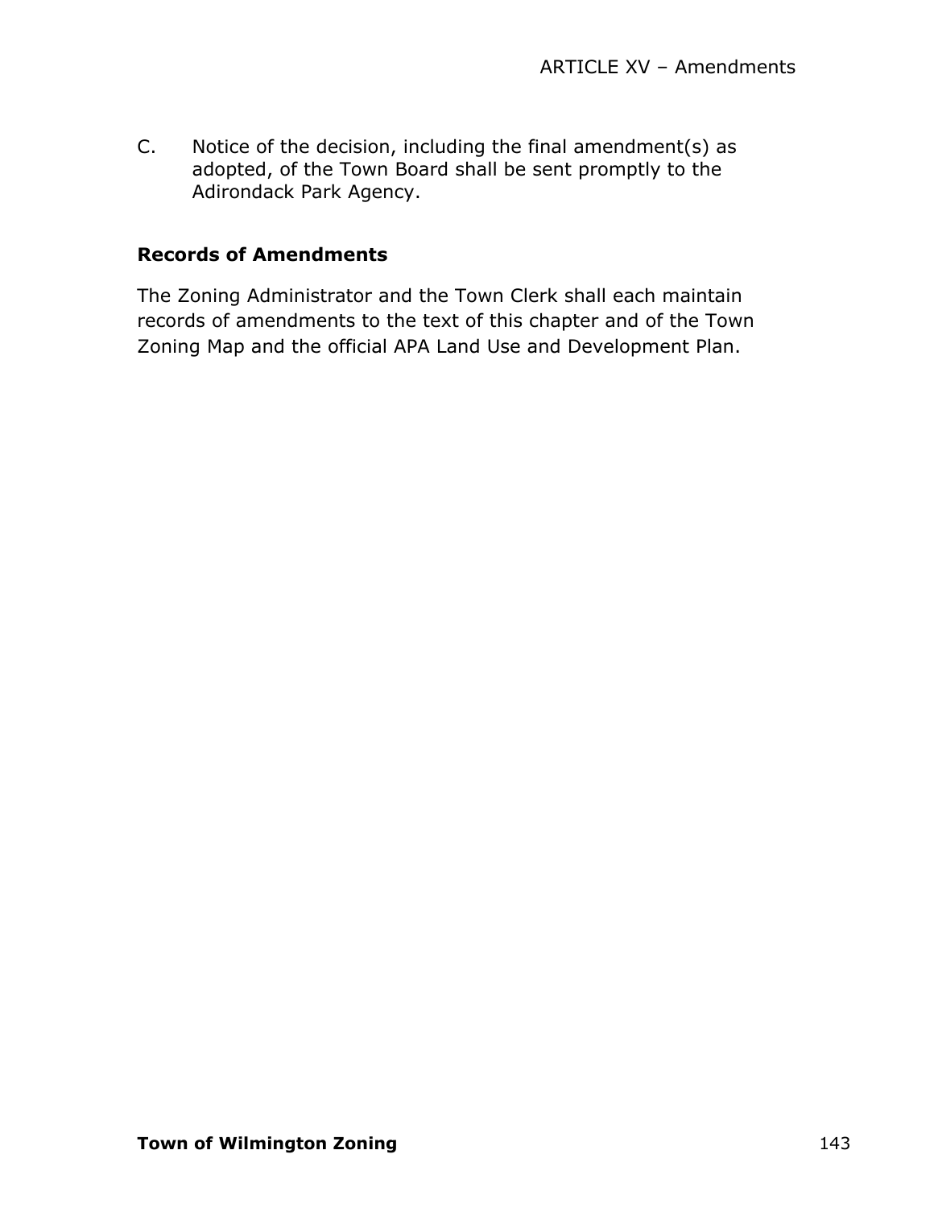C. Notice of the decision, including the final amendment(s) as adopted, of the Town Board shall be sent promptly to the Adirondack Park Agency.

### Records of Amendments

The Zoning Administrator and the Town Clerk shall each maintain records of amendments to the text of this chapter and of the Town Zoning Map and the official APA Land Use and Development Plan.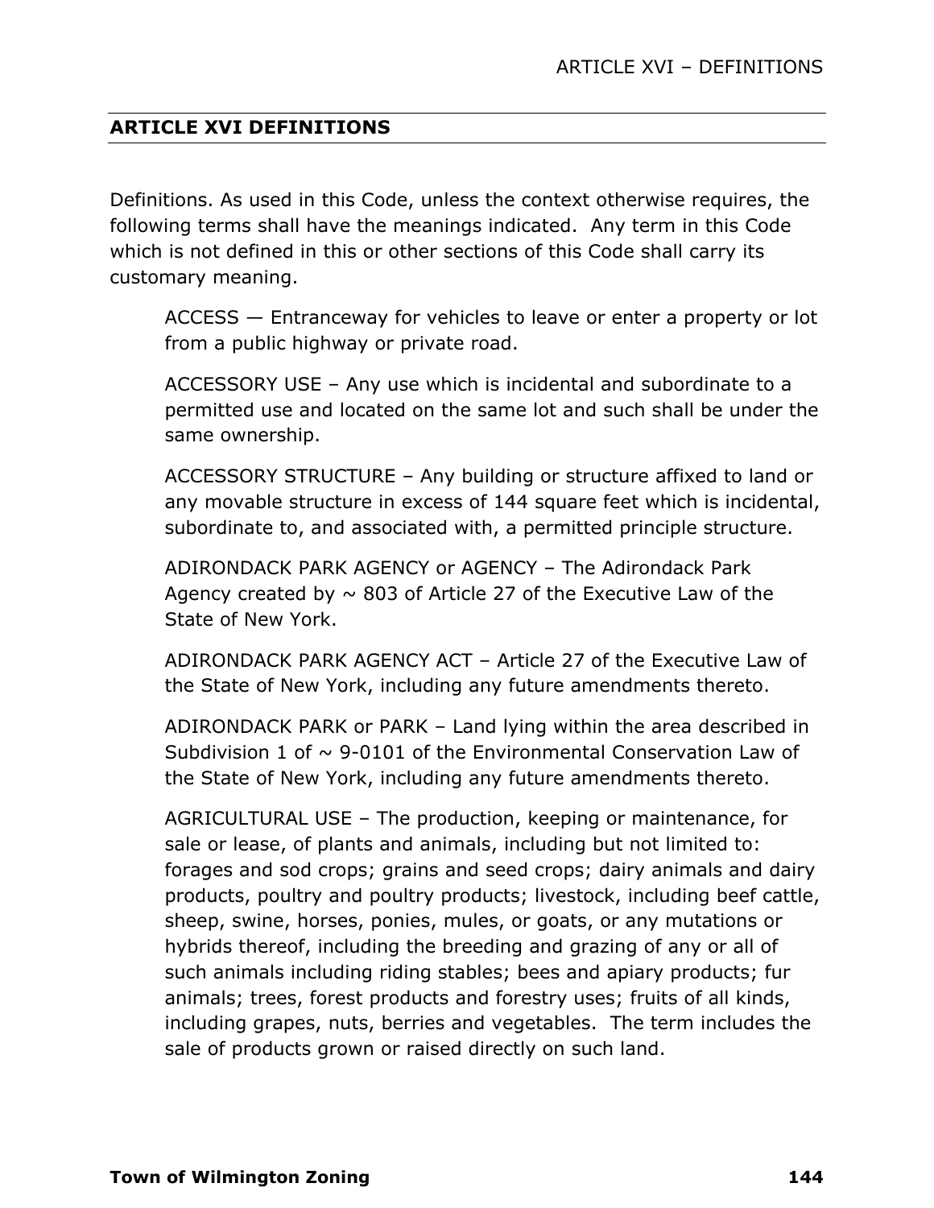## ARTICLE XVI DEFINITIONS

Definitions. As used in this Code, unless the context otherwise requires, the following terms shall have the meanings indicated. Any term in this Code which is not defined in this or other sections of this Code shall carry its customary meaning.

ACCESS — Entranceway for vehicles to leave or enter a property or lot from a public highway or private road.

ACCESSORY USE – Any use which is incidental and subordinate to a permitted use and located on the same lot and such shall be under the same ownership.

ACCESSORY STRUCTURE – Any building or structure affixed to land or any movable structure in excess of 144 square feet which is incidental, subordinate to, and associated with, a permitted principle structure.

ADIRONDACK PARK AGENCY or AGENCY – The Adirondack Park Agency created by ~ 803 of Article 27 of the Executive Law of the State of New York.

ADIRONDACK PARK AGENCY ACT – Article 27 of the Executive Law of the State of New York, including any future amendments thereto.

ADIRONDACK PARK or PARK – Land lying within the area described in Subdivision 1 of ~ 9-0101 of the Environmental Conservation Law of the State of New York, including any future amendments thereto.

AGRICULTURAL USE – The production, keeping or maintenance, for sale or lease, of plants and animals, including but not limited to: forages and sod crops; grains and seed crops; dairy animals and dairy products, poultry and poultry products; livestock, including beef cattle, sheep, swine, horses, ponies, mules, or goats, or any mutations or hybrids thereof, including the breeding and grazing of any or all of such animals including riding stables; bees and apiary products; fur animals; trees, forest products and forestry uses; fruits of all kinds, including grapes, nuts, berries and vegetables. The term includes the sale of products grown or raised directly on such land.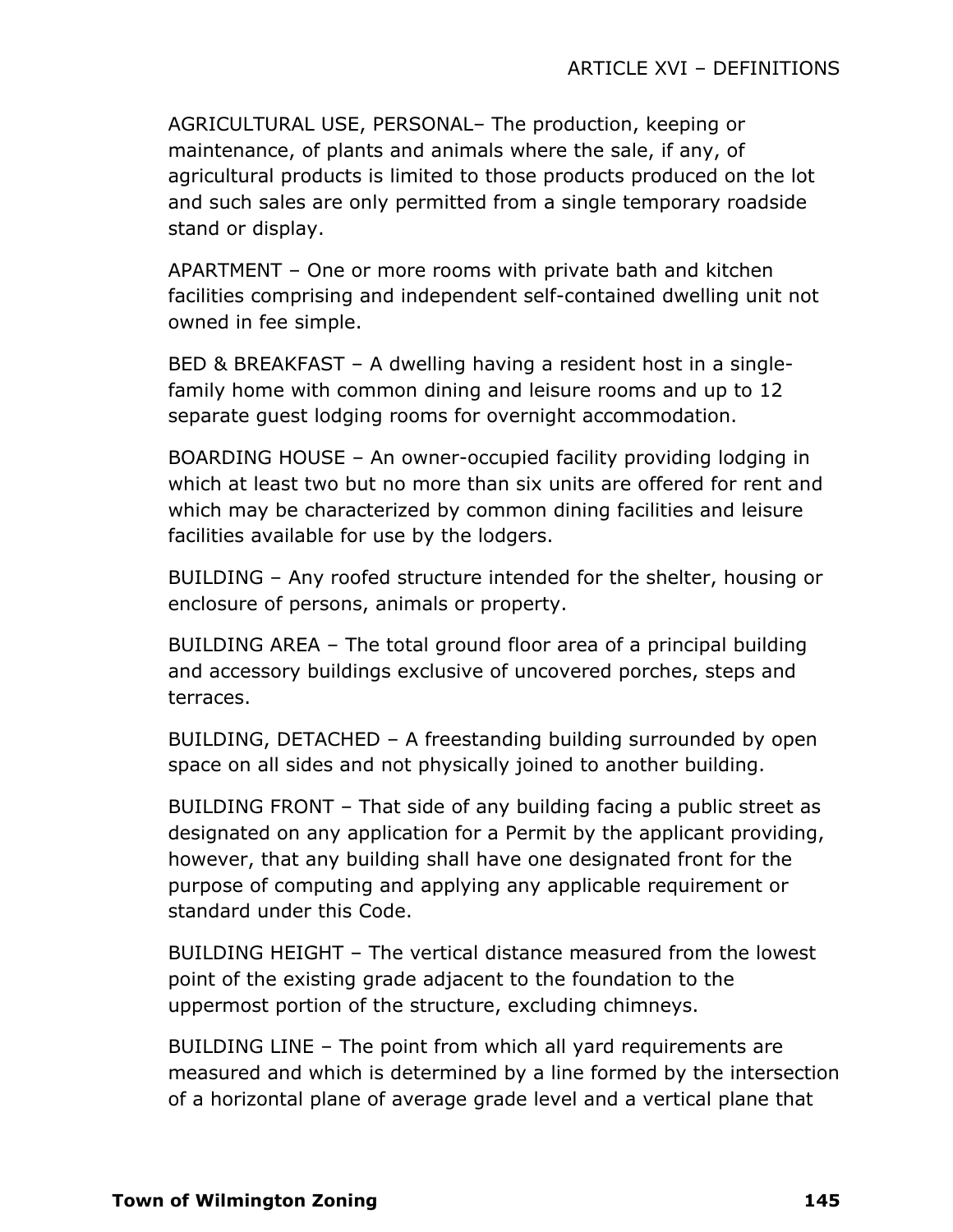AGRICULTURAL USE, PERSONAL– The production, keeping or maintenance, of plants and animals where the sale, if any, of agricultural products is limited to those products produced on the lot and such sales are only permitted from a single temporary roadside stand or display.

APARTMENT – One or more rooms with private bath and kitchen facilities comprising and independent self-contained dwelling unit not owned in fee simple.

BED & BREAKFAST – A dwelling having a resident host in a single-family home with common dining and leisure rooms and up to 12 separate guest lodging rooms for overnight accommodation.

BOARDING HOUSE – An owner-occupied facility providing lodging in which at least two but no more than six units are offered for rent and which may be characterized by common dining facilities and leisure facilities available for use by the lodgers.

BUILDING – Any roofed structure intended for the shelter, housing or enclosure of persons, animals or property.

BUILDING AREA – The total ground floor area of a principal building and accessory buildings exclusive of uncovered porches, steps and terraces.

BUILDING, DETACHED – A freestanding building surrounded by open space on all sides and not physically joined to another building.

BUILDING FRONT – That side of any building facing a public street as designated on any application for a Permit by the applicant providing, however, that any building shall have one designated front for the purpose of computing and applying any applicable requirement or standard under this Code.

BUILDING HEIGHT – The vertical distance measured from the lowest point of the existing grade adjacent to the foundation to the uppermost portion of the structure, excluding chimneys.

BUILDING LINE – The point from which all yard requirements are measured and which is determined by a line formed by the intersection of a horizontal plane of average grade level and a vertical plane that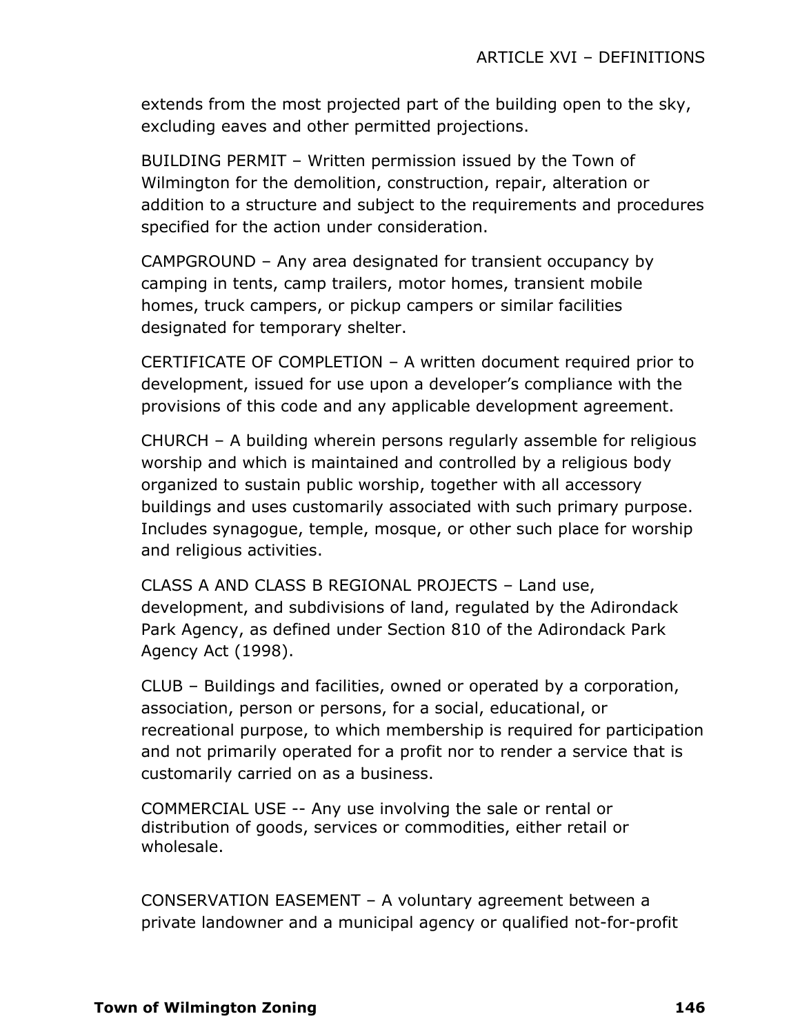extends from the most projected part of the building open to the sky, excluding eaves and other permitted projections.

BUILDING PERMIT – Written permission issued by the Town of Wilmington for the demolition, construction, repair, alteration or addition to a structure and subject to the requirements and procedures specified for the action under consideration.

CAMPGROUND – Any area designated for transient occupancy by camping in tents, camp trailers, motor homes, transient mobile homes, truck campers, or pickup campers or similar facilities designated for temporary shelter.

CERTIFICATE OF COMPLETION – A written document required prior to development, issued for use upon a developer's compliance with the provisions of this code and any applicable development agreement.

CHURCH – A building wherein persons regularly assemble for religious worship and which is maintained and controlled by a religious body organized to sustain public worship, together with all accessory buildings and uses customarily associated with such primary purpose. Includes synagogue, temple, mosque, or other such place for worship and religious activities.

CLASS A AND CLASS B REGIONAL PROJECTS – Land use, development, and subdivisions of land, regulated by the Adirondack Park Agency, as defined under Section 810 of the Adirondack Park Agency Act (1998).

CLUB – Buildings and facilities, owned or operated by a corporation, association, person or persons, for a social, educational, or recreational purpose, to which membership is required for participation and not primarily operated for a profit nor to render a service that is customarily carried on as a business.

COMMERCIAL USE -- Any use involving the sale or rental or distribution of goods, services or commodities, either retail or wholesale.

CONSERVATION EASEMENT – A voluntary agreement between a private landowner and a municipal agency or qualified not-for-profit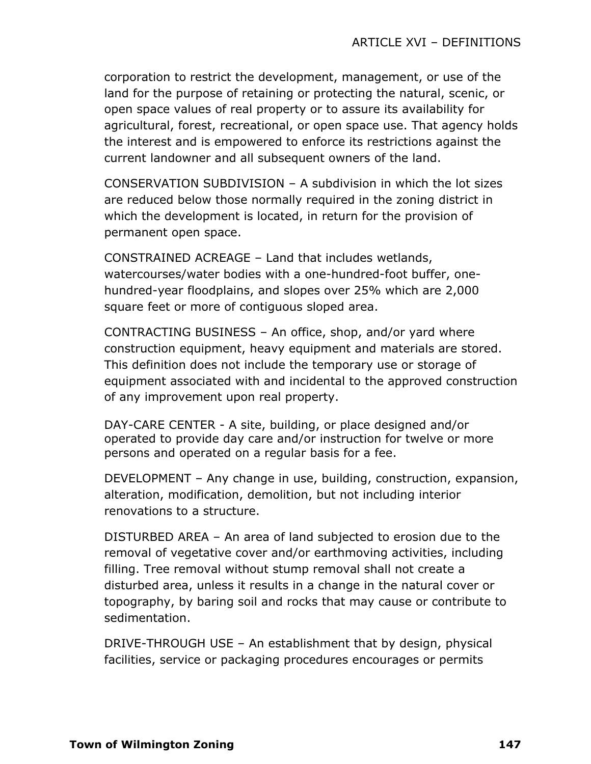corporation to restrict the development, management, or use of the land for the purpose of retaining or protecting the natural, scenic, or open space values of real property or to assure its availability for agricultural, forest, recreational, or open space use. That agency holds the interest and is empowered to enforce its restrictions against the current landowner and all subsequent owners of the land.

CONSERVATION SUBDIVISION – A subdivision in which the lot sizes are reduced below those normally required in the zoning district in which the development is located, in return for the provision of permanent open space.

CONSTRAINED ACREAGE – Land that includes wetlands, watercourses/water bodies with a one-hundred-foot buffer, one-hundred-year floodplains, and slopes over 25% which are 2,000 square feet or more of contiguous sloped area.

CONTRACTING BUSINESS – An office, shop, and/or yard where construction equipment, heavy equipment and materials are stored. This definition does not include the temporary use or storage of equipment associated with and incidental to the approved construction of any improvement upon real property.

DAY-CARE CENTER - A site, building, or place designed and/or operated to provide day care and/or instruction for twelve or more persons and operated on a regular basis for a fee.

DEVELOPMENT – Any change in use, building, construction, expansion, alteration, modification, demolition, but not including interior renovations to a structure.

DISTURBED AREA – An area of land subjected to erosion due to the removal of vegetative cover and/or earthmoving activities, including filling. Tree removal without stump removal shall not create a disturbed area, unless it results in a change in the natural cover or topography, by baring soil and rocks that may cause or contribute to sedimentation.

DRIVE-THROUGH USE – An establishment that by design, physical facilities, service or packaging procedures encourages or permits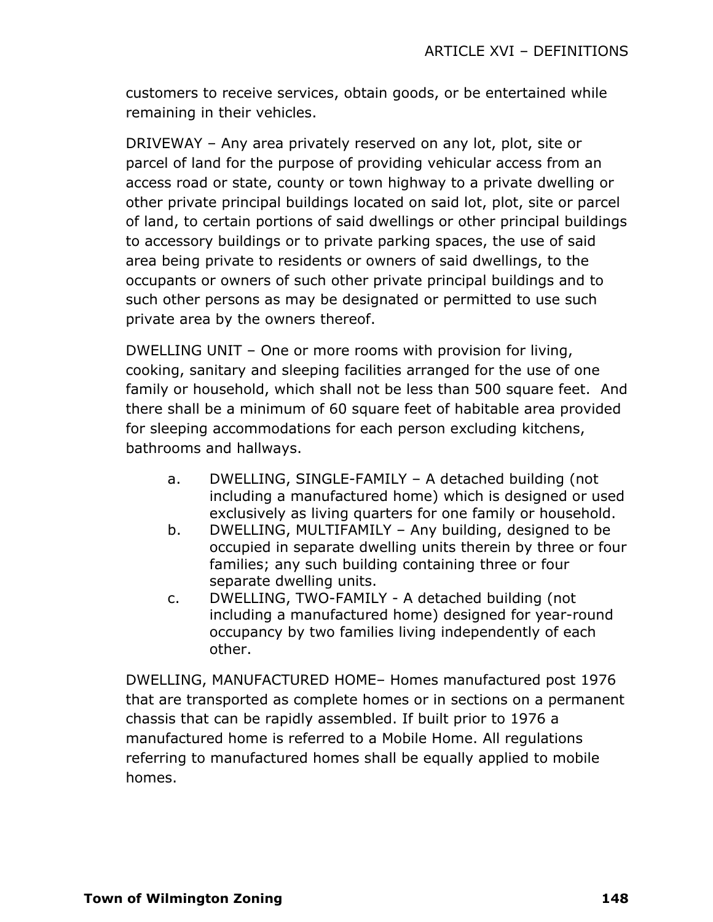customers to receive services, obtain goods, or be entertained while remaining in their vehicles.

DRIVEWAY – Any area privately reserved on any lot, plot, site or parcel of land for the purpose of providing vehicular access from an access road or state, county or town highway to a private dwelling or other private principal buildings located on said lot, plot, site or parcel of land, to certain portions of said dwellings or other principal buildings to accessory buildings or to private parking spaces, the use of said area being private to residents or owners of said dwellings, to the occupants or owners of such other private principal buildings and to such other persons as may be designated or permitted to use such private area by the owners thereof.

DWELLING UNIT – One or more rooms with provision for living, cooking, sanitary and sleeping facilities arranged for the use of one family or household, which shall not be less than 500 square feet. And there shall be a minimum of 60 square feet of habitable area provided for sleeping accommodations for each person excluding kitchens, bathrooms and hallways.

a. DWELLING, SINGLE-FAMILY – A detached building (not including a manufactured home) which is designed or used exclusively as living quarters for one family or household.
b. DWELLING, MULTIFAMILY – Any building, designed to be occupied in separate dwelling units therein by three or four families; any such building containing three or four separate dwelling units.
c. DWELLING, TWO-FAMILY - A detached building (not including a manufactured home) designed for year-round occupancy by two families living independently of each other.

DWELLING, MANUFACTURED HOME– Homes manufactured post 1976 that are transported as complete homes or in sections on a permanent chassis that can be rapidly assembled. If built prior to 1976 a manufactured home is referred to a Mobile Home. All regulations referring to manufactured homes shall be equally applied to mobile homes.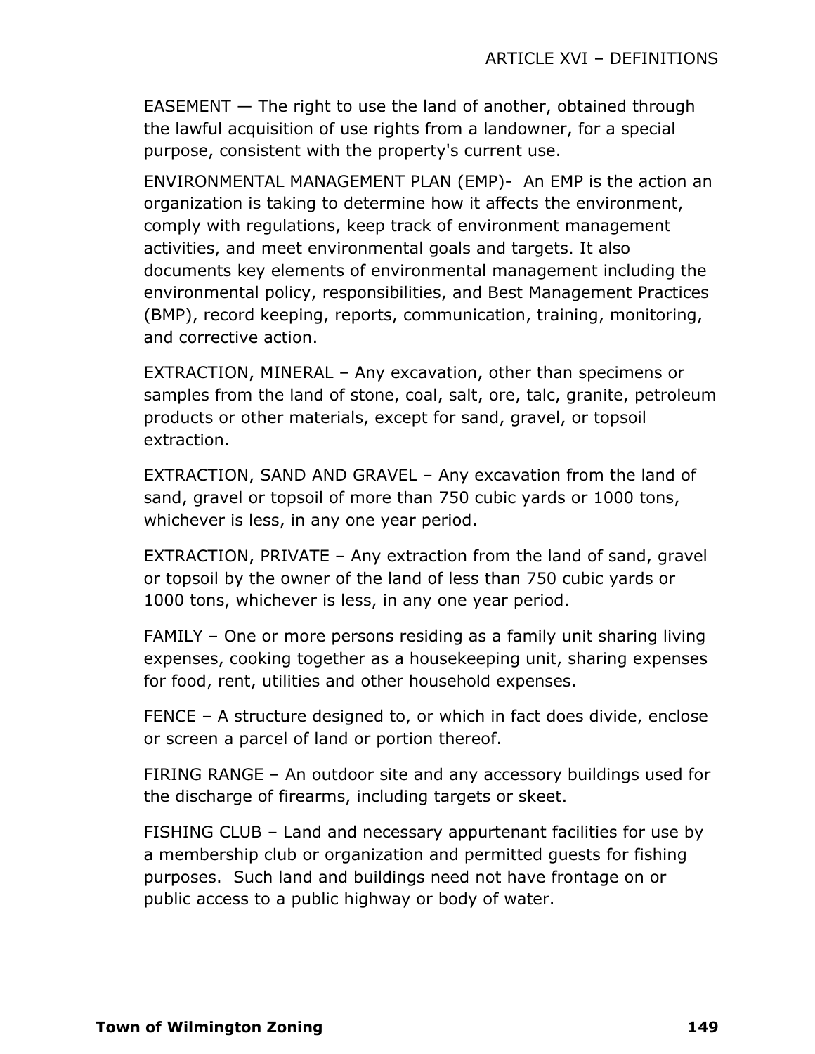EASEMENT — The right to use the land of another, obtained through the lawful acquisition of use rights from a landowner, for a special purpose, consistent with the property's current use.

ENVIRONMENTAL MANAGEMENT PLAN (EMP)- An EMP is the action an organization is taking to determine how it affects the environment, comply with regulations, keep track of environment management activities, and meet environmental goals and targets. It also documents key elements of environmental management including the environmental policy, responsibilities, and Best Management Practices (BMP), record keeping, reports, communication, training, monitoring, and corrective action.

EXTRACTION, MINERAL – Any excavation, other than specimens or samples from the land of stone, coal, salt, ore, talc, granite, petroleum products or other materials, except for sand, gravel, or topsoil extraction.

EXTRACTION, SAND AND GRAVEL – Any excavation from the land of sand, gravel or topsoil of more than 750 cubic yards or 1000 tons, whichever is less, in any one year period.

EXTRACTION, PRIVATE – Any extraction from the land of sand, gravel or topsoil by the owner of the land of less than 750 cubic yards or 1000 tons, whichever is less, in any one year period.

FAMILY – One or more persons residing as a family unit sharing living expenses, cooking together as a housekeeping unit, sharing expenses for food, rent, utilities and other household expenses.

FENCE – A structure designed to, or which in fact does divide, enclose or screen a parcel of land or portion thereof.

FIRING RANGE – An outdoor site and any accessory buildings used for the discharge of firearms, including targets or skeet.

FISHING CLUB – Land and necessary appurtenant facilities for use by a membership club or organization and permitted guests for fishing purposes. Such land and buildings need not have frontage on or public access to a public highway or body of water.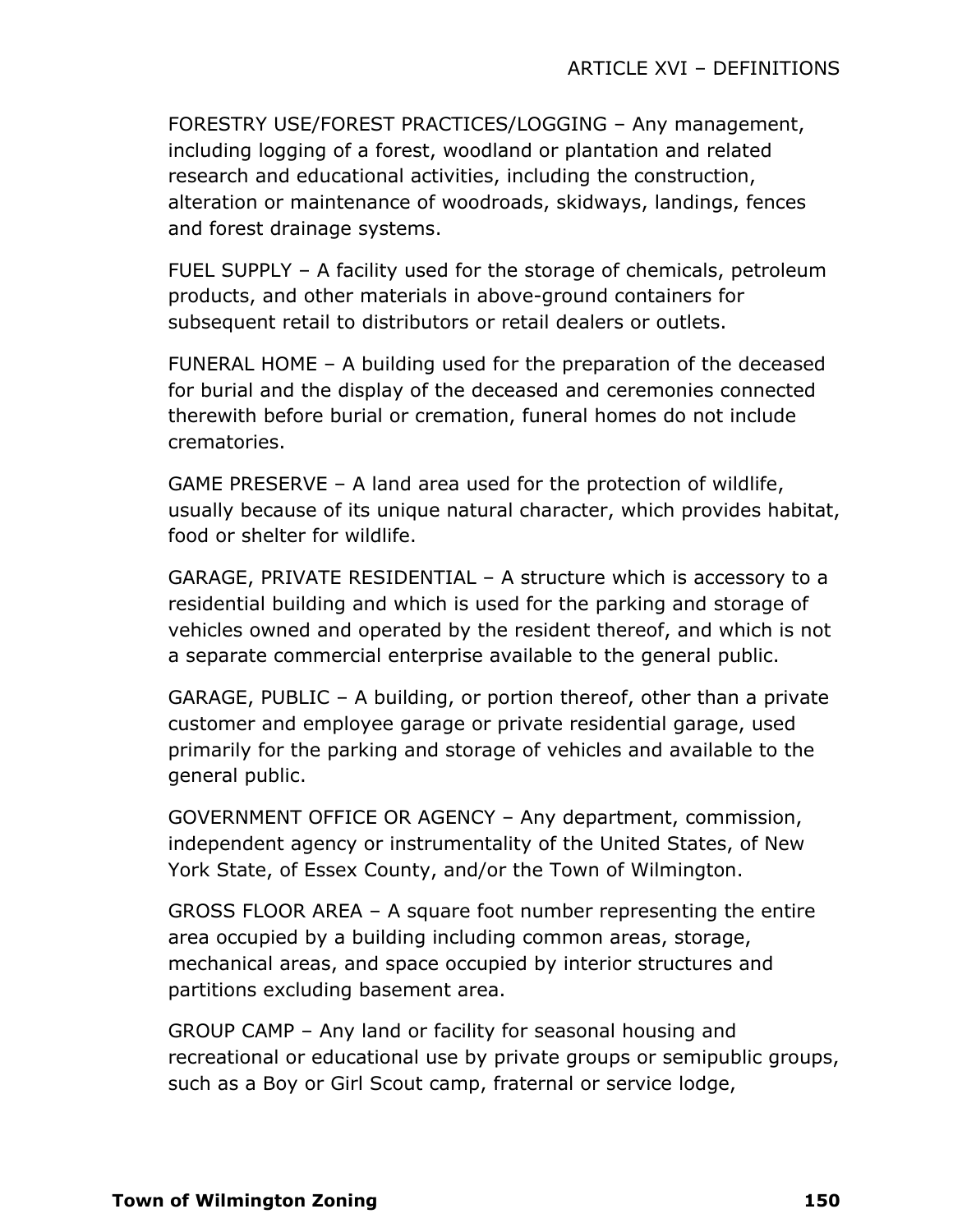FORESTRY USE/FOREST PRACTICES/LOGGING – Any management, including logging of a forest, woodland or plantation and related research and educational activities, including the construction, alteration or maintenance of woodroads, skidways, landings, fences and forest drainage systems.

FUEL SUPPLY – A facility used for the storage of chemicals, petroleum products, and other materials in above-ground containers for subsequent retail to distributors or retail dealers or outlets.

FUNERAL HOME – A building used for the preparation of the deceased for burial and the display of the deceased and ceremonies connected therewith before burial or cremation, funeral homes do not include crematories.

GAME PRESERVE – A land area used for the protection of wildlife, usually because of its unique natural character, which provides habitat, food or shelter for wildlife.

GARAGE, PRIVATE RESIDENTIAL – A structure which is accessory to a residential building and which is used for the parking and storage of vehicles owned and operated by the resident thereof, and which is not a separate commercial enterprise available to the general public.

GARAGE, PUBLIC – A building, or portion thereof, other than a private customer and employee garage or private residential garage, used primarily for the parking and storage of vehicles and available to the general public.

GOVERNMENT OFFICE OR AGENCY – Any department, commission, independent agency or instrumentality of the United States, of New York State, of Essex County, and/or the Town of Wilmington.

GROSS FLOOR AREA – A square foot number representing the entire area occupied by a building including common areas, storage, mechanical areas, and space occupied by interior structures and partitions excluding basement area.

GROUP CAMP – Any land or facility for seasonal housing and recreational or educational use by private groups or semipublic groups, such as a Boy or Girl Scout camp, fraternal or service lodge,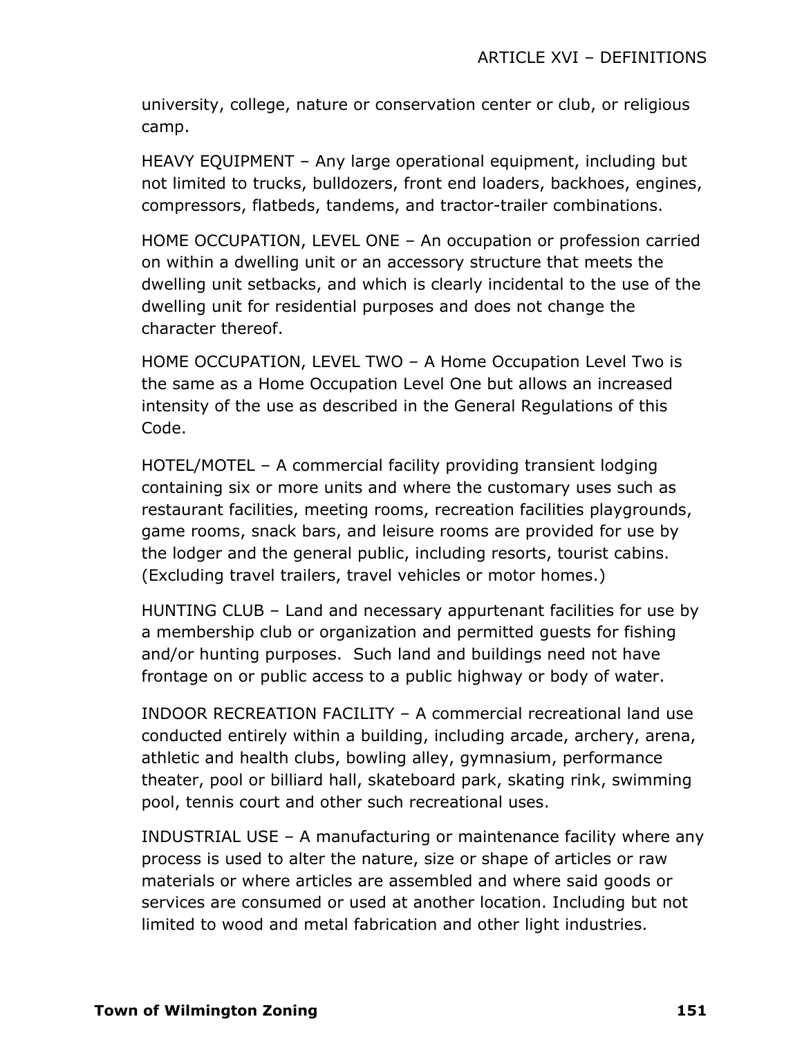university, college, nature or conservation center or club, or religious camp.

HEAVY EQUIPMENT – Any large operational equipment, including but not limited to trucks, bulldozers, front end loaders, backhoes, engines, compressors, flatbeds, tandems, and tractor-trailer combinations.

HOME OCCUPATION, LEVEL ONE – An occupation or profession carried on within a dwelling unit or an accessory structure that meets the dwelling unit setbacks, and which is clearly incidental to the use of the dwelling unit for residential purposes and does not change the character thereof.

HOME OCCUPATION, LEVEL TWO – A Home Occupation Level Two is the same as a Home Occupation Level One but allows an increased intensity of the use as described in the General Regulations of this Code.

HOTEL/MOTEL – A commercial facility providing transient lodging containing six or more units and where the customary uses such as restaurant facilities, meeting rooms, recreation facilities playgrounds, game rooms, snack bars, and leisure rooms are provided for use by the lodger and the general public, including resorts, tourist cabins. (Excluding travel trailers, travel vehicles or motor homes.)

HUNTING CLUB – Land and necessary appurtenant facilities for use by a membership club or organization and permitted guests for fishing and/or hunting purposes.  Such land and buildings need not have frontage on or public access to a public highway or body of water.

INDOOR RECREATION FACILITY – A commercial recreational land use conducted entirely within a building, including arcade, archery, arena, athletic and health clubs, bowling alley, gymnasium, performance theater, pool or billiard hall, skateboard park, skating rink, swimming pool, tennis court and other such recreational uses.

INDUSTRIAL USE – A manufacturing or maintenance facility where any process is used to alter the nature, size or shape of articles or raw materials or where articles are assembled and where said goods or services are consumed or used at another location. Including but not limited to wood and metal fabrication and other light industries.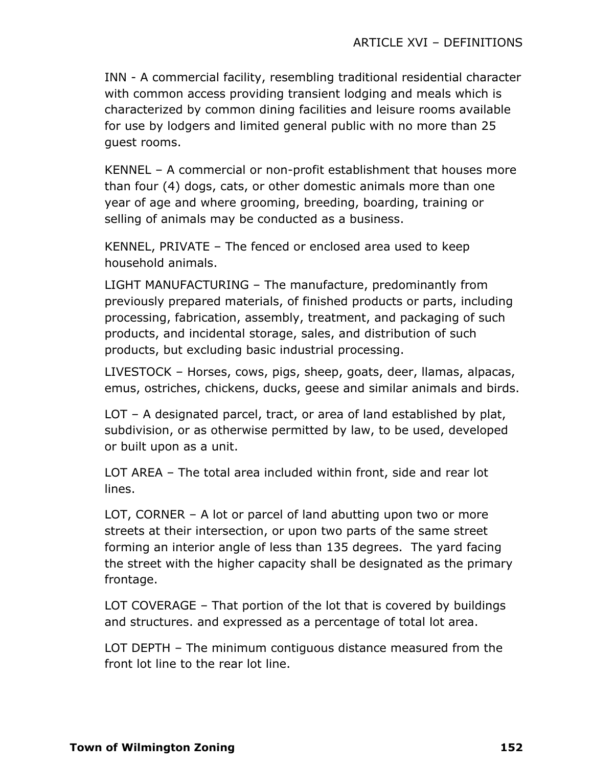INN - A commercial facility, resembling traditional residential character with common access providing transient lodging and meals which is characterized by common dining facilities and leisure rooms available for use by lodgers and limited general public with no more than 25 guest rooms.

KENNEL – A commercial or non-profit establishment that houses more than four (4) dogs, cats, or other domestic animals more than one year of age and where grooming, breeding, boarding, training or selling of animals may be conducted as a business.

KENNEL, PRIVATE – The fenced or enclosed area used to keep household animals.

LIGHT MANUFACTURING – The manufacture, predominantly from previously prepared materials, of finished products or parts, including processing, fabrication, assembly, treatment, and packaging of such products, and incidental storage, sales, and distribution of such products, but excluding basic industrial processing.

LIVESTOCK – Horses, cows, pigs, sheep, goats, deer, llamas, alpacas, emus, ostriches, chickens, ducks, geese and similar animals and birds.

LOT – A designated parcel, tract, or area of land established by plat, subdivision, or as otherwise permitted by law, to be used, developed or built upon as a unit.

LOT AREA – The total area included within front, side and rear lot lines.

LOT, CORNER – A lot or parcel of land abutting upon two or more streets at their intersection, or upon two parts of the same street forming an interior angle of less than 135 degrees. The yard facing the street with the higher capacity shall be designated as the primary frontage.

LOT COVERAGE – That portion of the lot that is covered by buildings and structures. and expressed as a percentage of total lot area.

LOT DEPTH – The minimum contiguous distance measured from the front lot line to the rear lot line.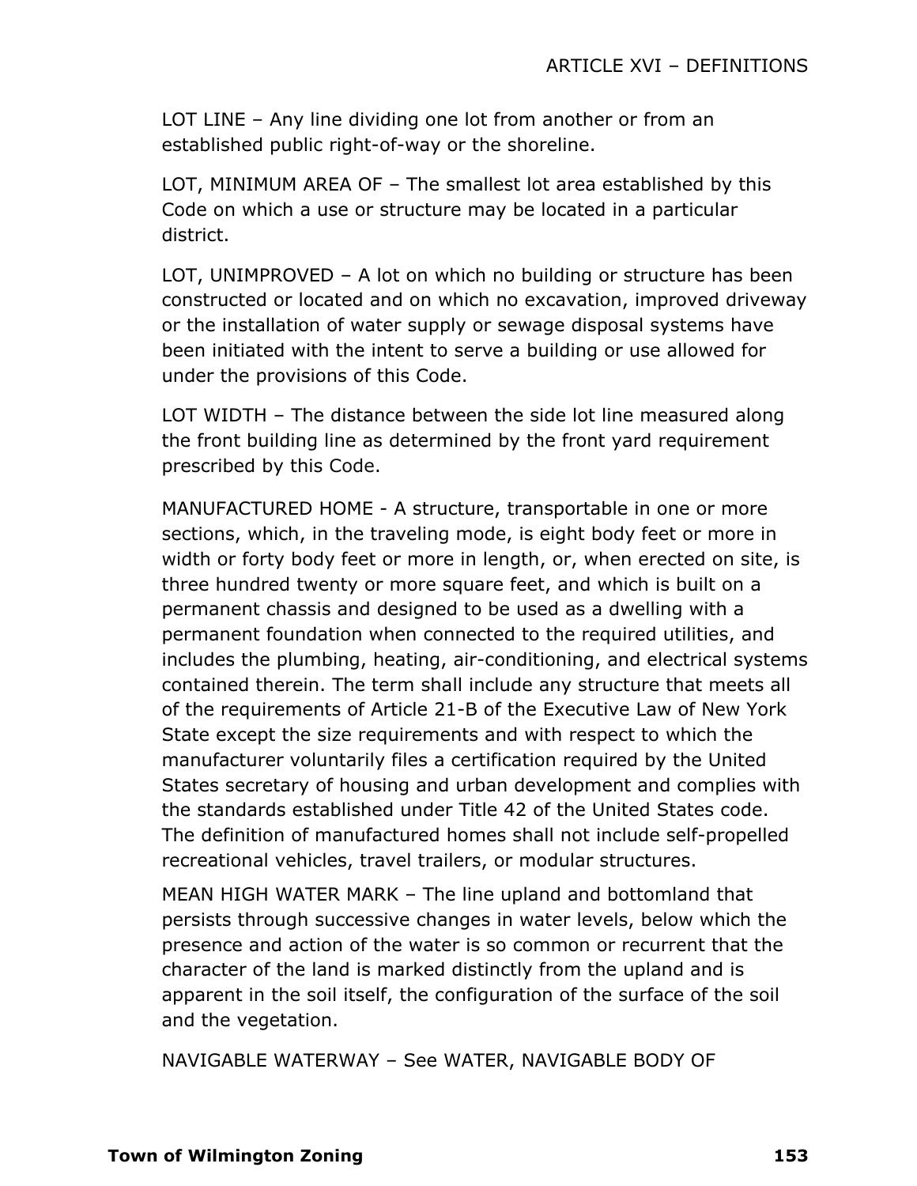LOT LINE – Any line dividing one lot from another or from an established public right-of-way or the shoreline.

LOT, MINIMUM AREA OF – The smallest lot area established by this Code on which a use or structure may be located in a particular district.

LOT, UNIMPROVED – A lot on which no building or structure has been constructed or located and on which no excavation, improved driveway or the installation of water supply or sewage disposal systems have been initiated with the intent to serve a building or use allowed for under the provisions of this Code.

LOT WIDTH – The distance between the side lot line measured along the front building line as determined by the front yard requirement prescribed by this Code.

MANUFACTURED HOME - A structure, transportable in one or more sections, which, in the traveling mode, is eight body feet or more in width or forty body feet or more in length, or, when erected on site, is three hundred twenty or more square feet, and which is built on a permanent chassis and designed to be used as a dwelling with a permanent foundation when connected to the required utilities, and includes the plumbing, heating, air-conditioning, and electrical systems contained therein. The term shall include any structure that meets all of the requirements of Article 21-B of the Executive Law of New York State except the size requirements and with respect to which the manufacturer voluntarily files a certification required by the United States secretary of housing and urban development and complies with the standards established under Title 42 of the United States code. The definition of manufactured homes shall not include self-propelled recreational vehicles, travel trailers, or modular structures.

MEAN HIGH WATER MARK – The line upland and bottomland that persists through successive changes in water levels, below which the presence and action of the water is so common or recurrent that the character of the land is marked distinctly from the upland and is apparent in the soil itself, the configuration of the surface of the soil and the vegetation.

NAVIGABLE WATERWAY – See WATER, NAVIGABLE BODY OF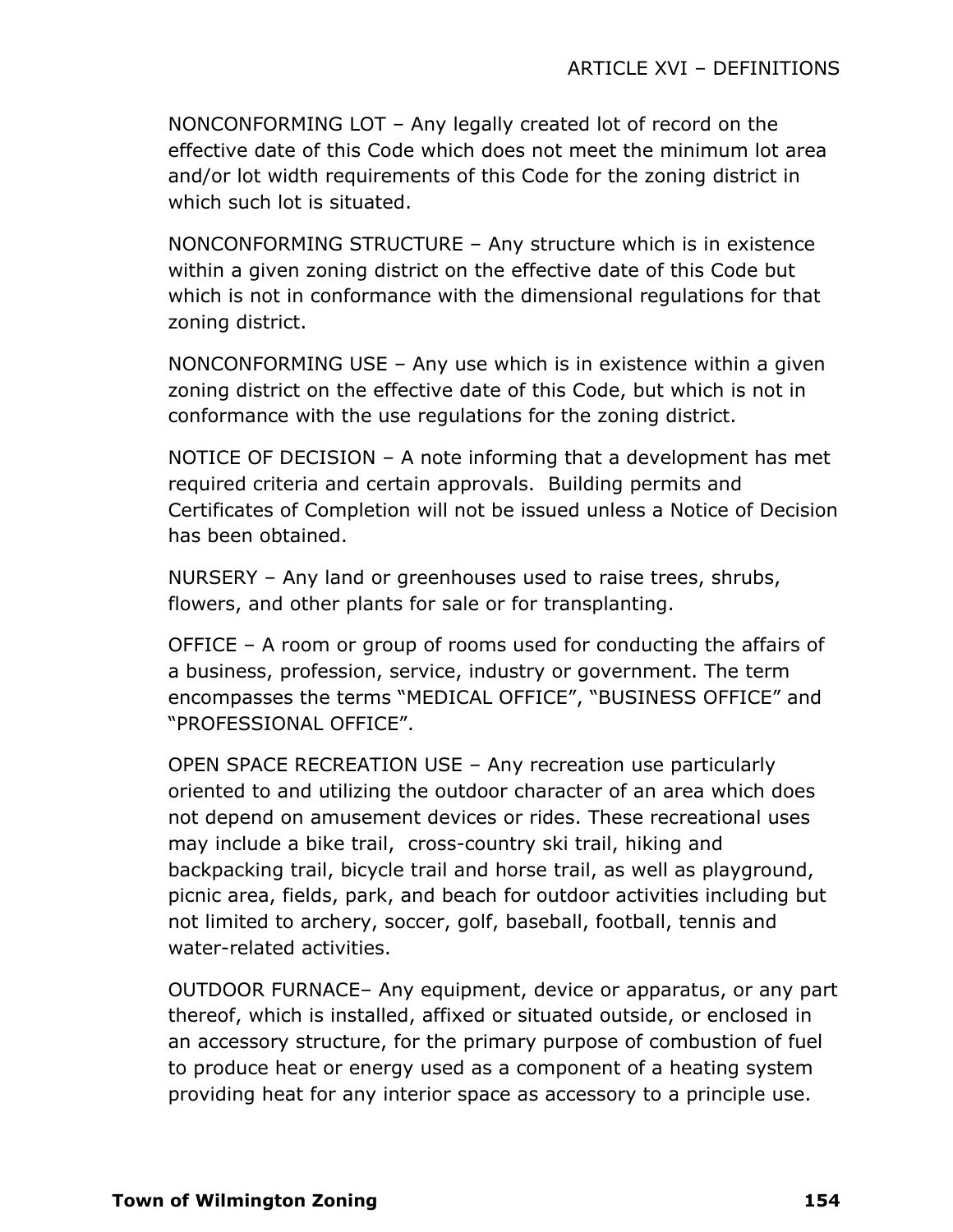NONCONFORMING LOT – Any legally created lot of record on the effective date of this Code which does not meet the minimum lot area and/or lot width requirements of this Code for the zoning district in which such lot is situated.

NONCONFORMING STRUCTURE – Any structure which is in existence within a given zoning district on the effective date of this Code but which is not in conformance with the dimensional regulations for that zoning district.

NONCONFORMING USE – Any use which is in existence within a given zoning district on the effective date of this Code, but which is not in conformance with the use regulations for the zoning district.

NOTICE OF DECISION – A note informing that a development has met required criteria and certain approvals. Building permits and Certificates of Completion will not be issued unless a Notice of Decision has been obtained.

NURSERY – Any land or greenhouses used to raise trees, shrubs, flowers, and other plants for sale or for transplanting.

OFFICE – A room or group of rooms used for conducting the affairs of a business, profession, service, industry or government. The term encompasses the terms "MEDICAL OFFICE", "BUSINESS OFFICE" and "PROFESSIONAL OFFICE".

OPEN SPACE RECREATION USE – Any recreation use particularly oriented to and utilizing the outdoor character of an area which does not depend on amusement devices or rides. These recreational uses may include a bike trail, cross-country ski trail, hiking and backpacking trail, bicycle trail and horse trail, as well as playground, picnic area, fields, park, and beach for outdoor activities including but not limited to archery, soccer, golf, baseball, football, tennis and water-related activities.

OUTDOOR FURNACE– Any equipment, device or apparatus, or any part thereof, which is installed, affixed or situated outside, or enclosed in an accessory structure, for the primary purpose of combustion of fuel to produce heat or energy used as a component of a heating system providing heat for any interior space as accessory to a principle use.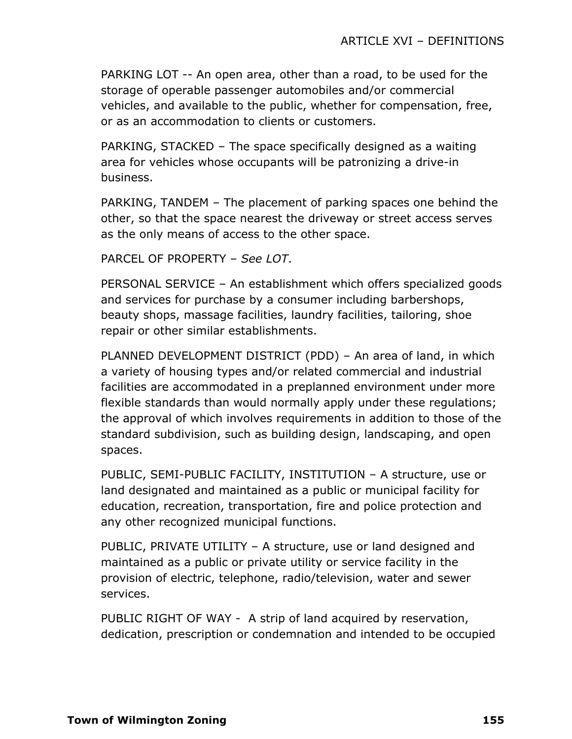PARKING LOT -- An open area, other than a road, to be used for the storage of operable passenger automobiles and/or commercial vehicles, and available to the public, whether for compensation, free, or as an accommodation to clients or customers.

PARKING, STACKED – The space specifically designed as a waiting area for vehicles whose occupants will be patronizing a drive-in business.

PARKING, TANDEM – The placement of parking spaces one behind the other, so that the space nearest the driveway or street access serves as the only means of access to the other space.

PARCEL OF PROPERTY – *See LOT*.

PERSONAL SERVICE – An establishment which offers specialized goods and services for purchase by a consumer including barbershops, beauty shops, massage facilities, laundry facilities, tailoring, shoe repair or other similar establishments.

PLANNED DEVELOPMENT DISTRICT (PDD) – An area of land, in which a variety of housing types and/or related commercial and industrial facilities are accommodated in a preplanned environment under more flexible standards than would normally apply under these regulations; the approval of which involves requirements in addition to those of the standard subdivision, such as building design, landscaping, and open spaces.

PUBLIC, SEMI-PUBLIC FACILITY, INSTITUTION – A structure, use or land designated and maintained as a public or municipal facility for education, recreation, transportation, fire and police protection and any other recognized municipal functions.

PUBLIC, PRIVATE UTILITY – A structure, use or land designed and maintained as a public or private utility or service facility in the provision of electric, telephone, radio/television, water and sewer services.

PUBLIC RIGHT OF WAY - A strip of land acquired by reservation, dedication, prescription or condemnation and intended to be occupied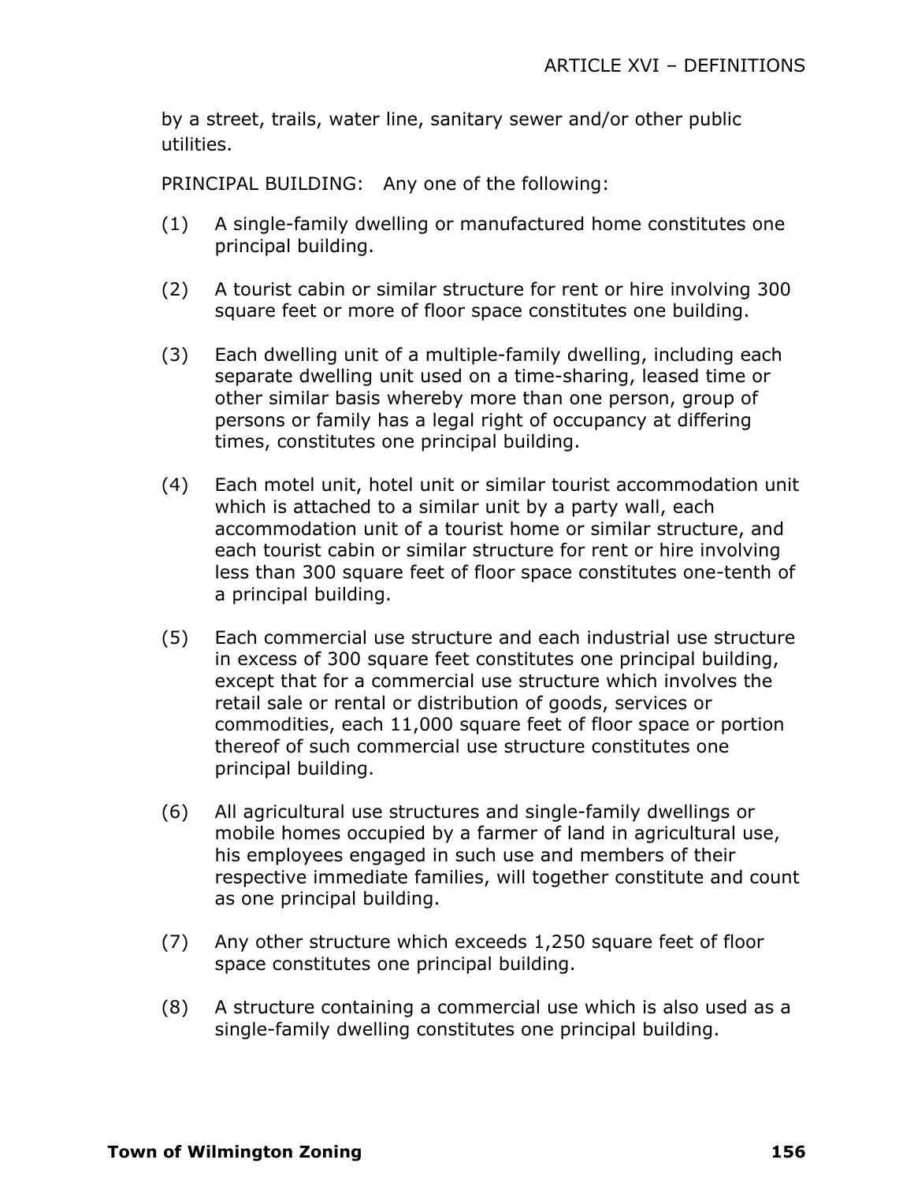by a street, trails, water line, sanitary sewer and/or other public utilities.

PRINCIPAL BUILDING: Any one of the following:

(1) A single-family dwelling or manufactured home constitutes one principal building.

(2) A tourist cabin or similar structure for rent or hire involving 300 square feet or more of floor space constitutes one building.

(3) Each dwelling unit of a multiple-family dwelling, including each separate dwelling unit used on a time-sharing, leased time or other similar basis whereby more than one person, group of persons or family has a legal right of occupancy at differing times, constitutes one principal building.

(4) Each motel unit, hotel unit or similar tourist accommodation unit which is attached to a similar unit by a party wall, each accommodation unit of a tourist home or similar structure, and each tourist cabin or similar structure for rent or hire involving less than 300 square feet of floor space constitutes one-tenth of a principal building.

(5) Each commercial use structure and each industrial use structure in excess of 300 square feet constitutes one principal building, except that for a commercial use structure which involves the retail sale or rental or distribution of goods, services or commodities, each 11,000 square feet of floor space or portion thereof of such commercial use structure constitutes one principal building.

(6) All agricultural use structures and single-family dwellings or mobile homes occupied by a farmer of land in agricultural use, his employees engaged in such use and members of their respective immediate families, will together constitute and count as one principal building.

(7) Any other structure which exceeds 1,250 square feet of floor space constitutes one principal building.

(8) A structure containing a commercial use which is also used as a single-family dwelling constitutes one principal building.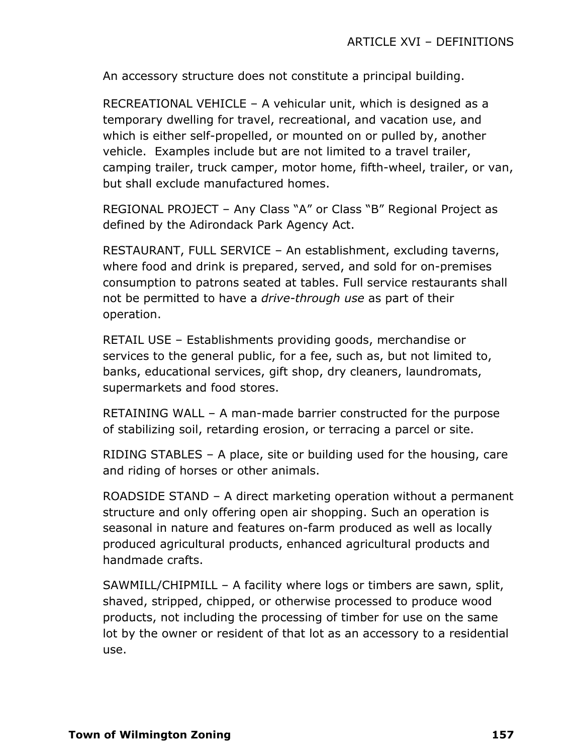An accessory structure does not constitute a principal building.

RECREATIONAL VEHICLE – A vehicular unit, which is designed as a temporary dwelling for travel, recreational, and vacation use, and which is either self-propelled, or mounted on or pulled by, another vehicle. Examples include but are not limited to a travel trailer, camping trailer, truck camper, motor home, fifth-wheel, trailer, or van, but shall exclude manufactured homes.

REGIONAL PROJECT – Any Class "A" or Class "B" Regional Project as defined by the Adirondack Park Agency Act.

RESTAURANT, FULL SERVICE – An establishment, excluding taverns, where food and drink is prepared, served, and sold for on-premises consumption to patrons seated at tables. Full service restaurants shall not be permitted to have a *drive-through use* as part of their operation.

RETAIL USE – Establishments providing goods, merchandise or services to the general public, for a fee, such as, but not limited to, banks, educational services, gift shop, dry cleaners, laundromats, supermarkets and food stores.

RETAINING WALL – A man-made barrier constructed for the purpose of stabilizing soil, retarding erosion, or terracing a parcel or site.

RIDING STABLES – A place, site or building used for the housing, care and riding of horses or other animals.

ROADSIDE STAND – A direct marketing operation without a permanent structure and only offering open air shopping. Such an operation is seasonal in nature and features on-farm produced as well as locally produced agricultural products, enhanced agricultural products and handmade crafts.

SAWMILL/CHIPMILL – A facility where logs or timbers are sawn, split, shaved, stripped, chipped, or otherwise processed to produce wood products, not including the processing of timber for use on the same lot by the owner or resident of that lot as an accessory to a residential use.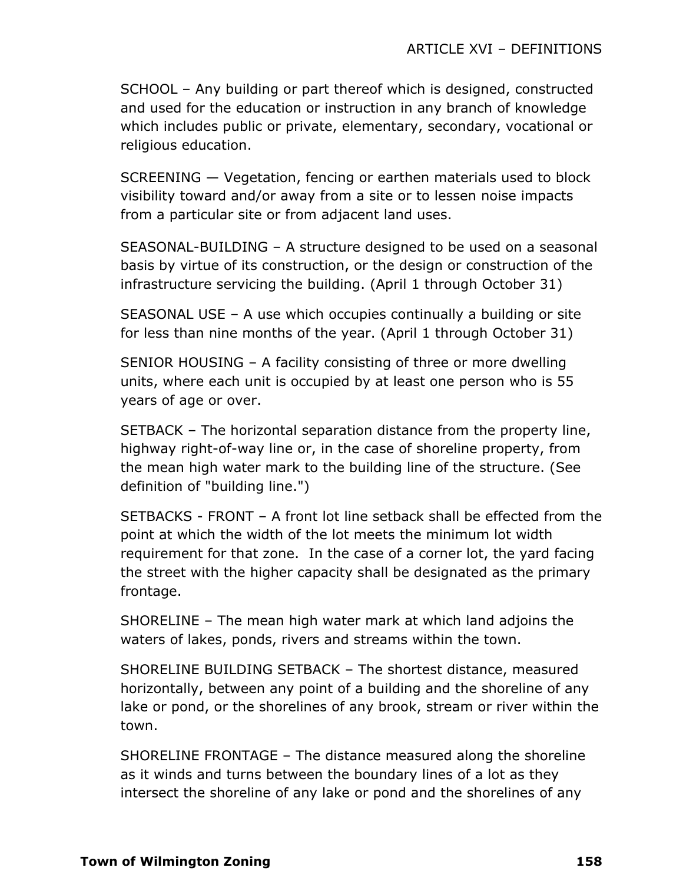SCHOOL – Any building or part thereof which is designed, constructed and used for the education or instruction in any branch of knowledge which includes public or private, elementary, secondary, vocational or religious education.

SCREENING — Vegetation, fencing or earthen materials used to block visibility toward and/or away from a site or to lessen noise impacts from a particular site or from adjacent land uses.

SEASONAL-BUILDING – A structure designed to be used on a seasonal basis by virtue of its construction, or the design or construction of the infrastructure servicing the building. (April 1 through October 31)

SEASONAL USE – A use which occupies continually a building or site for less than nine months of the year. (April 1 through October 31)

SENIOR HOUSING – A facility consisting of three or more dwelling units, where each unit is occupied by at least one person who is 55 years of age or over.

SETBACK – The horizontal separation distance from the property line, highway right-of-way line or, in the case of shoreline property, from the mean high water mark to the building line of the structure. (See definition of "building line.")

SETBACKS - FRONT – A front lot line setback shall be effected from the point at which the width of the lot meets the minimum lot width requirement for that zone. In the case of a corner lot, the yard facing the street with the higher capacity shall be designated as the primary frontage.

SHORELINE – The mean high water mark at which land adjoins the waters of lakes, ponds, rivers and streams within the town.

SHORELINE BUILDING SETBACK – The shortest distance, measured horizontally, between any point of a building and the shoreline of any lake or pond, or the shorelines of any brook, stream or river within the town.

SHORELINE FRONTAGE – The distance measured along the shoreline as it winds and turns between the boundary lines of a lot as they intersect the shoreline of any lake or pond and the shorelines of any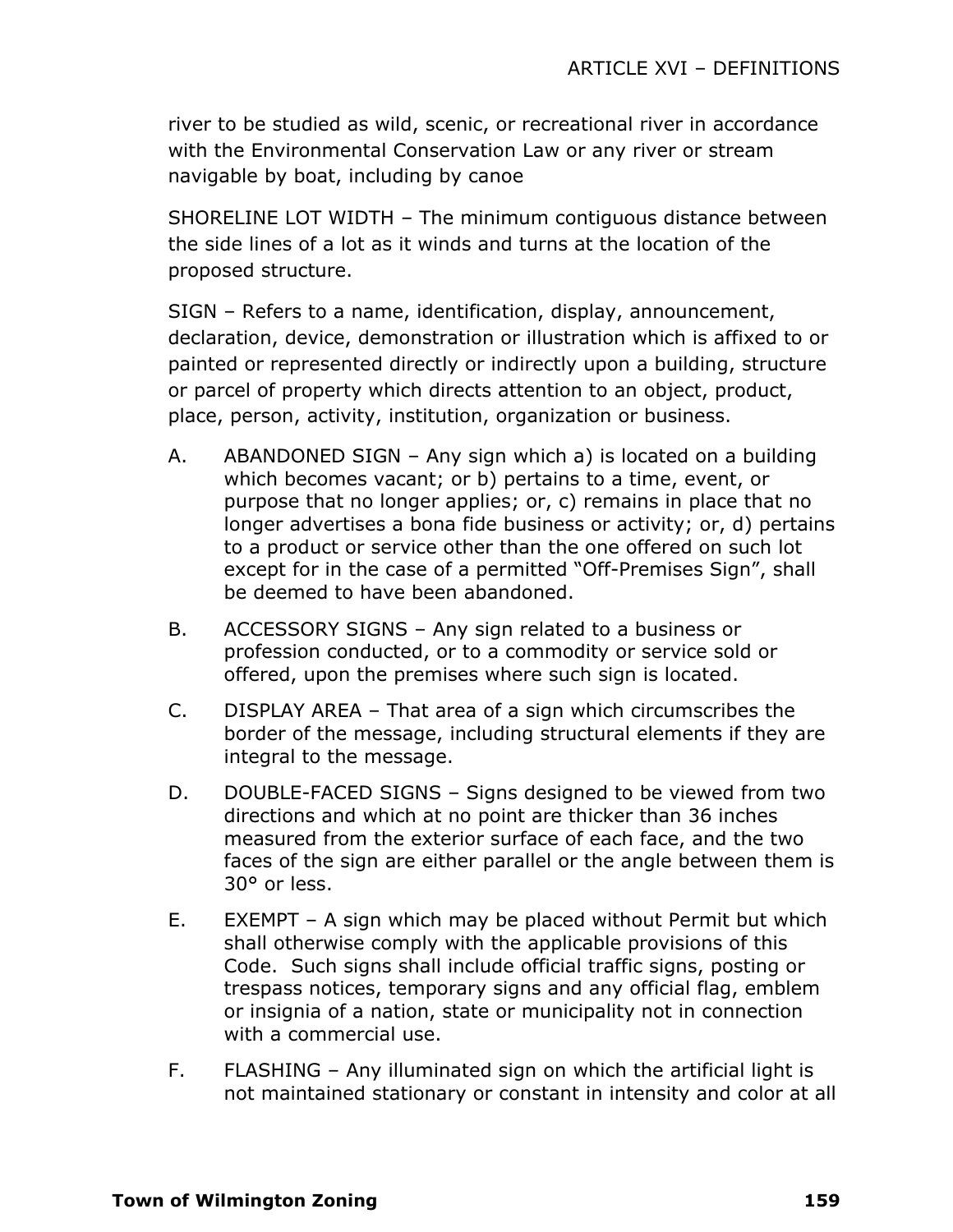river to be studied as wild, scenic, or recreational river in accordance with the Environmental Conservation Law or any river or stream navigable by boat, including by canoe

SHORELINE LOT WIDTH – The minimum contiguous distance between the side lines of a lot as it winds and turns at the location of the proposed structure.

SIGN – Refers to a name, identification, display, announcement, declaration, device, demonstration or illustration which is affixed to or painted or represented directly or indirectly upon a building, structure or parcel of property which directs attention to an object, product, place, person, activity, institution, organization or business.

A. ABANDONED SIGN – Any sign which a) is located on a building which becomes vacant; or b) pertains to a time, event, or purpose that no longer applies; or, c) remains in place that no longer advertises a bona fide business or activity; or, d) pertains to a product or service other than the one offered on such lot except for in the case of a permitted "Off-Premises Sign", shall be deemed to have been abandoned.

B. ACCESSORY SIGNS – Any sign related to a business or profession conducted, or to a commodity or service sold or offered, upon the premises where such sign is located.

C. DISPLAY AREA – That area of a sign which circumscribes the border of the message, including structural elements if they are integral to the message.

D. DOUBLE-FACED SIGNS – Signs designed to be viewed from two directions and which at no point are thicker than 36 inches measured from the exterior surface of each face, and the two faces of the sign are either parallel or the angle between them is 30° or less.

E. EXEMPT – A sign which may be placed without Permit but which shall otherwise comply with the applicable provisions of this Code. Such signs shall include official traffic signs, posting or trespass notices, temporary signs and any official flag, emblem or insignia of a nation, state or municipality not in connection with a commercial use.

F. FLASHING – Any illuminated sign on which the artificial light is not maintained stationary or constant in intensity and color at all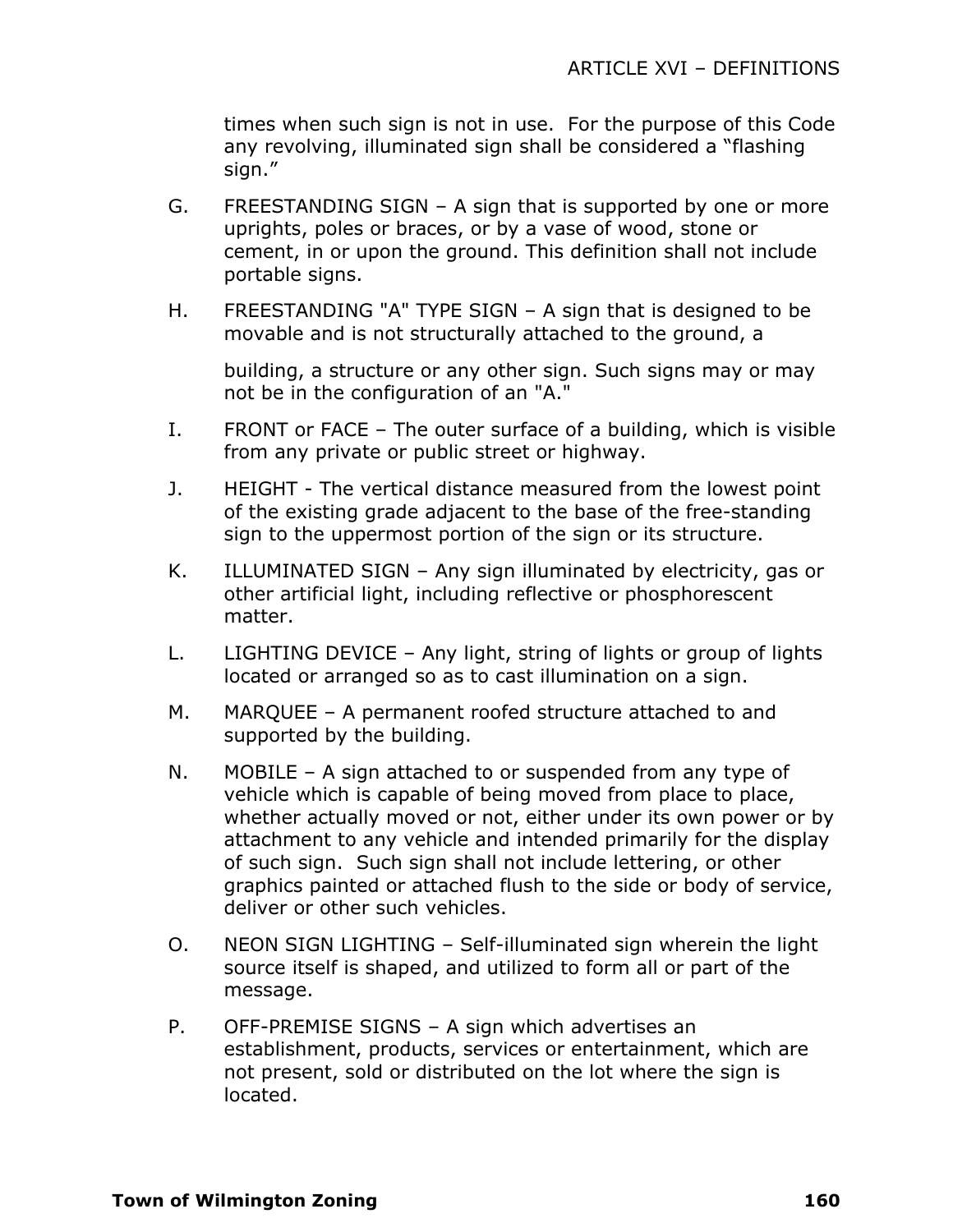times when such sign is not in use. For the purpose of this Code any revolving, illuminated sign shall be considered a "flashing sign."

G. FREESTANDING SIGN – A sign that is supported by one or more uprights, poles or braces, or by a vase of wood, stone or cement, in or upon the ground. This definition shall not include portable signs.

H. FREESTANDING "A" TYPE SIGN – A sign that is designed to be movable and is not structurally attached to the ground, a building, a structure or any other sign. Such signs may or may not be in the configuration of an "A."

I. FRONT or FACE – The outer surface of a building, which is visible from any private or public street or highway.

J. HEIGHT - The vertical distance measured from the lowest point of the existing grade adjacent to the base of the free-standing sign to the uppermost portion of the sign or its structure.

K. ILLUMINATED SIGN – Any sign illuminated by electricity, gas or other artificial light, including reflective or phosphorescent matter.

L. LIGHTING DEVICE – Any light, string of lights or group of lights located or arranged so as to cast illumination on a sign.

M. MARQUEE – A permanent roofed structure attached to and supported by the building.

N. MOBILE – A sign attached to or suspended from any type of vehicle which is capable of being moved from place to place, whether actually moved or not, either under its own power or by attachment to any vehicle and intended primarily for the display of such sign. Such sign shall not include lettering, or other graphics painted or attached flush to the side or body of service, deliver or other such vehicles.

O. NEON SIGN LIGHTING – Self-illuminated sign wherein the light source itself is shaped, and utilized to form all or part of the message.

P. OFF-PREMISE SIGNS – A sign which advertises an establishment, products, services or entertainment, which are not present, sold or distributed on the lot where the sign is located.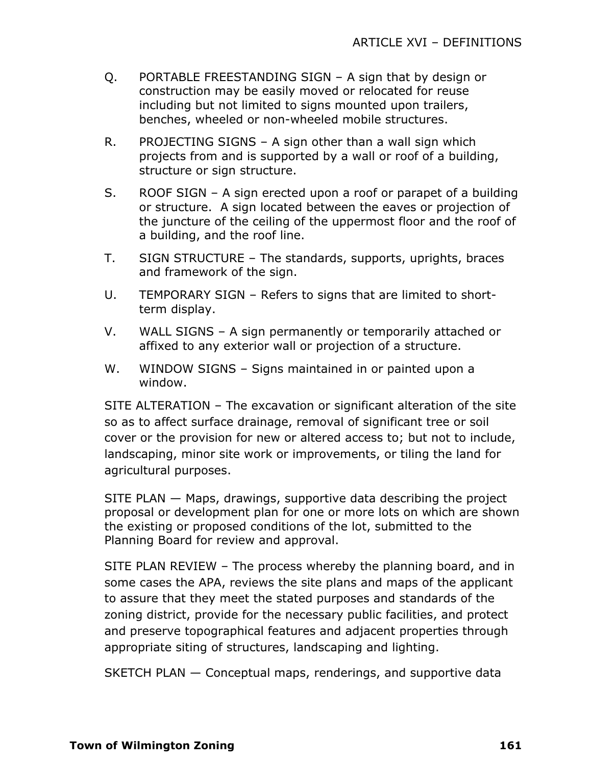Q. PORTABLE FREESTANDING SIGN – A sign that by design or construction may be easily moved or relocated for reuse including but not limited to signs mounted upon trailers, benches, wheeled or non-wheeled mobile structures.

R. PROJECTING SIGNS – A sign other than a wall sign which projects from and is supported by a wall or roof of a building, structure or sign structure.

S. ROOF SIGN – A sign erected upon a roof or parapet of a building or structure. A sign located between the eaves or projection of the juncture of the ceiling of the uppermost floor and the roof of a building, and the roof line.

T. SIGN STRUCTURE – The standards, supports, uprights, braces and framework of the sign.

U. TEMPORARY SIGN – Refers to signs that are limited to short-term display.

V. WALL SIGNS – A sign permanently or temporarily attached or affixed to any exterior wall or projection of a structure.

W. WINDOW SIGNS – Signs maintained in or painted upon a window.

SITE ALTERATION – The excavation or significant alteration of the site so as to affect surface drainage, removal of significant tree or soil cover or the provision for new or altered access to; but not to include, landscaping, minor site work or improvements, or tiling the land for agricultural purposes.

SITE PLAN — Maps, drawings, supportive data describing the project proposal or development plan for one or more lots on which are shown the existing or proposed conditions of the lot, submitted to the Planning Board for review and approval.

SITE PLAN REVIEW – The process whereby the planning board, and in some cases the APA, reviews the site plans and maps of the applicant to assure that they meet the stated purposes and standards of the zoning district, provide for the necessary public facilities, and protect and preserve topographical features and adjacent properties through appropriate siting of structures, landscaping and lighting.

SKETCH PLAN — Conceptual maps, renderings, and supportive data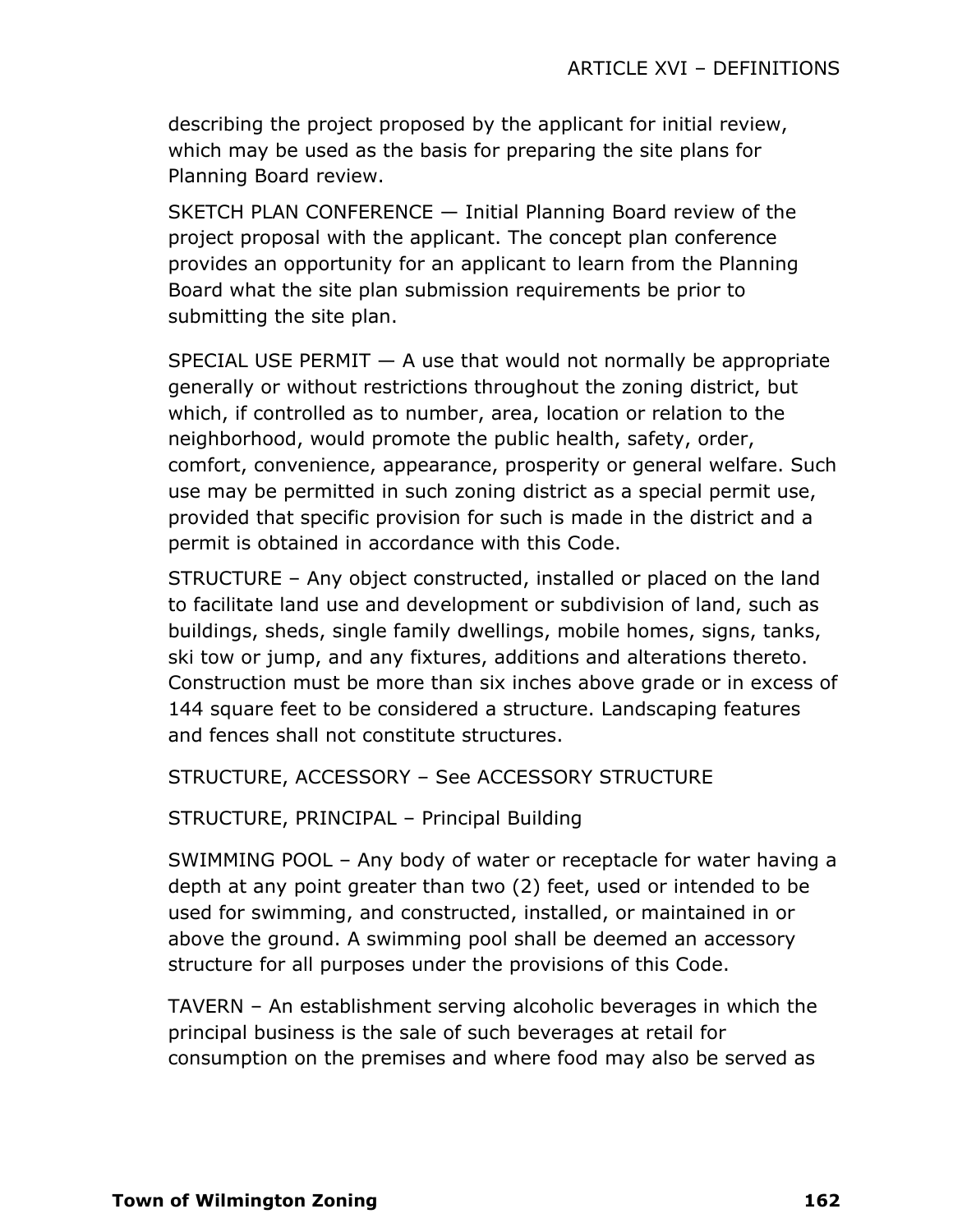describing the project proposed by the applicant for initial review, which may be used as the basis for preparing the site plans for Planning Board review.

SKETCH PLAN CONFERENCE — Initial Planning Board review of the project proposal with the applicant. The concept plan conference provides an opportunity for an applicant to learn from the Planning Board what the site plan submission requirements be prior to submitting the site plan.

SPECIAL USE PERMIT — A use that would not normally be appropriate generally or without restrictions throughout the zoning district, but which, if controlled as to number, area, location or relation to the neighborhood, would promote the public health, safety, order, comfort, convenience, appearance, prosperity or general welfare. Such use may be permitted in such zoning district as a special permit use, provided that specific provision for such is made in the district and a permit is obtained in accordance with this Code.

STRUCTURE – Any object constructed, installed or placed on the land to facilitate land use and development or subdivision of land, such as buildings, sheds, single family dwellings, mobile homes, signs, tanks, ski tow or jump, and any fixtures, additions and alterations thereto. Construction must be more than six inches above grade or in excess of 144 square feet to be considered a structure. Landscaping features and fences shall not constitute structures.

STRUCTURE, ACCESSORY – See ACCESSORY STRUCTURE

STRUCTURE, PRINCIPAL – Principal Building

SWIMMING POOL – Any body of water or receptacle for water having a depth at any point greater than two (2) feet, used or intended to be used for swimming, and constructed, installed, or maintained in or above the ground. A swimming pool shall be deemed an accessory structure for all purposes under the provisions of this Code.

TAVERN – An establishment serving alcoholic beverages in which the principal business is the sale of such beverages at retail for consumption on the premises and where food may also be served as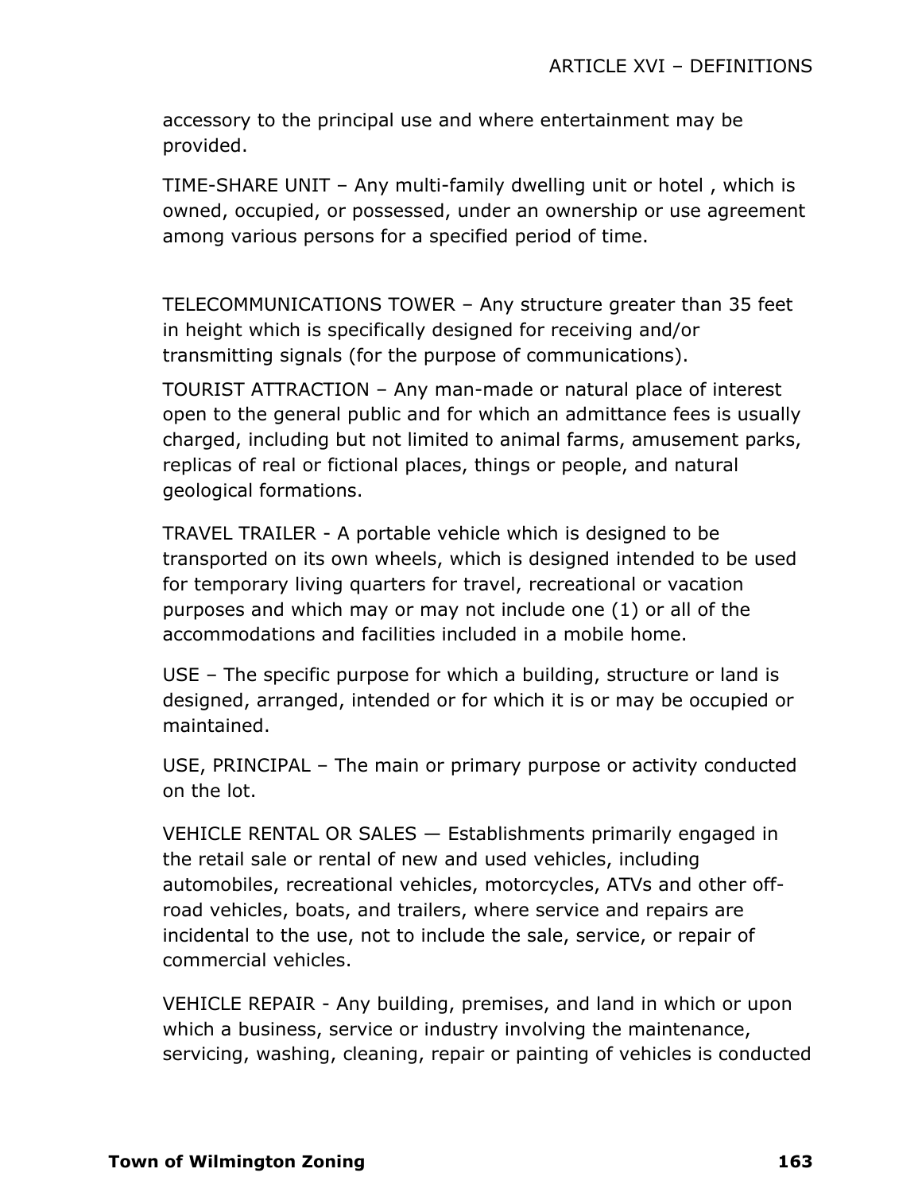accessory to the principal use and where entertainment may be provided.

TIME-SHARE UNIT – Any multi-family dwelling unit or hotel , which is owned, occupied, or possessed, under an ownership or use agreement among various persons for a specified period of time.

TELECOMMUNICATIONS TOWER – Any structure greater than 35 feet in height which is specifically designed for receiving and/or transmitting signals (for the purpose of communications).

TOURIST ATTRACTION – Any man-made or natural place of interest open to the general public and for which an admittance fees is usually charged, including but not limited to animal farms, amusement parks, replicas of real or fictional places, things or people, and natural geological formations.

TRAVEL TRAILER - A portable vehicle which is designed to be transported on its own wheels, which is designed intended to be used for temporary living quarters for travel, recreational or vacation purposes and which may or may not include one (1) or all of the accommodations and facilities included in a mobile home.

USE – The specific purpose for which a building, structure or land is designed, arranged, intended or for which it is or may be occupied or maintained.

USE, PRINCIPAL – The main or primary purpose or activity conducted on the lot.

VEHICLE RENTAL OR SALES — Establishments primarily engaged in the retail sale or rental of new and used vehicles, including automobiles, recreational vehicles, motorcycles, ATVs and other off-road vehicles, boats, and trailers, where service and repairs are incidental to the use, not to include the sale, service, or repair of commercial vehicles.

VEHICLE REPAIR - Any building, premises, and land in which or upon which a business, service or industry involving the maintenance, servicing, washing, cleaning, repair or painting of vehicles is conducted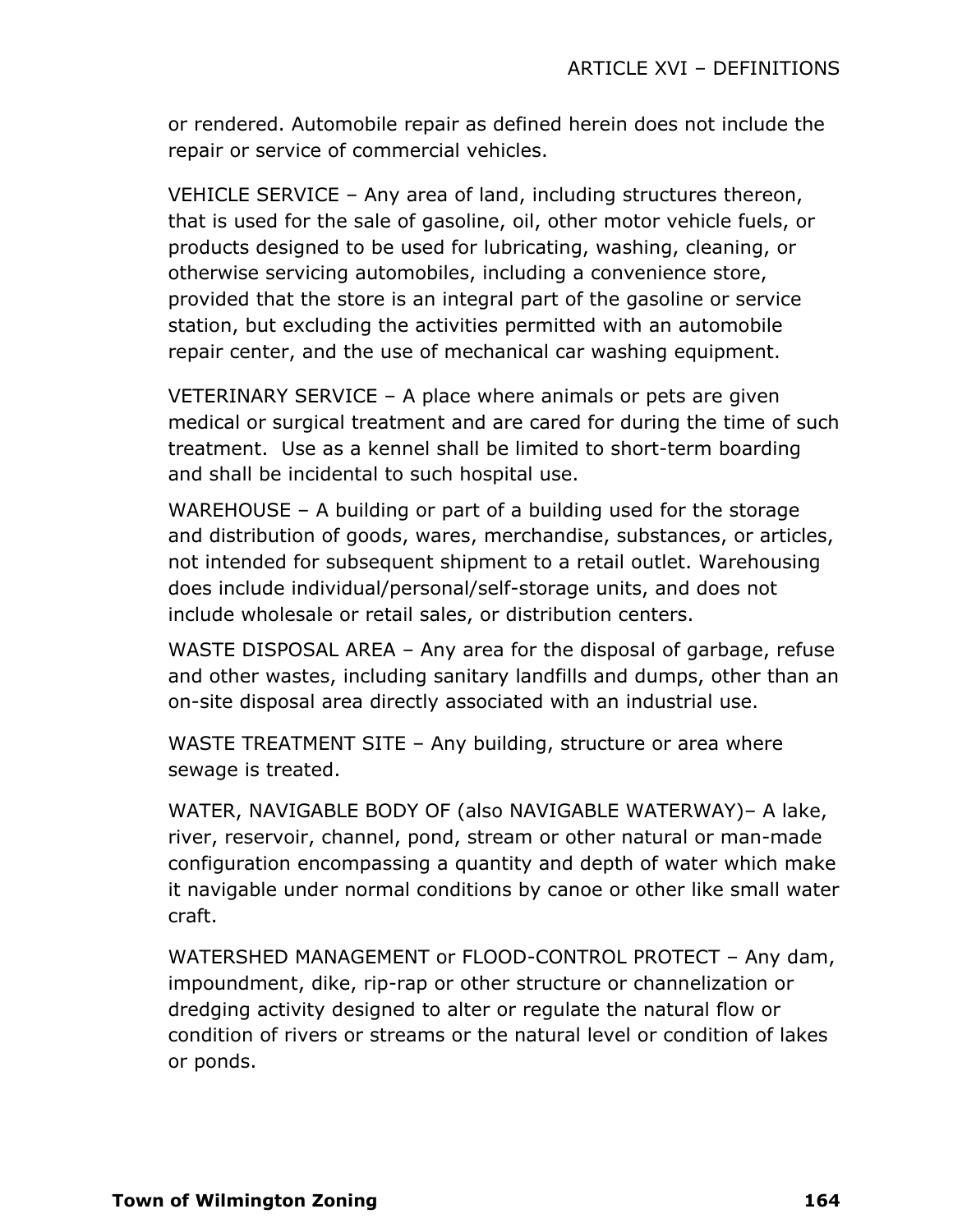or rendered. Automobile repair as defined herein does not include the repair or service of commercial vehicles.

VEHICLE SERVICE – Any area of land, including structures thereon, that is used for the sale of gasoline, oil, other motor vehicle fuels, or products designed to be used for lubricating, washing, cleaning, or otherwise servicing automobiles, including a convenience store, provided that the store is an integral part of the gasoline or service station, but excluding the activities permitted with an automobile repair center, and the use of mechanical car washing equipment.

VETERINARY SERVICE – A place where animals or pets are given medical or surgical treatment and are cared for during the time of such treatment. Use as a kennel shall be limited to short-term boarding and shall be incidental to such hospital use.

WAREHOUSE – A building or part of a building used for the storage and distribution of goods, wares, merchandise, substances, or articles, not intended for subsequent shipment to a retail outlet. Warehousing does include individual/personal/self-storage units, and does not include wholesale or retail sales, or distribution centers.

WASTE DISPOSAL AREA – Any area for the disposal of garbage, refuse and other wastes, including sanitary landfills and dumps, other than an on-site disposal area directly associated with an industrial use.

WASTE TREATMENT SITE – Any building, structure or area where sewage is treated.

WATER, NAVIGABLE BODY OF (also NAVIGABLE WATERWAY)– A lake, river, reservoir, channel, pond, stream or other natural or man-made configuration encompassing a quantity and depth of water which make it navigable under normal conditions by canoe or other like small water craft.

WATERSHED MANAGEMENT or FLOOD-CONTROL PROTECT – Any dam, impoundment, dike, rip-rap or other structure or channelization or dredging activity designed to alter or regulate the natural flow or condition of rivers or streams or the natural level or condition of lakes or ponds.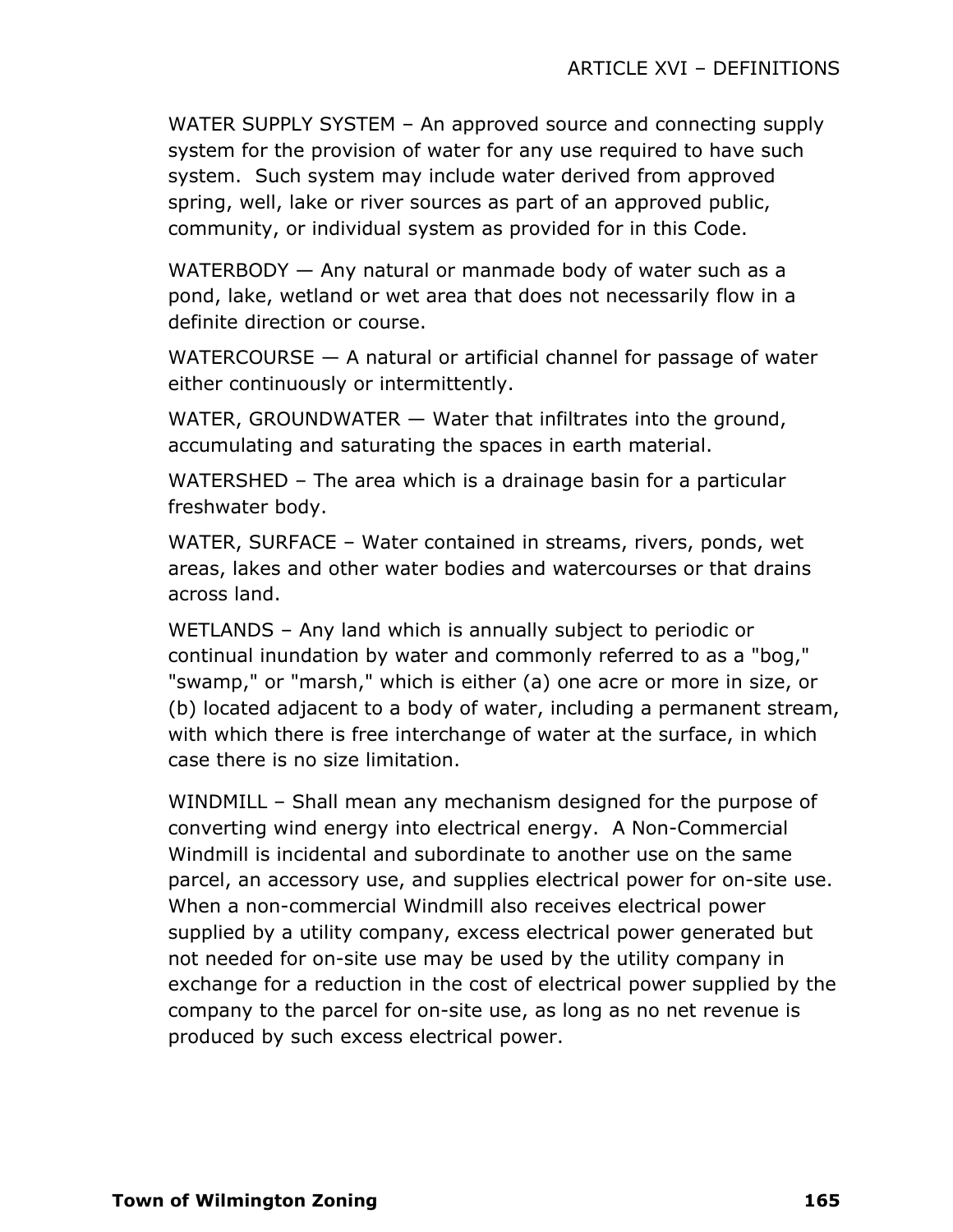WATER SUPPLY SYSTEM – An approved source and connecting supply system for the provision of water for any use required to have such system. Such system may include water derived from approved spring, well, lake or river sources as part of an approved public, community, or individual system as provided for in this Code.

WATERBODY — Any natural or manmade body of water such as a pond, lake, wetland or wet area that does not necessarily flow in a definite direction or course.

WATERCOURSE — A natural or artificial channel for passage of water either continuously or intermittently.

WATER, GROUNDWATER — Water that infiltrates into the ground, accumulating and saturating the spaces in earth material.

WATERSHED – The area which is a drainage basin for a particular freshwater body.

WATER, SURFACE – Water contained in streams, rivers, ponds, wet areas, lakes and other water bodies and watercourses or that drains across land.

WETLANDS – Any land which is annually subject to periodic or continual inundation by water and commonly referred to as a "bog," "swamp," or "marsh," which is either (a) one acre or more in size, or (b) located adjacent to a body of water, including a permanent stream, with which there is free interchange of water at the surface, in which case there is no size limitation.

WINDMILL – Shall mean any mechanism designed for the purpose of converting wind energy into electrical energy. A Non-Commercial Windmill is incidental and subordinate to another use on the same parcel, an accessory use, and supplies electrical power for on-site use. When a non-commercial Windmill also receives electrical power supplied by a utility company, excess electrical power generated but not needed for on-site use may be used by the utility company in exchange for a reduction in the cost of electrical power supplied by the company to the parcel for on-site use, as long as no net revenue is produced by such excess electrical power.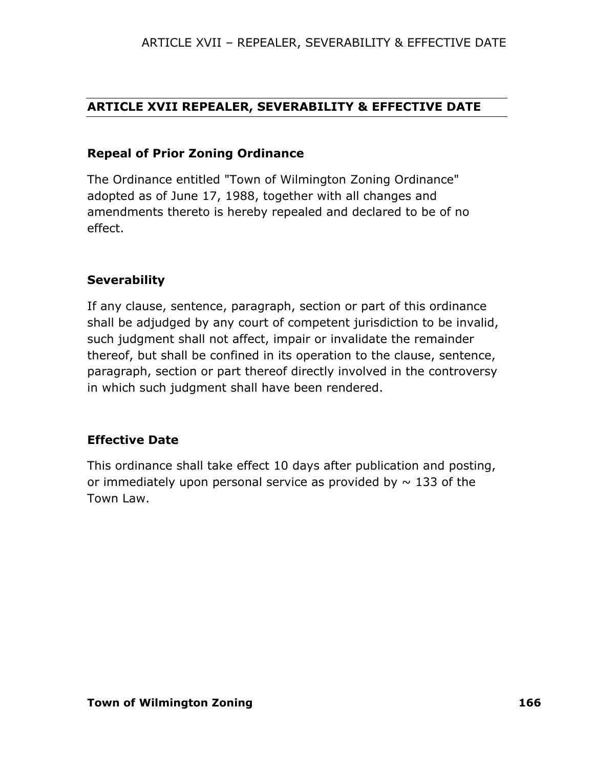## ARTICLE XVII REPEALER, SEVERABILITY & EFFECTIVE DATE

### Repeal of Prior Zoning Ordinance

The Ordinance entitled "Town of Wilmington Zoning Ordinance" adopted as of June 17, 1988, together with all changes and amendments thereto is hereby repealed and declared to be of no effect.

### Severability

If any clause, sentence, paragraph, section or part of this ordinance shall be adjudged by any court of competent jurisdiction to be invalid, such judgment shall not affect, impair or invalidate the remainder thereof, but shall be confined in its operation to the clause, sentence, paragraph, section or part thereof directly involved in the controversy in which such judgment shall have been rendered.

### Effective Date

This ordinance shall take effect 10 days after publication and posting, or immediately upon personal service as provided by ~ 133 of the Town Law.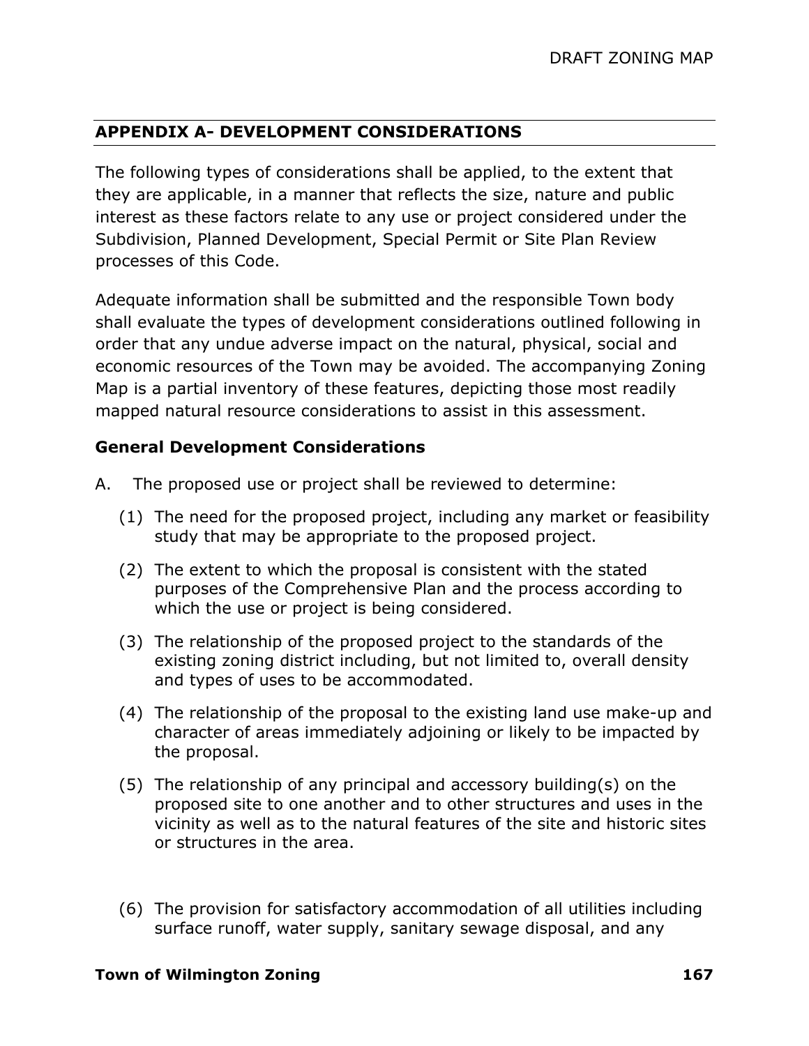## APPENDIX A- DEVELOPMENT CONSIDERATIONS

The following types of considerations shall be applied, to the extent that they are applicable, in a manner that reflects the size, nature and public interest as these factors relate to any use or project considered under the Subdivision, Planned Development, Special Permit or Site Plan Review processes of this Code.

Adequate information shall be submitted and the responsible Town body shall evaluate the types of development considerations outlined following in order that any undue adverse impact on the natural, physical, social and economic resources of the Town may be avoided. The accompanying Zoning Map is a partial inventory of these features, depicting those most readily mapped natural resource considerations to assist in this assessment.

### General Development Considerations

A. The proposed use or project shall be reviewed to determine:

(1) The need for the proposed project, including any market or feasibility study that may be appropriate to the proposed project.

(2) The extent to which the proposal is consistent with the stated purposes of the Comprehensive Plan and the process according to which the use or project is being considered.

(3) The relationship of the proposed project to the standards of the existing zoning district including, but not limited to, overall density and types of uses to be accommodated.

(4) The relationship of the proposal to the existing land use make-up and character of areas immediately adjoining or likely to be impacted by the proposal.

(5) The relationship of any principal and accessory building(s) on the proposed site to one another and to other structures and uses in the vicinity as well as to the natural features of the site and historic sites or structures in the area.

(6) The provision for satisfactory accommodation of all utilities including surface runoff, water supply, sanitary sewage disposal, and any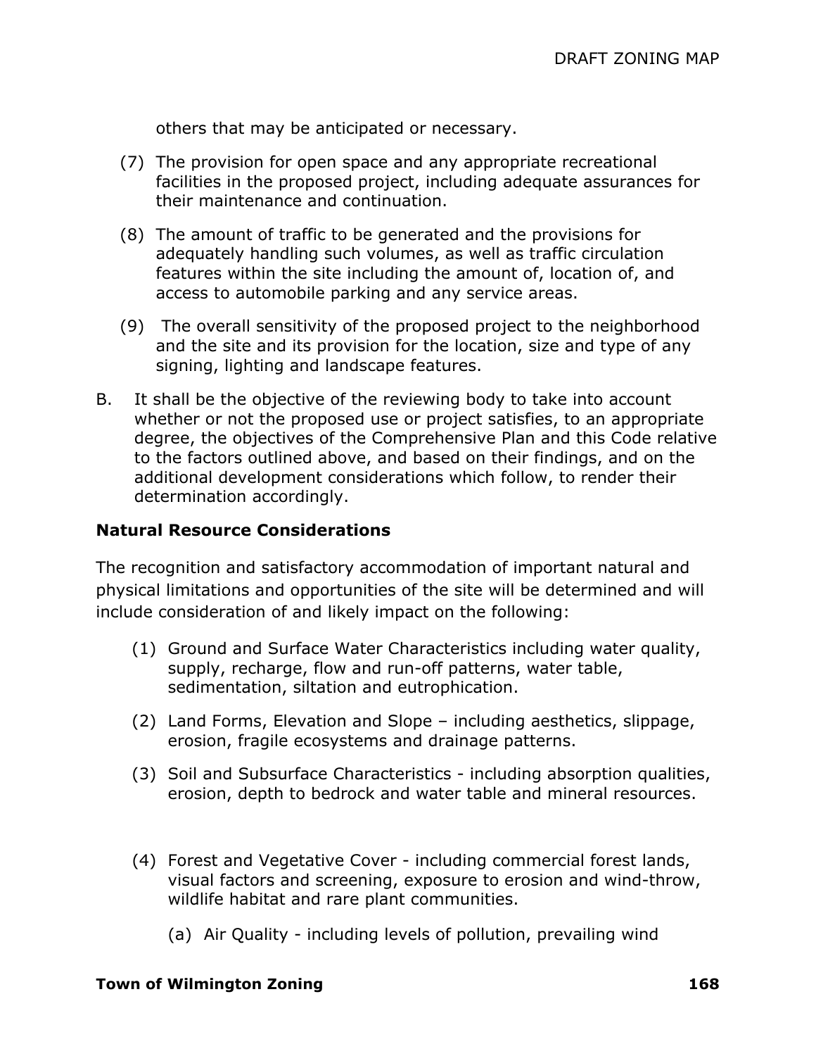others that may be anticipated or necessary.

(7) The provision for open space and any appropriate recreational facilities in the proposed project, including adequate assurances for their maintenance and continuation.

(8) The amount of traffic to be generated and the provisions for adequately handling such volumes, as well as traffic circulation features within the site including the amount of, location of, and access to automobile parking and any service areas.

(9) The overall sensitivity of the proposed project to the neighborhood and the site and its provision for the location, size and type of any signing, lighting and landscape features.

B. It shall be the objective of the reviewing body to take into account whether or not the proposed use or project satisfies, to an appropriate degree, the objectives of the Comprehensive Plan and this Code relative to the factors outlined above, and based on their findings, and on the additional development considerations which follow, to render their determination accordingly.

**Natural Resource Considerations**

The recognition and satisfactory accommodation of important natural and physical limitations and opportunities of the site will be determined and will include consideration of and likely impact on the following:

(1) Ground and Surface Water Characteristics including water quality, supply, recharge, flow and run-off patterns, water table, sedimentation, siltation and eutrophication.

(2) Land Forms, Elevation and Slope – including aesthetics, slippage, erosion, fragile ecosystems and drainage patterns.

(3) Soil and Subsurface Characteristics - including absorption qualities, erosion, depth to bedrock and water table and mineral resources.

(4) Forest and Vegetative Cover - including commercial forest lands, visual factors and screening, exposure to erosion and wind-throw, wildlife habitat and rare plant communities.

(a) Air Quality - including levels of pollution, prevailing wind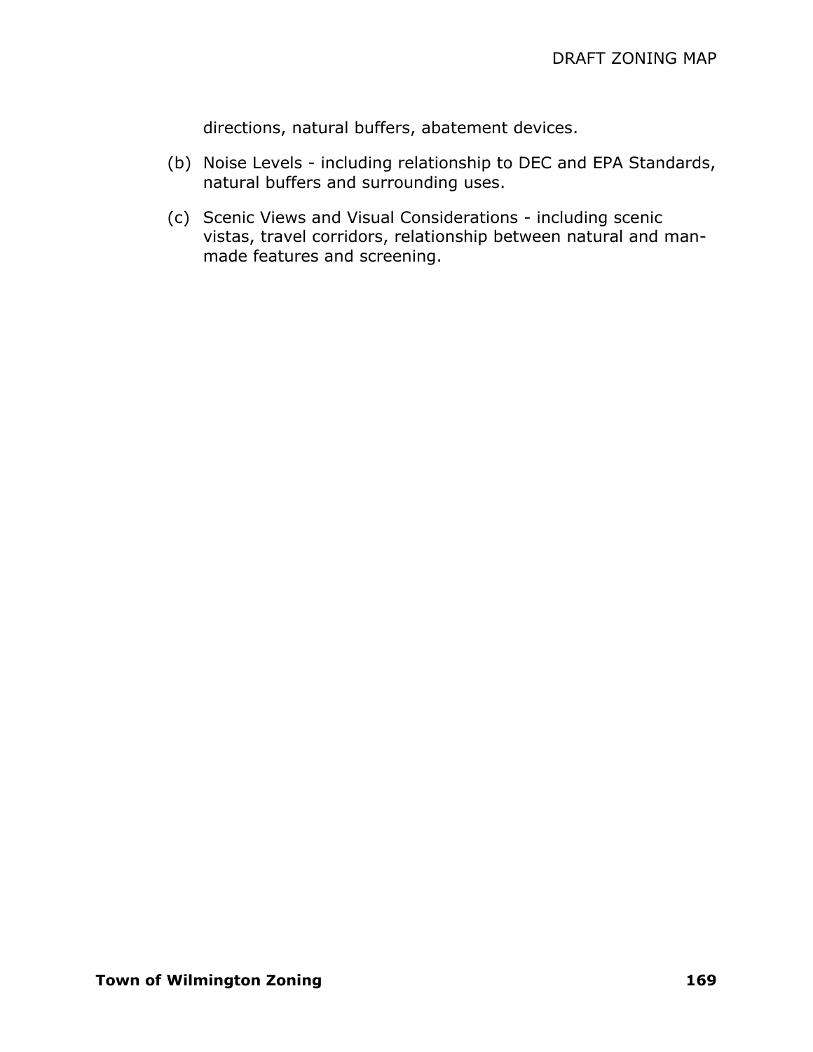directions, natural buffers, abatement devices.

(b) Noise Levels - including relationship to DEC and EPA Standards, natural buffers and surrounding uses.

(c) Scenic Views and Visual Considerations - including scenic vistas, travel corridors, relationship between natural and man-made features and screening.